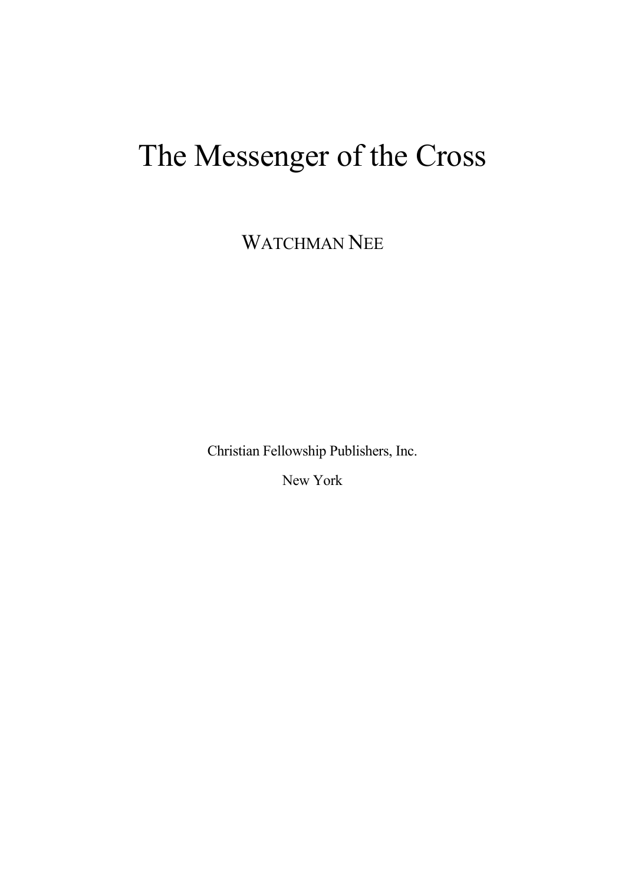# The Messenger of the Cross

WATCHMAN NEE

Christian Fellowship Publishers, Inc.

New York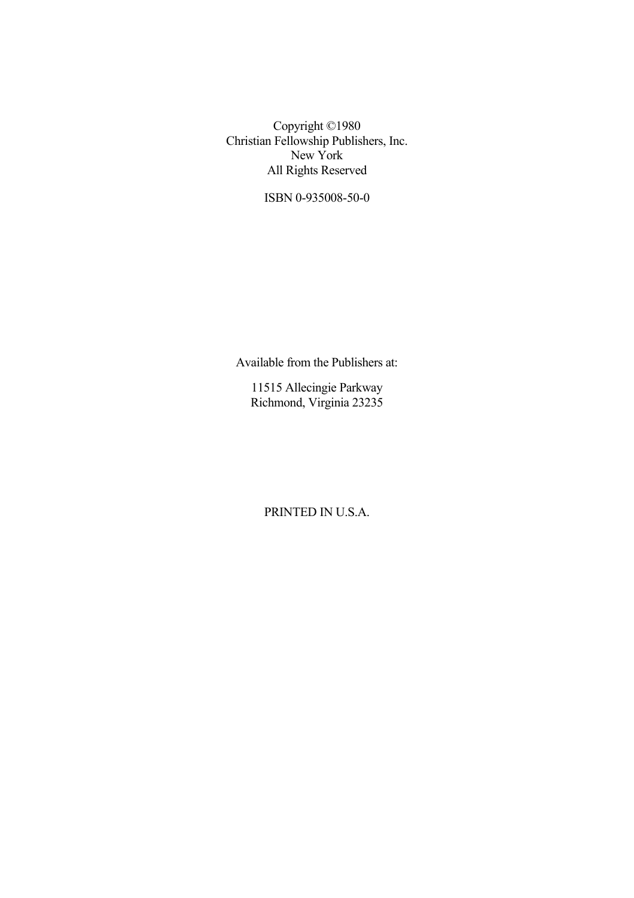Copyright ©1980
Christian Fellowship Publishers, Inc.
New York
All Rights Reserved

ISBN 0-935008-50-0

Available from the Publishers at:

11515 Allecingie Parkway
Richmond, Virginia 23235

PRINTED IN U.S.A.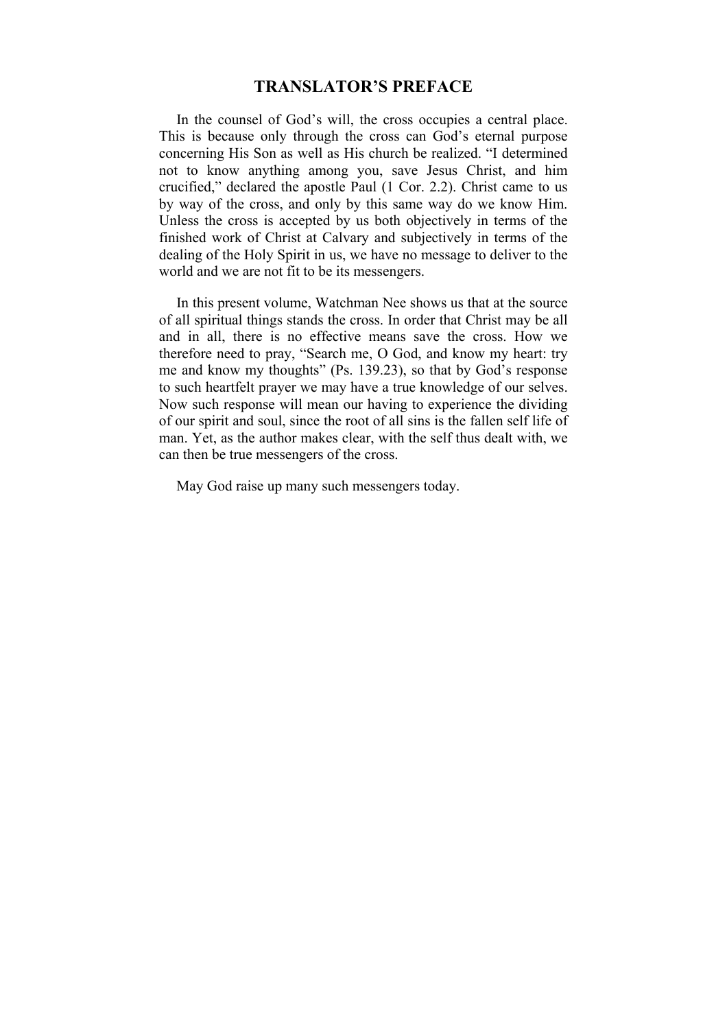# TRANSLATOR'S PREFACE

In the counsel of God's will, the cross occupies a central place. This is because only through the cross can God's eternal purpose concerning His Son as well as His church be realized. "I determined not to know anything among you, save Jesus Christ, and him crucified," declared the apostle Paul (1 Cor. 2.2). Christ came to us by way of the cross, and only by this same way do we know Him. Unless the cross is accepted by us both objectively in terms of the finished work of Christ at Calvary and subjectively in terms of the dealing of the Holy Spirit in us, we have no message to deliver to the world and we are not fit to be its messengers.

In this present volume, Watchman Nee shows us that at the source of all spiritual things stands the cross. In order that Christ may be all and in all, there is no effective means save the cross. How we therefore need to pray, "Search me, O God, and know my heart: try me and know my thoughts" (Ps. 139.23), so that by God's response to such heartfelt prayer we may have a true knowledge of our selves. Now such response will mean our having to experience the dividing of our spirit and soul, since the root of all sins is the fallen self life of man. Yet, as the author makes clear, with the self thus dealt with, we can then be true messengers of the cross.

May God raise up many such messengers today.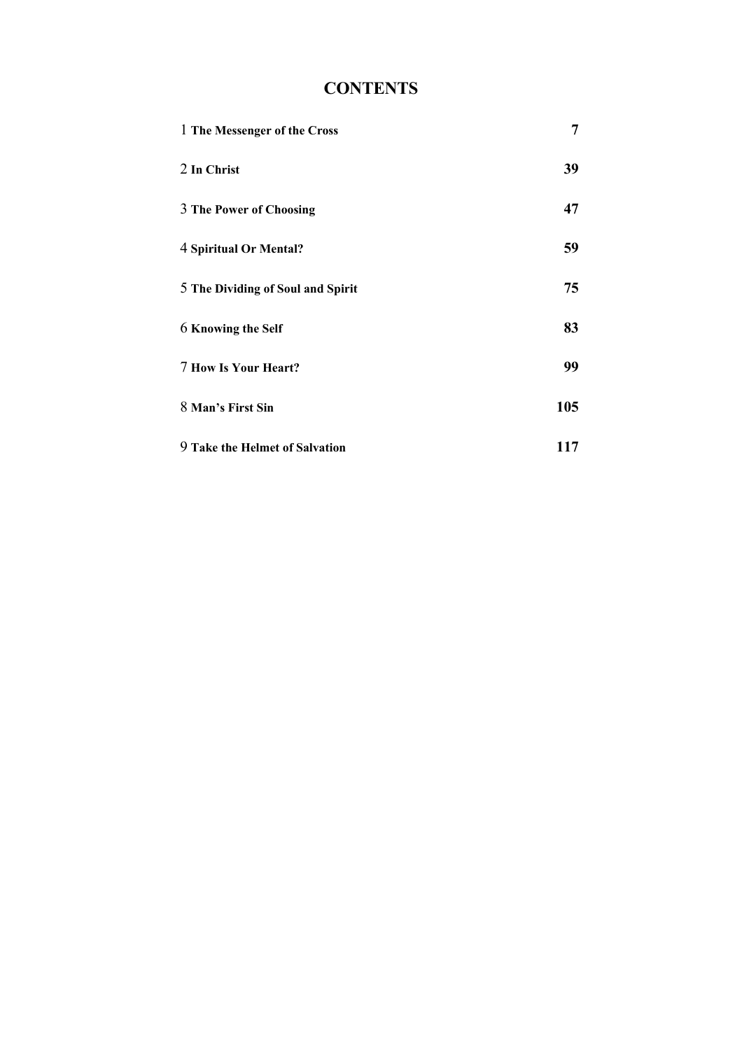# CONTENTS

| | |
|---|---|
| 1 **The Messenger of the Cross** | **7** |
| 2 **In Christ** | **39** |
| 3 **The Power of Choosing** | **47** |
| 4 **Spiritual Or Mental?** | **59** |
| 5 **The Dividing of Soul and Spirit** | **75** |
| 6 **Knowing the Self** | **83** |
| 7 **How Is Your Heart?** | **99** |
| 8 **Man's First Sin** | **105** |
| 9 **Take the Helmet of Salvation** | **117** |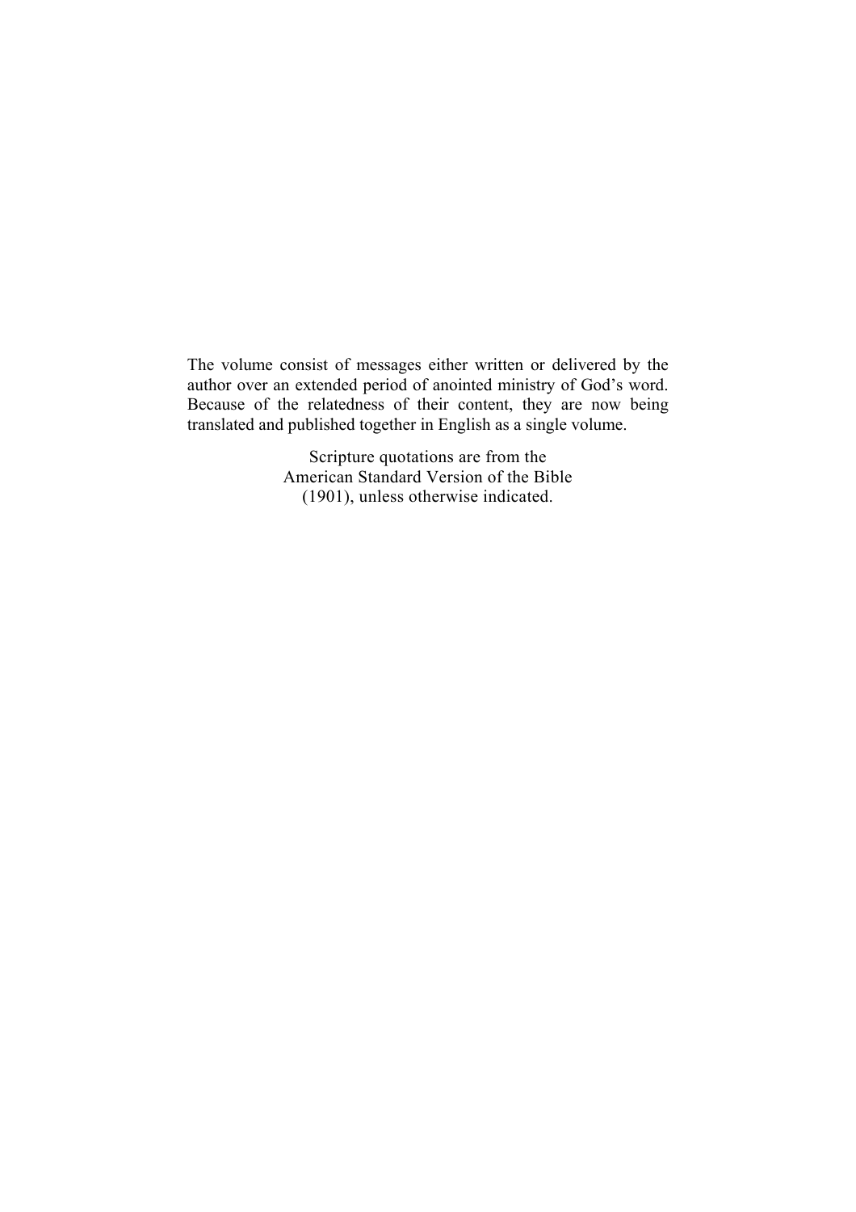The volume consist of messages either written or delivered by the author over an extended period of anointed ministry of God's word. Because of the relatedness of their content, they are now being translated and published together in English as a single volume.

Scripture quotations are from the
American Standard Version of the Bible
(1901), unless otherwise indicated.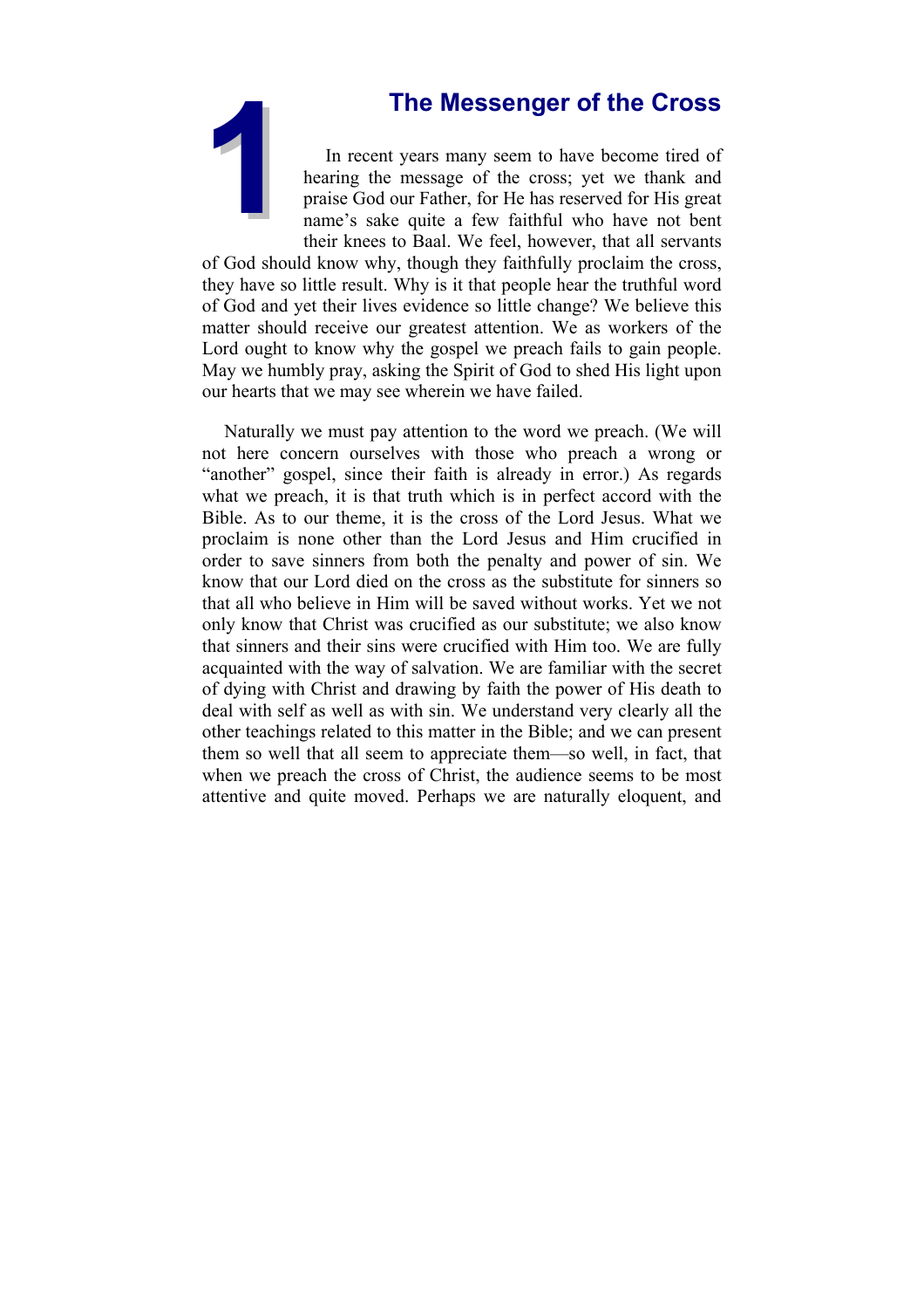# 1 The Messenger of the Cross

In recent years many seem to have become tired of hearing the message of the cross; yet we thank and praise God our Father, for He has reserved for His great name's sake quite a few faithful who have not bent their knees to Baal. We feel, however, that all servants of God should know why, though they faithfully proclaim the cross, they have so little result. Why is it that people hear the truthful word of God and yet their lives evidence so little change? We believe this matter should receive our greatest attention. We as workers of the Lord ought to know why the gospel we preach fails to gain people. May we humbly pray, asking the Spirit of God to shed His light upon our hearts that we may see wherein we have failed.

Naturally we must pay attention to the word we preach. (We will not here concern ourselves with those who preach a wrong or "another" gospel, since their faith is already in error.) As regards what we preach, it is that truth which is in perfect accord with the Bible. As to our theme, it is the cross of the Lord Jesus. What we proclaim is none other than the Lord Jesus and Him crucified in order to save sinners from both the penalty and power of sin. We know that our Lord died on the cross as the substitute for sinners so that all who believe in Him will be saved without works. Yet we not only know that Christ was crucified as our substitute; we also know that sinners and their sins were crucified with Him too. We are fully acquainted with the way of salvation. We are familiar with the secret of dying with Christ and drawing by faith the power of His death to deal with self as well as with sin. We understand very clearly all the other teachings related to this matter in the Bible; and we can present them so well that all seem to appreciate them—so well, in fact, that when we preach the cross of Christ, the audience seems to be most attentive and quite moved. Perhaps we are naturally eloquent, and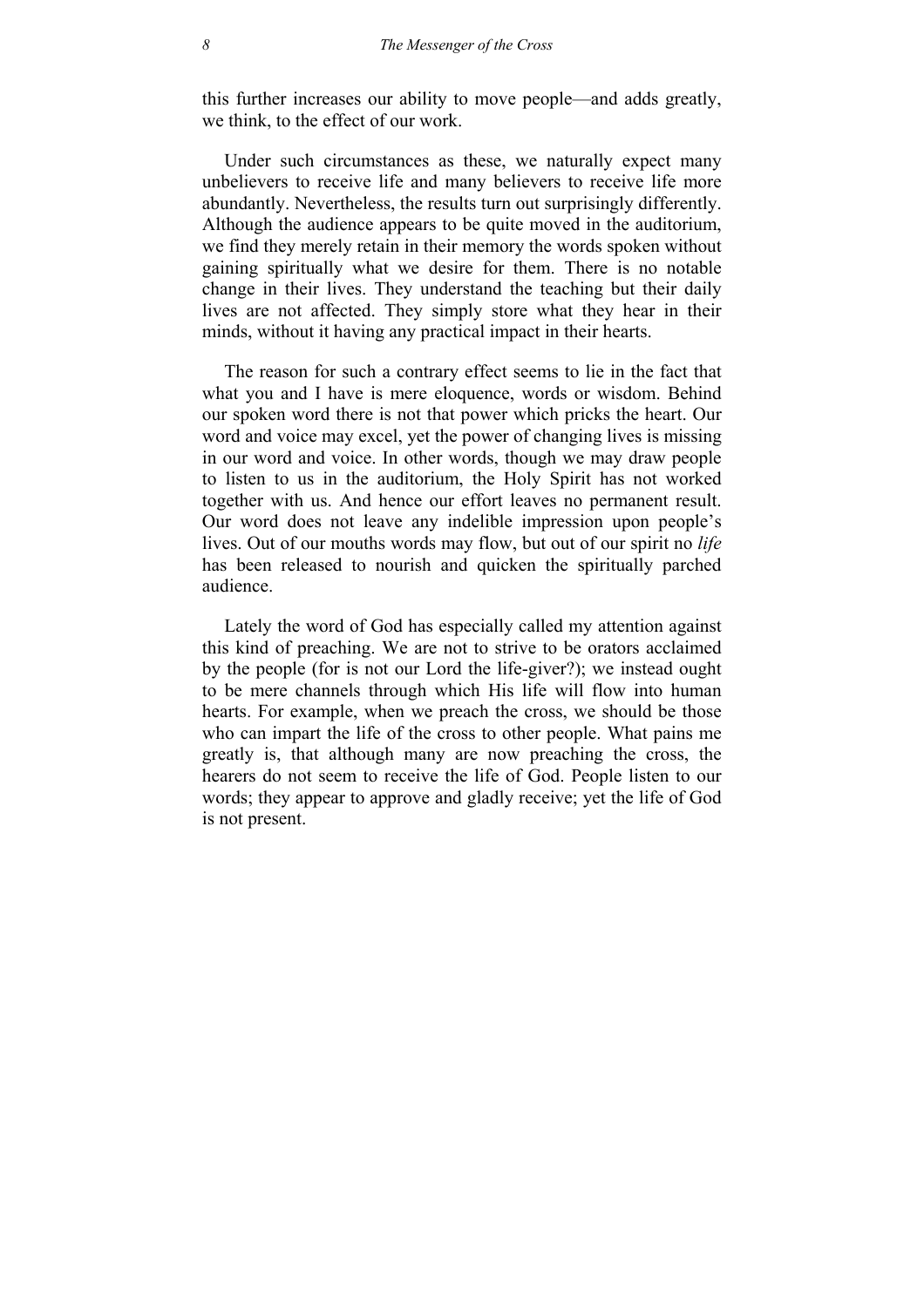this further increases our ability to move people—and adds greatly, we think, to the effect of our work.

Under such circumstances as these, we naturally expect many unbelievers to receive life and many believers to receive life more abundantly. Nevertheless, the results turn out surprisingly differently. Although the audience appears to be quite moved in the auditorium, we find they merely retain in their memory the words spoken without gaining spiritually what we desire for them. There is no notable change in their lives. They understand the teaching but their daily lives are not affected. They simply store what they hear in their minds, without it having any practical impact in their hearts.

The reason for such a contrary effect seems to lie in the fact that what you and I have is mere eloquence, words or wisdom. Behind our spoken word there is not that power which pricks the heart. Our word and voice may excel, yet the power of changing lives is missing in our word and voice. In other words, though we may draw people to listen to us in the auditorium, the Holy Spirit has not worked together with us. And hence our effort leaves no permanent result. Our word does not leave any indelible impression upon people's lives. Out of our mouths words may flow, but out of our spirit no *life* has been released to nourish and quicken the spiritually parched audience.

Lately the word of God has especially called my attention against this kind of preaching. We are not to strive to be orators acclaimed by the people (for is not our Lord the life-giver?); we instead ought to be mere channels through which His life will flow into human hearts. For example, when we preach the cross, we should be those who can impart the life of the cross to other people. What pains me greatly is, that although many are now preaching the cross, the hearers do not seem to receive the life of God. People listen to our words; they appear to approve and gladly receive; yet the life of God is not present.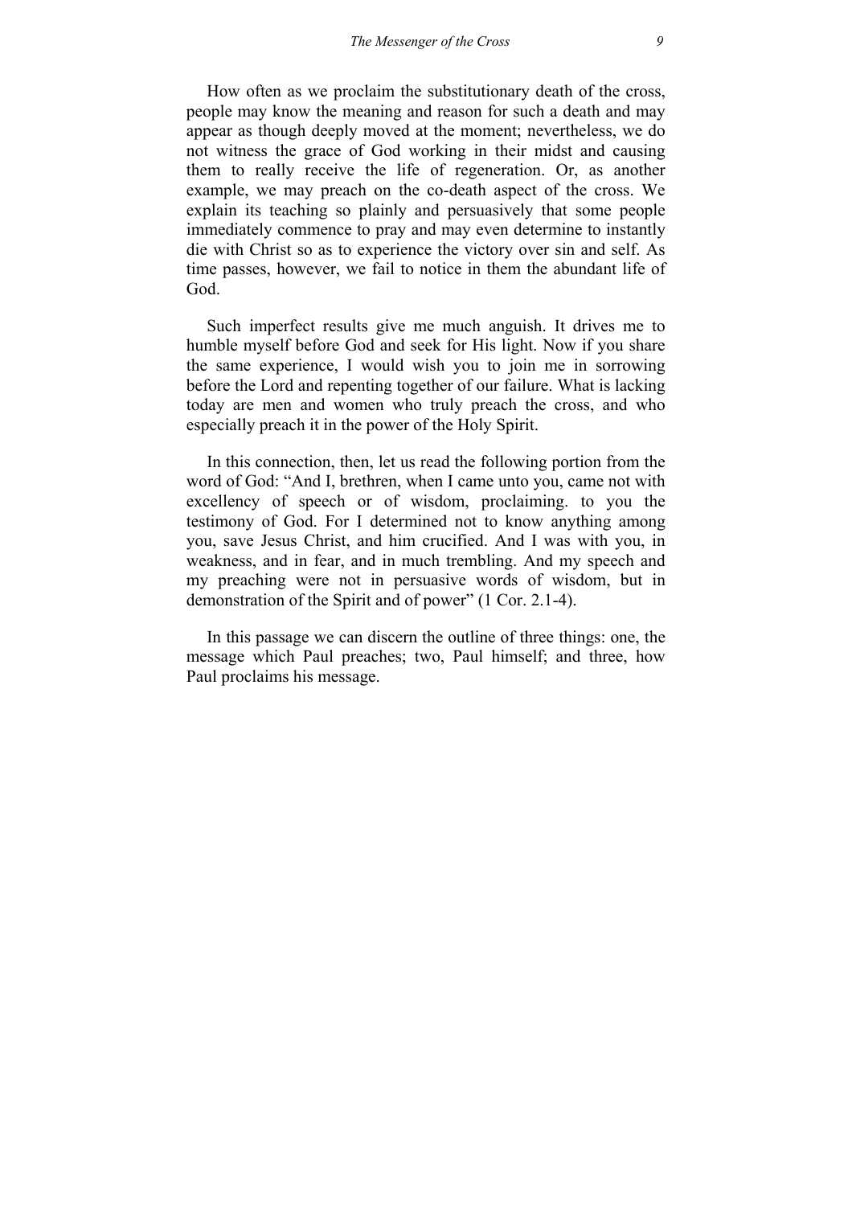How often as we proclaim the substitutionary death of the cross, people may know the meaning and reason for such a death and may appear as though deeply moved at the moment; nevertheless, we do not witness the grace of God working in their midst and causing them to really receive the life of regeneration. Or, as another example, we may preach on the co-death aspect of the cross. We explain its teaching so plainly and persuasively that some people immediately commence to pray and may even determine to instantly die with Christ so as to experience the victory over sin and self. As time passes, however, we fail to notice in them the abundant life of God.

Such imperfect results give me much anguish. It drives me to humble myself before God and seek for His light. Now if you share the same experience, I would wish you to join me in sorrowing before the Lord and repenting together of our failure. What is lacking today are men and women who truly preach the cross, and who especially preach it in the power of the Holy Spirit.

In this connection, then, let us read the following portion from the word of God: "And I, brethren, when I came unto you, came not with excellency of speech or of wisdom, proclaiming. to you the testimony of God. For I determined not to know anything among you, save Jesus Christ, and him crucified. And I was with you, in weakness, and in fear, and in much trembling. And my speech and my preaching were not in persuasive words of wisdom, but in demonstration of the Spirit and of power" (1 Cor. 2.1-4).

In this passage we can discern the outline of three things: one, the message which Paul preaches; two, Paul himself; and three, how Paul proclaims his message.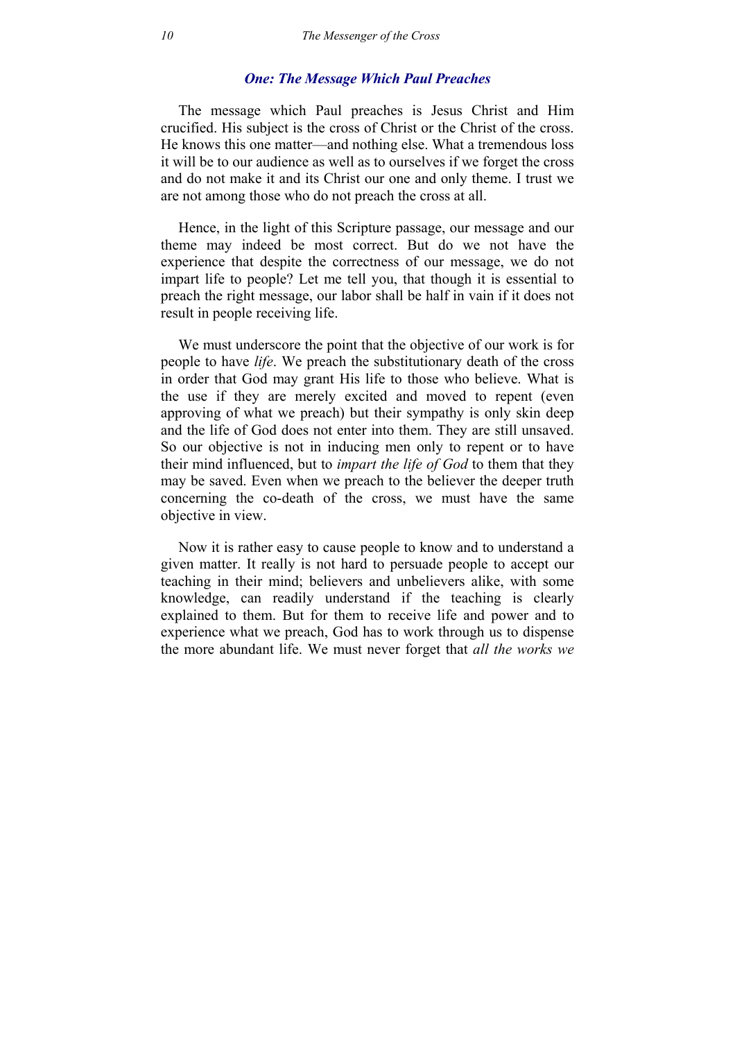### *One: The Message Which Paul Preaches*

The message which Paul preaches is Jesus Christ and Him crucified. His subject is the cross of Christ or the Christ of the cross. He knows this one matter—and nothing else. What a tremendous loss it will be to our audience as well as to ourselves if we forget the cross and do not make it and its Christ our one and only theme. I trust we are not among those who do not preach the cross at all.

Hence, in the light of this Scripture passage, our message and our theme may indeed be most correct. But do we not have the experience that despite the correctness of our message, we do not impart life to people? Let me tell you, that though it is essential to preach the right message, our labor shall be half in vain if it does not result in people receiving life.

We must underscore the point that the objective of our work is for people to have *life*. We preach the substitutionary death of the cross in order that God may grant His life to those who believe. What is the use if they are merely excited and moved to repent (even approving of what we preach) but their sympathy is only skin deep and the life of God does not enter into them. They are still unsaved. So our objective is not in inducing men only to repent or to have their mind influenced, but to *impart the life of God* to them that they may be saved. Even when we preach to the believer the deeper truth concerning the co-death of the cross, we must have the same objective in view.

Now it is rather easy to cause people to know and to understand a given matter. It really is not hard to persuade people to accept our teaching in their mind; believers and unbelievers alike, with some knowledge, can readily understand if the teaching is clearly explained to them. But for them to receive life and power and to experience what we preach, God has to work through us to dispense the more abundant life. We must never forget that *all the works we*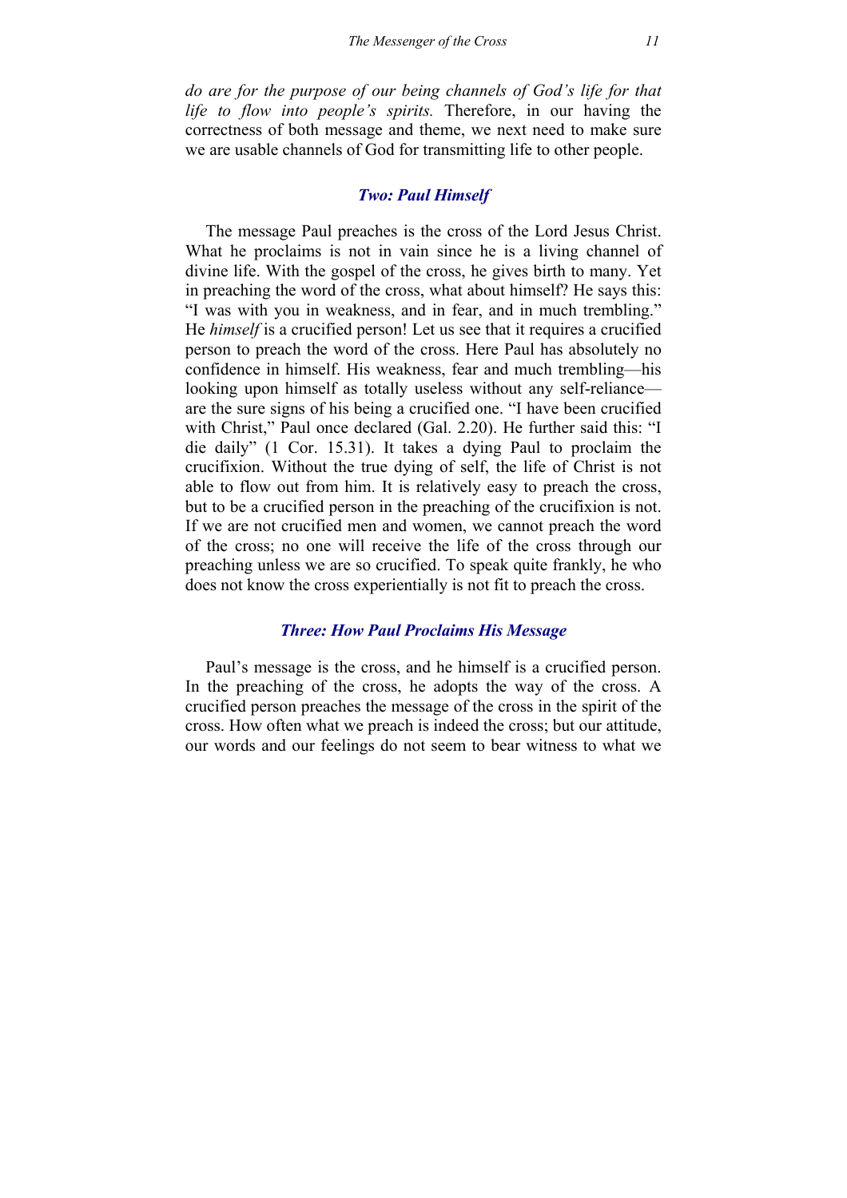*do are for the purpose of our being channels of God's life for that life to flow into people's spirits.* Therefore, in our having the correctness of both message and theme, we next need to make sure we are usable channels of God for transmitting life to other people.

### *Two: Paul Himself*

The message Paul preaches is the cross of the Lord Jesus Christ. What he proclaims is not in vain since he is a living channel of divine life. With the gospel of the cross, he gives birth to many. Yet in preaching the word of the cross, what about himself? He says this: "I was with you in weakness, and in fear, and in much trembling." He *himself* is a crucified person! Let us see that it requires a crucified person to preach the word of the cross. Here Paul has absolutely no confidence in himself. His weakness, fear and much trembling—his looking upon himself as totally useless without any self-reliance—are the sure signs of his being a crucified one. "I have been crucified with Christ," Paul once declared (Gal. 2.20). He further said this: "I die daily" (1 Cor. 15.31). It takes a dying Paul to proclaim the crucifixion. Without the true dying of self, the life of Christ is not able to flow out from him. It is relatively easy to preach the cross, but to be a crucified person in the preaching of the crucifixion is not. If we are not crucified men and women, we cannot preach the word of the cross; no one will receive the life of the cross through our preaching unless we are so crucified. To speak quite frankly, he who does not know the cross experientially is not fit to preach the cross.

### *Three: How Paul Proclaims His Message*

Paul's message is the cross, and he himself is a crucified person. In the preaching of the cross, he adopts the way of the cross. A crucified person preaches the message of the cross in the spirit of the cross. How often what we preach is indeed the cross; but our attitude, our words and our feelings do not seem to bear witness to what we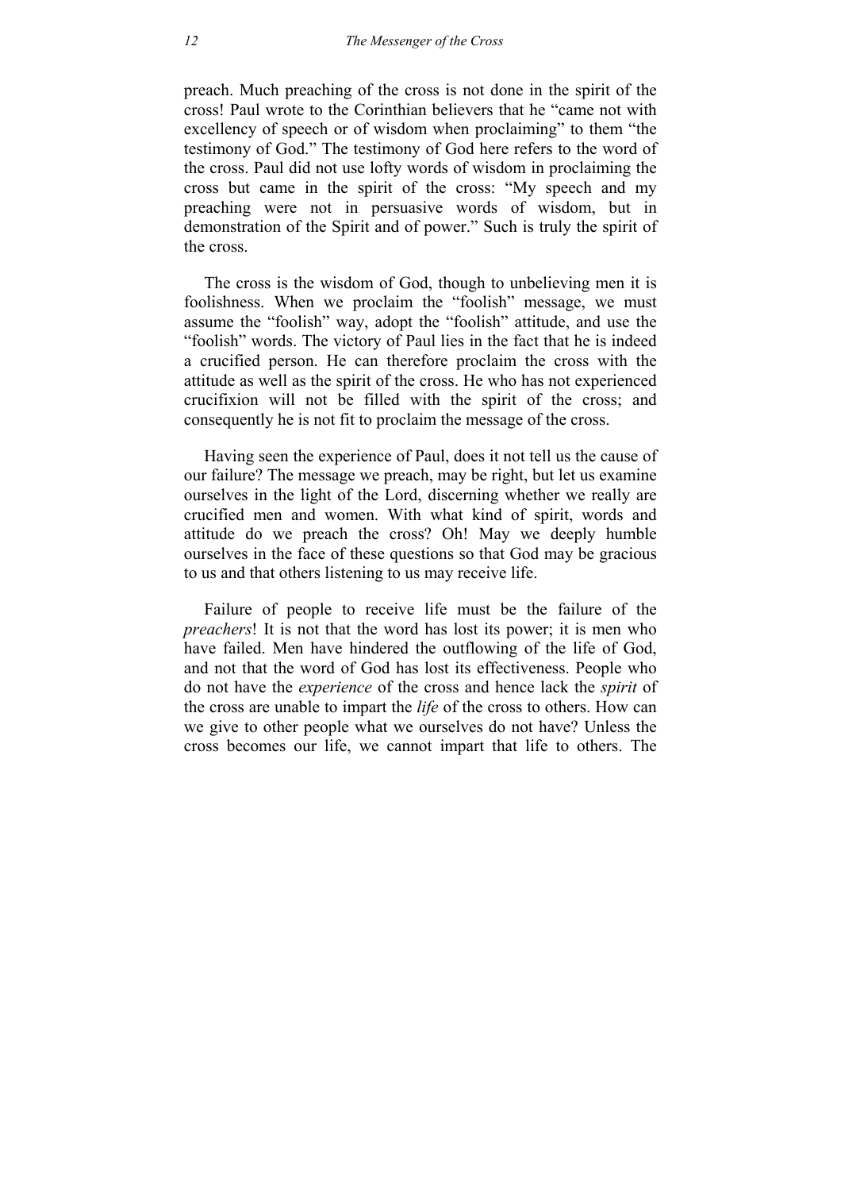preach. Much preaching of the cross is not done in the spirit of the cross! Paul wrote to the Corinthian believers that he "came not with excellency of speech or of wisdom when proclaiming" to them "the testimony of God." The testimony of God here refers to the word of the cross. Paul did not use lofty words of wisdom in proclaiming the cross but came in the spirit of the cross: "My speech and my preaching were not in persuasive words of wisdom, but in demonstration of the Spirit and of power." Such is truly the spirit of the cross.

The cross is the wisdom of God, though to unbelieving men it is foolishness. When we proclaim the "foolish" message, we must assume the "foolish" way, adopt the "foolish" attitude, and use the "foolish" words. The victory of Paul lies in the fact that he is indeed a crucified person. He can therefore proclaim the cross with the attitude as well as the spirit of the cross. He who has not experienced crucifixion will not be filled with the spirit of the cross; and consequently he is not fit to proclaim the message of the cross.

Having seen the experience of Paul, does it not tell us the cause of our failure? The message we preach, may be right, but let us examine ourselves in the light of the Lord, discerning whether we really are crucified men and women. With what kind of spirit, words and attitude do we preach the cross? Oh! May we deeply humble ourselves in the face of these questions so that God may be gracious to us and that others listening to us may receive life.

Failure of people to receive life must be the failure of the *preachers*! It is not that the word has lost its power; it is men who have failed. Men have hindered the outflowing of the life of God, and not that the word of God has lost its effectiveness. People who do not have the *experience* of the cross and hence lack the *spirit* of the cross are unable to impart the *life* of the cross to others. How can we give to other people what we ourselves do not have? Unless the cross becomes our life, we cannot impart that life to others. The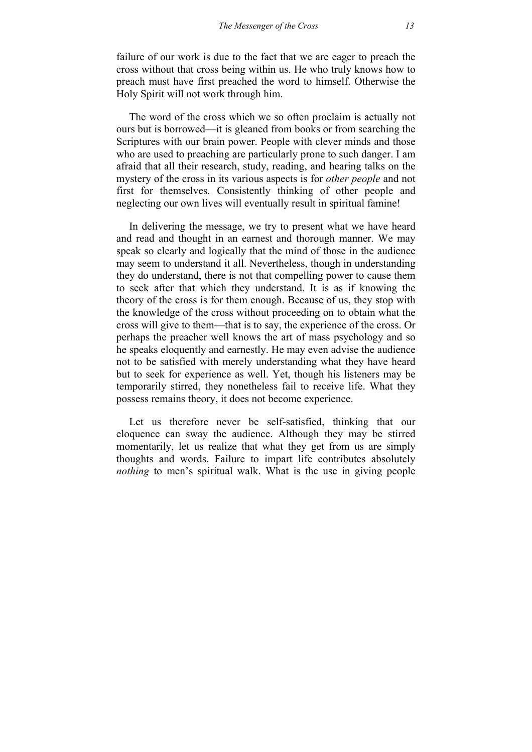failure of our work is due to the fact that we are eager to preach the cross without that cross being within us. He who truly knows how to preach must have first preached the word to himself. Otherwise the Holy Spirit will not work through him.

The word of the cross which we so often proclaim is actually not ours but is borrowed—it is gleaned from books or from searching the Scriptures with our brain power. People with clever minds and those who are used to preaching are particularly prone to such danger. I am afraid that all their research, study, reading, and hearing talks on the mystery of the cross in its various aspects is for *other people* and not first for themselves. Consistently thinking of other people and neglecting our own lives will eventually result in spiritual famine!

In delivering the message, we try to present what we have heard and read and thought in an earnest and thorough manner. We may speak so clearly and logically that the mind of those in the audience may seem to understand it all. Nevertheless, though in understanding they do understand, there is not that compelling power to cause them to seek after that which they understand. It is as if knowing the theory of the cross is for them enough. Because of us, they stop with the knowledge of the cross without proceeding on to obtain what the cross will give to them—that is to say, the experience of the cross. Or perhaps the preacher well knows the art of mass psychology and so he speaks eloquently and earnestly. He may even advise the audience not to be satisfied with merely understanding what they have heard but to seek for experience as well. Yet, though his listeners may be temporarily stirred, they nonetheless fail to receive life. What they possess remains theory, it does not become experience.

Let us therefore never be self-satisfied, thinking that our eloquence can sway the audience. Although they may be stirred momentarily, let us realize that what they get from us are simply thoughts and words. Failure to impart life contributes absolutely *nothing* to men's spiritual walk. What is the use in giving people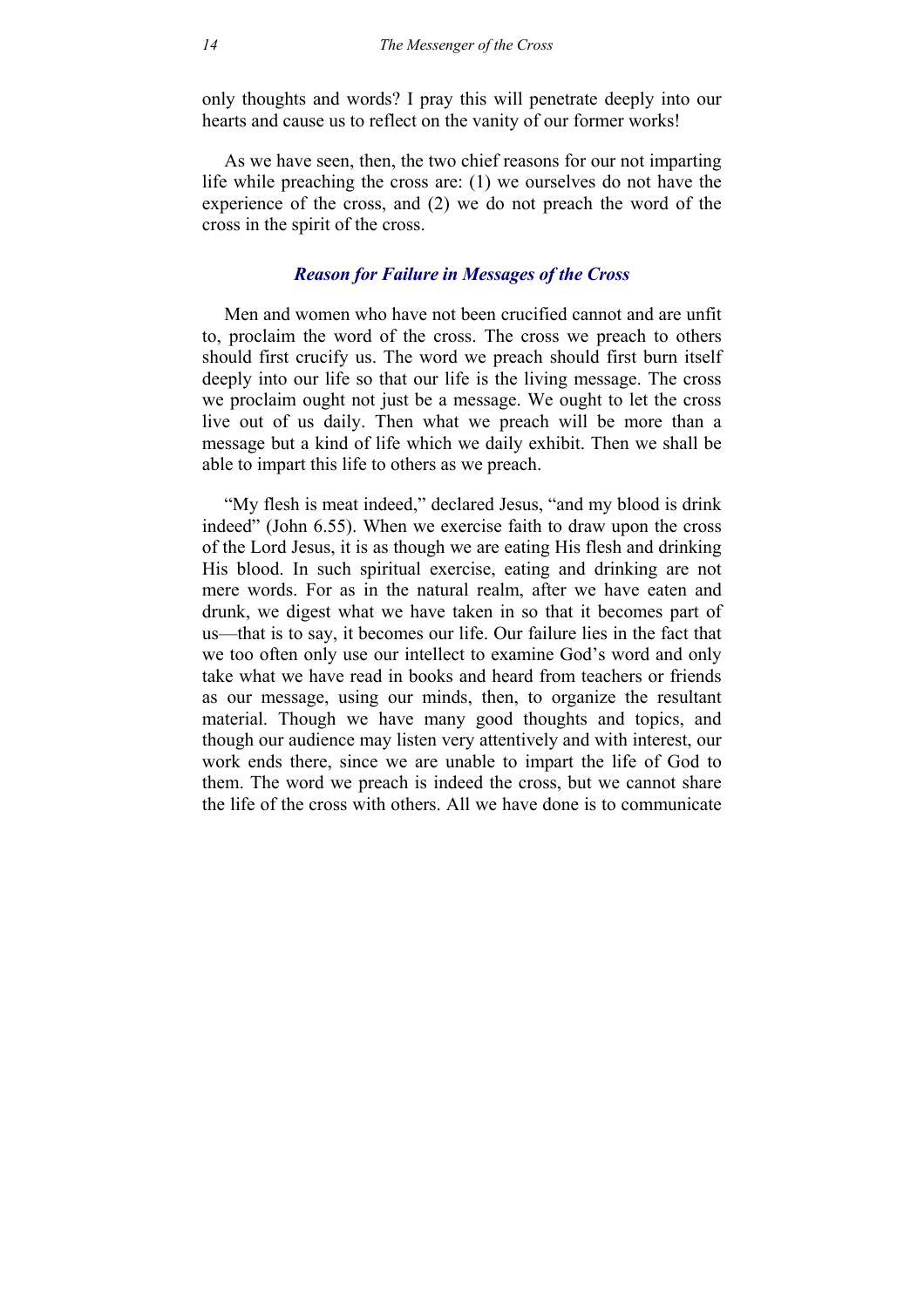only thoughts and words? I pray this will penetrate deeply into our hearts and cause us to reflect on the vanity of our former works!

As we have seen, then, the two chief reasons for our not imparting life while preaching the cross are: (1) we ourselves do not have the experience of the cross, and (2) we do not preach the word of the cross in the spirit of the cross.

### *Reason for Failure in Messages of the Cross*

Men and women who have not been crucified cannot and are unfit to, proclaim the word of the cross. The cross we preach to others should first crucify us. The word we preach should first burn itself deeply into our life so that our life is the living message. The cross we proclaim ought not just be a message. We ought to let the cross live out of us daily. Then what we preach will be more than a message but a kind of life which we daily exhibit. Then we shall be able to impart this life to others as we preach.

"My flesh is meat indeed," declared Jesus, "and my blood is drink indeed" (John 6.55). When we exercise faith to draw upon the cross of the Lord Jesus, it is as though we are eating His flesh and drinking His blood. In such spiritual exercise, eating and drinking are not mere words. For as in the natural realm, after we have eaten and drunk, we digest what we have taken in so that it becomes part of us—that is to say, it becomes our life. Our failure lies in the fact that we too often only use our intellect to examine God's word and only take what we have read in books and heard from teachers or friends as our message, using our minds, then, to organize the resultant material. Though we have many good thoughts and topics, and though our audience may listen very attentively and with interest, our work ends there, since we are unable to impart the life of God to them. The word we preach is indeed the cross, but we cannot share the life of the cross with others. All we have done is to communicate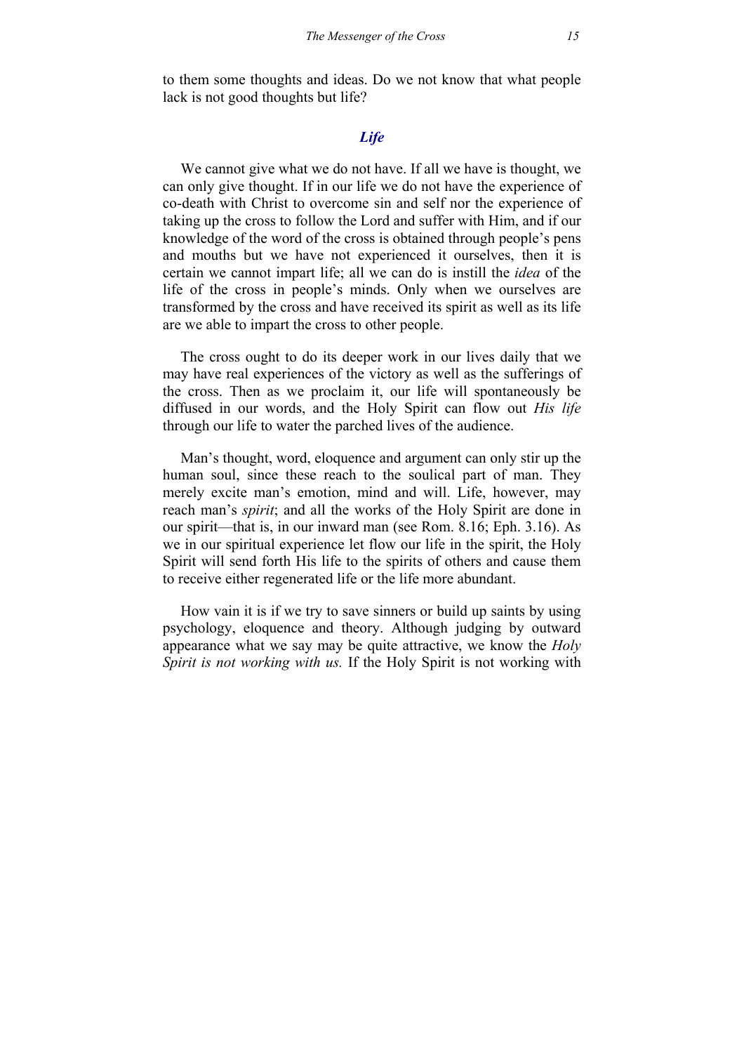to them some thoughts and ideas. Do we not know that what people lack is not good thoughts but life?

### *Life*

We cannot give what we do not have. If all we have is thought, we can only give thought. If in our life we do not have the experience of co-death with Christ to overcome sin and self nor the experience of taking up the cross to follow the Lord and suffer with Him, and if our knowledge of the word of the cross is obtained through people's pens and mouths but we have not experienced it ourselves, then it is certain we cannot impart life; all we can do is instill the *idea* of the life of the cross in people's minds. Only when we ourselves are transformed by the cross and have received its spirit as well as its life are we able to impart the cross to other people.

The cross ought to do its deeper work in our lives daily that we may have real experiences of the victory as well as the sufferings of the cross. Then as we proclaim it, our life will spontaneously be diffused in our words, and the Holy Spirit can flow out *His life* through our life to water the parched lives of the audience.

Man's thought, word, eloquence and argument can only stir up the human soul, since these reach to the soulical part of man. They merely excite man's emotion, mind and will. Life, however, may reach man's *spirit*; and all the works of the Holy Spirit are done in our spirit—that is, in our inward man (see Rom. 8.16; Eph. 3.16). As we in our spiritual experience let flow our life in the spirit, the Holy Spirit will send forth His life to the spirits of others and cause them to receive either regenerated life or the life more abundant.

How vain it is if we try to save sinners or build up saints by using psychology, eloquence and theory. Although judging by outward appearance what we say may be quite attractive, we know the *Holy Spirit is not working with us.* If the Holy Spirit is not working with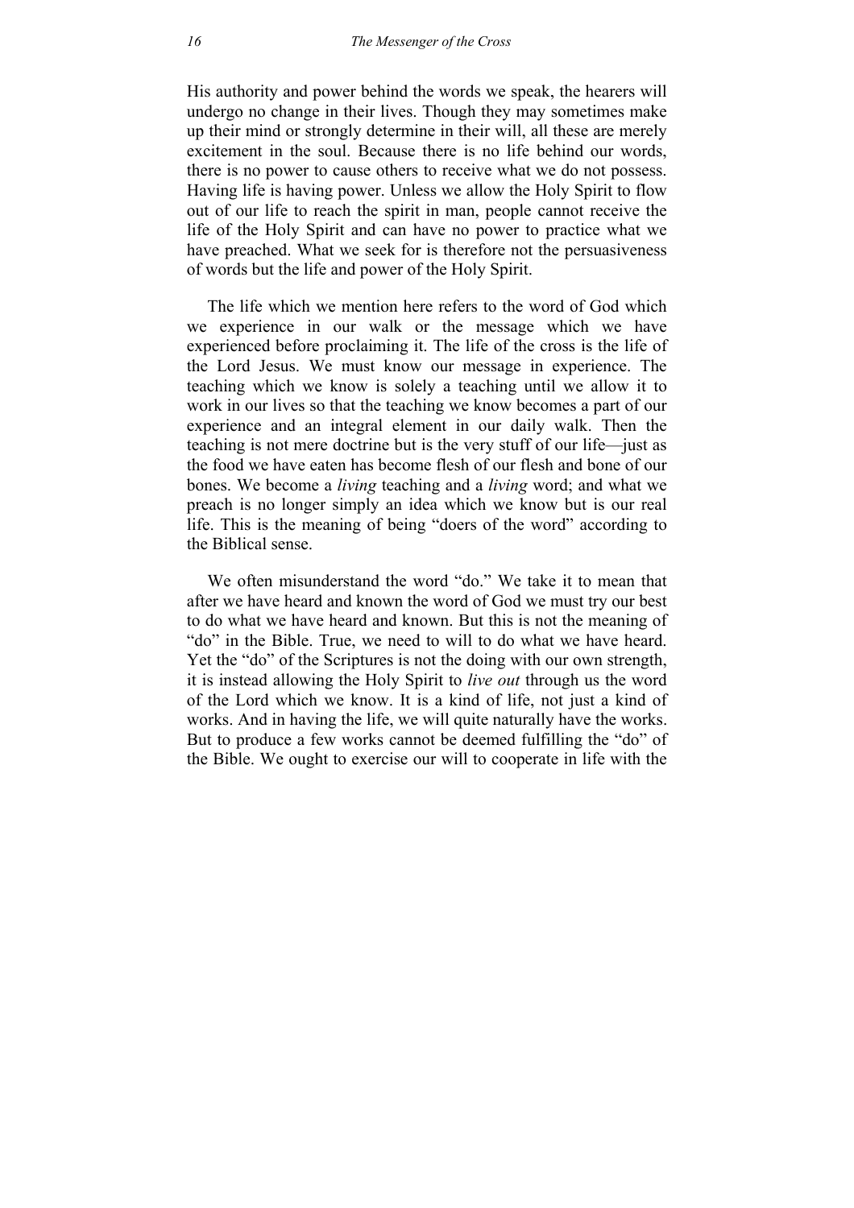His authority and power behind the words we speak, the hearers will undergo no change in their lives. Though they may sometimes make up their mind or strongly determine in their will, all these are merely excitement in the soul. Because there is no life behind our words, there is no power to cause others to receive what we do not possess. Having life is having power. Unless we allow the Holy Spirit to flow out of our life to reach the spirit in man, people cannot receive the life of the Holy Spirit and can have no power to practice what we have preached. What we seek for is therefore not the persuasiveness of words but the life and power of the Holy Spirit.

The life which we mention here refers to the word of God which we experience in our walk or the message which we have experienced before proclaiming it. The life of the cross is the life of the Lord Jesus. We must know our message in experience. The teaching which we know is solely a teaching until we allow it to work in our lives so that the teaching we know becomes a part of our experience and an integral element in our daily walk. Then the teaching is not mere doctrine but is the very stuff of our life—just as the food we have eaten has become flesh of our flesh and bone of our bones. We become a *living* teaching and a *living* word; and what we preach is no longer simply an idea which we know but is our real life. This is the meaning of being "doers of the word" according to the Biblical sense.

We often misunderstand the word "do." We take it to mean that after we have heard and known the word of God we must try our best to do what we have heard and known. But this is not the meaning of "do" in the Bible. True, we need to will to do what we have heard. Yet the "do" of the Scriptures is not the doing with our own strength, it is instead allowing the Holy Spirit to *live out* through us the word of the Lord which we know. It is a kind of life, not just a kind of works. And in having the life, we will quite naturally have the works. But to produce a few works cannot be deemed fulfilling the "do" of the Bible. We ought to exercise our will to cooperate in life with the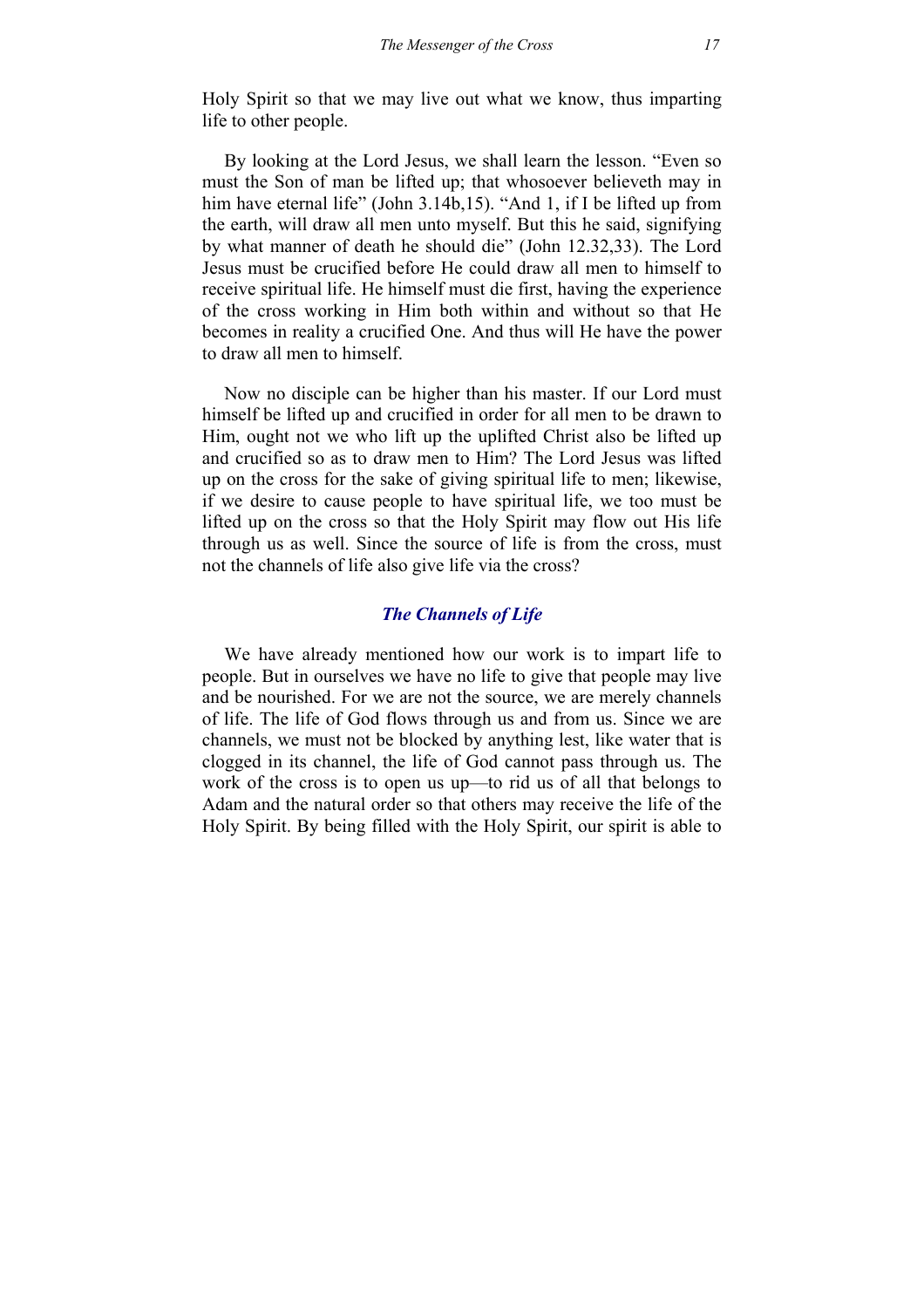Holy Spirit so that we may live out what we know, thus imparting life to other people.

By looking at the Lord Jesus, we shall learn the lesson. "Even so must the Son of man be lifted up; that whosoever believeth may in him have eternal life" (John 3.14b,15). "And 1, if I be lifted up from the earth, will draw all men unto myself. But this he said, signifying by what manner of death he should die" (John 12.32,33). The Lord Jesus must be crucified before He could draw all men to himself to receive spiritual life. He himself must die first, having the experience of the cross working in Him both within and without so that He becomes in reality a crucified One. And thus will He have the power to draw all men to himself.

Now no disciple can be higher than his master. If our Lord must himself be lifted up and crucified in order for all men to be drawn to Him, ought not we who lift up the uplifted Christ also be lifted up and crucified so as to draw men to Him? The Lord Jesus was lifted up on the cross for the sake of giving spiritual life to men; likewise, if we desire to cause people to have spiritual life, we too must be lifted up on the cross so that the Holy Spirit may flow out His life through us as well. Since the source of life is from the cross, must not the channels of life also give life via the cross?

### *The Channels of Life*

We have already mentioned how our work is to impart life to people. But in ourselves we have no life to give that people may live and be nourished. For we are not the source, we are merely channels of life. The life of God flows through us and from us. Since we are channels, we must not be blocked by anything lest, like water that is clogged in its channel, the life of God cannot pass through us. The work of the cross is to open us up—to rid us of all that belongs to Adam and the natural order so that others may receive the life of the Holy Spirit. By being filled with the Holy Spirit, our spirit is able to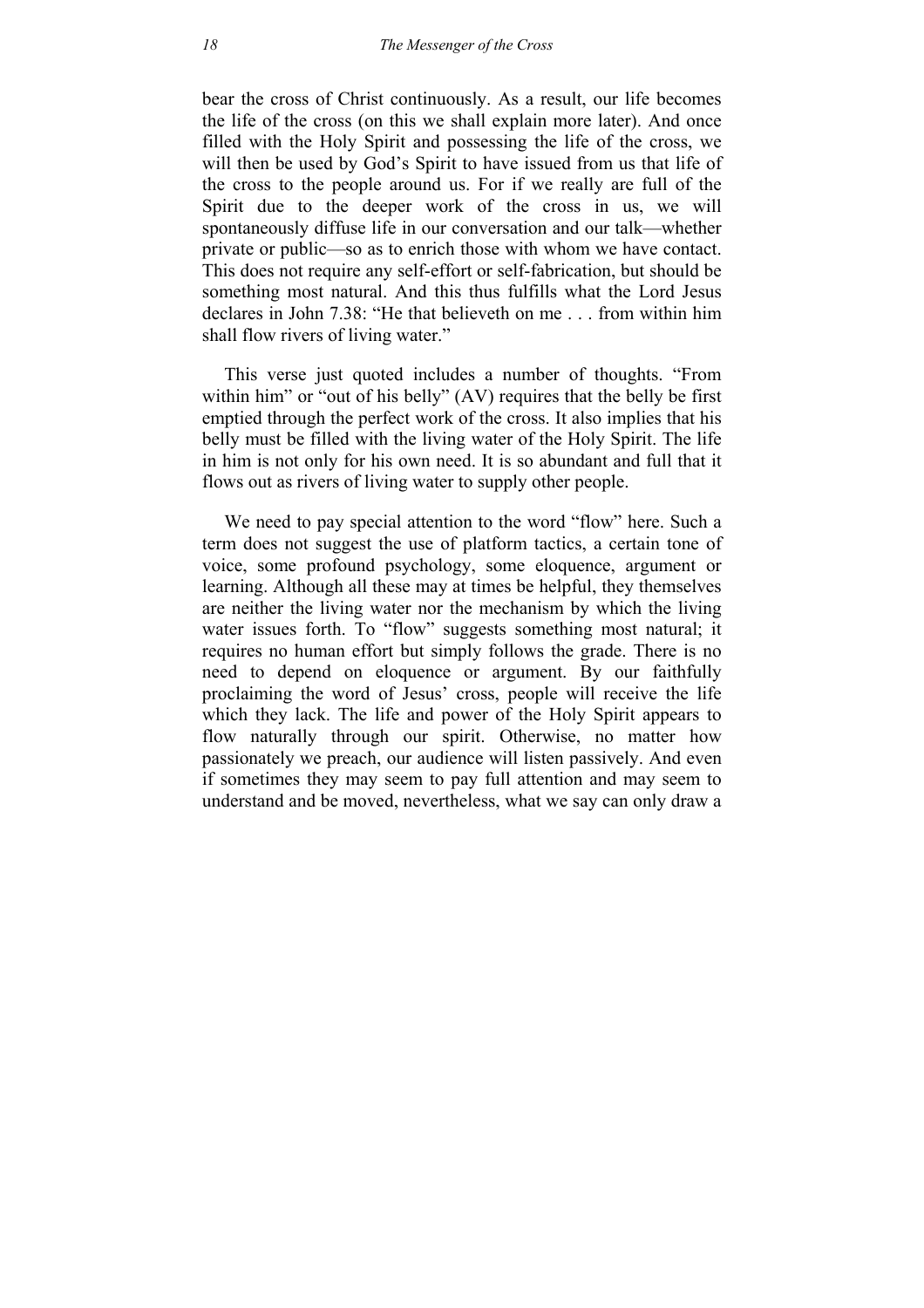bear the cross of Christ continuously. As a result, our life becomes the life of the cross (on this we shall explain more later). And once filled with the Holy Spirit and possessing the life of the cross, we will then be used by God's Spirit to have issued from us that life of the cross to the people around us. For if we really are full of the Spirit due to the deeper work of the cross in us, we will spontaneously diffuse life in our conversation and our talk—whether private or public—so as to enrich those with whom we have contact. This does not require any self-effort or self-fabrication, but should be something most natural. And this thus fulfills what the Lord Jesus declares in John 7.38: "He that believeth on me . . . from within him shall flow rivers of living water."

This verse just quoted includes a number of thoughts. "From within him" or "out of his belly" (AV) requires that the belly be first emptied through the perfect work of the cross. It also implies that his belly must be filled with the living water of the Holy Spirit. The life in him is not only for his own need. It is so abundant and full that it flows out as rivers of living water to supply other people.

We need to pay special attention to the word "flow" here. Such a term does not suggest the use of platform tactics, a certain tone of voice, some profound psychology, some eloquence, argument or learning. Although all these may at times be helpful, they themselves are neither the living water nor the mechanism by which the living water issues forth. To "flow" suggests something most natural; it requires no human effort but simply follows the grade. There is no need to depend on eloquence or argument. By our faithfully proclaiming the word of Jesus' cross, people will receive the life which they lack. The life and power of the Holy Spirit appears to flow naturally through our spirit. Otherwise, no matter how passionately we preach, our audience will listen passively. And even if sometimes they may seem to pay full attention and may seem to understand and be moved, nevertheless, what we say can only draw a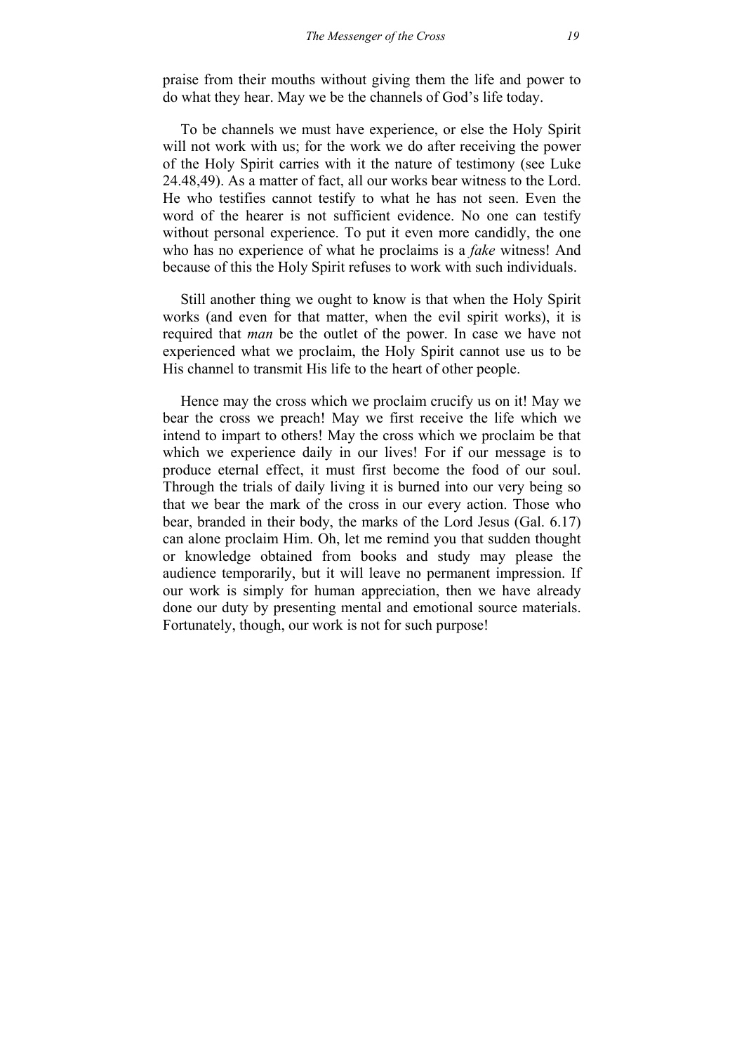praise from their mouths without giving them the life and power to do what they hear. May we be the channels of God's life today.

To be channels we must have experience, or else the Holy Spirit will not work with us; for the work we do after receiving the power of the Holy Spirit carries with it the nature of testimony (see Luke 24.48,49). As a matter of fact, all our works bear witness to the Lord. He who testifies cannot testify to what he has not seen. Even the word of the hearer is not sufficient evidence. No one can testify without personal experience. To put it even more candidly, the one who has no experience of what he proclaims is a *fake* witness! And because of this the Holy Spirit refuses to work with such individuals.

Still another thing we ought to know is that when the Holy Spirit works (and even for that matter, when the evil spirit works), it is required that *man* be the outlet of the power. In case we have not experienced what we proclaim, the Holy Spirit cannot use us to be His channel to transmit His life to the heart of other people.

Hence may the cross which we proclaim crucify us on it! May we bear the cross we preach! May we first receive the life which we intend to impart to others! May the cross which we proclaim be that which we experience daily in our lives! For if our message is to produce eternal effect, it must first become the food of our soul. Through the trials of daily living it is burned into our very being so that we bear the mark of the cross in our every action. Those who bear, branded in their body, the marks of the Lord Jesus (Gal. 6.17) can alone proclaim Him. Oh, let me remind you that sudden thought or knowledge obtained from books and study may please the audience temporarily, but it will leave no permanent impression. If our work is simply for human appreciation, then we have already done our duty by presenting mental and emotional source materials. Fortunately, though, our work is not for such purpose!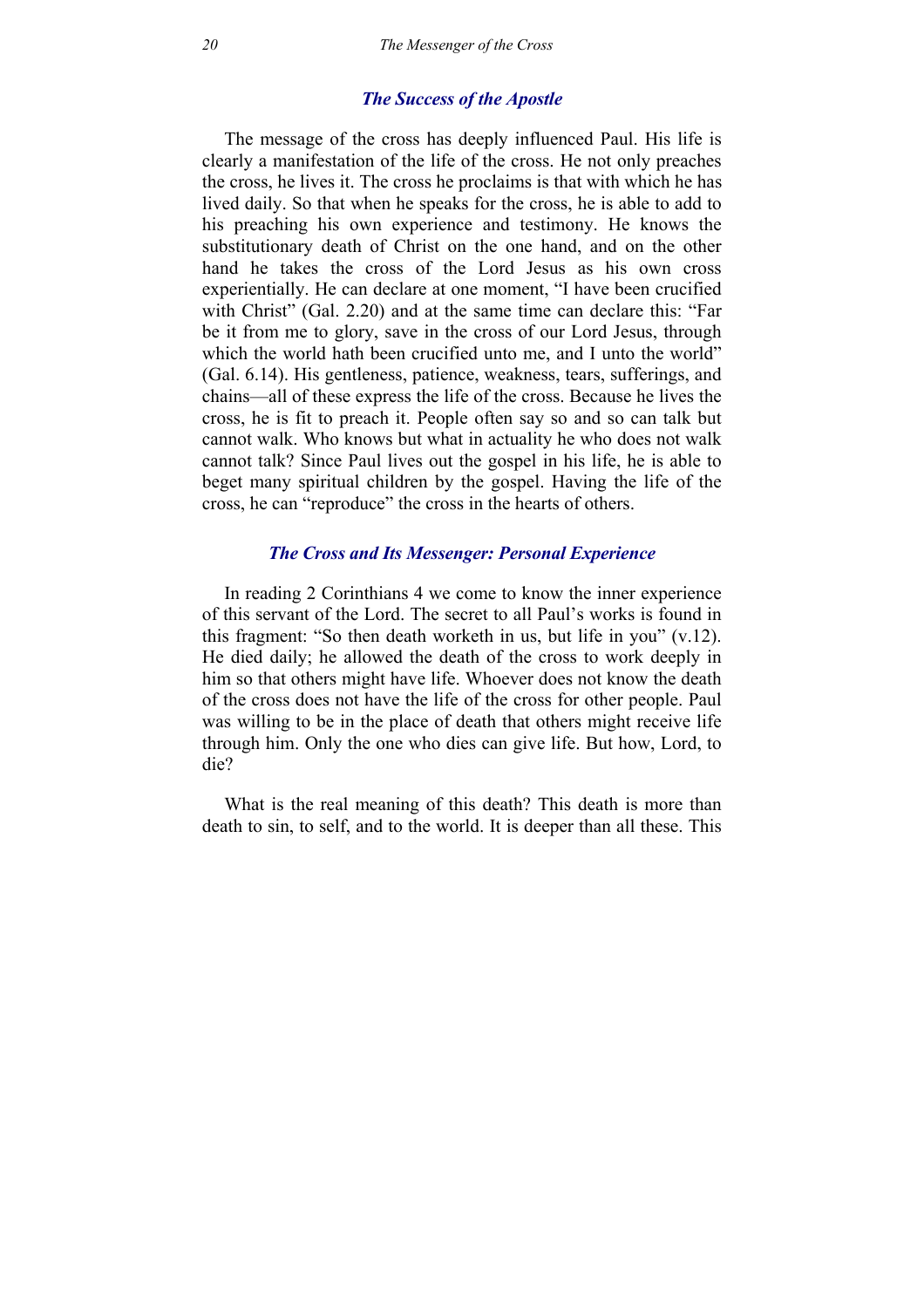### *The Success of the Apostle*

The message of the cross has deeply influenced Paul. His life is clearly a manifestation of the life of the cross. He not only preaches the cross, he lives it. The cross he proclaims is that with which he has lived daily. So that when he speaks for the cross, he is able to add to his preaching his own experience and testimony. He knows the substitutionary death of Christ on the one hand, and on the other hand he takes the cross of the Lord Jesus as his own cross experientially. He can declare at one moment, "I have been crucified with Christ" (Gal. 2.20) and at the same time can declare this: "Far be it from me to glory, save in the cross of our Lord Jesus, through which the world hath been crucified unto me, and I unto the world" (Gal. 6.14). His gentleness, patience, weakness, tears, sufferings, and chains—all of these express the life of the cross. Because he lives the cross, he is fit to preach it. People often say so and so can talk but cannot walk. Who knows but what in actuality he who does not walk cannot talk? Since Paul lives out the gospel in his life, he is able to beget many spiritual children by the gospel. Having the life of the cross, he can "reproduce" the cross in the hearts of others.

### *The Cross and Its Messenger: Personal Experience*

In reading 2 Corinthians 4 we come to know the inner experience of this servant of the Lord. The secret to all Paul's works is found in this fragment: "So then death worketh in us, but life in you" (v.12). He died daily; he allowed the death of the cross to work deeply in him so that others might have life. Whoever does not know the death of the cross does not have the life of the cross for other people. Paul was willing to be in the place of death that others might receive life through him. Only the one who dies can give life. But how, Lord, to die?

What is the real meaning of this death? This death is more than death to sin, to self, and to the world. It is deeper than all these. This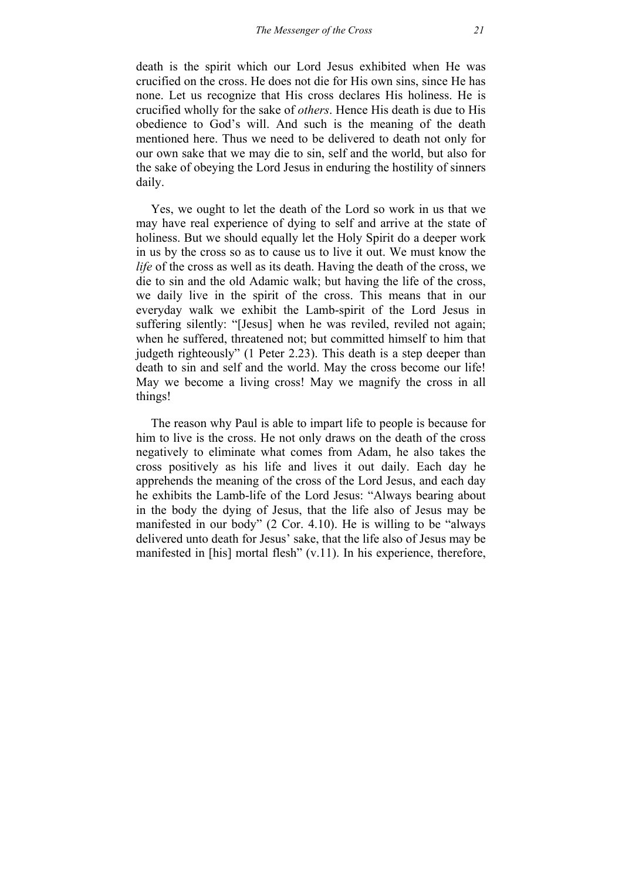death is the spirit which our Lord Jesus exhibited when He was crucified on the cross. He does not die for His own sins, since He has none. Let us recognize that His cross declares His holiness. He is crucified wholly for the sake of *others*. Hence His death is due to His obedience to God's will. And such is the meaning of the death mentioned here. Thus we need to be delivered to death not only for our own sake that we may die to sin, self and the world, but also for the sake of obeying the Lord Jesus in enduring the hostility of sinners daily.

Yes, we ought to let the death of the Lord so work in us that we may have real experience of dying to self and arrive at the state of holiness. But we should equally let the Holy Spirit do a deeper work in us by the cross so as to cause us to live it out. We must know the *life* of the cross as well as its death. Having the death of the cross, we die to sin and the old Adamic walk; but having the life of the cross, we daily live in the spirit of the cross. This means that in our everyday walk we exhibit the Lamb-spirit of the Lord Jesus in suffering silently: "[Jesus] when he was reviled, reviled not again; when he suffered, threatened not; but committed himself to him that judgeth righteously" (1 Peter 2.23). This death is a step deeper than death to sin and self and the world. May the cross become our life! May we become a living cross! May we magnify the cross in all things!

The reason why Paul is able to impart life to people is because for him to live is the cross. He not only draws on the death of the cross negatively to eliminate what comes from Adam, he also takes the cross positively as his life and lives it out daily. Each day he apprehends the meaning of the cross of the Lord Jesus, and each day he exhibits the Lamb-life of the Lord Jesus: "Always bearing about in the body the dying of Jesus, that the life also of Jesus may be manifested in our body" (2 Cor. 4.10). He is willing to be "always delivered unto death for Jesus' sake, that the life also of Jesus may be manifested in [his] mortal flesh" (v.11). In his experience, therefore,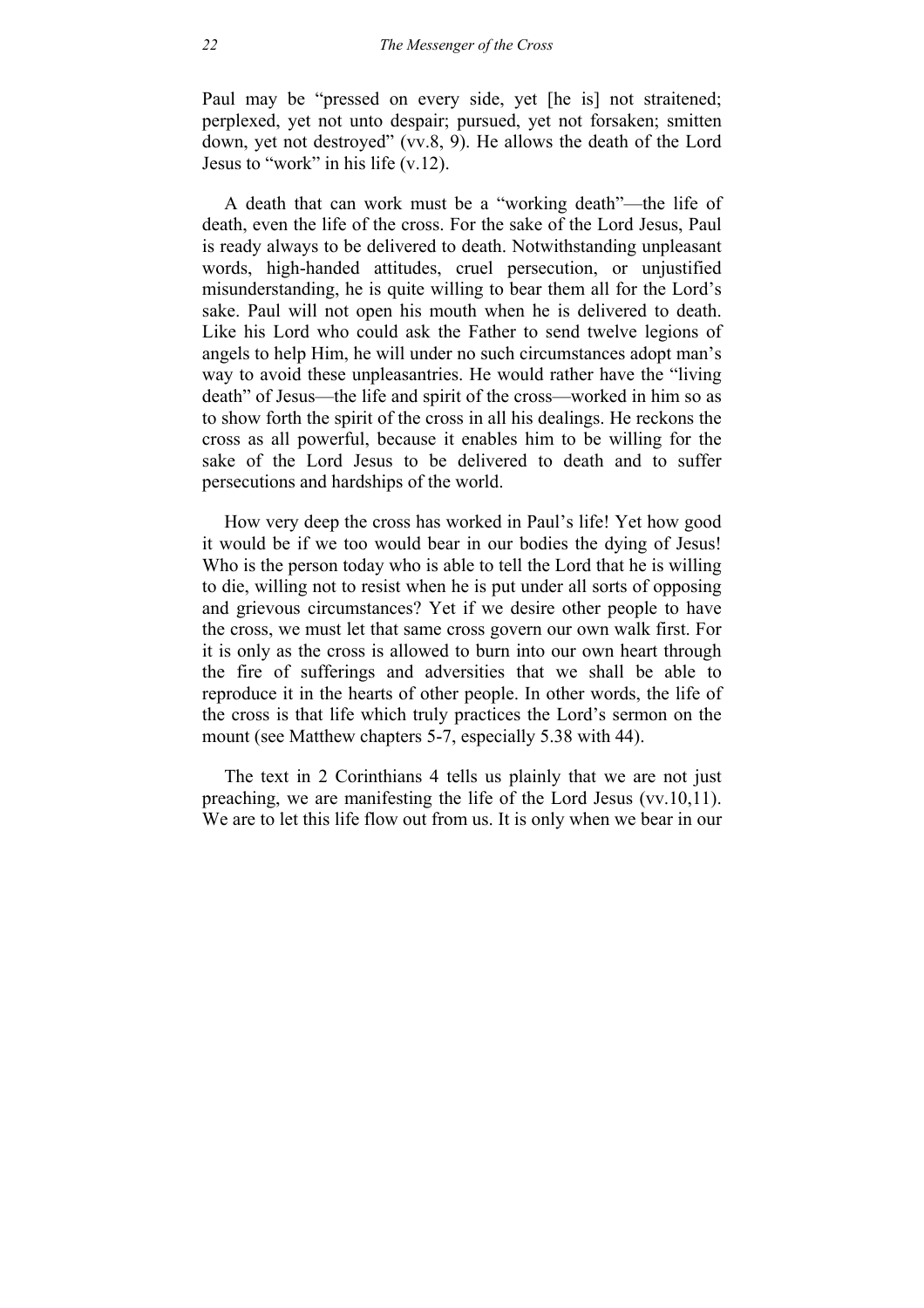Paul may be "pressed on every side, yet [he is] not straitened; perplexed, yet not unto despair; pursued, yet not forsaken; smitten down, yet not destroyed" (vv.8, 9). He allows the death of the Lord Jesus to "work" in his life (v.12).

A death that can work must be a "working death"—the life of death, even the life of the cross. For the sake of the Lord Jesus, Paul is ready always to be delivered to death. Notwithstanding unpleasant words, high-handed attitudes, cruel persecution, or unjustified misunderstanding, he is quite willing to bear them all for the Lord's sake. Paul will not open his mouth when he is delivered to death. Like his Lord who could ask the Father to send twelve legions of angels to help Him, he will under no such circumstances adopt man's way to avoid these unpleasantries. He would rather have the "living death" of Jesus—the life and spirit of the cross—worked in him so as to show forth the spirit of the cross in all his dealings. He reckons the cross as all powerful, because it enables him to be willing for the sake of the Lord Jesus to be delivered to death and to suffer persecutions and hardships of the world.

How very deep the cross has worked in Paul's life! Yet how good it would be if we too would bear in our bodies the dying of Jesus! Who is the person today who is able to tell the Lord that he is willing to die, willing not to resist when he is put under all sorts of opposing and grievous circumstances? Yet if we desire other people to have the cross, we must let that same cross govern our own walk first. For it is only as the cross is allowed to burn into our own heart through the fire of sufferings and adversities that we shall be able to reproduce it in the hearts of other people. In other words, the life of the cross is that life which truly practices the Lord's sermon on the mount (see Matthew chapters 5-7, especially 5.38 with 44).

The text in 2 Corinthians 4 tells us plainly that we are not just preaching, we are manifesting the life of the Lord Jesus (vv.10,11). We are to let this life flow out from us. It is only when we bear in our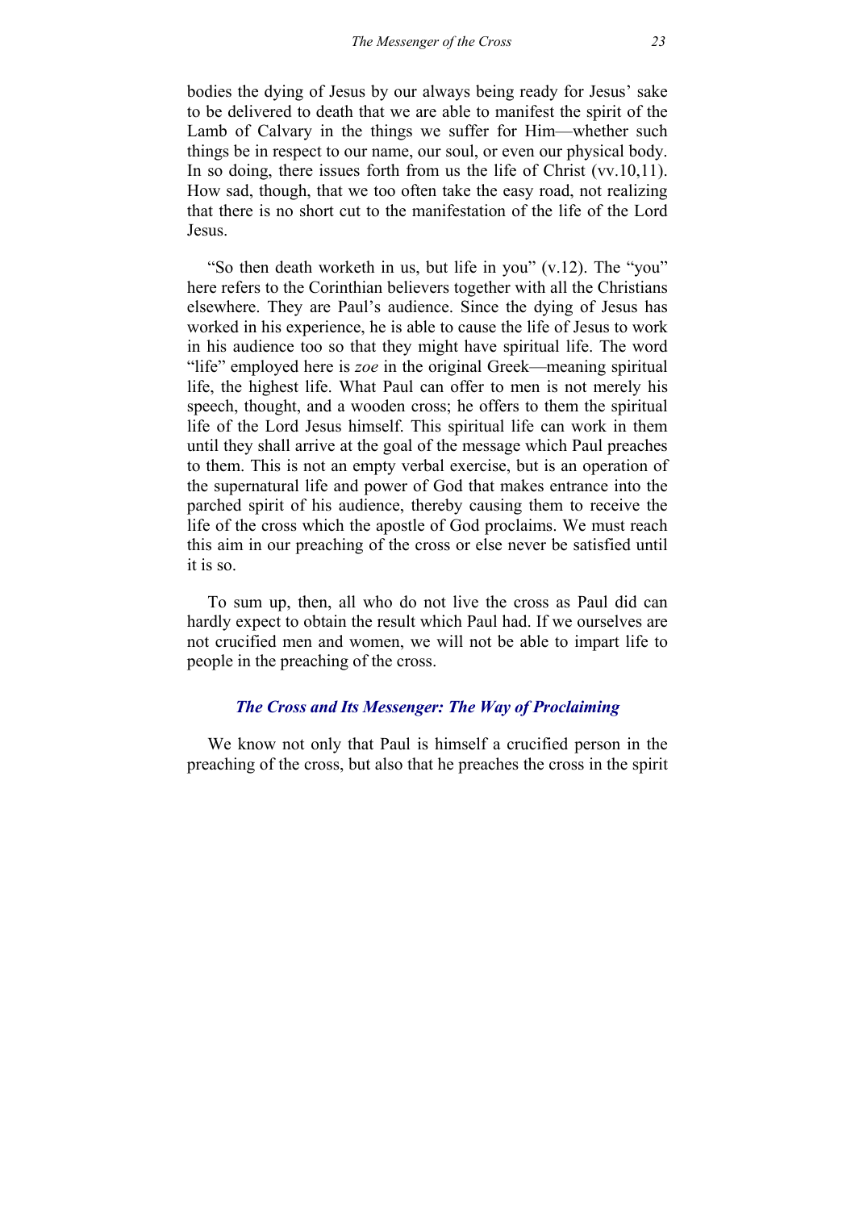bodies the dying of Jesus by our always being ready for Jesus' sake to be delivered to death that we are able to manifest the spirit of the Lamb of Calvary in the things we suffer for Him—whether such things be in respect to our name, our soul, or even our physical body. In so doing, there issues forth from us the life of Christ (vv.10,11). How sad, though, that we too often take the easy road, not realizing that there is no short cut to the manifestation of the life of the Lord Jesus.

"So then death worketh in us, but life in you" (v.12). The "you" here refers to the Corinthian believers together with all the Christians elsewhere. They are Paul's audience. Since the dying of Jesus has worked in his experience, he is able to cause the life of Jesus to work in his audience too so that they might have spiritual life. The word "life" employed here is *zoe* in the original Greek—meaning spiritual life, the highest life. What Paul can offer to men is not merely his speech, thought, and a wooden cross; he offers to them the spiritual life of the Lord Jesus himself. This spiritual life can work in them until they shall arrive at the goal of the message which Paul preaches to them. This is not an empty verbal exercise, but is an operation of the supernatural life and power of God that makes entrance into the parched spirit of his audience, thereby causing them to receive the life of the cross which the apostle of God proclaims. We must reach this aim in our preaching of the cross or else never be satisfied until it is so.

To sum up, then, all who do not live the cross as Paul did can hardly expect to obtain the result which Paul had. If we ourselves are not crucified men and women, we will not be able to impart life to people in the preaching of the cross.

### *The Cross and Its Messenger: The Way of Proclaiming*

We know not only that Paul is himself a crucified person in the preaching of the cross, but also that he preaches the cross in the spirit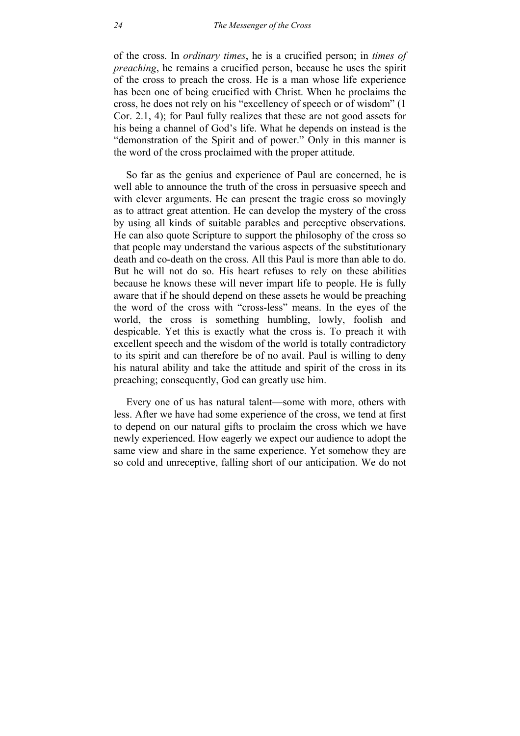of the cross. In *ordinary times*, he is a crucified person; in *times of preaching*, he remains a crucified person, because he uses the spirit of the cross to preach the cross. He is a man whose life experience has been one of being crucified with Christ. When he proclaims the cross, he does not rely on his "excellency of speech or of wisdom" (1 Cor. 2.1, 4); for Paul fully realizes that these are not good assets for his being a channel of God's life. What he depends on instead is the "demonstration of the Spirit and of power." Only in this manner is the word of the cross proclaimed with the proper attitude.

So far as the genius and experience of Paul are concerned, he is well able to announce the truth of the cross in persuasive speech and with clever arguments. He can present the tragic cross so movingly as to attract great attention. He can develop the mystery of the cross by using all kinds of suitable parables and perceptive observations. He can also quote Scripture to support the philosophy of the cross so that people may understand the various aspects of the substitutionary death and co-death on the cross. All this Paul is more than able to do. But he will not do so. His heart refuses to rely on these abilities because he knows these will never impart life to people. He is fully aware that if he should depend on these assets he would be preaching the word of the cross with "cross-less" means. In the eyes of the world, the cross is something humbling, lowly, foolish and despicable. Yet this is exactly what the cross is. To preach it with excellent speech and the wisdom of the world is totally contradictory to its spirit and can therefore be of no avail. Paul is willing to deny his natural ability and take the attitude and spirit of the cross in its preaching; consequently, God can greatly use him.

Every one of us has natural talent—some with more, others with less. After we have had some experience of the cross, we tend at first to depend on our natural gifts to proclaim the cross which we have newly experienced. How eagerly we expect our audience to adopt the same view and share in the same experience. Yet somehow they are so cold and unreceptive, falling short of our anticipation. We do not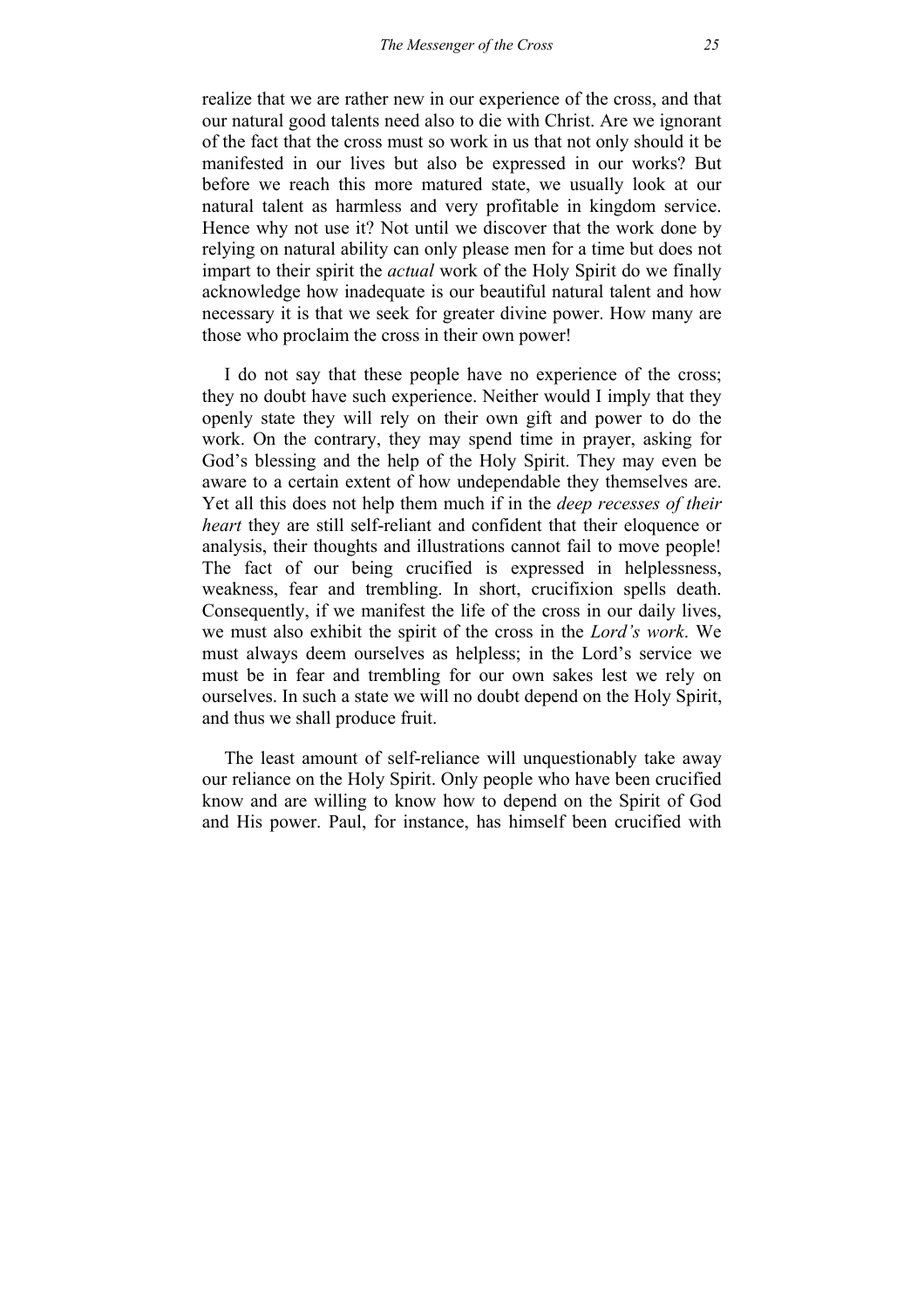realize that we are rather new in our experience of the cross, and that our natural good talents need also to die with Christ. Are we ignorant of the fact that the cross must so work in us that not only should it be manifested in our lives but also be expressed in our works? But before we reach this more matured state, we usually look at our natural talent as harmless and very profitable in kingdom service. Hence why not use it? Not until we discover that the work done by relying on natural ability can only please men for a time but does not impart to their spirit the *actual* work of the Holy Spirit do we finally acknowledge how inadequate is our beautiful natural talent and how necessary it is that we seek for greater divine power. How many are those who proclaim the cross in their own power!

I do not say that these people have no experience of the cross; they no doubt have such experience. Neither would I imply that they openly state they will rely on their own gift and power to do the work. On the contrary, they may spend time in prayer, asking for God's blessing and the help of the Holy Spirit. They may even be aware to a certain extent of how undependable they themselves are. Yet all this does not help them much if in the *deep recesses of their heart* they are still self-reliant and confident that their eloquence or analysis, their thoughts and illustrations cannot fail to move people! The fact of our being crucified is expressed in helplessness, weakness, fear and trembling. In short, crucifixion spells death. Consequently, if we manifest the life of the cross in our daily lives, we must also exhibit the spirit of the cross in the *Lord's work*. We must always deem ourselves as helpless; in the Lord's service we must be in fear and trembling for our own sakes lest we rely on ourselves. In such a state we will no doubt depend on the Holy Spirit, and thus we shall produce fruit.

The least amount of self-reliance will unquestionably take away our reliance on the Holy Spirit. Only people who have been crucified know and are willing to know how to depend on the Spirit of God and His power. Paul, for instance, has himself been crucified with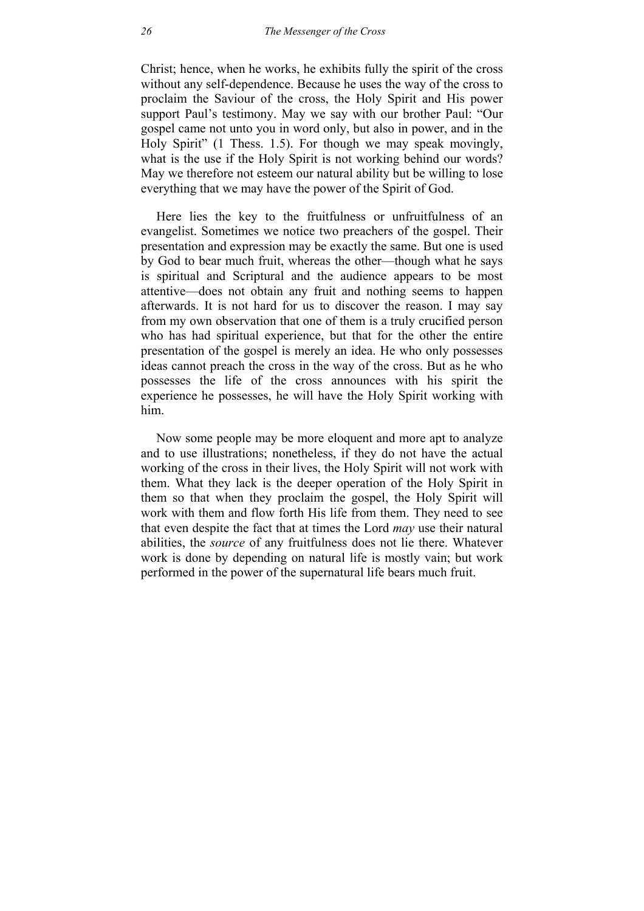Christ; hence, when he works, he exhibits fully the spirit of the cross without any self-dependence. Because he uses the way of the cross to proclaim the Saviour of the cross, the Holy Spirit and His power support Paul's testimony. May we say with our brother Paul: "Our gospel came not unto you in word only, but also in power, and in the Holy Spirit" (1 Thess. 1.5). For though we may speak movingly, what is the use if the Holy Spirit is not working behind our words? May we therefore not esteem our natural ability but be willing to lose everything that we may have the power of the Spirit of God.

Here lies the key to the fruitfulness or unfruitfulness of an evangelist. Sometimes we notice two preachers of the gospel. Their presentation and expression may be exactly the same. But one is used by God to bear much fruit, whereas the other—though what he says is spiritual and Scriptural and the audience appears to be most attentive—does not obtain any fruit and nothing seems to happen afterwards. It is not hard for us to discover the reason. I may say from my own observation that one of them is a truly crucified person who has had spiritual experience, but that for the other the entire presentation of the gospel is merely an idea. He who only possesses ideas cannot preach the cross in the way of the cross. But as he who possesses the life of the cross announces with his spirit the experience he possesses, he will have the Holy Spirit working with him.

Now some people may be more eloquent and more apt to analyze and to use illustrations; nonetheless, if they do not have the actual working of the cross in their lives, the Holy Spirit will not work with them. What they lack is the deeper operation of the Holy Spirit in them so that when they proclaim the gospel, the Holy Spirit will work with them and flow forth His life from them. They need to see that even despite the fact that at times the Lord *may* use their natural abilities, the *source* of any fruitfulness does not lie there. Whatever work is done by depending on natural life is mostly vain; but work performed in the power of the supernatural life bears much fruit.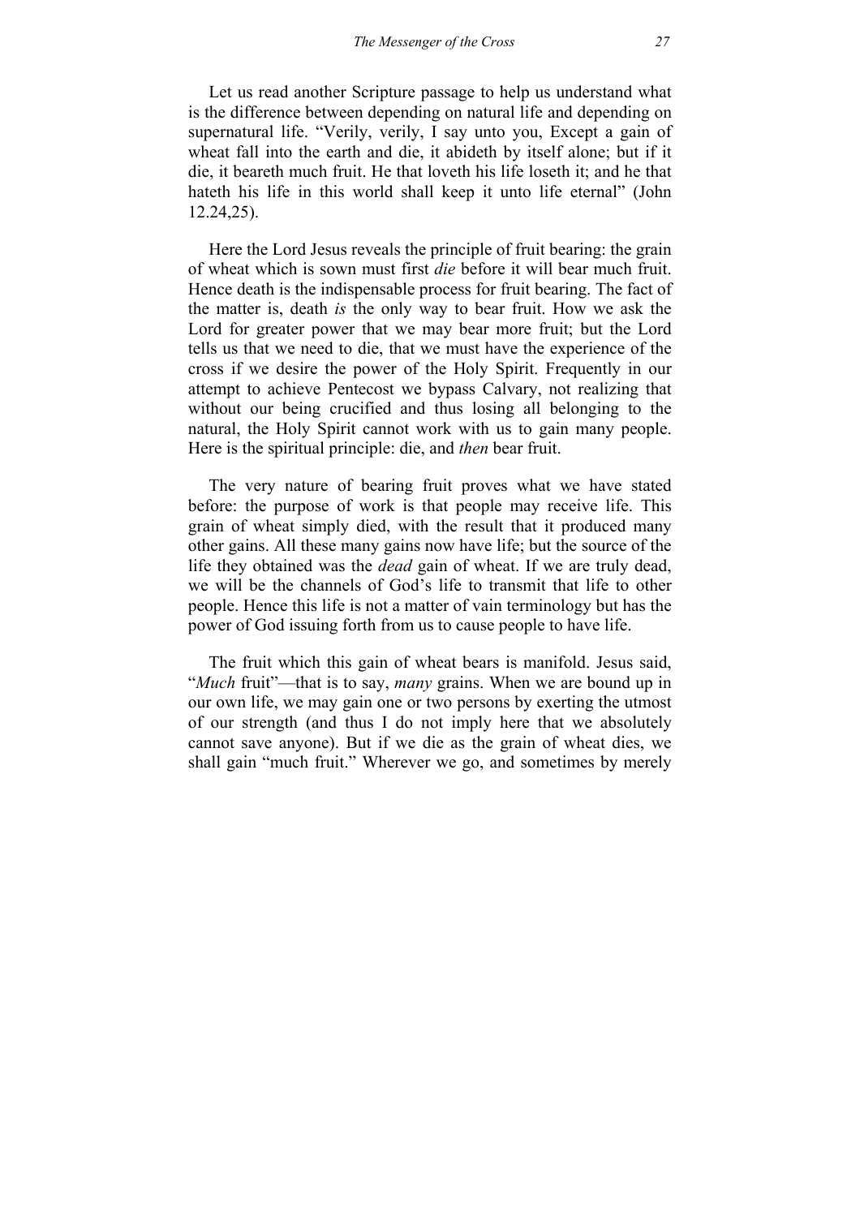Let us read another Scripture passage to help us understand what is the difference between depending on natural life and depending on supernatural life. "Verily, verily, I say unto you, Except a gain of wheat fall into the earth and die, it abideth by itself alone; but if it die, it beareth much fruit. He that loveth his life loseth it; and he that hateth his life in this world shall keep it unto life eternal" (John 12.24,25).

Here the Lord Jesus reveals the principle of fruit bearing: the grain of wheat which is sown must first *die* before it will bear much fruit. Hence death is the indispensable process for fruit bearing. The fact of the matter is, death *is* the only way to bear fruit. How we ask the Lord for greater power that we may bear more fruit; but the Lord tells us that we need to die, that we must have the experience of the cross if we desire the power of the Holy Spirit. Frequently in our attempt to achieve Pentecost we bypass Calvary, not realizing that without our being crucified and thus losing all belonging to the natural, the Holy Spirit cannot work with us to gain many people. Here is the spiritual principle: die, and *then* bear fruit.

The very nature of bearing fruit proves what we have stated before: the purpose of work is that people may receive life. This grain of wheat simply died, with the result that it produced many other gains. All these many gains now have life; but the source of the life they obtained was the *dead* gain of wheat. If we are truly dead, we will be the channels of God's life to transmit that life to other people. Hence this life is not a matter of vain terminology but has the power of God issuing forth from us to cause people to have life.

The fruit which this gain of wheat bears is manifold. Jesus said, "*Much* fruit"—that is to say, *many* grains. When we are bound up in our own life, we may gain one or two persons by exerting the utmost of our strength (and thus I do not imply here that we absolutely cannot save anyone). But if we die as the grain of wheat dies, we shall gain "much fruit." Wherever we go, and sometimes by merely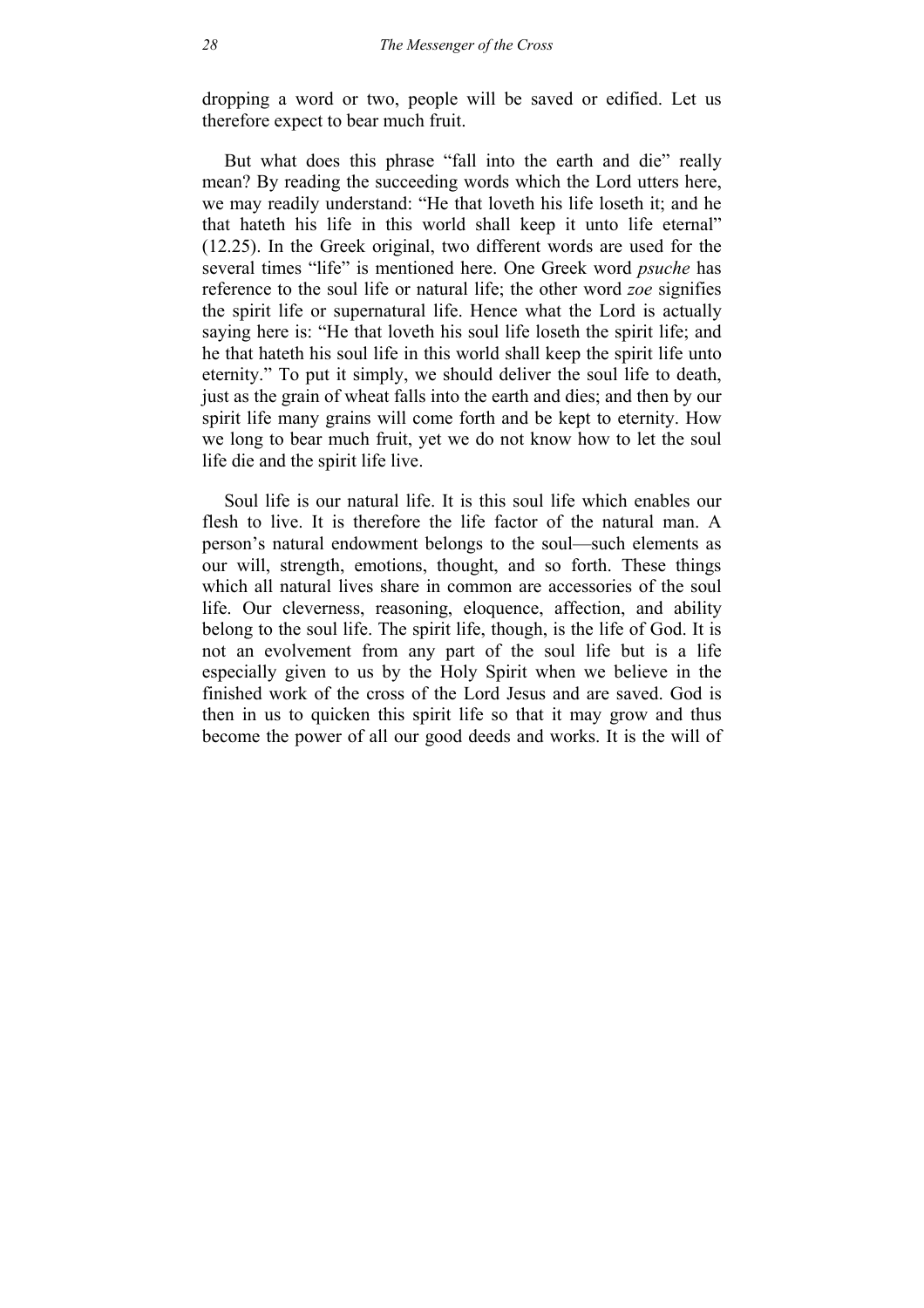dropping a word or two, people will be saved or edified. Let us therefore expect to bear much fruit.

But what does this phrase "fall into the earth and die" really mean? By reading the succeeding words which the Lord utters here, we may readily understand: "He that loveth his life loseth it; and he that hateth his life in this world shall keep it unto life eternal" (12.25). In the Greek original, two different words are used for the several times "life" is mentioned here. One Greek word *psuche* has reference to the soul life or natural life; the other word *zoe* signifies the spirit life or supernatural life. Hence what the Lord is actually saying here is: "He that loveth his soul life loseth the spirit life; and he that hateth his soul life in this world shall keep the spirit life unto eternity." To put it simply, we should deliver the soul life to death, just as the grain of wheat falls into the earth and dies; and then by our spirit life many grains will come forth and be kept to eternity. How we long to bear much fruit, yet we do not know how to let the soul life die and the spirit life live.

Soul life is our natural life. It is this soul life which enables our flesh to live. It is therefore the life factor of the natural man. A person's natural endowment belongs to the soul—such elements as our will, strength, emotions, thought, and so forth. These things which all natural lives share in common are accessories of the soul life. Our cleverness, reasoning, eloquence, affection, and ability belong to the soul life. The spirit life, though, is the life of God. It is not an evolvement from any part of the soul life but is a life especially given to us by the Holy Spirit when we believe in the finished work of the cross of the Lord Jesus and are saved. God is then in us to quicken this spirit life so that it may grow and thus become the power of all our good deeds and works. It is the will of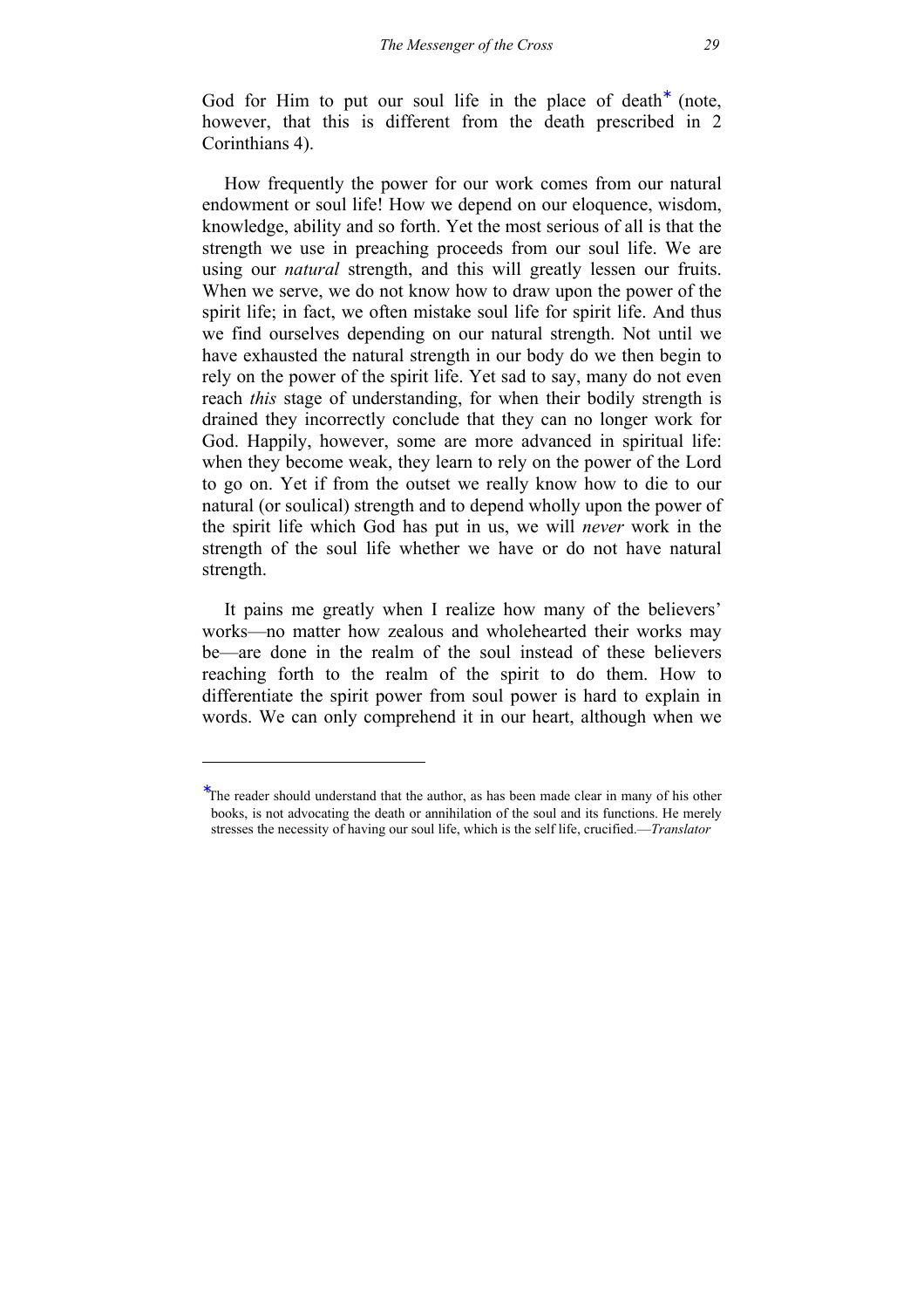God for Him to put our soul life in the place of death[*] (note, however, that this is different from the death prescribed in 2 Corinthians 4).

How frequently the power for our work comes from our natural endowment or soul life! How we depend on our eloquence, wisdom, knowledge, ability and so forth. Yet the most serious of all is that the strength we use in preaching proceeds from our soul life. We are using our *natural* strength, and this will greatly lessen our fruits. When we serve, we do not know how to draw upon the power of the spirit life; in fact, we often mistake soul life for spirit life. And thus we find ourselves depending on our natural strength. Not until we have exhausted the natural strength in our body do we then begin to rely on the power of the spirit life. Yet sad to say, many do not even reach *this* stage of understanding, for when their bodily strength is drained they incorrectly conclude that they can no longer work for God. Happily, however, some are more advanced in spiritual life: when they become weak, they learn to rely on the power of the Lord to go on. Yet if from the outset we really know how to die to our natural (or soulical) strength and to depend wholly upon the power of the spirit life which God has put in us, we will *never* work in the strength of the soul life whether we have or do not have natural strength.

It pains me greatly when I realize how many of the believers' works—no matter how zealous and wholehearted their works may be—are done in the realm of the soul instead of these believers reaching forth to the realm of the spirit to do them. How to differentiate the spirit power from soul power is hard to explain in words. We can only comprehend it in our heart, although when we

---

[*] The reader should understand that the author, as has been made clear in many of his other books, is not advocating the death or annihilation of the soul and its functions. He merely stresses the necessity of having our soul life, which is the self life, crucified.—*Translator*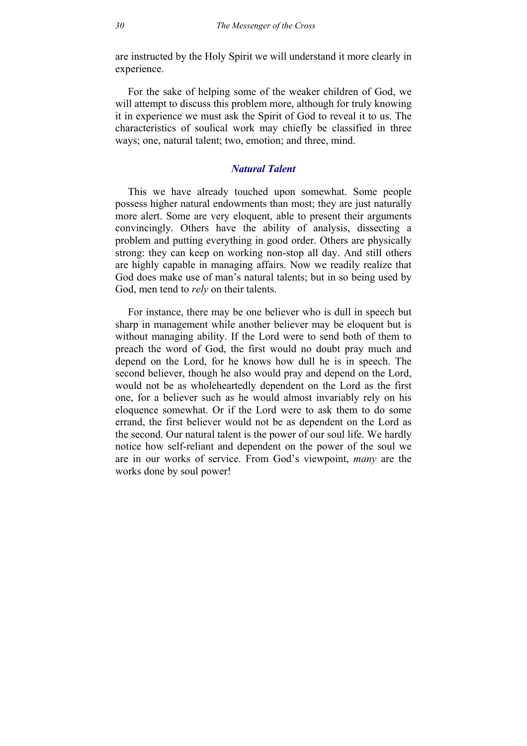are instructed by the Holy Spirit we will understand it more clearly in experience.

For the sake of helping some of the weaker children of God, we will attempt to discuss this problem more, although for truly knowing it in experience we must ask the Spirit of God to reveal it to us. The characteristics of soulical work may chiefly be classified in three ways; one, natural talent; two, emotion; and three, mind.

### *Natural Talent*

This we have already touched upon somewhat. Some people possess higher natural endowments than most; they are just naturally more alert. Some are very eloquent, able to present their arguments convincingly. Others have the ability of analysis, dissecting a problem and putting everything in good order. Others are physically strong: they can keep on working non-stop all day. And still others are highly capable in managing affairs. Now we readily realize that God does make use of man's natural talents; but in so being used by God, men tend to *rely* on their talents.

For instance, there may be one believer who is dull in speech but sharp in management while another believer may be eloquent but is without managing ability. If the Lord were to send both of them to preach the word of God, the first would no doubt pray much and depend on the Lord, for he knows how dull he is in speech. The second believer, though he also would pray and depend on the Lord, would not be as wholeheartedly dependent on the Lord as the first one, for a believer such as he would almost invariably rely on his eloquence somewhat. Or if the Lord were to ask them to do some errand, the first believer would not be as dependent on the Lord as the second. Our natural talent is the power of our soul life. We hardly notice how self-reliant and dependent on the power of the soul we are in our works of service. From God's viewpoint, *many* are the works done by soul power!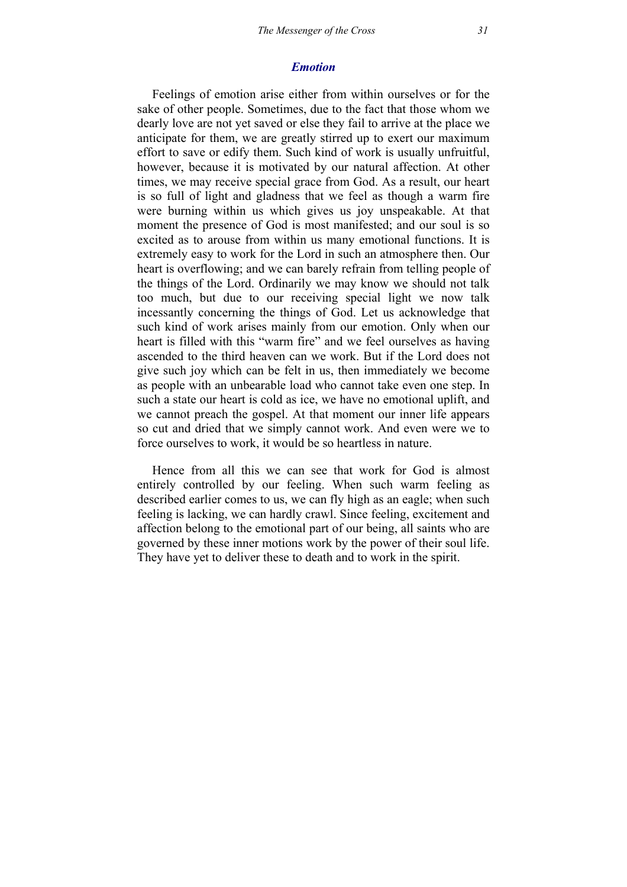### *Emotion*

Feelings of emotion arise either from within ourselves or for the sake of other people. Sometimes, due to the fact that those whom we dearly love are not yet saved or else they fail to arrive at the place we anticipate for them, we are greatly stirred up to exert our maximum effort to save or edify them. Such kind of work is usually unfruitful, however, because it is motivated by our natural affection. At other times, we may receive special grace from God. As a result, our heart is so full of light and gladness that we feel as though a warm fire were burning within us which gives us joy unspeakable. At that moment the presence of God is most manifested; and our soul is so excited as to arouse from within us many emotional functions. It is extremely easy to work for the Lord in such an atmosphere then. Our heart is overflowing; and we can barely refrain from telling people of the things of the Lord. Ordinarily we may know we should not talk too much, but due to our receiving special light we now talk incessantly concerning the things of God. Let us acknowledge that such kind of work arises mainly from our emotion. Only when our heart is filled with this "warm fire" and we feel ourselves as having ascended to the third heaven can we work. But if the Lord does not give such joy which can be felt in us, then immediately we become as people with an unbearable load who cannot take even one step. In such a state our heart is cold as ice, we have no emotional uplift, and we cannot preach the gospel. At that moment our inner life appears so cut and dried that we simply cannot work. And even were we to force ourselves to work, it would be so heartless in nature.

Hence from all this we can see that work for God is almost entirely controlled by our feeling. When such warm feeling as described earlier comes to us, we can fly high as an eagle; when such feeling is lacking, we can hardly crawl. Since feeling, excitement and affection belong to the emotional part of our being, all saints who are governed by these inner motions work by the power of their soul life. They have yet to deliver these to death and to work in the spirit.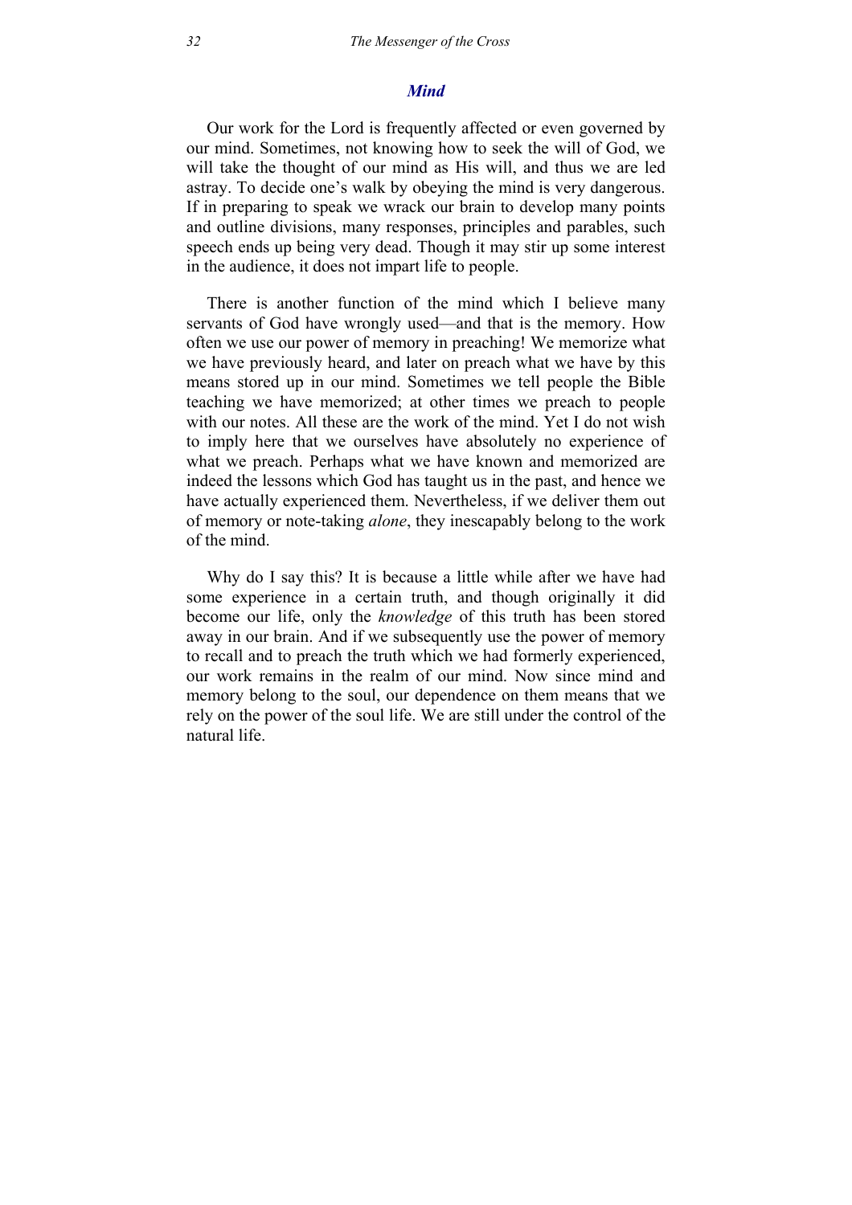## *Mind*

Our work for the Lord is frequently affected or even governed by our mind. Sometimes, not knowing how to seek the will of God, we will take the thought of our mind as His will, and thus we are led astray. To decide one's walk by obeying the mind is very dangerous. If in preparing to speak we wrack our brain to develop many points and outline divisions, many responses, principles and parables, such speech ends up being very dead. Though it may stir up some interest in the audience, it does not impart life to people.

There is another function of the mind which I believe many servants of God have wrongly used—and that is the memory. How often we use our power of memory in preaching! We memorize what we have previously heard, and later on preach what we have by this means stored up in our mind. Sometimes we tell people the Bible teaching we have memorized; at other times we preach to people with our notes. All these are the work of the mind. Yet I do not wish to imply here that we ourselves have absolutely no experience of what we preach. Perhaps what we have known and memorized are indeed the lessons which God has taught us in the past, and hence we have actually experienced them. Nevertheless, if we deliver them out of memory or note-taking *alone*, they inescapably belong to the work of the mind.

Why do I say this? It is because a little while after we have had some experience in a certain truth, and though originally it did become our life, only the *knowledge* of this truth has been stored away in our brain. And if we subsequently use the power of memory to recall and to preach the truth which we had formerly experienced, our work remains in the realm of our mind. Now since mind and memory belong to the soul, our dependence on them means that we rely on the power of the soul life. We are still under the control of the natural life.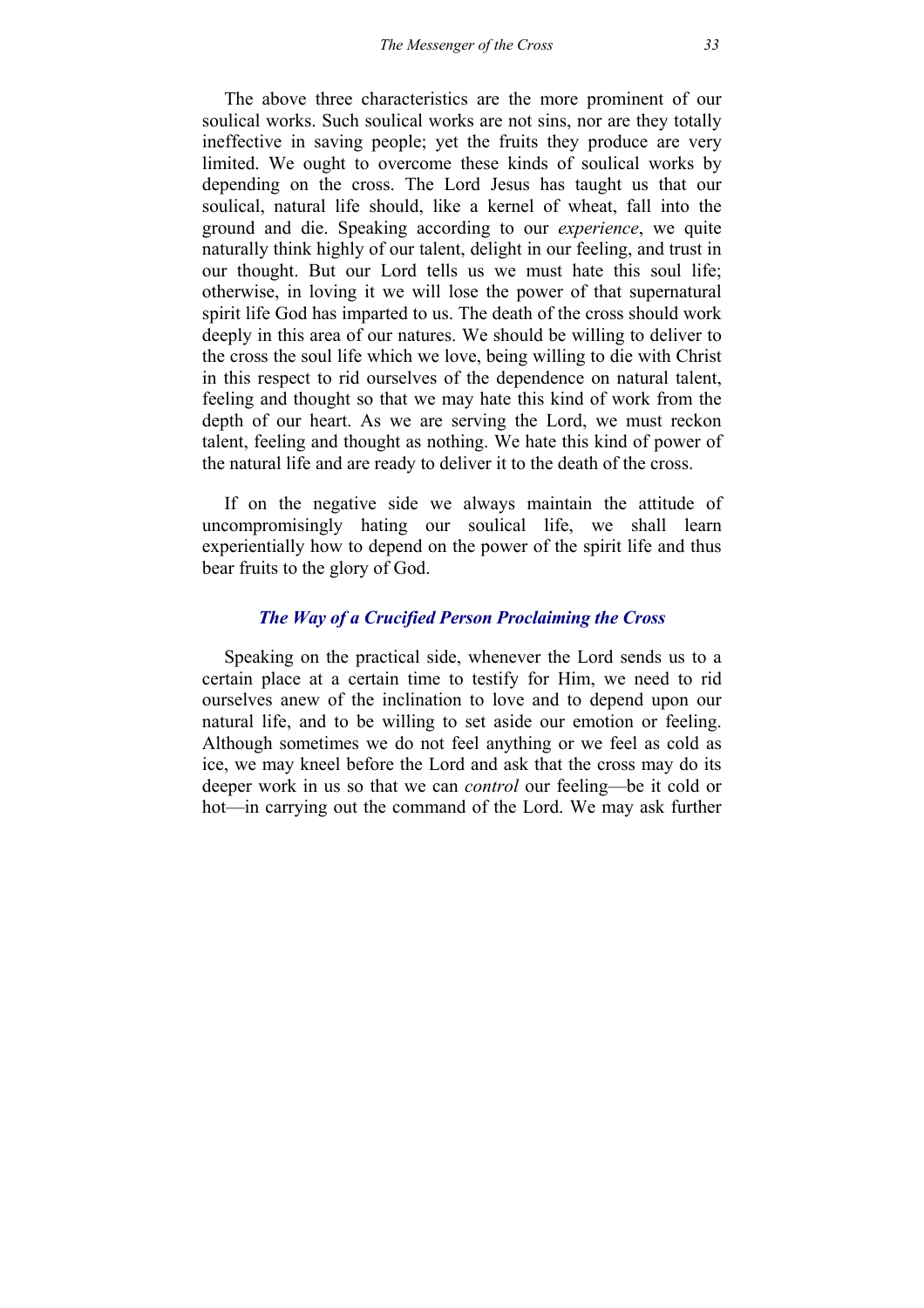The above three characteristics are the more prominent of our soulical works. Such soulical works are not sins, nor are they totally ineffective in saving people; yet the fruits they produce are very limited. We ought to overcome these kinds of soulical works by depending on the cross. The Lord Jesus has taught us that our soulical, natural life should, like a kernel of wheat, fall into the ground and die. Speaking according to our *experience*, we quite naturally think highly of our talent, delight in our feeling, and trust in our thought. But our Lord tells us we must hate this soul life; otherwise, in loving it we will lose the power of that supernatural spirit life God has imparted to us. The death of the cross should work deeply in this area of our natures. We should be willing to deliver to the cross the soul life which we love, being willing to die with Christ in this respect to rid ourselves of the dependence on natural talent, feeling and thought so that we may hate this kind of work from the depth of our heart. As we are serving the Lord, we must reckon talent, feeling and thought as nothing. We hate this kind of power of the natural life and are ready to deliver it to the death of the cross.

If on the negative side we always maintain the attitude of uncompromisingly hating our soulical life, we shall learn experientially how to depend on the power of the spirit life and thus bear fruits to the glory of God.

### *The Way of a Crucified Person Proclaiming the Cross*

Speaking on the practical side, whenever the Lord sends us to a certain place at a certain time to testify for Him, we need to rid ourselves anew of the inclination to love and to depend upon our natural life, and to be willing to set aside our emotion or feeling. Although sometimes we do not feel anything or we feel as cold as ice, we may kneel before the Lord and ask that the cross may do its deeper work in us so that we can *control* our feeling—be it cold or hot—in carrying out the command of the Lord. We may ask further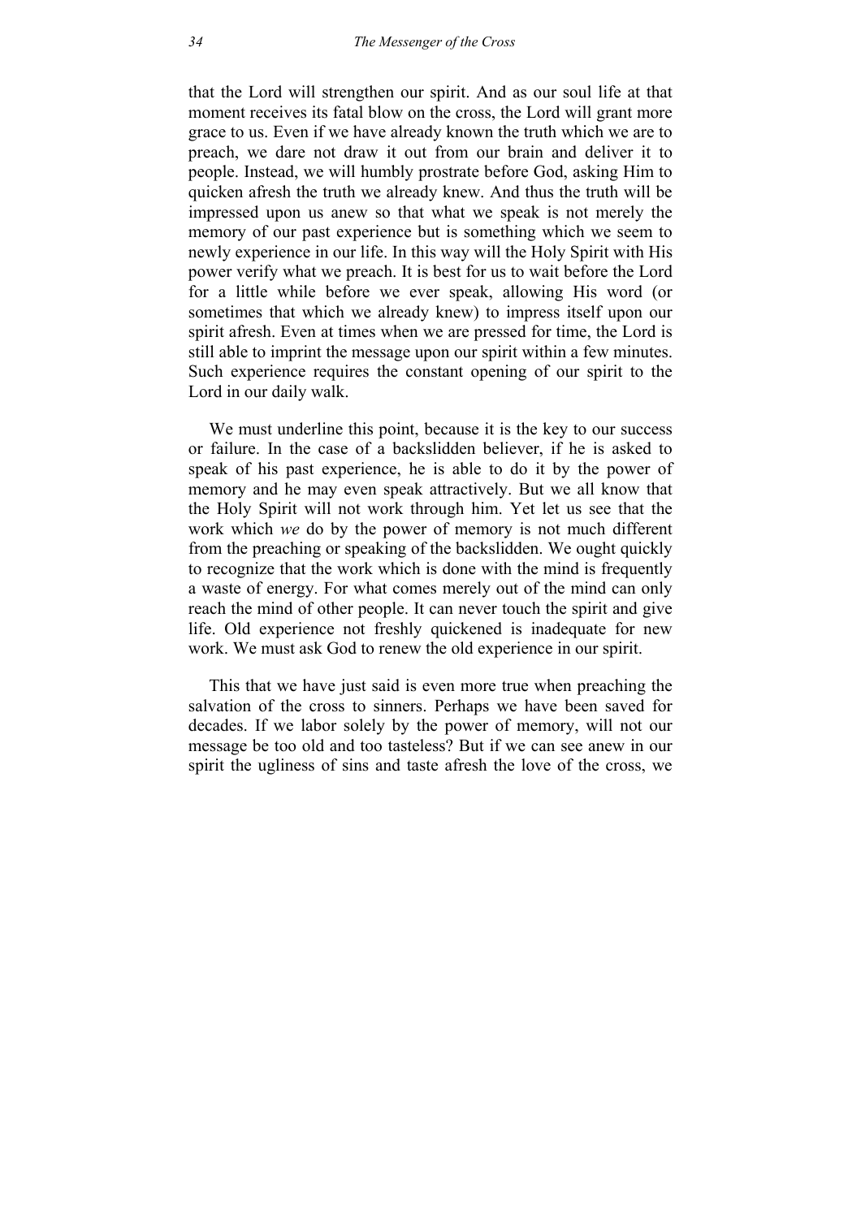that the Lord will strengthen our spirit. And as our soul life at that moment receives its fatal blow on the cross, the Lord will grant more grace to us. Even if we have already known the truth which we are to preach, we dare not draw it out from our brain and deliver it to people. Instead, we will humbly prostrate before God, asking Him to quicken afresh the truth we already knew. And thus the truth will be impressed upon us anew so that what we speak is not merely the memory of our past experience but is something which we seem to newly experience in our life. In this way will the Holy Spirit with His power verify what we preach. It is best for us to wait before the Lord for a little while before we ever speak, allowing His word (or sometimes that which we already knew) to impress itself upon our spirit afresh. Even at times when we are pressed for time, the Lord is still able to imprint the message upon our spirit within a few minutes. Such experience requires the constant opening of our spirit to the Lord in our daily walk.

We must underline this point, because it is the key to our success or failure. In the case of a backslidden believer, if he is asked to speak of his past experience, he is able to do it by the power of memory and he may even speak attractively. But we all know that the Holy Spirit will not work through him. Yet let us see that the work which *we* do by the power of memory is not much different from the preaching or speaking of the backslidden. We ought quickly to recognize that the work which is done with the mind is frequently a waste of energy. For what comes merely out of the mind can only reach the mind of other people. It can never touch the spirit and give life. Old experience not freshly quickened is inadequate for new work. We must ask God to renew the old experience in our spirit.

This that we have just said is even more true when preaching the salvation of the cross to sinners. Perhaps we have been saved for decades. If we labor solely by the power of memory, will not our message be too old and too tasteless? But if we can see anew in our spirit the ugliness of sins and taste afresh the love of the cross, we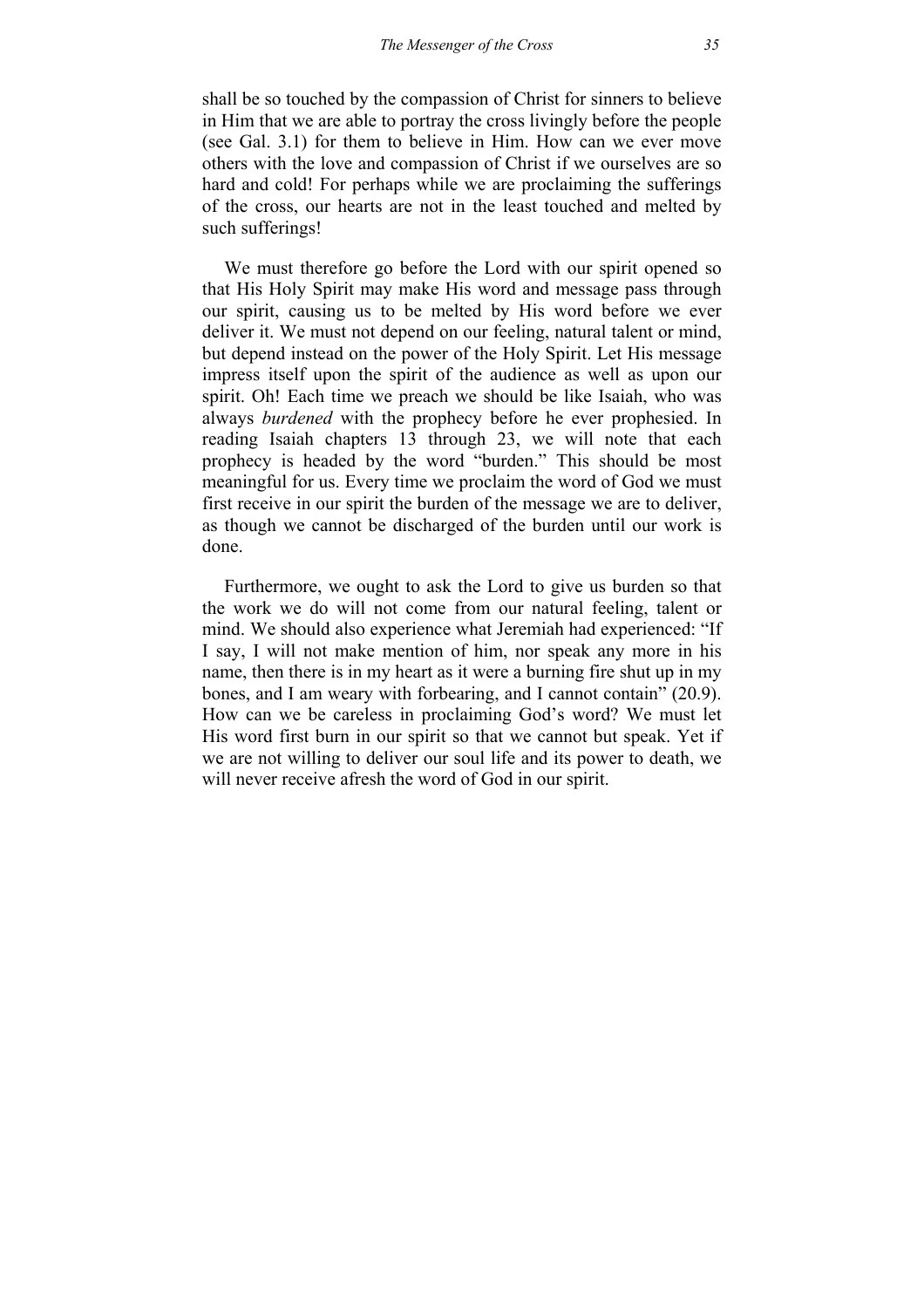shall be so touched by the compassion of Christ for sinners to believe in Him that we are able to portray the cross livingly before the people (see Gal. 3.1) for them to believe in Him. How can we ever move others with the love and compassion of Christ if we ourselves are so hard and cold! For perhaps while we are proclaiming the sufferings of the cross, our hearts are not in the least touched and melted by such sufferings!

We must therefore go before the Lord with our spirit opened so that His Holy Spirit may make His word and message pass through our spirit, causing us to be melted by His word before we ever deliver it. We must not depend on our feeling, natural talent or mind, but depend instead on the power of the Holy Spirit. Let His message impress itself upon the spirit of the audience as well as upon our spirit. Oh! Each time we preach we should be like Isaiah, who was always *burdened* with the prophecy before he ever prophesied. In reading Isaiah chapters 13 through 23, we will note that each prophecy is headed by the word "burden." This should be most meaningful for us. Every time we proclaim the word of God we must first receive in our spirit the burden of the message we are to deliver, as though we cannot be discharged of the burden until our work is done.

Furthermore, we ought to ask the Lord to give us burden so that the work we do will not come from our natural feeling, talent or mind. We should also experience what Jeremiah had experienced: "If I say, I will not make mention of him, nor speak any more in his name, then there is in my heart as it were a burning fire shut up in my bones, and I am weary with forbearing, and I cannot contain" (20.9). How can we be careless in proclaiming God's word? We must let His word first burn in our spirit so that we cannot but speak. Yet if we are not willing to deliver our soul life and its power to death, we will never receive afresh the word of God in our spirit.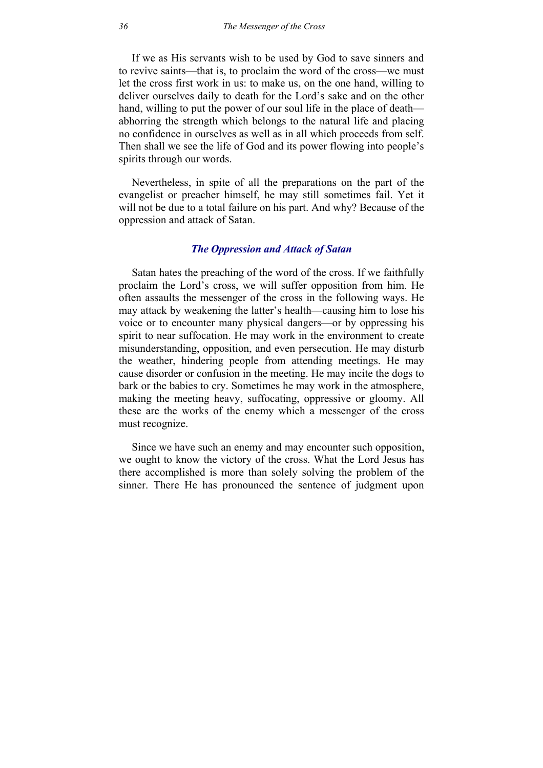If we as His servants wish to be used by God to save sinners and to revive saints—that is, to proclaim the word of the cross—we must let the cross first work in us: to make us, on the one hand, willing to deliver ourselves daily to death for the Lord's sake and on the other hand, willing to put the power of our soul life in the place of death—abhorring the strength which belongs to the natural life and placing no confidence in ourselves as well as in all which proceeds from self. Then shall we see the life of God and its power flowing into people's spirits through our words.

Nevertheless, in spite of all the preparations on the part of the evangelist or preacher himself, he may still sometimes fail. Yet it will not be due to a total failure on his part. And why? Because of the oppression and attack of Satan.

### *The Oppression and Attack of Satan*

Satan hates the preaching of the word of the cross. If we faithfully proclaim the Lord's cross, we will suffer opposition from him. He often assaults the messenger of the cross in the following ways. He may attack by weakening the latter's health—causing him to lose his voice or to encounter many physical dangers—or by oppressing his spirit to near suffocation. He may work in the environment to create misunderstanding, opposition, and even persecution. He may disturb the weather, hindering people from attending meetings. He may cause disorder or confusion in the meeting. He may incite the dogs to bark or the babies to cry. Sometimes he may work in the atmosphere, making the meeting heavy, suffocating, oppressive or gloomy. All these are the works of the enemy which a messenger of the cross must recognize.

Since we have such an enemy and may encounter such opposition, we ought to know the victory of the cross. What the Lord Jesus has there accomplished is more than solely solving the problem of the sinner. There He has pronounced the sentence of judgment upon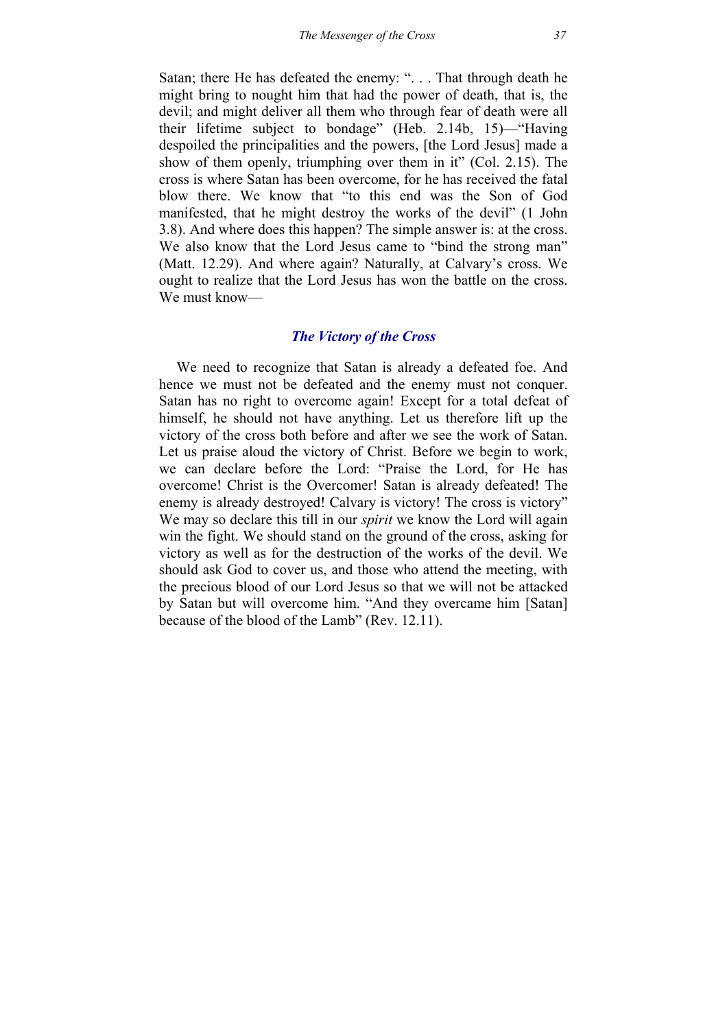Satan; there He has defeated the enemy: ". . . That through death he might bring to nought him that had the power of death, that is, the devil; and might deliver all them who through fear of death were all their lifetime subject to bondage" (Heb. 2.14b, 15)—"Having despoiled the principalities and the powers, [the Lord Jesus] made a show of them openly, triumphing over them in it" (Col. 2.15). The cross is where Satan has been overcome, for he has received the fatal blow there. We know that "to this end was the Son of God manifested, that he might destroy the works of the devil" (1 John 3.8). And where does this happen? The simple answer is: at the cross. We also know that the Lord Jesus came to "bind the strong man" (Matt. 12.29). And where again? Naturally, at Calvary's cross. We ought to realize that the Lord Jesus has won the battle on the cross. We must know—

### *The Victory of the Cross*

We need to recognize that Satan is already a defeated foe. And hence we must not be defeated and the enemy must not conquer. Satan has no right to overcome again! Except for a total defeat of himself, he should not have anything. Let us therefore lift up the victory of the cross both before and after we see the work of Satan. Let us praise aloud the victory of Christ. Before we begin to work, we can declare before the Lord: "Praise the Lord, for He has overcome! Christ is the Overcomer! Satan is already defeated! The enemy is already destroyed! Calvary is victory! The cross is victory" We may so declare this till in our *spirit* we know the Lord will again win the fight. We should stand on the ground of the cross, asking for victory as well as for the destruction of the works of the devil. We should ask God to cover us, and those who attend the meeting, with the precious blood of our Lord Jesus so that we will not be attacked by Satan but will overcome him. "And they overcame him [Satan] because of the blood of the Lamb" (Rev. 12.11).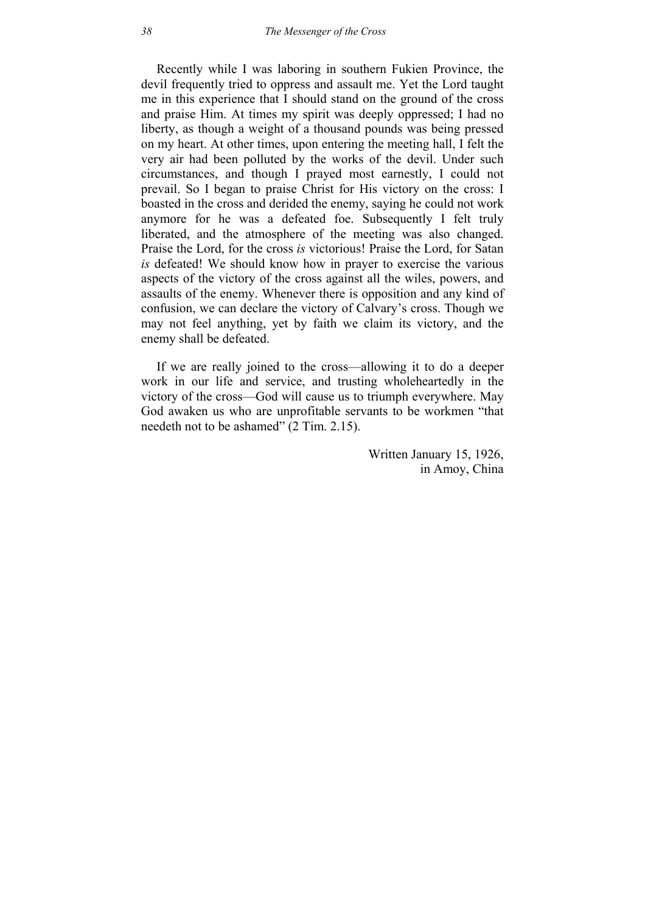Recently while I was laboring in southern Fukien Province, the devil frequently tried to oppress and assault me. Yet the Lord taught me in this experience that I should stand on the ground of the cross and praise Him. At times my spirit was deeply oppressed; I had no liberty, as though a weight of a thousand pounds was being pressed on my heart. At other times, upon entering the meeting hall, I felt the very air had been polluted by the works of the devil. Under such circumstances, and though I prayed most earnestly, I could not prevail. So I began to praise Christ for His victory on the cross: I boasted in the cross and derided the enemy, saying he could not work anymore for he was a defeated foe. Subsequently I felt truly liberated, and the atmosphere of the meeting was also changed. Praise the Lord, for the cross *is* victorious! Praise the Lord, for Satan *is* defeated! We should know how in prayer to exercise the various aspects of the victory of the cross against all the wiles, powers, and assaults of the enemy. Whenever there is opposition and any kind of confusion, we can declare the victory of Calvary's cross. Though we may not feel anything, yet by faith we claim its victory, and the enemy shall be defeated.

If we are really joined to the cross—allowing it to do a deeper work in our life and service, and trusting wholeheartedly in the victory of the cross—God will cause us to triumph everywhere. May God awaken us who are unprofitable servants to be workmen "that needeth not to be ashamed" (2 Tim. 2.15).

Written January 15, 1926,
in Amoy, China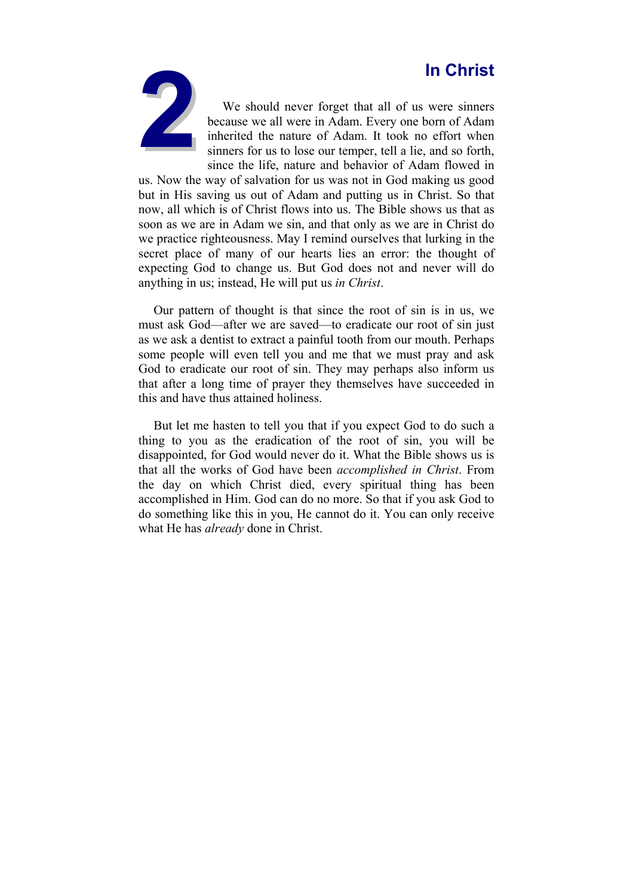# 2 In Christ

We should never forget that all of us were sinners because we all were in Adam. Every one born of Adam inherited the nature of Adam. It took no effort when sinners for us to lose our temper, tell a lie, and so forth, since the life, nature and behavior of Adam flowed in us. Now the way of salvation for us was not in God making us good but in His saving us out of Adam and putting us in Christ. So that now, all which is of Christ flows into us. The Bible shows us that as soon as we are in Adam we sin, and that only as we are in Christ do we practice righteousness. May I remind ourselves that lurking in the secret place of many of our hearts lies an error: the thought of expecting God to change us. But God does not and never will do anything in us; instead, He will put us *in Christ*.

Our pattern of thought is that since the root of sin is in us, we must ask God—after we are saved—to eradicate our root of sin just as we ask a dentist to extract a painful tooth from our mouth. Perhaps some people will even tell you and me that we must pray and ask God to eradicate our root of sin. They may perhaps also inform us that after a long time of prayer they themselves have succeeded in this and have thus attained holiness.

But let me hasten to tell you that if you expect God to do such a thing to you as the eradication of the root of sin, you will be disappointed, for God would never do it. What the Bible shows us is that all the works of God have been *accomplished in Christ*. From the day on which Christ died, every spiritual thing has been accomplished in Him. God can do no more. So that if you ask God to do something like this in you, He cannot do it. You can only receive what He has *already* done in Christ.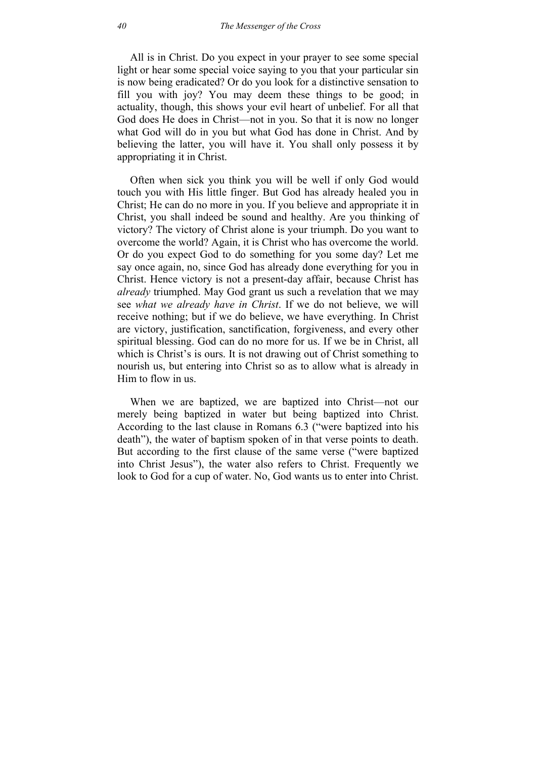All is in Christ. Do you expect in your prayer to see some special light or hear some special voice saying to you that your particular sin is now being eradicated? Or do you look for a distinctive sensation to fill you with joy? You may deem these things to be good; in actuality, though, this shows your evil heart of unbelief. For all that God does He does in Christ—not in you. So that it is now no longer what God will do in you but what God has done in Christ. And by believing the latter, you will have it. You shall only possess it by appropriating it in Christ.

Often when sick you think you will be well if only God would touch you with His little finger. But God has already healed you in Christ; He can do no more in you. If you believe and appropriate it in Christ, you shall indeed be sound and healthy. Are you thinking of victory? The victory of Christ alone is your triumph. Do you want to overcome the world? Again, it is Christ who has overcome the world. Or do you expect God to do something for you some day? Let me say once again, no, since God has already done everything for you in Christ. Hence victory is not a present-day affair, because Christ has *already* triumphed. May God grant us such a revelation that we may see *what we already have in Christ*. If we do not believe, we will receive nothing; but if we do believe, we have everything. In Christ are victory, justification, sanctification, forgiveness, and every other spiritual blessing. God can do no more for us. If we be in Christ, all which is Christ's is ours. It is not drawing out of Christ something to nourish us, but entering into Christ so as to allow what is already in Him to flow in us.

When we are baptized, we are baptized into Christ—not our merely being baptized in water but being baptized into Christ. According to the last clause in Romans 6.3 ("were baptized into his death"), the water of baptism spoken of in that verse points to death. But according to the first clause of the same verse ("were baptized into Christ Jesus"), the water also refers to Christ. Frequently we look to God for a cup of water. No, God wants us to enter into Christ.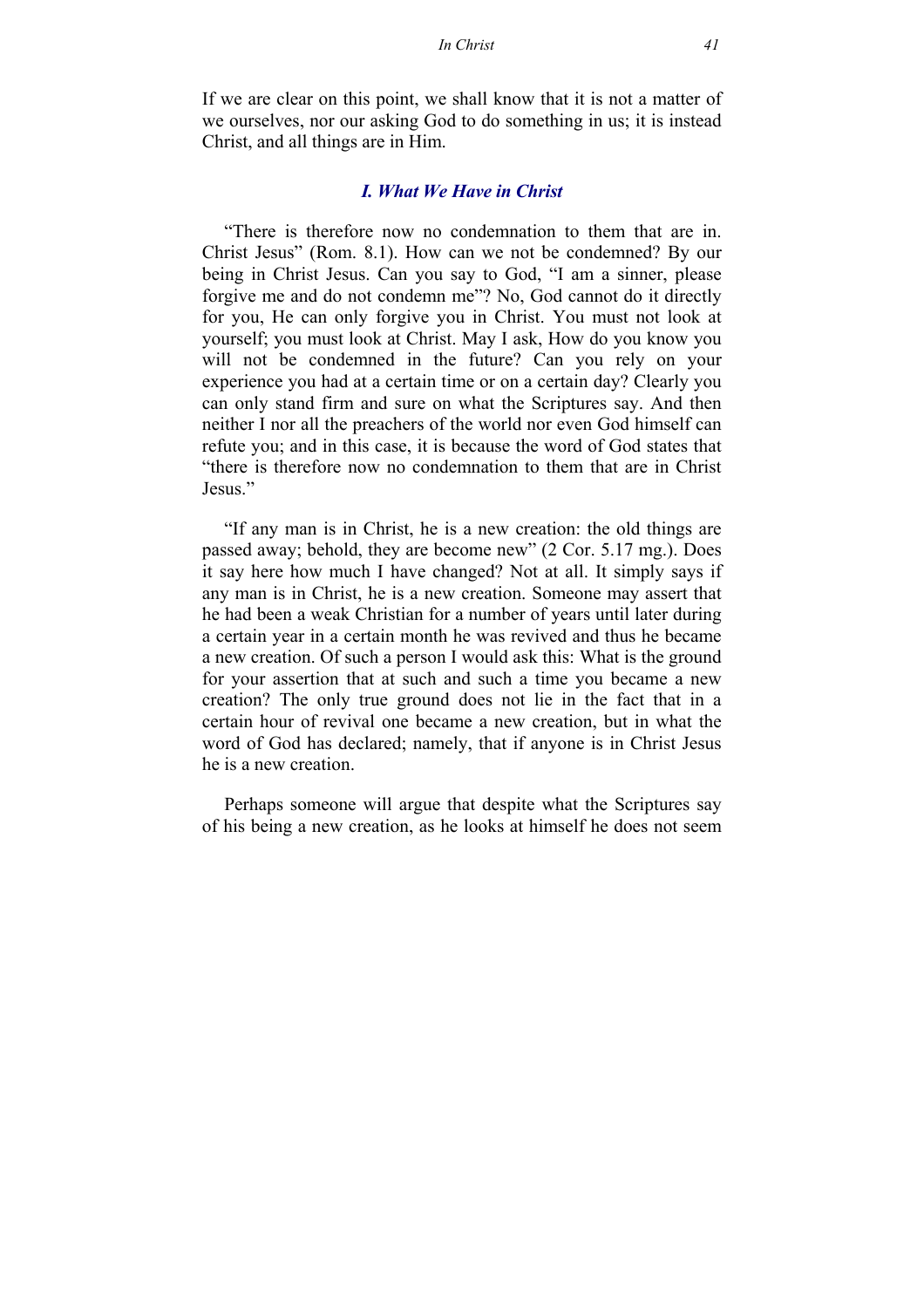If we are clear on this point, we shall know that it is not a matter of we ourselves, nor our asking God to do something in us; it is instead Christ, and all things are in Him.

### *I. What We Have in Christ*

"There is therefore now no condemnation to them that are in. Christ Jesus" (Rom. 8.1). How can we not be condemned? By our being in Christ Jesus. Can you say to God, "I am a sinner, please forgive me and do not condemn me"? No, God cannot do it directly for you, He can only forgive you in Christ. You must not look at yourself; you must look at Christ. May I ask, How do you know you will not be condemned in the future? Can you rely on your experience you had at a certain time or on a certain day? Clearly you can only stand firm and sure on what the Scriptures say. And then neither I nor all the preachers of the world nor even God himself can refute you; and in this case, it is because the word of God states that "there is therefore now no condemnation to them that are in Christ Jesus."

"If any man is in Christ, he is a new creation: the old things are passed away; behold, they are become new" (2 Cor. 5.17 mg.). Does it say here how much I have changed? Not at all. It simply says if any man is in Christ, he is a new creation. Someone may assert that he had been a weak Christian for a number of years until later during a certain year in a certain month he was revived and thus he became a new creation. Of such a person I would ask this: What is the ground for your assertion that at such and such a time you became a new creation? The only true ground does not lie in the fact that in a certain hour of revival one became a new creation, but in what the word of God has declared; namely, that if anyone is in Christ Jesus he is a new creation.

Perhaps someone will argue that despite what the Scriptures say of his being a new creation, as he looks at himself he does not seem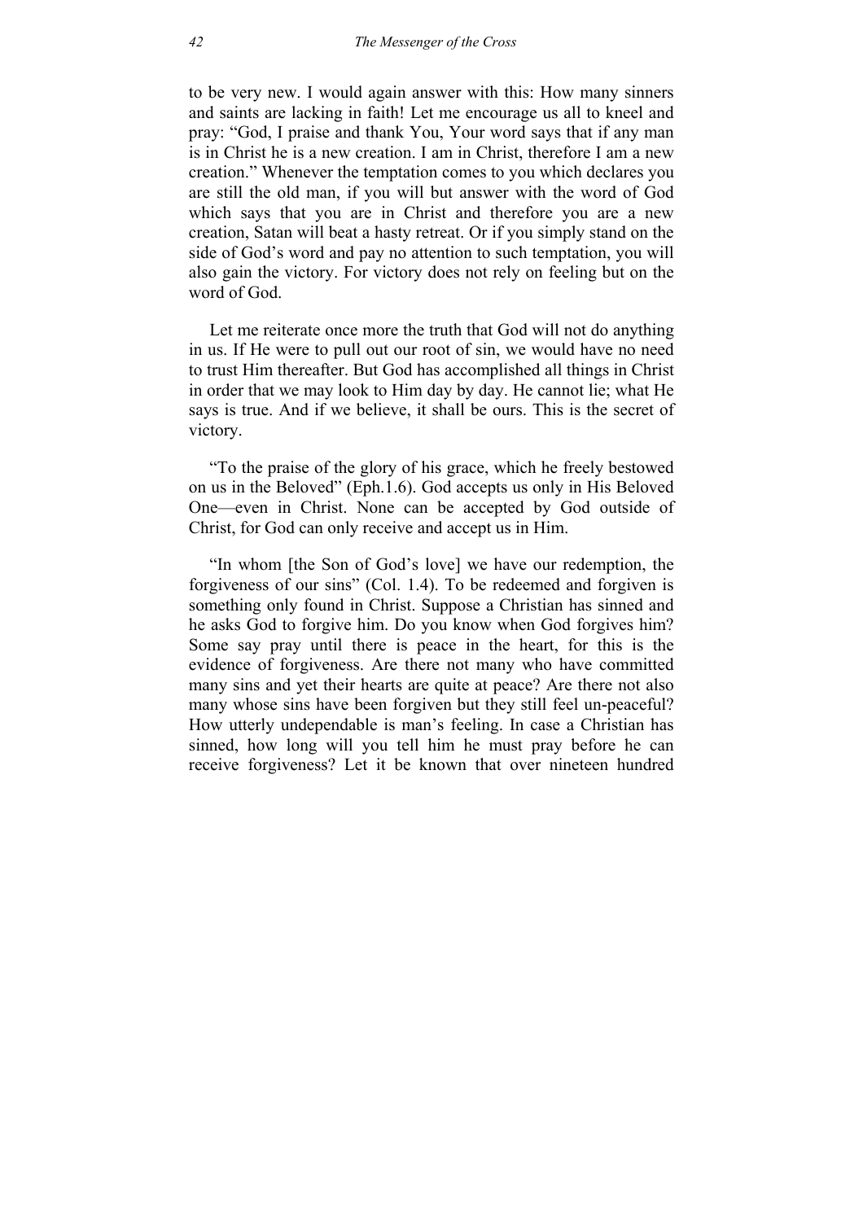to be very new. I would again answer with this: How many sinners and saints are lacking in faith! Let me encourage us all to kneel and pray: "God, I praise and thank You, Your word says that if any man is in Christ he is a new creation. I am in Christ, therefore I am a new creation." Whenever the temptation comes to you which declares you are still the old man, if you will but answer with the word of God which says that you are in Christ and therefore you are a new creation, Satan will beat a hasty retreat. Or if you simply stand on the side of God's word and pay no attention to such temptation, you will also gain the victory. For victory does not rely on feeling but on the word of God.

Let me reiterate once more the truth that God will not do anything in us. If He were to pull out our root of sin, we would have no need to trust Him thereafter. But God has accomplished all things in Christ in order that we may look to Him day by day. He cannot lie; what He says is true. And if we believe, it shall be ours. This is the secret of victory.

"To the praise of the glory of his grace, which he freely bestowed on us in the Beloved" (Eph.1.6). God accepts us only in His Beloved One—even in Christ. None can be accepted by God outside of Christ, for God can only receive and accept us in Him.

"In whom [the Son of God's love] we have our redemption, the forgiveness of our sins" (Col. 1.4). To be redeemed and forgiven is something only found in Christ. Suppose a Christian has sinned and he asks God to forgive him. Do you know when God forgives him? Some say pray until there is peace in the heart, for this is the evidence of forgiveness. Are there not many who have committed many sins and yet their hearts are quite at peace? Are there not also many whose sins have been forgiven but they still feel un-peaceful? How utterly undependable is man's feeling. In case a Christian has sinned, how long will you tell him he must pray before he can receive forgiveness? Let it be known that over nineteen hundred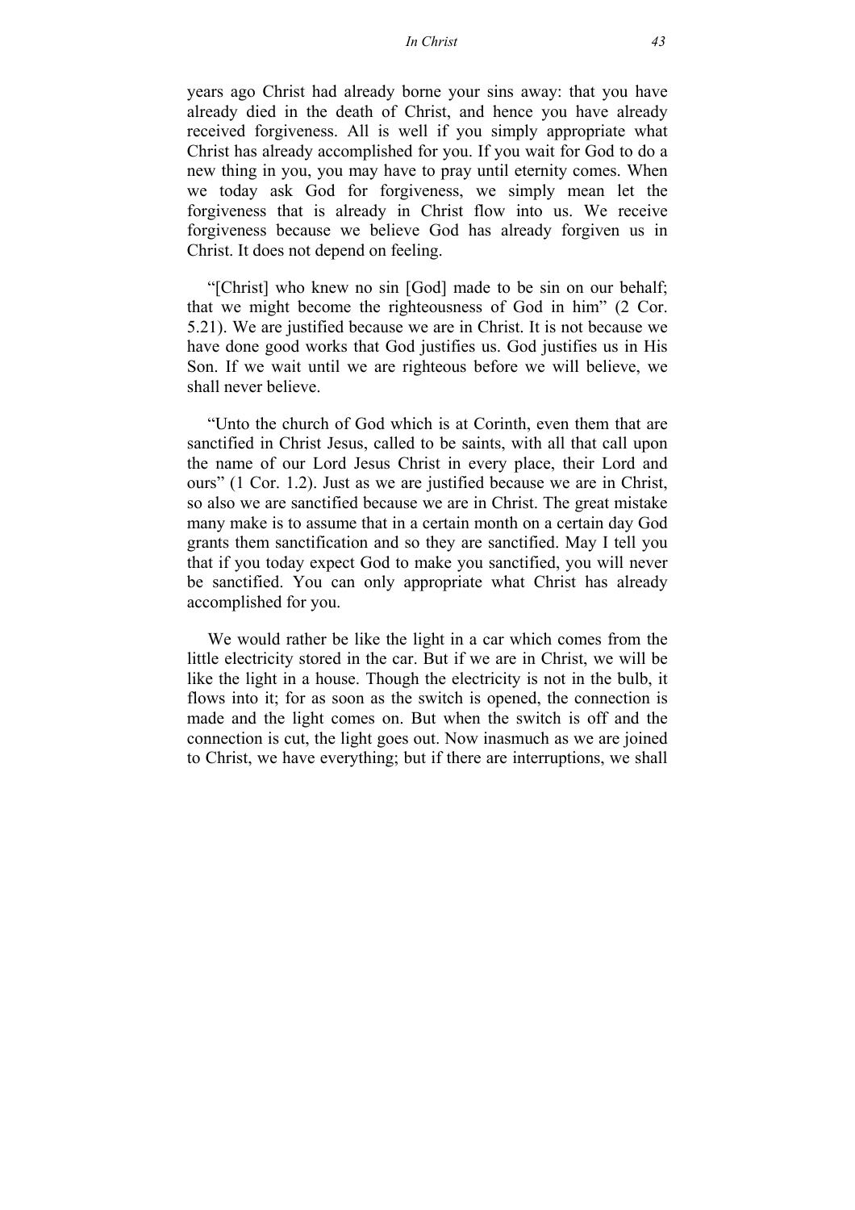years ago Christ had already borne your sins away: that you have already died in the death of Christ, and hence you have already received forgiveness. All is well if you simply appropriate what Christ has already accomplished for you. If you wait for God to do a new thing in you, you may have to pray until eternity comes. When we today ask God for forgiveness, we simply mean let the forgiveness that is already in Christ flow into us. We receive forgiveness because we believe God has already forgiven us in Christ. It does not depend on feeling.

"[Christ] who knew no sin [God] made to be sin on our behalf; that we might become the righteousness of God in him" (2 Cor. 5.21). We are justified because we are in Christ. It is not because we have done good works that God justifies us. God justifies us in His Son. If we wait until we are righteous before we will believe, we shall never believe.

"Unto the church of God which is at Corinth, even them that are sanctified in Christ Jesus, called to be saints, with all that call upon the name of our Lord Jesus Christ in every place, their Lord and ours" (1 Cor. 1.2). Just as we are justified because we are in Christ, so also we are sanctified because we are in Christ. The great mistake many make is to assume that in a certain month on a certain day God grants them sanctification and so they are sanctified. May I tell you that if you today expect God to make you sanctified, you will never be sanctified. You can only appropriate what Christ has already accomplished for you.

We would rather be like the light in a car which comes from the little electricity stored in the car. But if we are in Christ, we will be like the light in a house. Though the electricity is not in the bulb, it flows into it; for as soon as the switch is opened, the connection is made and the light comes on. But when the switch is off and the connection is cut, the light goes out. Now inasmuch as we are joined to Christ, we have everything; but if there are interruptions, we shall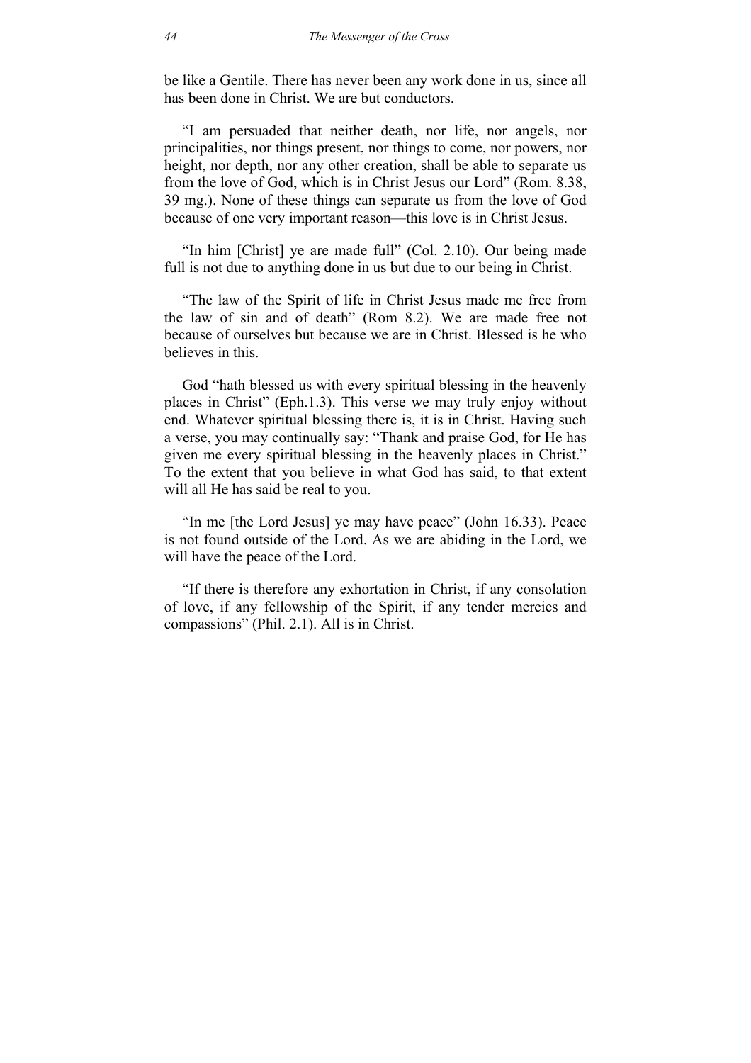be like a Gentile. There has never been any work done in us, since all has been done in Christ. We are but conductors.

"I am persuaded that neither death, nor life, nor angels, nor principalities, nor things present, nor things to come, nor powers, nor height, nor depth, nor any other creation, shall be able to separate us from the love of God, which is in Christ Jesus our Lord" (Rom. 8.38, 39 mg.). None of these things can separate us from the love of God because of one very important reason—this love is in Christ Jesus.

"In him [Christ] ye are made full" (Col. 2.10). Our being made full is not due to anything done in us but due to our being in Christ.

"The law of the Spirit of life in Christ Jesus made me free from the law of sin and of death" (Rom 8.2). We are made free not because of ourselves but because we are in Christ. Blessed is he who believes in this.

God "hath blessed us with every spiritual blessing in the heavenly places in Christ" (Eph.1.3). This verse we may truly enjoy without end. Whatever spiritual blessing there is, it is in Christ. Having such a verse, you may continually say: "Thank and praise God, for He has given me every spiritual blessing in the heavenly places in Christ." To the extent that you believe in what God has said, to that extent will all He has said be real to you.

"In me [the Lord Jesus] ye may have peace" (John 16.33). Peace is not found outside of the Lord. As we are abiding in the Lord, we will have the peace of the Lord.

"If there is therefore any exhortation in Christ, if any consolation of love, if any fellowship of the Spirit, if any tender mercies and compassions" (Phil. 2.1). All is in Christ.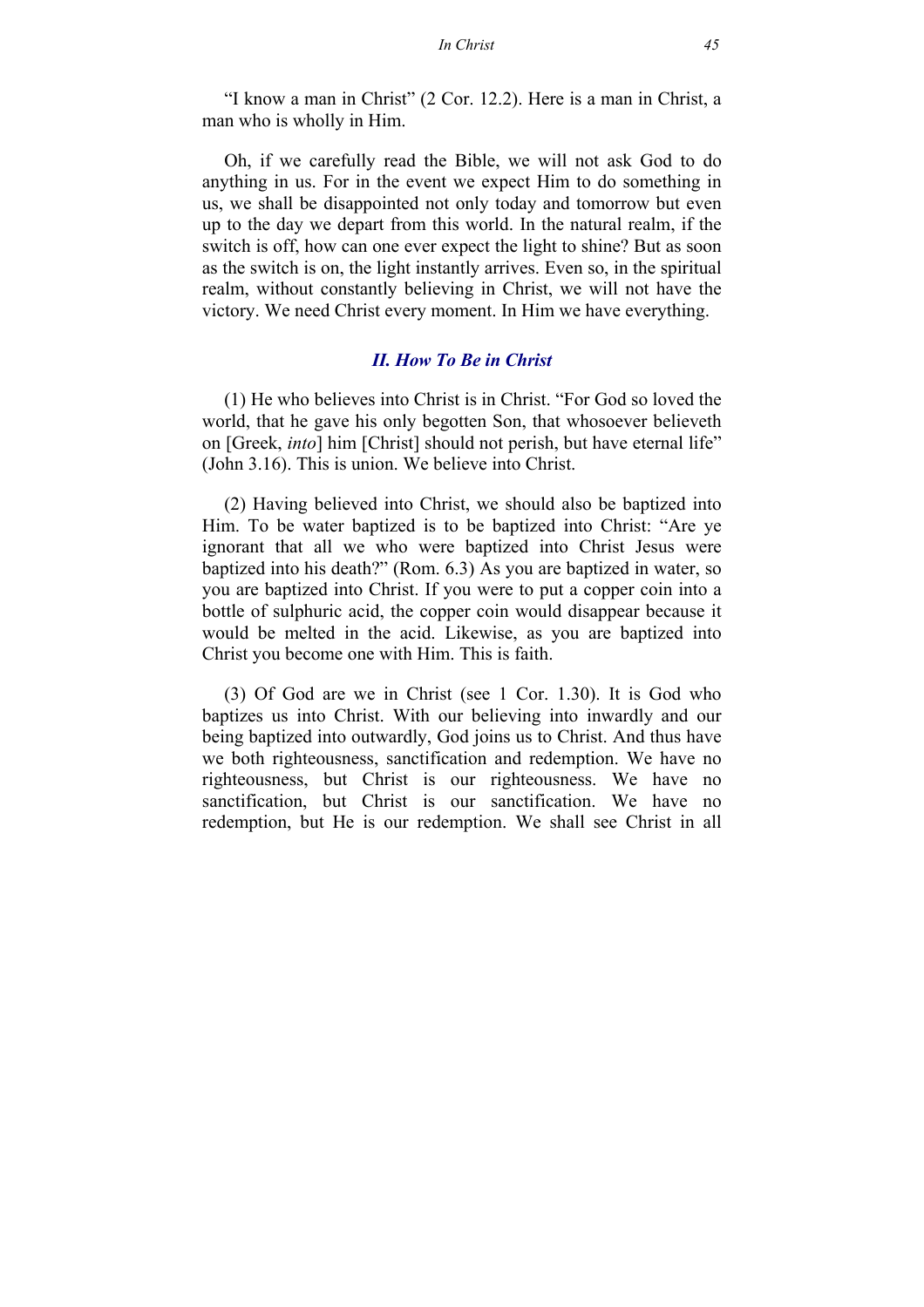"I know a man in Christ" (2 Cor. 12.2). Here is a man in Christ, a man who is wholly in Him.

Oh, if we carefully read the Bible, we will not ask God to do anything in us. For in the event we expect Him to do something in us, we shall be disappointed not only today and tomorrow but even up to the day we depart from this world. In the natural realm, if the switch is off, how can one ever expect the light to shine? But as soon as the switch is on, the light instantly arrives. Even so, in the spiritual realm, without constantly believing in Christ, we will not have the victory. We need Christ every moment. In Him we have everything.

### *II. How To Be in Christ*

(1) He who believes into Christ is in Christ. "For God so loved the world, that he gave his only begotten Son, that whosoever believeth on [Greek, *into*] him [Christ] should not perish, but have eternal life" (John 3.16). This is union. We believe into Christ.

(2) Having believed into Christ, we should also be baptized into Him. To be water baptized is to be baptized into Christ: "Are ye ignorant that all we who were baptized into Christ Jesus were baptized into his death?" (Rom. 6.3) As you are baptized in water, so you are baptized into Christ. If you were to put a copper coin into a bottle of sulphuric acid, the copper coin would disappear because it would be melted in the acid. Likewise, as you are baptized into Christ you become one with Him. This is faith.

(3) Of God are we in Christ (see 1 Cor. 1.30). It is God who baptizes us into Christ. With our believing into inwardly and our being baptized into outwardly, God joins us to Christ. And thus have we both righteousness, sanctification and redemption. We have no righteousness, but Christ is our righteousness. We have no sanctification, but Christ is our sanctification. We have no redemption, but He is our redemption. We shall see Christ in all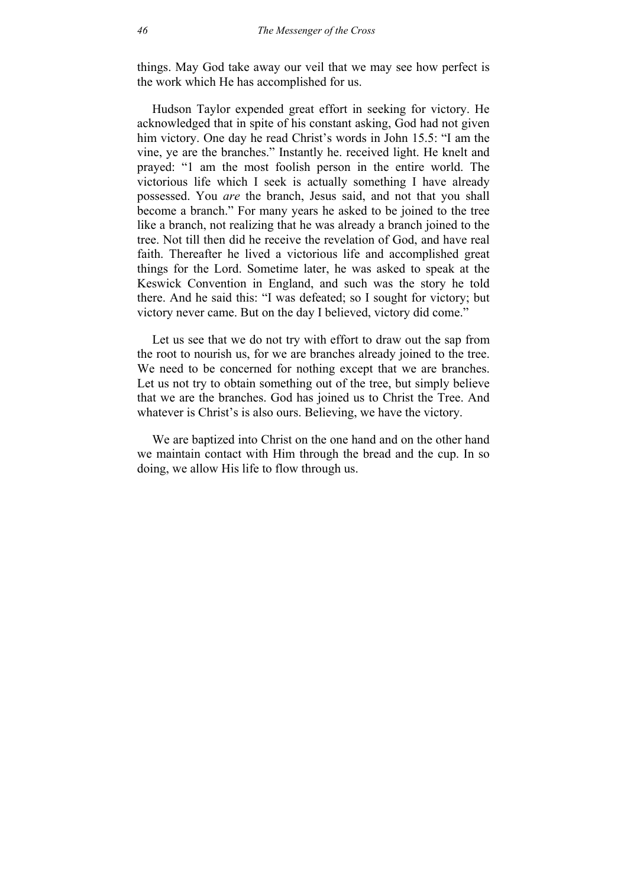things. May God take away our veil that we may see how perfect is the work which He has accomplished for us.

Hudson Taylor expended great effort in seeking for victory. He acknowledged that in spite of his constant asking, God had not given him victory. One day he read Christ's words in John 15.5: "I am the vine, ye are the branches." Instantly he. received light. He knelt and prayed: "1 am the most foolish person in the entire world. The victorious life which I seek is actually something I have already possessed. You *are* the branch, Jesus said, and not that you shall become a branch." For many years he asked to be joined to the tree like a branch, not realizing that he was already a branch joined to the tree. Not till then did he receive the revelation of God, and have real faith. Thereafter he lived a victorious life and accomplished great things for the Lord. Sometime later, he was asked to speak at the Keswick Convention in England, and such was the story he told there. And he said this: "I was defeated; so I sought for victory; but victory never came. But on the day I believed, victory did come."

Let us see that we do not try with effort to draw out the sap from the root to nourish us, for we are branches already joined to the tree. We need to be concerned for nothing except that we are branches. Let us not try to obtain something out of the tree, but simply believe that we are the branches. God has joined us to Christ the Tree. And whatever is Christ's is also ours. Believing, we have the victory.

We are baptized into Christ on the one hand and on the other hand we maintain contact with Him through the bread and the cup. In so doing, we allow His life to flow through us.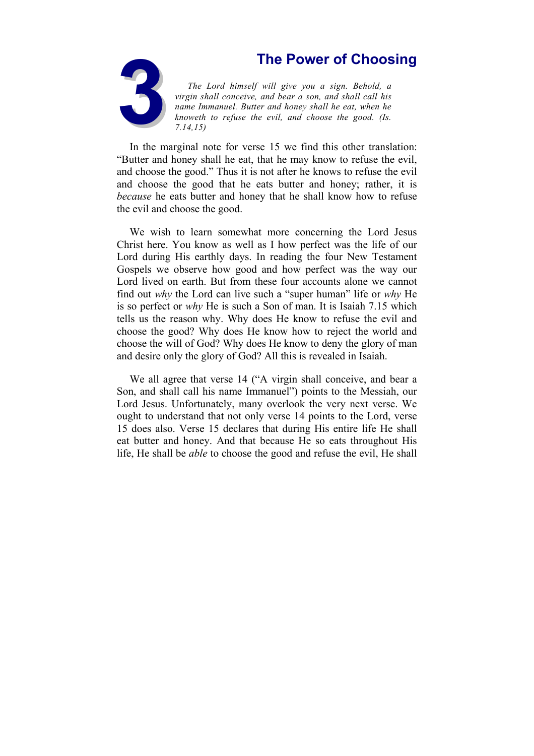# 3 The Power of Choosing

*The Lord himself will give you a sign. Behold, a virgin shall conceive, and bear a son, and shall call his name Immanuel. Butter and honey shall he eat, when he knoweth to refuse the evil, and choose the good. (Is. 7.14,15)*

In the marginal note for verse 15 we find this other translation: "Butter and honey shall he eat, that he may know to refuse the evil, and choose the good." Thus it is not after he knows to refuse the evil and choose the good that he eats butter and honey; rather, it is *because* he eats butter and honey that he shall know how to refuse the evil and choose the good.

We wish to learn somewhat more concerning the Lord Jesus Christ here. You know as well as I how perfect was the life of our Lord during His earthly days. In reading the four New Testament Gospels we observe how good and how perfect was the way our Lord lived on earth. But from these four accounts alone we cannot find out *why* the Lord can live such a "super human" life or *why* He is so perfect or *why* He is such a Son of man. It is Isaiah 7.15 which tells us the reason why. Why does He know to refuse the evil and choose the good? Why does He know how to reject the world and choose the will of God? Why does He know to deny the glory of man and desire only the glory of God? All this is revealed in Isaiah.

We all agree that verse 14 ("A virgin shall conceive, and bear a Son, and shall call his name Immanuel") points to the Messiah, our Lord Jesus. Unfortunately, many overlook the very next verse. We ought to understand that not only verse 14 points to the Lord, verse 15 does also. Verse 15 declares that during His entire life He shall eat butter and honey. And that because He so eats throughout His life, He shall be *able* to choose the good and refuse the evil, He shall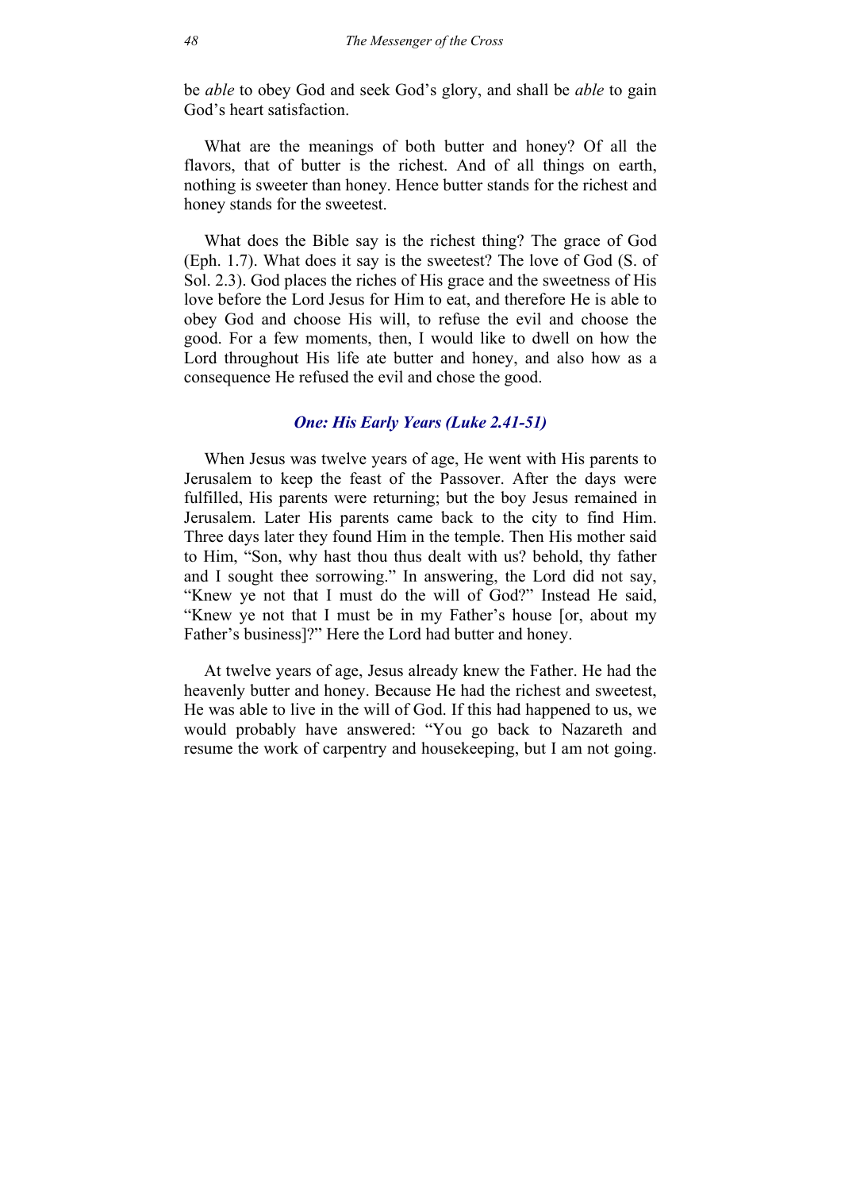be *able* to obey God and seek God's glory, and shall be *able* to gain God's heart satisfaction.

What are the meanings of both butter and honey? Of all the flavors, that of butter is the richest. And of all things on earth, nothing is sweeter than honey. Hence butter stands for the richest and honey stands for the sweetest.

What does the Bible say is the richest thing? The grace of God (Eph. 1.7). What does it say is the sweetest? The love of God (S. of Sol. 2.3). God places the riches of His grace and the sweetness of His love before the Lord Jesus for Him to eat, and therefore He is able to obey God and choose His will, to refuse the evil and choose the good. For a few moments, then, I would like to dwell on how the Lord throughout His life ate butter and honey, and also how as a consequence He refused the evil and chose the good.

### *One: His Early Years (Luke 2.41-51)*

When Jesus was twelve years of age, He went with His parents to Jerusalem to keep the feast of the Passover. After the days were fulfilled, His parents were returning; but the boy Jesus remained in Jerusalem. Later His parents came back to the city to find Him. Three days later they found Him in the temple. Then His mother said to Him, "Son, why hast thou thus dealt with us? behold, thy father and I sought thee sorrowing." In answering, the Lord did not say, "Knew ye not that I must do the will of God?" Instead He said, "Knew ye not that I must be in my Father's house [or, about my Father's business]?" Here the Lord had butter and honey.

At twelve years of age, Jesus already knew the Father. He had the heavenly butter and honey. Because He had the richest and sweetest, He was able to live in the will of God. If this had happened to us, we would probably have answered: "You go back to Nazareth and resume the work of carpentry and housekeeping, but I am not going.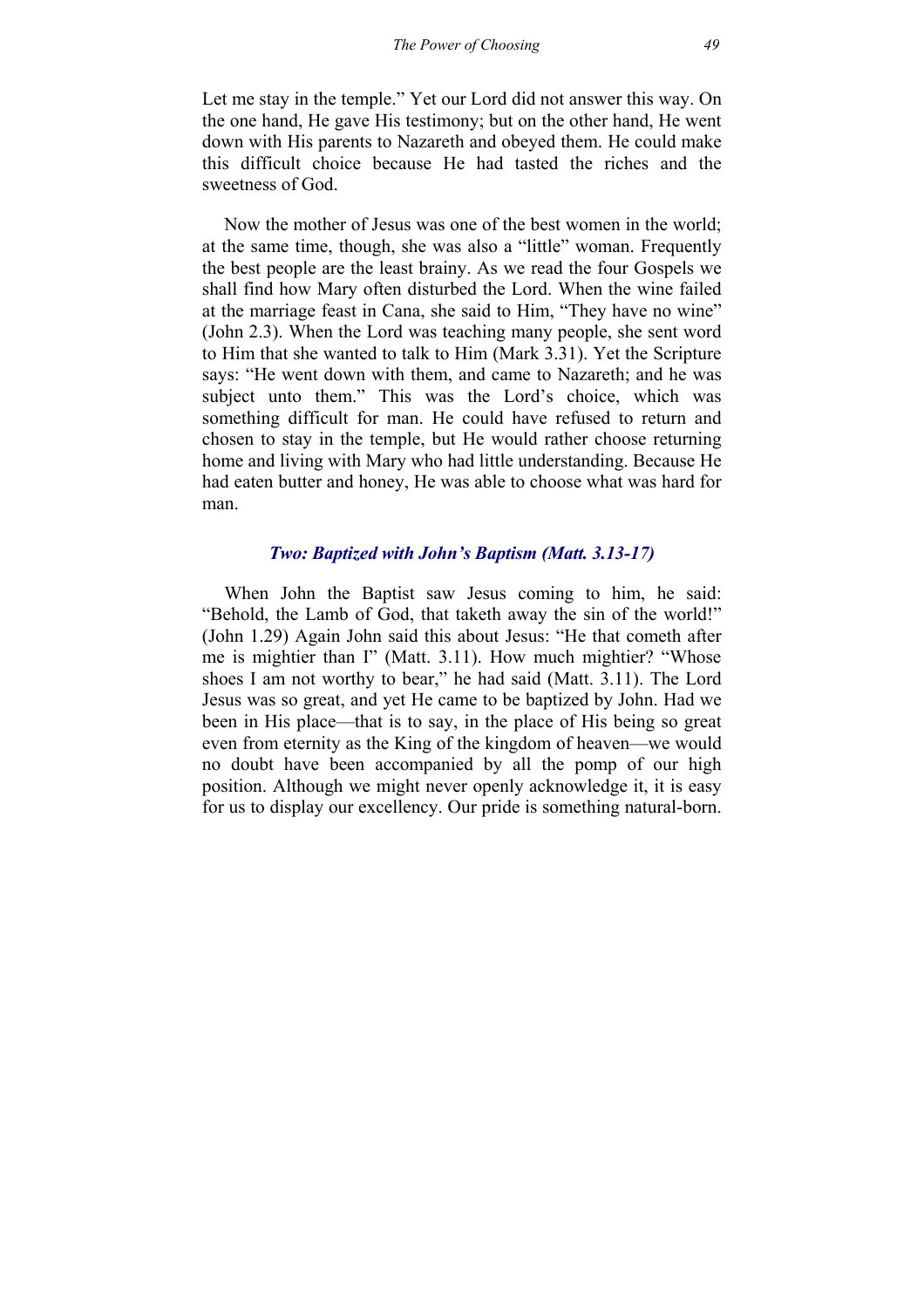Let me stay in the temple." Yet our Lord did not answer this way. On the one hand, He gave His testimony; but on the other hand, He went down with His parents to Nazareth and obeyed them. He could make this difficult choice because He had tasted the riches and the sweetness of God.

Now the mother of Jesus was one of the best women in the world; at the same time, though, she was also a "little" woman. Frequently the best people are the least brainy. As we read the four Gospels we shall find how Mary often disturbed the Lord. When the wine failed at the marriage feast in Cana, she said to Him, "They have no wine" (John 2.3). When the Lord was teaching many people, she sent word to Him that she wanted to talk to Him (Mark 3.31). Yet the Scripture says: "He went down with them, and came to Nazareth; and he was subject unto them." This was the Lord's choice, which was something difficult for man. He could have refused to return and chosen to stay in the temple, but He would rather choose returning home and living with Mary who had little understanding. Because He had eaten butter and honey, He was able to choose what was hard for man.

### *Two: Baptized with John's Baptism (Matt. 3.13-17)*

When John the Baptist saw Jesus coming to him, he said: "Behold, the Lamb of God, that taketh away the sin of the world!" (John 1.29) Again John said this about Jesus: "He that cometh after me is mightier than I" (Matt. 3.11). How much mightier? "Whose shoes I am not worthy to bear," he had said (Matt. 3.11). The Lord Jesus was so great, and yet He came to be baptized by John. Had we been in His place—that is to say, in the place of His being so great even from eternity as the King of the kingdom of heaven—we would no doubt have been accompanied by all the pomp of our high position. Although we might never openly acknowledge it, it is easy for us to display our excellency. Our pride is something natural-born.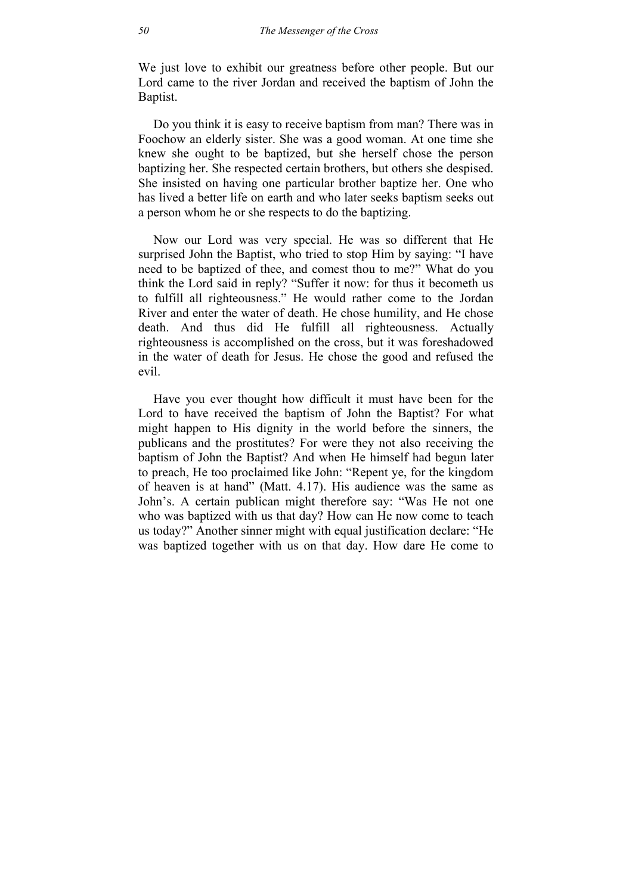We just love to exhibit our greatness before other people. But our Lord came to the river Jordan and received the baptism of John the Baptist.

Do you think it is easy to receive baptism from man? There was in Foochow an elderly sister. She was a good woman. At one time she knew she ought to be baptized, but she herself chose the person baptizing her. She respected certain brothers, but others she despised. She insisted on having one particular brother baptize her. One who has lived a better life on earth and who later seeks baptism seeks out a person whom he or she respects to do the baptizing.

Now our Lord was very special. He was so different that He surprised John the Baptist, who tried to stop Him by saying: "I have need to be baptized of thee, and comest thou to me?" What do you think the Lord said in reply? "Suffer it now: for thus it becometh us to fulfill all righteousness." He would rather come to the Jordan River and enter the water of death. He chose humility, and He chose death. And thus did He fulfill all righteousness. Actually righteousness is accomplished on the cross, but it was foreshadowed in the water of death for Jesus. He chose the good and refused the evil.

Have you ever thought how difficult it must have been for the Lord to have received the baptism of John the Baptist? For what might happen to His dignity in the world before the sinners, the publicans and the prostitutes? For were they not also receiving the baptism of John the Baptist? And when He himself had begun later to preach, He too proclaimed like John: "Repent ye, for the kingdom of heaven is at hand" (Matt. 4.17). His audience was the same as John's. A certain publican might therefore say: "Was He not one who was baptized with us that day? How can He now come to teach us today?" Another sinner might with equal justification declare: "He was baptized together with us on that day. How dare He come to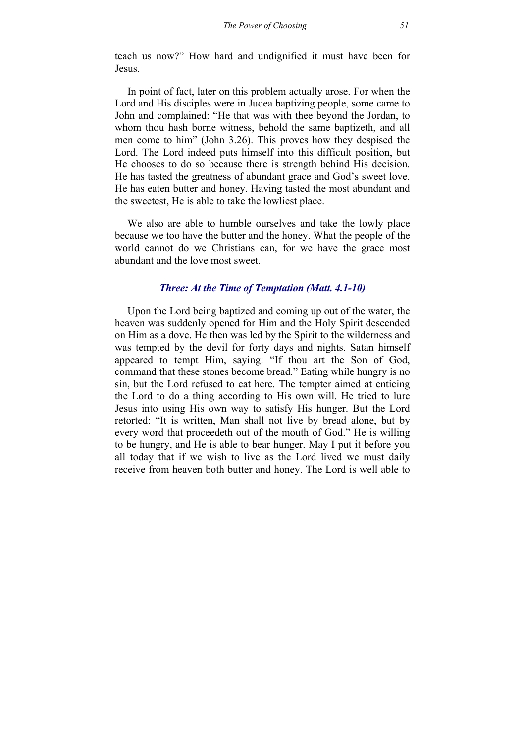teach us now?" How hard and undignified it must have been for Jesus.

In point of fact, later on this problem actually arose. For when the Lord and His disciples were in Judea baptizing people, some came to John and complained: "He that was with thee beyond the Jordan, to whom thou hash borne witness, behold the same baptizeth, and all men come to him" (John 3.26). This proves how they despised the Lord. The Lord indeed puts himself into this difficult position, but He chooses to do so because there is strength behind His decision. He has tasted the greatness of abundant grace and God's sweet love. He has eaten butter and honey. Having tasted the most abundant and the sweetest, He is able to take the lowliest place.

We also are able to humble ourselves and take the lowly place because we too have the butter and the honey. What the people of the world cannot do we Christians can, for we have the grace most abundant and the love most sweet.

### *Three: At the Time of Temptation (Matt. 4.1-10)*

Upon the Lord being baptized and coming up out of the water, the heaven was suddenly opened for Him and the Holy Spirit descended on Him as a dove. He then was led by the Spirit to the wilderness and was tempted by the devil for forty days and nights. Satan himself appeared to tempt Him, saying: "If thou art the Son of God, command that these stones become bread." Eating while hungry is no sin, but the Lord refused to eat here. The tempter aimed at enticing the Lord to do a thing according to His own will. He tried to lure Jesus into using His own way to satisfy His hunger. But the Lord retorted: "It is written, Man shall not live by bread alone, but by every word that proceedeth out of the mouth of God." He is willing to be hungry, and He is able to bear hunger. May I put it before you all today that if we wish to live as the Lord lived we must daily receive from heaven both butter and honey. The Lord is well able to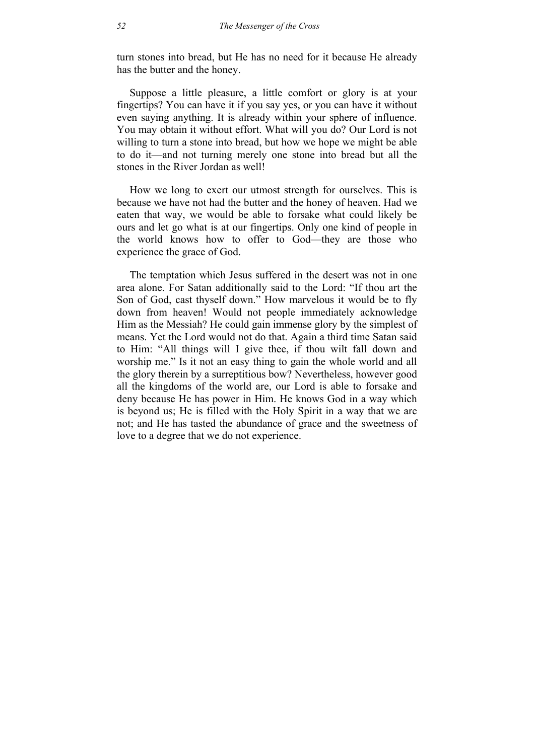turn stones into bread, but He has no need for it because He already has the butter and the honey.

Suppose a little pleasure, a little comfort or glory is at your fingertips? You can have it if you say yes, or you can have it without even saying anything. It is already within your sphere of influence. You may obtain it without effort. What will you do? Our Lord is not willing to turn a stone into bread, but how we hope we might be able to do it—and not turning merely one stone into bread but all the stones in the River Jordan as well!

How we long to exert our utmost strength for ourselves. This is because we have not had the butter and the honey of heaven. Had we eaten that way, we would be able to forsake what could likely be ours and let go what is at our fingertips. Only one kind of people in the world knows how to offer to God—they are those who experience the grace of God.

The temptation which Jesus suffered in the desert was not in one area alone. For Satan additionally said to the Lord: "If thou art the Son of God, cast thyself down." How marvelous it would be to fly down from heaven! Would not people immediately acknowledge Him as the Messiah? He could gain immense glory by the simplest of means. Yet the Lord would not do that. Again a third time Satan said to Him: "All things will I give thee, if thou wilt fall down and worship me." Is it not an easy thing to gain the whole world and all the glory therein by a surreptitious bow? Nevertheless, however good all the kingdoms of the world are, our Lord is able to forsake and deny because He has power in Him. He knows God in a way which is beyond us; He is filled with the Holy Spirit in a way that we are not; and He has tasted the abundance of grace and the sweetness of love to a degree that we do not experience.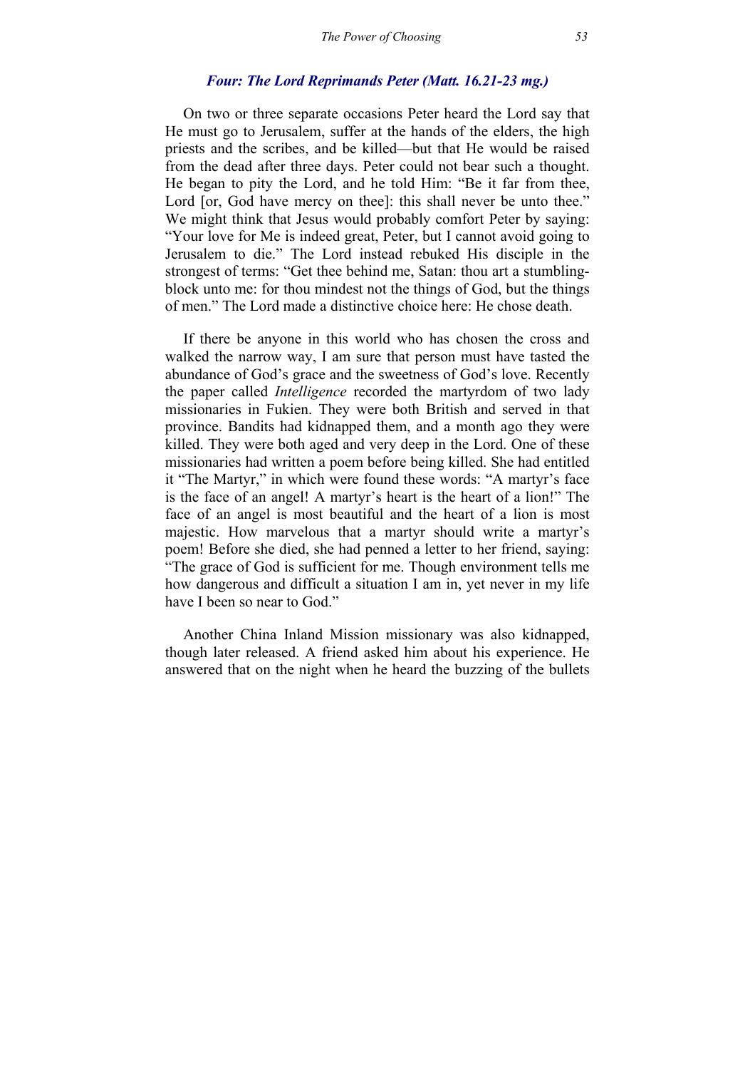### *Four: The Lord Reprimands Peter (Matt. 16.21-23 mg.)*

On two or three separate occasions Peter heard the Lord say that He must go to Jerusalem, suffer at the hands of the elders, the high priests and the scribes, and be killed—but that He would be raised from the dead after three days. Peter could not bear such a thought. He began to pity the Lord, and he told Him: "Be it far from thee, Lord [or, God have mercy on thee]: this shall never be unto thee." We might think that Jesus would probably comfort Peter by saying: "Your love for Me is indeed great, Peter, but I cannot avoid going to Jerusalem to die." The Lord instead rebuked His disciple in the strongest of terms: "Get thee behind me, Satan: thou art a stumbling-block unto me: for thou mindest not the things of God, but the things of men." The Lord made a distinctive choice here: He chose death.

If there be anyone in this world who has chosen the cross and walked the narrow way, I am sure that person must have tasted the abundance of God's grace and the sweetness of God's love. Recently the paper called *Intelligence* recorded the martyrdom of two lady missionaries in Fukien. They were both British and served in that province. Bandits had kidnapped them, and a month ago they were killed. They were both aged and very deep in the Lord. One of these missionaries had written a poem before being killed. She had entitled it "The Martyr," in which were found these words: "A martyr's face is the face of an angel! A martyr's heart is the heart of a lion!" The face of an angel is most beautiful and the heart of a lion is most majestic. How marvelous that a martyr should write a martyr's poem! Before she died, she had penned a letter to her friend, saying: "The grace of God is sufficient for me. Though environment tells me how dangerous and difficult a situation I am in, yet never in my life have I been so near to God."

Another China Inland Mission missionary was also kidnapped, though later released. A friend asked him about his experience. He answered that on the night when he heard the buzzing of the bullets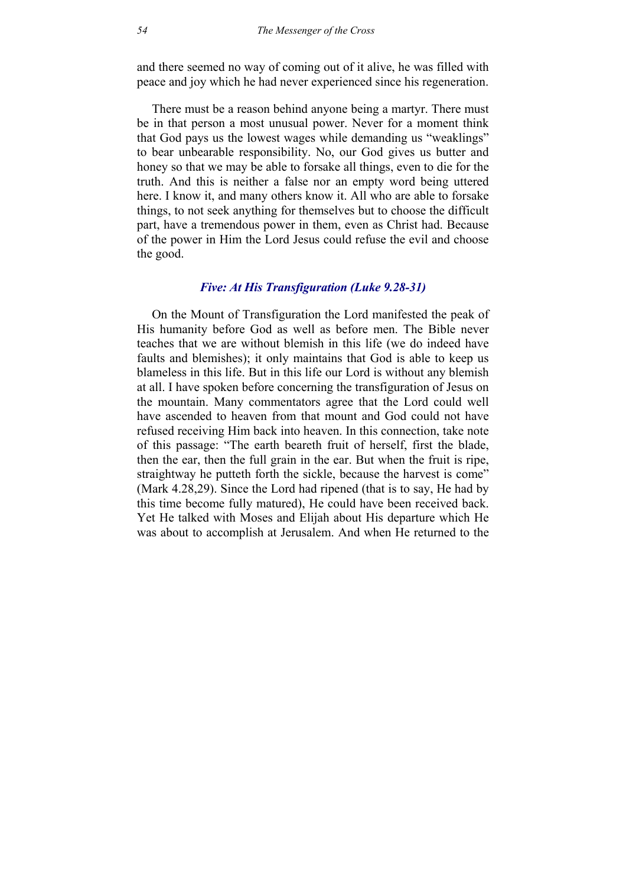and there seemed no way of coming out of it alive, he was filled with peace and joy which he had never experienced since his regeneration.

There must be a reason behind anyone being a martyr. There must be in that person a most unusual power. Never for a moment think that God pays us the lowest wages while demanding us "weaklings" to bear unbearable responsibility. No, our God gives us butter and honey so that we may be able to forsake all things, even to die for the truth. And this is neither a false nor an empty word being uttered here. I know it, and many others know it. All who are able to forsake things, to not seek anything for themselves but to choose the difficult part, have a tremendous power in them, even as Christ had. Because of the power in Him the Lord Jesus could refuse the evil and choose the good.

### *Five: At His Transfiguration (Luke 9.28-31)*

On the Mount of Transfiguration the Lord manifested the peak of His humanity before God as well as before men. The Bible never teaches that we are without blemish in this life (we do indeed have faults and blemishes); it only maintains that God is able to keep us blameless in this life. But in this life our Lord is without any blemish at all. I have spoken before concerning the transfiguration of Jesus on the mountain. Many commentators agree that the Lord could well have ascended to heaven from that mount and God could not have refused receiving Him back into heaven. In this connection, take note of this passage: "The earth beareth fruit of herself, first the blade, then the ear, then the full grain in the ear. But when the fruit is ripe, straightway he putteth forth the sickle, because the harvest is come" (Mark 4.28,29). Since the Lord had ripened (that is to say, He had by this time become fully matured), He could have been received back. Yet He talked with Moses and Elijah about His departure which He was about to accomplish at Jerusalem. And when He returned to the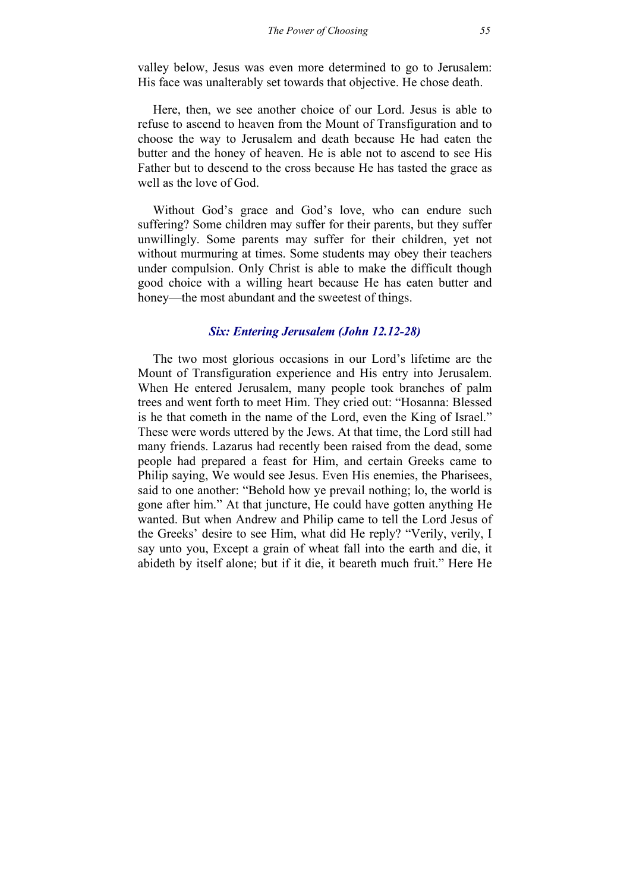valley below, Jesus was even more determined to go to Jerusalem: His face was unalterably set towards that objective. He chose death.

Here, then, we see another choice of our Lord. Jesus is able to refuse to ascend to heaven from the Mount of Transfiguration and to choose the way to Jerusalem and death because He had eaten the butter and the honey of heaven. He is able not to ascend to see His Father but to descend to the cross because He has tasted the grace as well as the love of God.

Without God's grace and God's love, who can endure such suffering? Some children may suffer for their parents, but they suffer unwillingly. Some parents may suffer for their children, yet not without murmuring at times. Some students may obey their teachers under compulsion. Only Christ is able to make the difficult though good choice with a willing heart because He has eaten butter and honey—the most abundant and the sweetest of things.

### *Six: Entering Jerusalem (John 12.12-28)*

The two most glorious occasions in our Lord's lifetime are the Mount of Transfiguration experience and His entry into Jerusalem. When He entered Jerusalem, many people took branches of palm trees and went forth to meet Him. They cried out: "Hosanna: Blessed is he that cometh in the name of the Lord, even the King of Israel." These were words uttered by the Jews. At that time, the Lord still had many friends. Lazarus had recently been raised from the dead, some people had prepared a feast for Him, and certain Greeks came to Philip saying, We would see Jesus. Even His enemies, the Pharisees, said to one another: "Behold how ye prevail nothing; lo, the world is gone after him." At that juncture, He could have gotten anything He wanted. But when Andrew and Philip came to tell the Lord Jesus of the Greeks' desire to see Him, what did He reply? "Verily, verily, I say unto you, Except a grain of wheat fall into the earth and die, it abideth by itself alone; but if it die, it beareth much fruit." Here He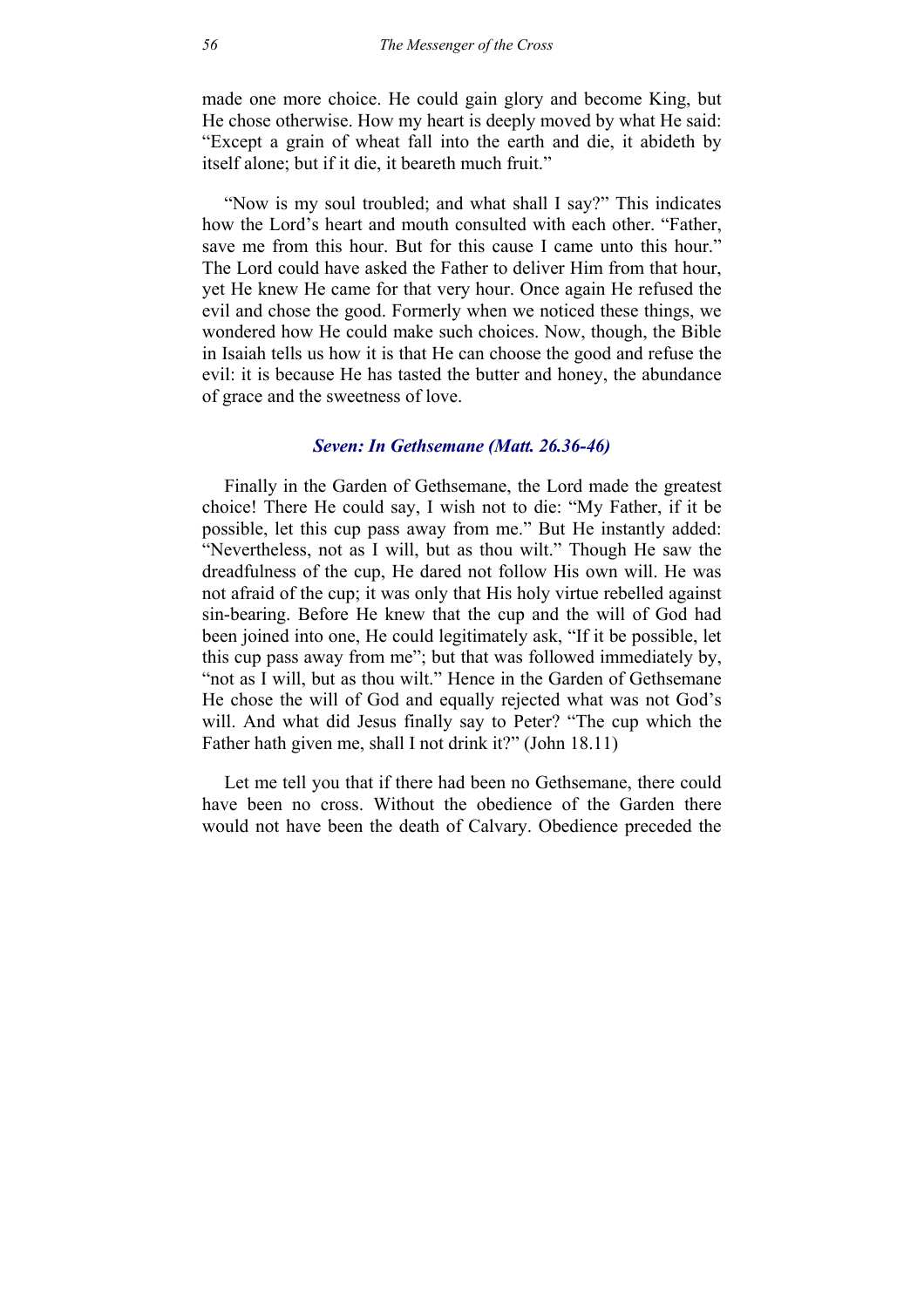made one more choice. He could gain glory and become King, but He chose otherwise. How my heart is deeply moved by what He said: "Except a grain of wheat fall into the earth and die, it abideth by itself alone; but if it die, it beareth much fruit."

"Now is my soul troubled; and what shall I say?" This indicates how the Lord's heart and mouth consulted with each other. "Father, save me from this hour. But for this cause I came unto this hour." The Lord could have asked the Father to deliver Him from that hour, yet He knew He came for that very hour. Once again He refused the evil and chose the good. Formerly when we noticed these things, we wondered how He could make such choices. Now, though, the Bible in Isaiah tells us how it is that He can choose the good and refuse the evil: it is because He has tasted the butter and honey, the abundance of grace and the sweetness of love.

### *Seven: In Gethsemane (Matt. 26.36-46)*

Finally in the Garden of Gethsemane, the Lord made the greatest choice! There He could say, I wish not to die: "My Father, if it be possible, let this cup pass away from me." But He instantly added: "Nevertheless, not as I will, but as thou wilt." Though He saw the dreadfulness of the cup, He dared not follow His own will. He was not afraid of the cup; it was only that His holy virtue rebelled against sin-bearing. Before He knew that the cup and the will of God had been joined into one, He could legitimately ask, "If it be possible, let this cup pass away from me"; but that was followed immediately by, "not as I will, but as thou wilt." Hence in the Garden of Gethsemane He chose the will of God and equally rejected what was not God's will. And what did Jesus finally say to Peter? "The cup which the Father hath given me, shall I not drink it?" (John 18.11)

Let me tell you that if there had been no Gethsemane, there could have been no cross. Without the obedience of the Garden there would not have been the death of Calvary. Obedience preceded the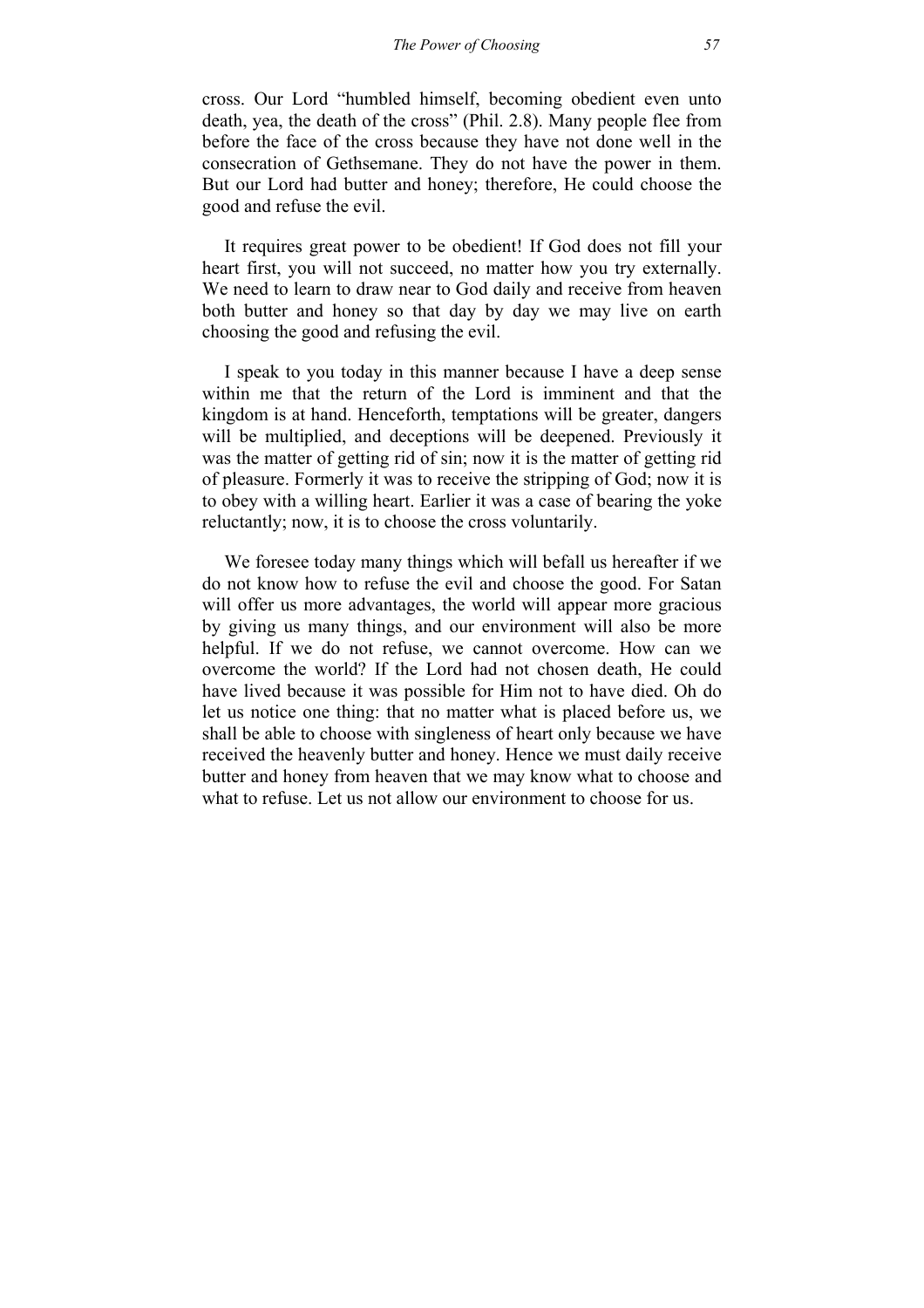cross. Our Lord "humbled himself, becoming obedient even unto death, yea, the death of the cross" (Phil. 2.8). Many people flee from before the face of the cross because they have not done well in the consecration of Gethsemane. They do not have the power in them. But our Lord had butter and honey; therefore, He could choose the good and refuse the evil.

It requires great power to be obedient! If God does not fill your heart first, you will not succeed, no matter how you try externally. We need to learn to draw near to God daily and receive from heaven both butter and honey so that day by day we may live on earth choosing the good and refusing the evil.

I speak to you today in this manner because I have a deep sense within me that the return of the Lord is imminent and that the kingdom is at hand. Henceforth, temptations will be greater, dangers will be multiplied, and deceptions will be deepened. Previously it was the matter of getting rid of sin; now it is the matter of getting rid of pleasure. Formerly it was to receive the stripping of God; now it is to obey with a willing heart. Earlier it was a case of bearing the yoke reluctantly; now, it is to choose the cross voluntarily.

We foresee today many things which will befall us hereafter if we do not know how to refuse the evil and choose the good. For Satan will offer us more advantages, the world will appear more gracious by giving us many things, and our environment will also be more helpful. If we do not refuse, we cannot overcome. How can we overcome the world? If the Lord had not chosen death, He could have lived because it was possible for Him not to have died. Oh do let us notice one thing: that no matter what is placed before us, we shall be able to choose with singleness of heart only because we have received the heavenly butter and honey. Hence we must daily receive butter and honey from heaven that we may know what to choose and what to refuse. Let us not allow our environment to choose for us.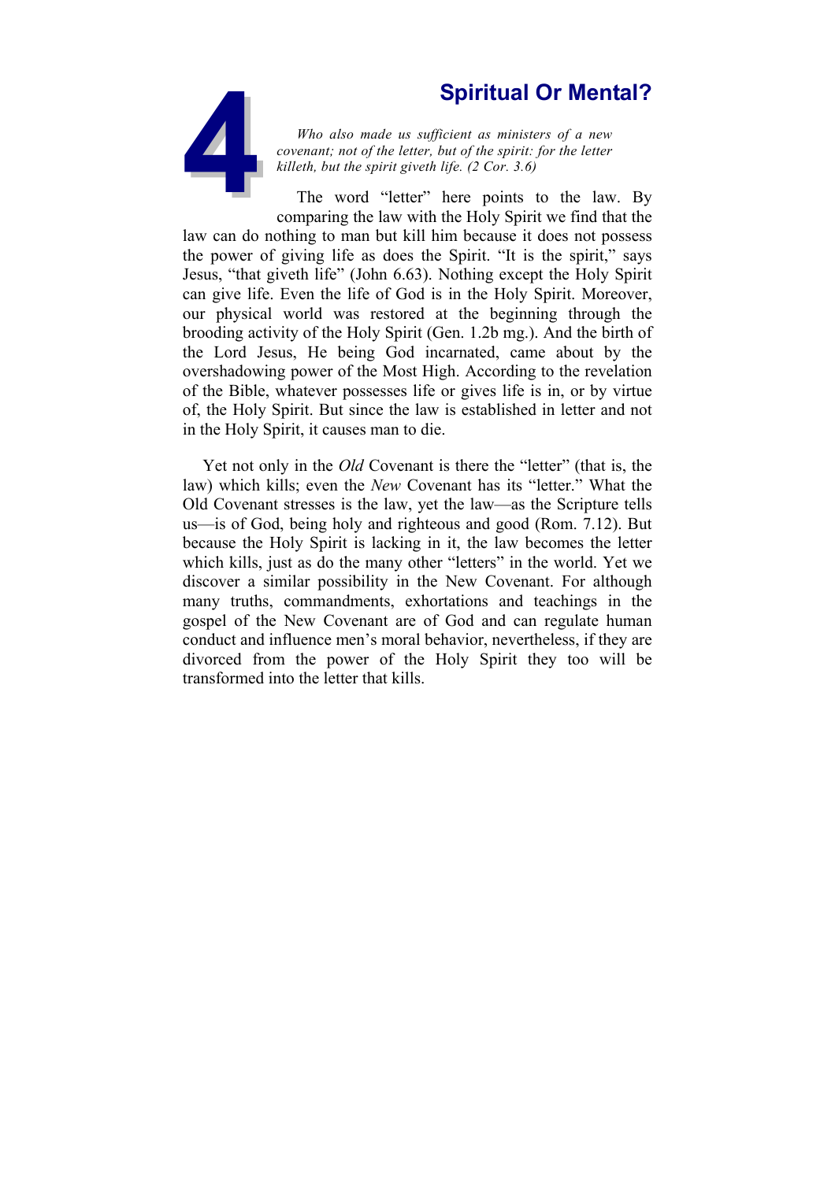# 4 Spiritual Or Mental?

*Who also made us sufficient as ministers of a new covenant; not of the letter, but of the spirit: for the letter killeth, but the spirit giveth life. (2 Cor. 3.6)*

The word "letter" here points to the law. By comparing the law with the Holy Spirit we find that the law can do nothing to man but kill him because it does not possess the power of giving life as does the Spirit. "It is the spirit," says Jesus, "that giveth life" (John 6.63). Nothing except the Holy Spirit can give life. Even the life of God is in the Holy Spirit. Moreover, our physical world was restored at the beginning through the brooding activity of the Holy Spirit (Gen. 1.2b mg.). And the birth of the Lord Jesus, He being God incarnated, came about by the overshadowing power of the Most High. According to the revelation of the Bible, whatever possesses life or gives life is in, or by virtue of, the Holy Spirit. But since the law is established in letter and not in the Holy Spirit, it causes man to die.

Yet not only in the *Old* Covenant is there the "letter" (that is, the law) which kills; even the *New* Covenant has its "letter." What the Old Covenant stresses is the law, yet the law—as the Scripture tells us—is of God, being holy and righteous and good (Rom. 7.12). But because the Holy Spirit is lacking in it, the law becomes the letter which kills, just as do the many other "letters" in the world. Yet we discover a similar possibility in the New Covenant. For although many truths, commandments, exhortations and teachings in the gospel of the New Covenant are of God and can regulate human conduct and influence men's moral behavior, nevertheless, if they are divorced from the power of the Holy Spirit they too will be transformed into the letter that kills.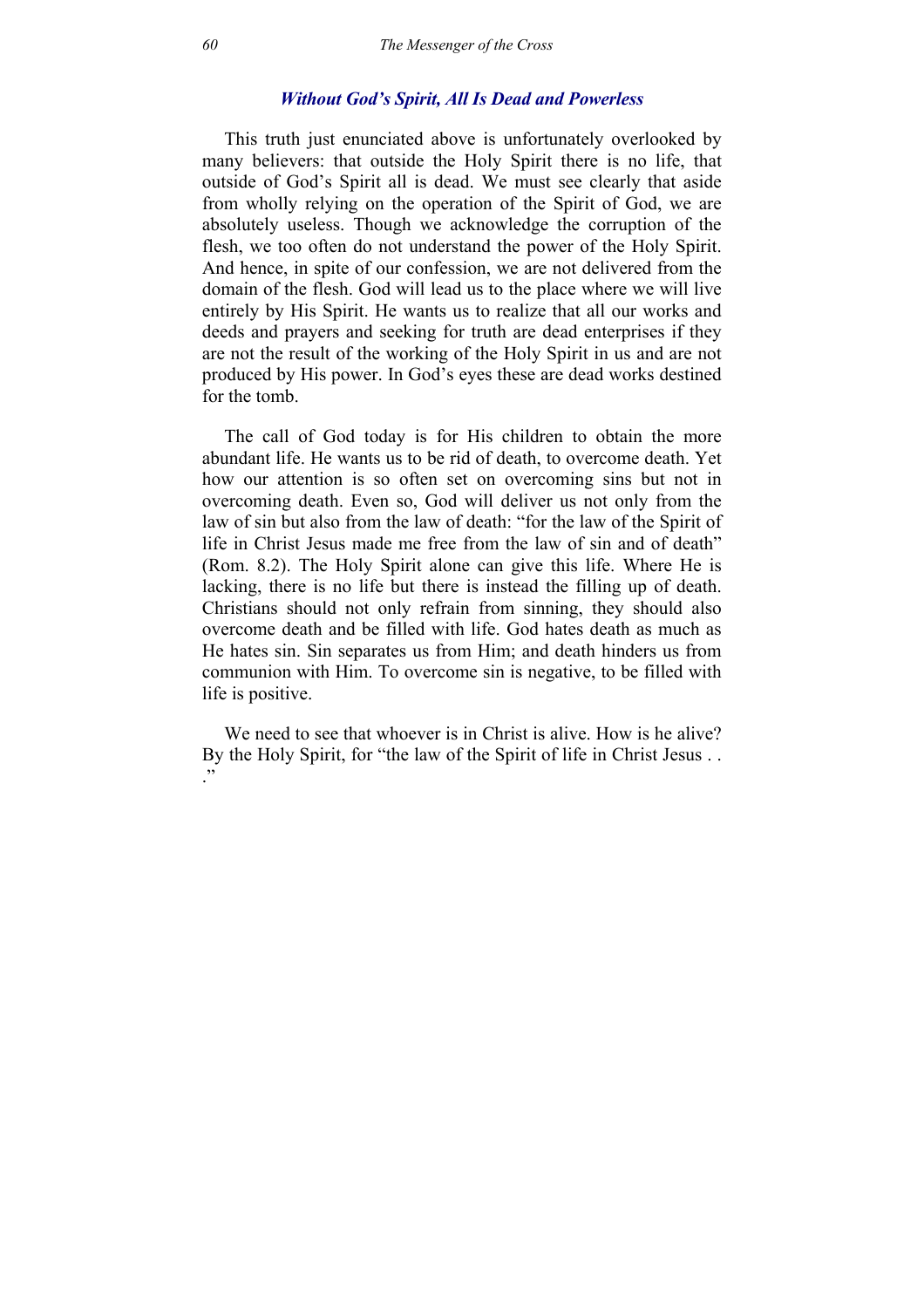### *Without God's Spirit, All Is Dead and Powerless*

This truth just enunciated above is unfortunately overlooked by many believers: that outside the Holy Spirit there is no life, that outside of God's Spirit all is dead. We must see clearly that aside from wholly relying on the operation of the Spirit of God, we are absolutely useless. Though we acknowledge the corruption of the flesh, we too often do not understand the power of the Holy Spirit. And hence, in spite of our confession, we are not delivered from the domain of the flesh. God will lead us to the place where we will live entirely by His Spirit. He wants us to realize that all our works and deeds and prayers and seeking for truth are dead enterprises if they are not the result of the working of the Holy Spirit in us and are not produced by His power. In God's eyes these are dead works destined for the tomb.

The call of God today is for His children to obtain the more abundant life. He wants us to be rid of death, to overcome death. Yet how our attention is so often set on overcoming sins but not in overcoming death. Even so, God will deliver us not only from the law of sin but also from the law of death: "for the law of the Spirit of life in Christ Jesus made me free from the law of sin and of death" (Rom. 8.2). The Holy Spirit alone can give this life. Where He is lacking, there is no life but there is instead the filling up of death. Christians should not only refrain from sinning, they should also overcome death and be filled with life. God hates death as much as He hates sin. Sin separates us from Him; and death hinders us from communion with Him. To overcome sin is negative, to be filled with life is positive.

We need to see that whoever is in Christ is alive. How is he alive? By the Holy Spirit, for "the law of the Spirit of life in Christ Jesus . . ."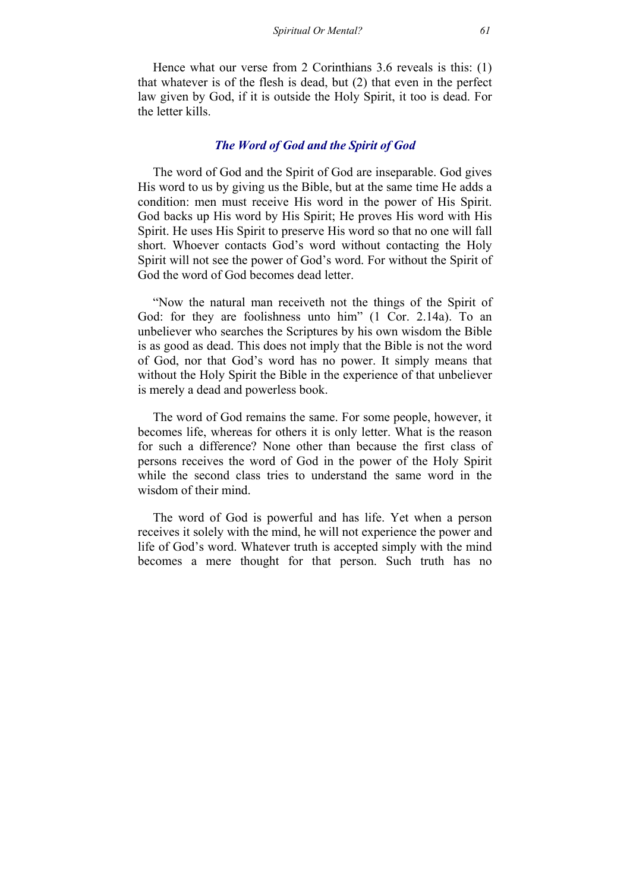Hence what our verse from 2 Corinthians 3.6 reveals is this: (1) that whatever is of the flesh is dead, but (2) that even in the perfect law given by God, if it is outside the Holy Spirit, it too is dead. For the letter kills.

### *The Word of God and the Spirit of God*

The word of God and the Spirit of God are inseparable. God gives His word to us by giving us the Bible, but at the same time He adds a condition: men must receive His word in the power of His Spirit. God backs up His word by His Spirit; He proves His word with His Spirit. He uses His Spirit to preserve His word so that no one will fall short. Whoever contacts God's word without contacting the Holy Spirit will not see the power of God's word. For without the Spirit of God the word of God becomes dead letter.

"Now the natural man receiveth not the things of the Spirit of God: for they are foolishness unto him" (1 Cor. 2.14a). To an unbeliever who searches the Scriptures by his own wisdom the Bible is as good as dead. This does not imply that the Bible is not the word of God, nor that God's word has no power. It simply means that without the Holy Spirit the Bible in the experience of that unbeliever is merely a dead and powerless book.

The word of God remains the same. For some people, however, it becomes life, whereas for others it is only letter. What is the reason for such a difference? None other than because the first class of persons receives the word of God in the power of the Holy Spirit while the second class tries to understand the same word in the wisdom of their mind.

The word of God is powerful and has life. Yet when a person receives it solely with the mind, he will not experience the power and life of God's word. Whatever truth is accepted simply with the mind becomes a mere thought for that person. Such truth has no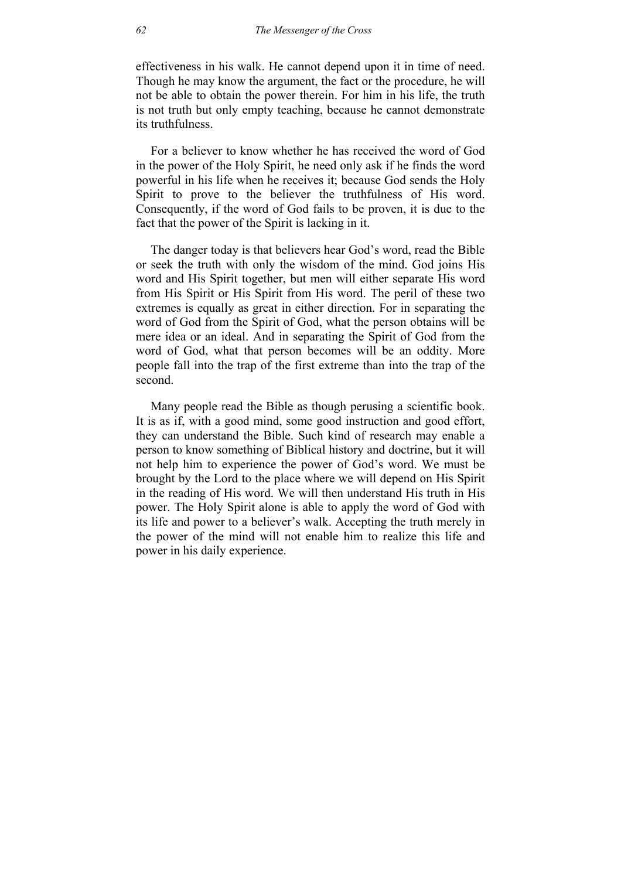effectiveness in his walk. He cannot depend upon it in time of need. Though he may know the argument, the fact or the procedure, he will not be able to obtain the power therein. For him in his life, the truth is not truth but only empty teaching, because he cannot demonstrate its truthfulness.

For a believer to know whether he has received the word of God in the power of the Holy Spirit, he need only ask if he finds the word powerful in his life when he receives it; because God sends the Holy Spirit to prove to the believer the truthfulness of His word. Consequently, if the word of God fails to be proven, it is due to the fact that the power of the Spirit is lacking in it.

The danger today is that believers hear God's word, read the Bible or seek the truth with only the wisdom of the mind. God joins His word and His Spirit together, but men will either separate His word from His Spirit or His Spirit from His word. The peril of these two extremes is equally as great in either direction. For in separating the word of God from the Spirit of God, what the person obtains will be mere idea or an ideal. And in separating the Spirit of God from the word of God, what that person becomes will be an oddity. More people fall into the trap of the first extreme than into the trap of the second.

Many people read the Bible as though perusing a scientific book. It is as if, with a good mind, some good instruction and good effort, they can understand the Bible. Such kind of research may enable a person to know something of Biblical history and doctrine, but it will not help him to experience the power of God's word. We must be brought by the Lord to the place where we will depend on His Spirit in the reading of His word. We will then understand His truth in His power. The Holy Spirit alone is able to apply the word of God with its life and power to a believer's walk. Accepting the truth merely in the power of the mind will not enable him to realize this life and power in his daily experience.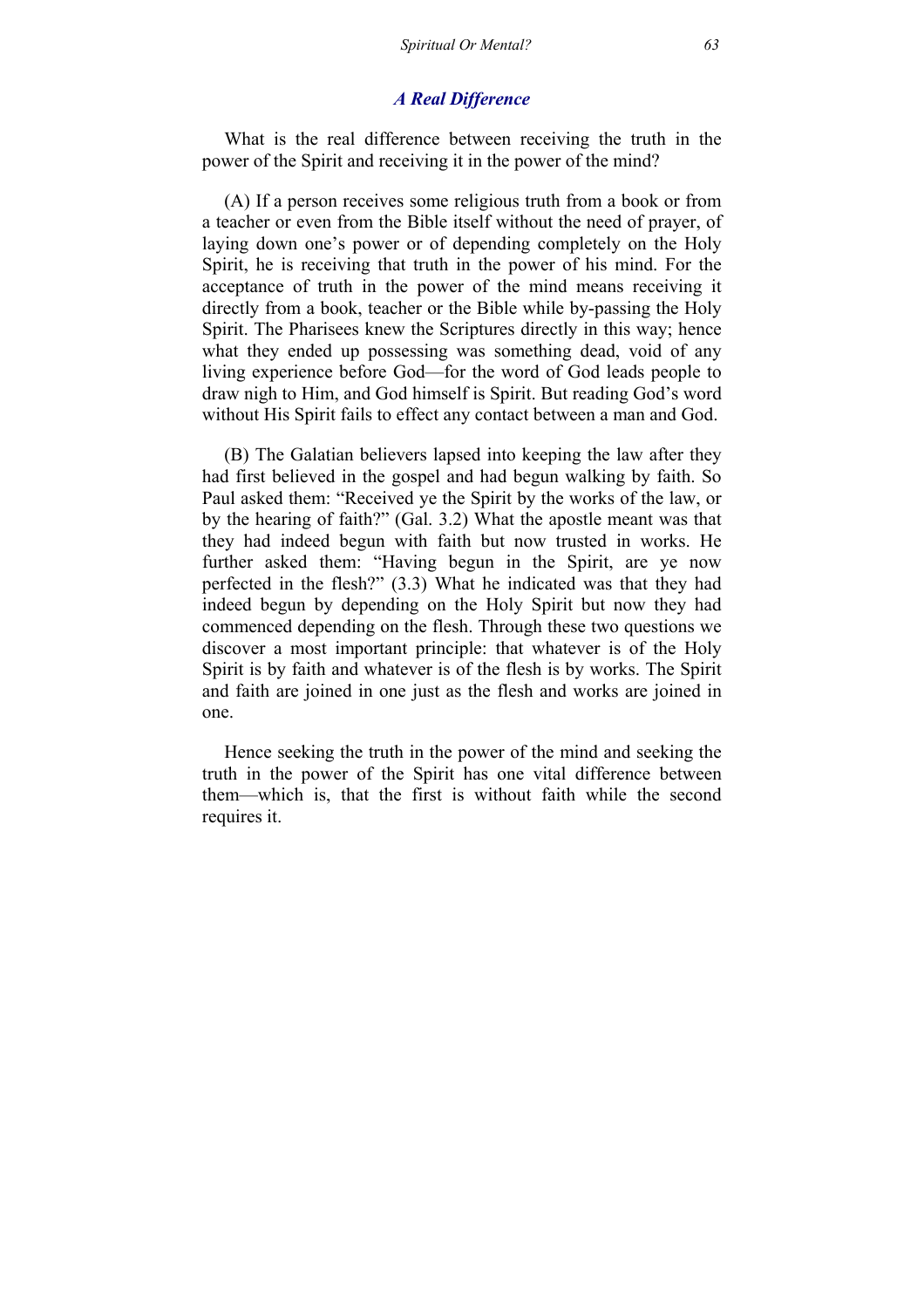### *A Real Difference*

What is the real difference between receiving the truth in the power of the Spirit and receiving it in the power of the mind?

(A) If a person receives some religious truth from a book or from a teacher or even from the Bible itself without the need of prayer, of laying down one's power or of depending completely on the Holy Spirit, he is receiving that truth in the power of his mind. For the acceptance of truth in the power of the mind means receiving it directly from a book, teacher or the Bible while by-passing the Holy Spirit. The Pharisees knew the Scriptures directly in this way; hence what they ended up possessing was something dead, void of any living experience before God—for the word of God leads people to draw nigh to Him, and God himself is Spirit. But reading God's word without His Spirit fails to effect any contact between a man and God.

(B) The Galatian believers lapsed into keeping the law after they had first believed in the gospel and had begun walking by faith. So Paul asked them: "Received ye the Spirit by the works of the law, or by the hearing of faith?" (Gal. 3.2) What the apostle meant was that they had indeed begun with faith but now trusted in works. He further asked them: "Having begun in the Spirit, are ye now perfected in the flesh?" (3.3) What he indicated was that they had indeed begun by depending on the Holy Spirit but now they had commenced depending on the flesh. Through these two questions we discover a most important principle: that whatever is of the Holy Spirit is by faith and whatever is of the flesh is by works. The Spirit and faith are joined in one just as the flesh and works are joined in one.

Hence seeking the truth in the power of the mind and seeking the truth in the power of the Spirit has one vital difference between them—which is, that the first is without faith while the second requires it.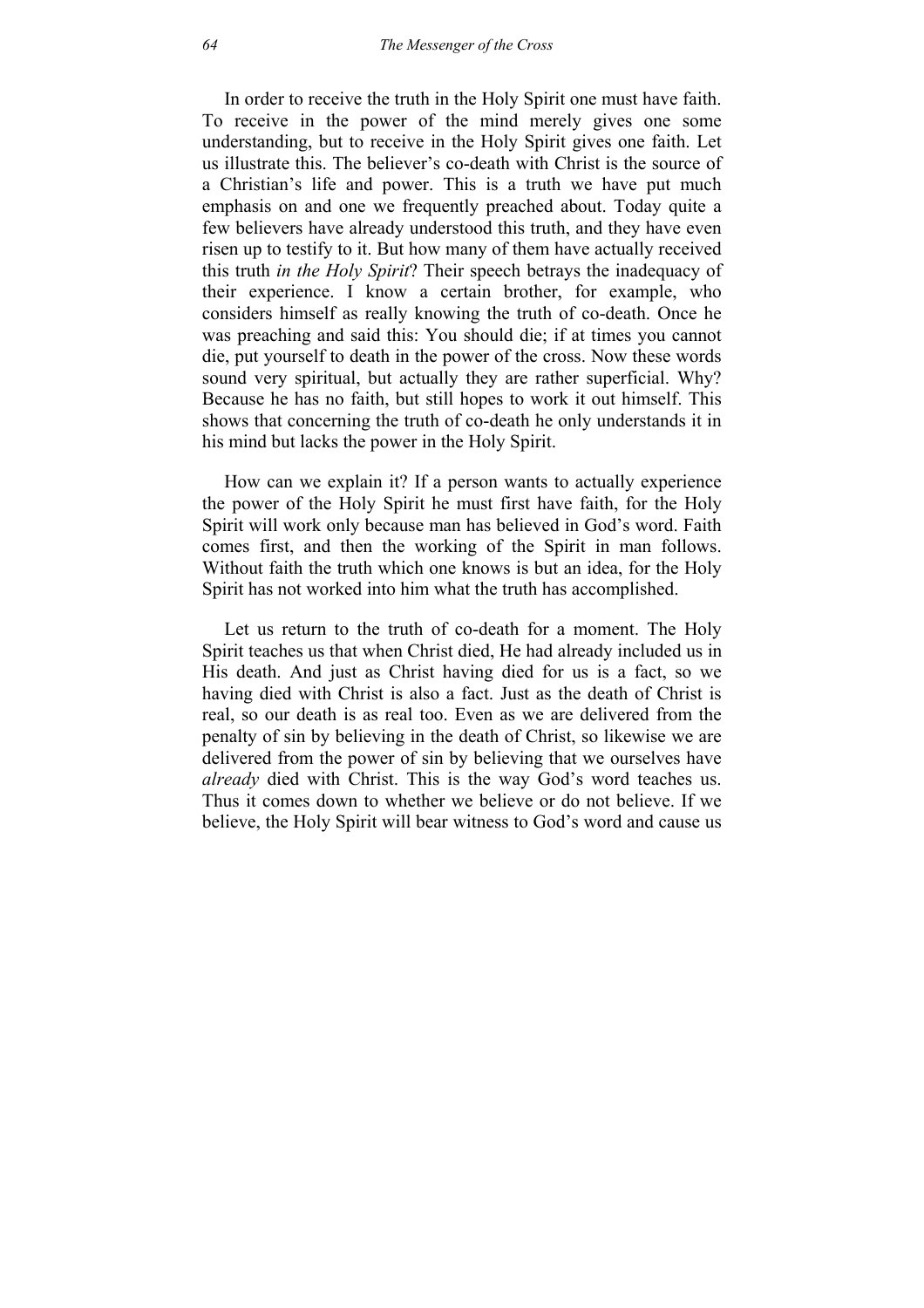In order to receive the truth in the Holy Spirit one must have faith. To receive in the power of the mind merely gives one some understanding, but to receive in the Holy Spirit gives one faith. Let us illustrate this. The believer's co-death with Christ is the source of a Christian's life and power. This is a truth we have put much emphasis on and one we frequently preached about. Today quite a few believers have already understood this truth, and they have even risen up to testify to it. But how many of them have actually received this truth *in the Holy Spirit*? Their speech betrays the inadequacy of their experience. I know a certain brother, for example, who considers himself as really knowing the truth of co-death. Once he was preaching and said this: You should die; if at times you cannot die, put yourself to death in the power of the cross. Now these words sound very spiritual, but actually they are rather superficial. Why? Because he has no faith, but still hopes to work it out himself. This shows that concerning the truth of co-death he only understands it in his mind but lacks the power in the Holy Spirit.

How can we explain it? If a person wants to actually experience the power of the Holy Spirit he must first have faith, for the Holy Spirit will work only because man has believed in God's word. Faith comes first, and then the working of the Spirit in man follows. Without faith the truth which one knows is but an idea, for the Holy Spirit has not worked into him what the truth has accomplished.

Let us return to the truth of co-death for a moment. The Holy Spirit teaches us that when Christ died, He had already included us in His death. And just as Christ having died for us is a fact, so we having died with Christ is also a fact. Just as the death of Christ is real, so our death is as real too. Even as we are delivered from the penalty of sin by believing in the death of Christ, so likewise we are delivered from the power of sin by believing that we ourselves have *already* died with Christ. This is the way God's word teaches us. Thus it comes down to whether we believe or do not believe. If we believe, the Holy Spirit will bear witness to God's word and cause us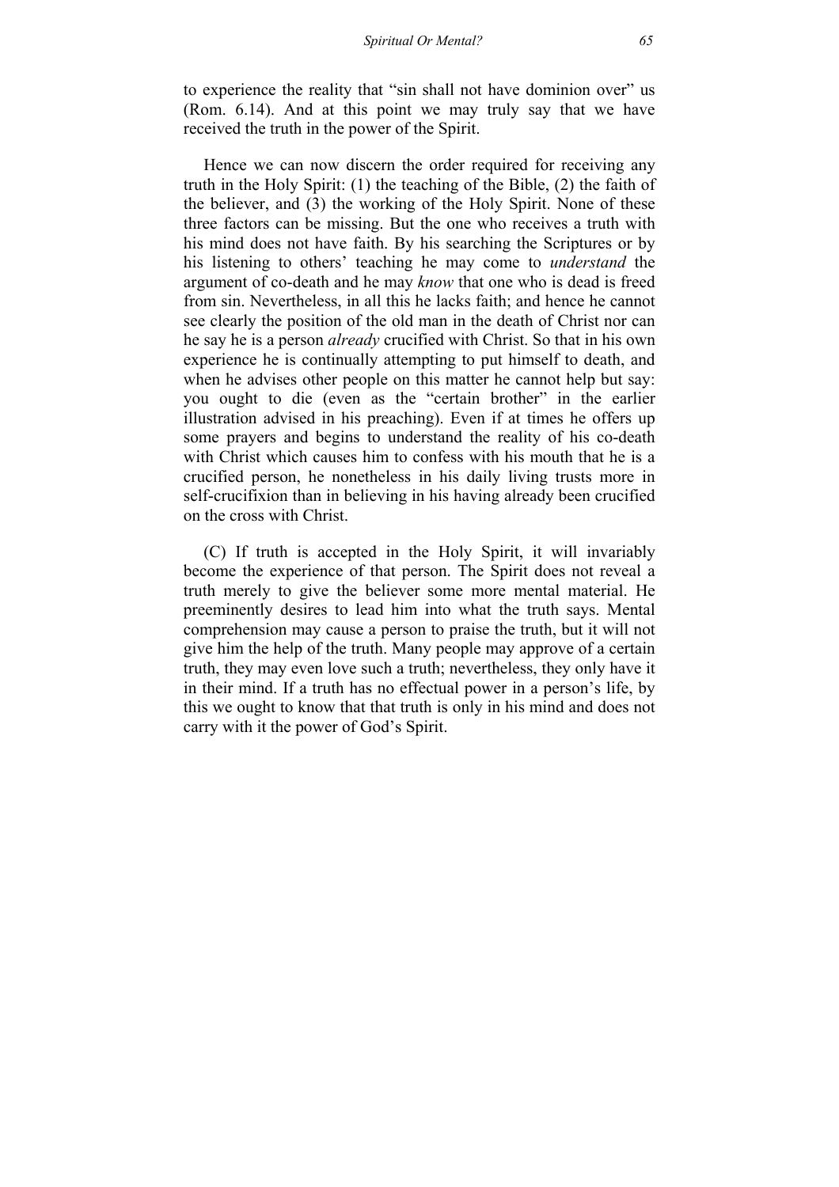to experience the reality that "sin shall not have dominion over" us (Rom. 6.14). And at this point we may truly say that we have received the truth in the power of the Spirit.

Hence we can now discern the order required for receiving any truth in the Holy Spirit: (1) the teaching of the Bible, (2) the faith of the believer, and (3) the working of the Holy Spirit. None of these three factors can be missing. But the one who receives a truth with his mind does not have faith. By his searching the Scriptures or by his listening to others' teaching he may come to *understand* the argument of co-death and he may *know* that one who is dead is freed from sin. Nevertheless, in all this he lacks faith; and hence he cannot see clearly the position of the old man in the death of Christ nor can he say he is a person *already* crucified with Christ. So that in his own experience he is continually attempting to put himself to death, and when he advises other people on this matter he cannot help but say: you ought to die (even as the "certain brother" in the earlier illustration advised in his preaching). Even if at times he offers up some prayers and begins to understand the reality of his co-death with Christ which causes him to confess with his mouth that he is a crucified person, he nonetheless in his daily living trusts more in self-crucifixion than in believing in his having already been crucified on the cross with Christ.

(C) If truth is accepted in the Holy Spirit, it will invariably become the experience of that person. The Spirit does not reveal a truth merely to give the believer some more mental material. He preeminently desires to lead him into what the truth says. Mental comprehension may cause a person to praise the truth, but it will not give him the help of the truth. Many people may approve of a certain truth, they may even love such a truth; nevertheless, they only have it in their mind. If a truth has no effectual power in a person's life, by this we ought to know that that truth is only in his mind and does not carry with it the power of God's Spirit.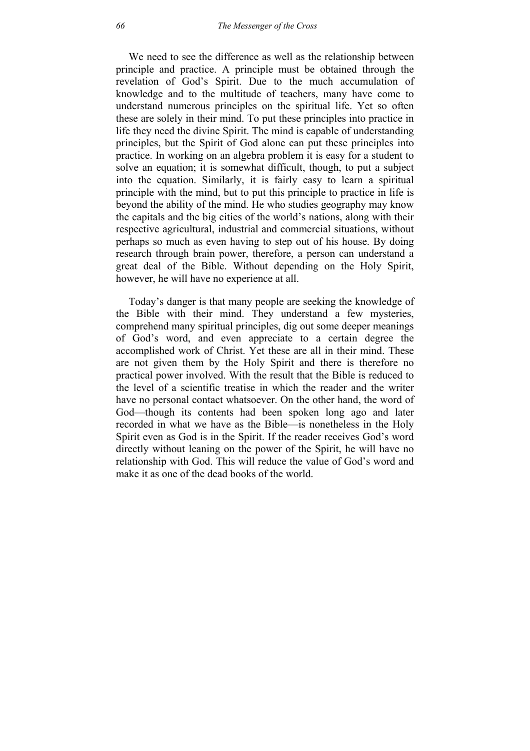We need to see the difference as well as the relationship between principle and practice. A principle must be obtained through the revelation of God's Spirit. Due to the much accumulation of knowledge and to the multitude of teachers, many have come to understand numerous principles on the spiritual life. Yet so often these are solely in their mind. To put these principles into practice in life they need the divine Spirit. The mind is capable of understanding principles, but the Spirit of God alone can put these principles into practice. In working on an algebra problem it is easy for a student to solve an equation; it is somewhat difficult, though, to put a subject into the equation. Similarly, it is fairly easy to learn a spiritual principle with the mind, but to put this principle to practice in life is beyond the ability of the mind. He who studies geography may know the capitals and the big cities of the world's nations, along with their respective agricultural, industrial and commercial situations, without perhaps so much as even having to step out of his house. By doing research through brain power, therefore, a person can understand a great deal of the Bible. Without depending on the Holy Spirit, however, he will have no experience at all.

Today's danger is that many people are seeking the knowledge of the Bible with their mind. They understand a few mysteries, comprehend many spiritual principles, dig out some deeper meanings of God's word, and even appreciate to a certain degree the accomplished work of Christ. Yet these are all in their mind. These are not given them by the Holy Spirit and there is therefore no practical power involved. With the result that the Bible is reduced to the level of a scientific treatise in which the reader and the writer have no personal contact whatsoever. On the other hand, the word of God—though its contents had been spoken long ago and later recorded in what we have as the Bible—is nonetheless in the Holy Spirit even as God is in the Spirit. If the reader receives God's word directly without leaning on the power of the Spirit, he will have no relationship with God. This will reduce the value of God's word and make it as one of the dead books of the world.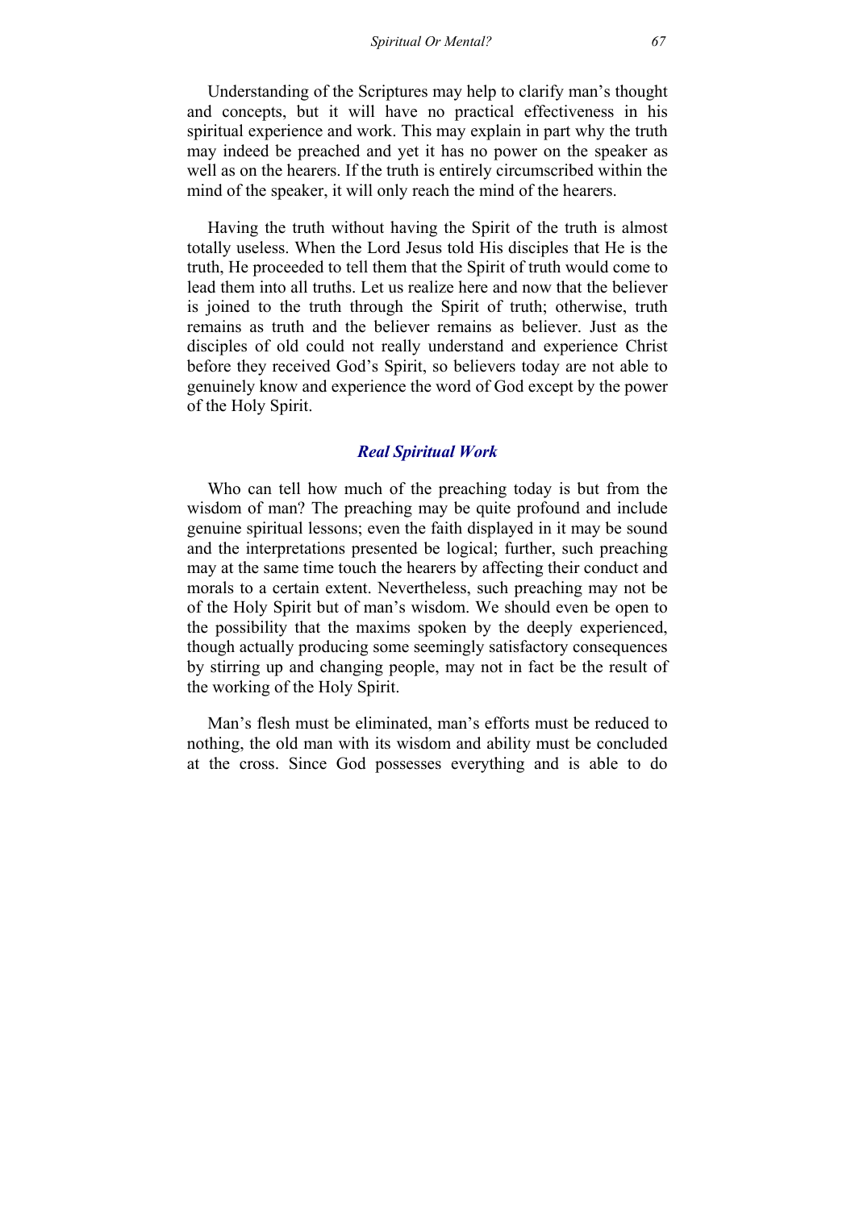Understanding of the Scriptures may help to clarify man's thought and concepts, but it will have no practical effectiveness in his spiritual experience and work. This may explain in part why the truth may indeed be preached and yet it has no power on the speaker as well as on the hearers. If the truth is entirely circumscribed within the mind of the speaker, it will only reach the mind of the hearers.

Having the truth without having the Spirit of the truth is almost totally useless. When the Lord Jesus told His disciples that He is the truth, He proceeded to tell them that the Spirit of truth would come to lead them into all truths. Let us realize here and now that the believer is joined to the truth through the Spirit of truth; otherwise, truth remains as truth and the believer remains as believer. Just as the disciples of old could not really understand and experience Christ before they received God's Spirit, so believers today are not able to genuinely know and experience the word of God except by the power of the Holy Spirit.

### *Real Spiritual Work*

Who can tell how much of the preaching today is but from the wisdom of man? The preaching may be quite profound and include genuine spiritual lessons; even the faith displayed in it may be sound and the interpretations presented be logical; further, such preaching may at the same time touch the hearers by affecting their conduct and morals to a certain extent. Nevertheless, such preaching may not be of the Holy Spirit but of man's wisdom. We should even be open to the possibility that the maxims spoken by the deeply experienced, though actually producing some seemingly satisfactory consequences by stirring up and changing people, may not in fact be the result of the working of the Holy Spirit.

Man's flesh must be eliminated, man's efforts must be reduced to nothing, the old man with its wisdom and ability must be concluded at the cross. Since God possesses everything and is able to do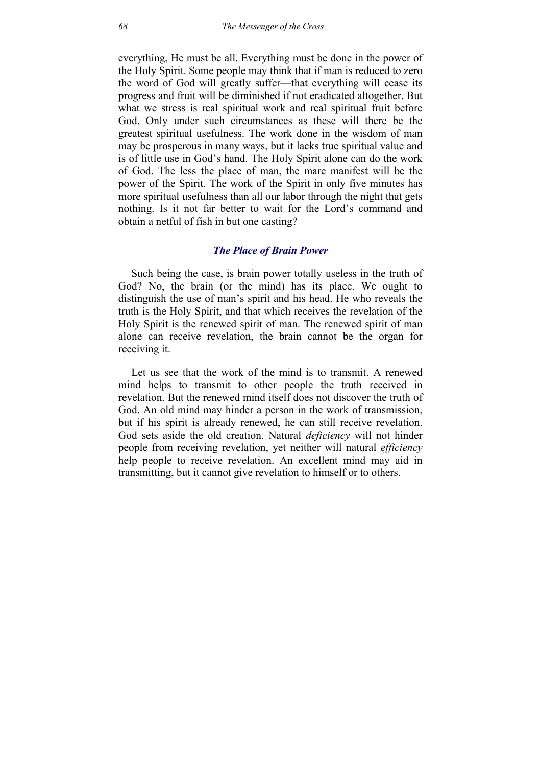everything, He must be all. Everything must be done in the power of the Holy Spirit. Some people may think that if man is reduced to zero the word of God will greatly suffer—that everything will cease its progress and fruit will be diminished if not eradicated altogether. But what we stress is real spiritual work and real spiritual fruit before God. Only under such circumstances as these will there be the greatest spiritual usefulness. The work done in the wisdom of man may be prosperous in many ways, but it lacks true spiritual value and is of little use in God's hand. The Holy Spirit alone can do the work of God. The less the place of man, the mare manifest will be the power of the Spirit. The work of the Spirit in only five minutes has more spiritual usefulness than all our labor through the night that gets nothing. Is it not far better to wait for the Lord's command and obtain a netful of fish in but one casting?

### *The Place of Brain Power*

Such being the case, is brain power totally useless in the truth of God? No, the brain (or the mind) has its place. We ought to distinguish the use of man's spirit and his head. He who reveals the truth is the Holy Spirit, and that which receives the revelation of the Holy Spirit is the renewed spirit of man. The renewed spirit of man alone can receive revelation, the brain cannot be the organ for receiving it.

Let us see that the work of the mind is to transmit. A renewed mind helps to transmit to other people the truth received in revelation. But the renewed mind itself does not discover the truth of God. An old mind may hinder a person in the work of transmission, but if his spirit is already renewed, he can still receive revelation. God sets aside the old creation. Natural *deficiency* will not hinder people from receiving revelation, yet neither will natural *efficiency* help people to receive revelation. An excellent mind may aid in transmitting, but it cannot give revelation to himself or to others.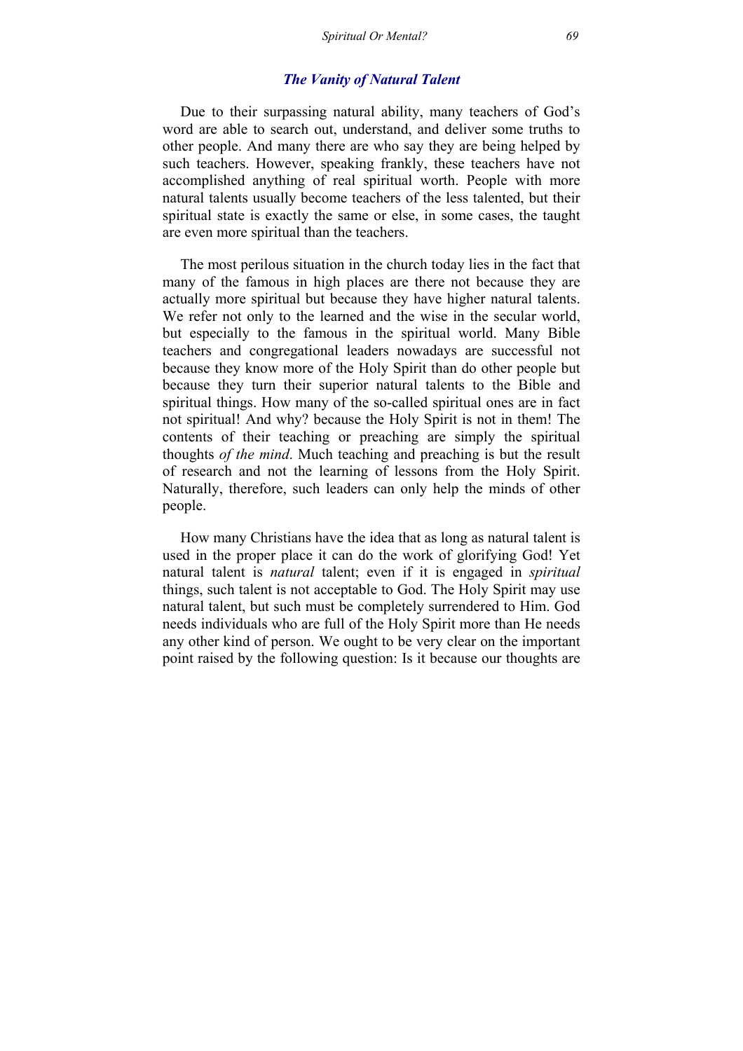## *The Vanity of Natural Talent*

Due to their surpassing natural ability, many teachers of God's word are able to search out, understand, and deliver some truths to other people. And many there are who say they are being helped by such teachers. However, speaking frankly, these teachers have not accomplished anything of real spiritual worth. People with more natural talents usually become teachers of the less talented, but their spiritual state is exactly the same or else, in some cases, the taught are even more spiritual than the teachers.

The most perilous situation in the church today lies in the fact that many of the famous in high places are there not because they are actually more spiritual but because they have higher natural talents. We refer not only to the learned and the wise in the secular world, but especially to the famous in the spiritual world. Many Bible teachers and congregational leaders nowadays are successful not because they know more of the Holy Spirit than do other people but because they turn their superior natural talents to the Bible and spiritual things. How many of the so-called spiritual ones are in fact not spiritual! And why? because the Holy Spirit is not in them! The contents of their teaching or preaching are simply the spiritual thoughts *of the mind*. Much teaching and preaching is but the result of research and not the learning of lessons from the Holy Spirit. Naturally, therefore, such leaders can only help the minds of other people.

How many Christians have the idea that as long as natural talent is used in the proper place it can do the work of glorifying God! Yet natural talent is *natural* talent; even if it is engaged in *spiritual* things, such talent is not acceptable to God. The Holy Spirit may use natural talent, but such must be completely surrendered to Him. God needs individuals who are full of the Holy Spirit more than He needs any other kind of person. We ought to be very clear on the important point raised by the following question: Is it because our thoughts are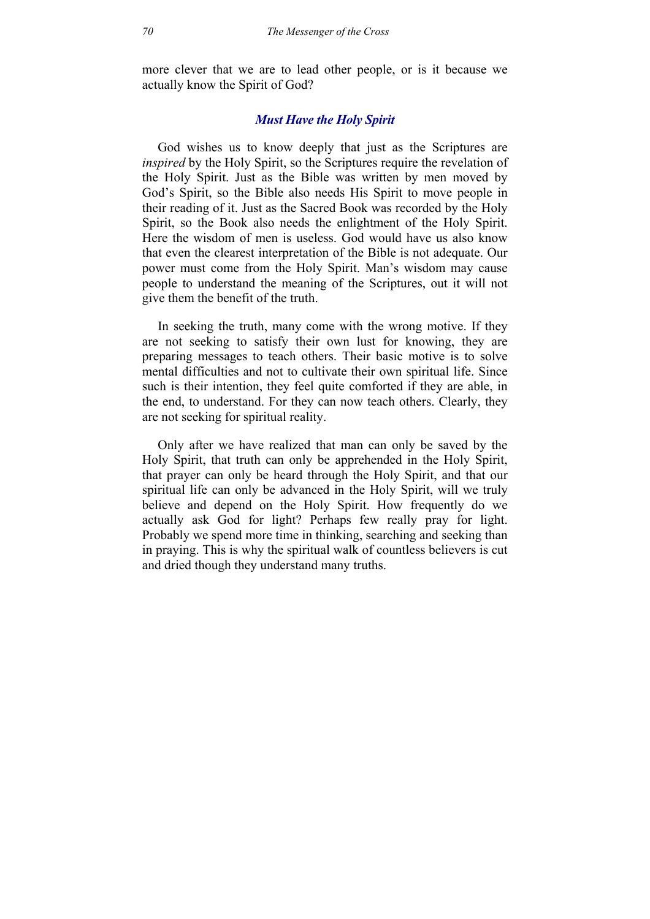more clever that we are to lead other people, or is it because we actually know the Spirit of God?

### *Must Have the Holy Spirit*

God wishes us to know deeply that just as the Scriptures are *inspired* by the Holy Spirit, so the Scriptures require the revelation of the Holy Spirit. Just as the Bible was written by men moved by God's Spirit, so the Bible also needs His Spirit to move people in their reading of it. Just as the Sacred Book was recorded by the Holy Spirit, so the Book also needs the enlightment of the Holy Spirit. Here the wisdom of men is useless. God would have us also know that even the clearest interpretation of the Bible is not adequate. Our power must come from the Holy Spirit. Man's wisdom may cause people to understand the meaning of the Scriptures, out it will not give them the benefit of the truth.

In seeking the truth, many come with the wrong motive. If they are not seeking to satisfy their own lust for knowing, they are preparing messages to teach others. Their basic motive is to solve mental difficulties and not to cultivate their own spiritual life. Since such is their intention, they feel quite comforted if they are able, in the end, to understand. For they can now teach others. Clearly, they are not seeking for spiritual reality.

Only after we have realized that man can only be saved by the Holy Spirit, that truth can only be apprehended in the Holy Spirit, that prayer can only be heard through the Holy Spirit, and that our spiritual life can only be advanced in the Holy Spirit, will we truly believe and depend on the Holy Spirit. How frequently do we actually ask God for light? Perhaps few really pray for light. Probably we spend more time in thinking, searching and seeking than in praying. This is why the spiritual walk of countless believers is cut and dried though they understand many truths.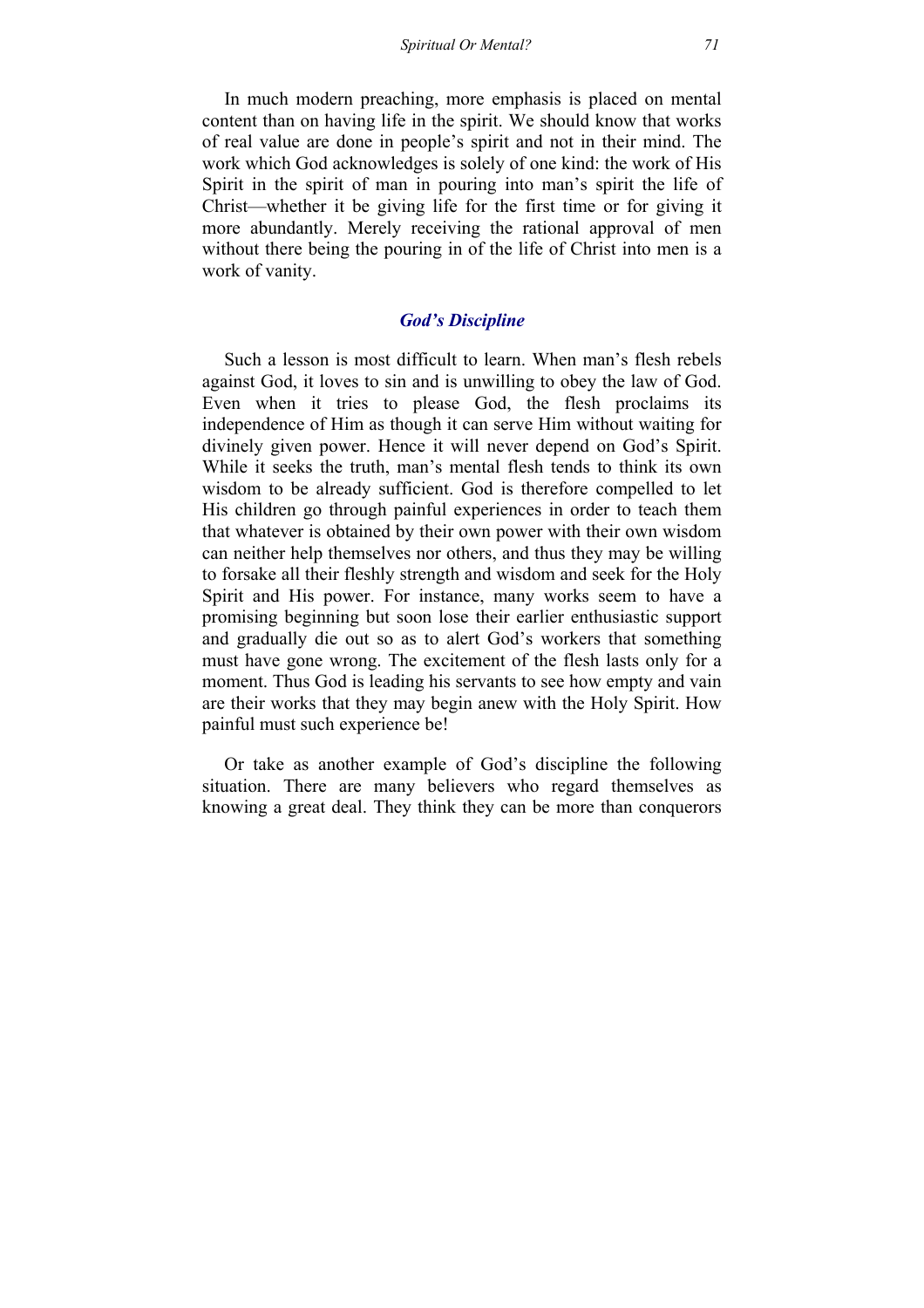In much modern preaching, more emphasis is placed on mental content than on having life in the spirit. We should know that works of real value are done in people's spirit and not in their mind. The work which God acknowledges is solely of one kind: the work of His Spirit in the spirit of man in pouring into man's spirit the life of Christ—whether it be giving life for the first time or for giving it more abundantly. Merely receiving the rational approval of men without there being the pouring in of the life of Christ into men is a work of vanity.

### *God's Discipline*

Such a lesson is most difficult to learn. When man's flesh rebels against God, it loves to sin and is unwilling to obey the law of God. Even when it tries to please God, the flesh proclaims its independence of Him as though it can serve Him without waiting for divinely given power. Hence it will never depend on God's Spirit. While it seeks the truth, man's mental flesh tends to think its own wisdom to be already sufficient. God is therefore compelled to let His children go through painful experiences in order to teach them that whatever is obtained by their own power with their own wisdom can neither help themselves nor others, and thus they may be willing to forsake all their fleshly strength and wisdom and seek for the Holy Spirit and His power. For instance, many works seem to have a promising beginning but soon lose their earlier enthusiastic support and gradually die out so as to alert God's workers that something must have gone wrong. The excitement of the flesh lasts only for a moment. Thus God is leading his servants to see how empty and vain are their works that they may begin anew with the Holy Spirit. How painful must such experience be!

Or take as another example of God's discipline the following situation. There are many believers who regard themselves as knowing a great deal. They think they can be more than conquerors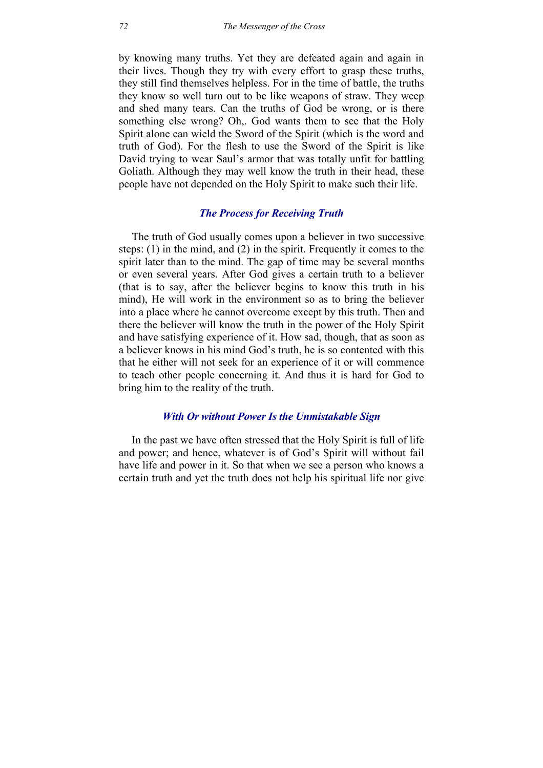by knowing many truths. Yet they are defeated again and again in their lives. Though they try with every effort to grasp these truths, they still find themselves helpless. For in the time of battle, the truths they know so well turn out to be like weapons of straw. They weep and shed many tears. Can the truths of God be wrong, or is there something else wrong? Oh,. God wants them to see that the Holy Spirit alone can wield the Sword of the Spirit (which is the word and truth of God). For the flesh to use the Sword of the Spirit is like David trying to wear Saul's armor that was totally unfit for battling Goliath. Although they may well know the truth in their head, these people have not depended on the Holy Spirit to make such their life.

### *The Process for Receiving Truth*

The truth of God usually comes upon a believer in two successive steps: (1) in the mind, and (2) in the spirit. Frequently it comes to the spirit later than to the mind. The gap of time may be several months or even several years. After God gives a certain truth to a believer (that is to say, after the believer begins to know this truth in his mind), He will work in the environment so as to bring the believer into a place where he cannot overcome except by this truth. Then and there the believer will know the truth in the power of the Holy Spirit and have satisfying experience of it. How sad, though, that as soon as a believer knows in his mind God's truth, he is so contented with this that he either will not seek for an experience of it or will commence to teach other people concerning it. And thus it is hard for God to bring him to the reality of the truth.

### *With Or without Power Is the Unmistakable Sign*

In the past we have often stressed that the Holy Spirit is full of life and power; and hence, whatever is of God's Spirit will without fail have life and power in it. So that when we see a person who knows a certain truth and yet the truth does not help his spiritual life nor give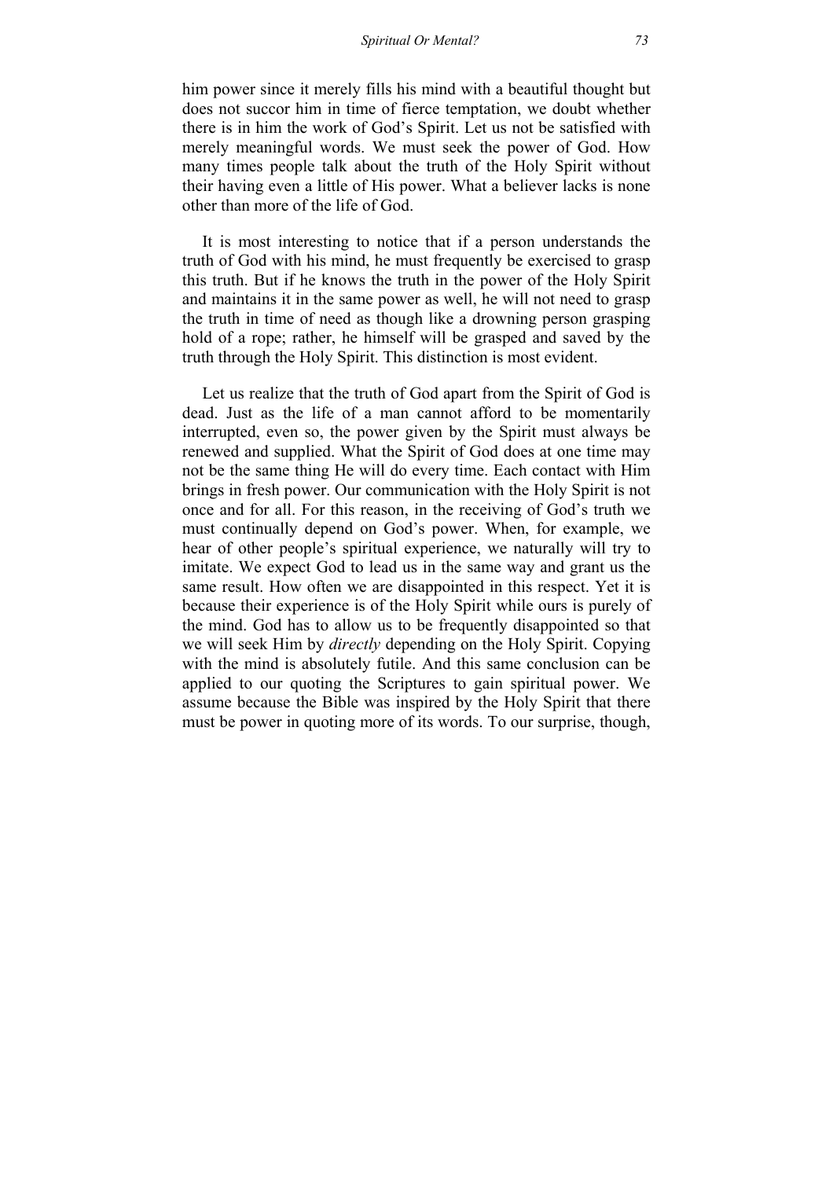him power since it merely fills his mind with a beautiful thought but does not succor him in time of fierce temptation, we doubt whether there is in him the work of God's Spirit. Let us not be satisfied with merely meaningful words. We must seek the power of God. How many times people talk about the truth of the Holy Spirit without their having even a little of His power. What a believer lacks is none other than more of the life of God.

It is most interesting to notice that if a person understands the truth of God with his mind, he must frequently be exercised to grasp this truth. But if he knows the truth in the power of the Holy Spirit and maintains it in the same power as well, he will not need to grasp the truth in time of need as though like a drowning person grasping hold of a rope; rather, he himself will be grasped and saved by the truth through the Holy Spirit. This distinction is most evident.

Let us realize that the truth of God apart from the Spirit of God is dead. Just as the life of a man cannot afford to be momentarily interrupted, even so, the power given by the Spirit must always be renewed and supplied. What the Spirit of God does at one time may not be the same thing He will do every time. Each contact with Him brings in fresh power. Our communication with the Holy Spirit is not once and for all. For this reason, in the receiving of God's truth we must continually depend on God's power. When, for example, we hear of other people's spiritual experience, we naturally will try to imitate. We expect God to lead us in the same way and grant us the same result. How often we are disappointed in this respect. Yet it is because their experience is of the Holy Spirit while ours is purely of the mind. God has to allow us to be frequently disappointed so that we will seek Him by *directly* depending on the Holy Spirit. Copying with the mind is absolutely futile. And this same conclusion can be applied to our quoting the Scriptures to gain spiritual power. We assume because the Bible was inspired by the Holy Spirit that there must be power in quoting more of its words. To our surprise, though,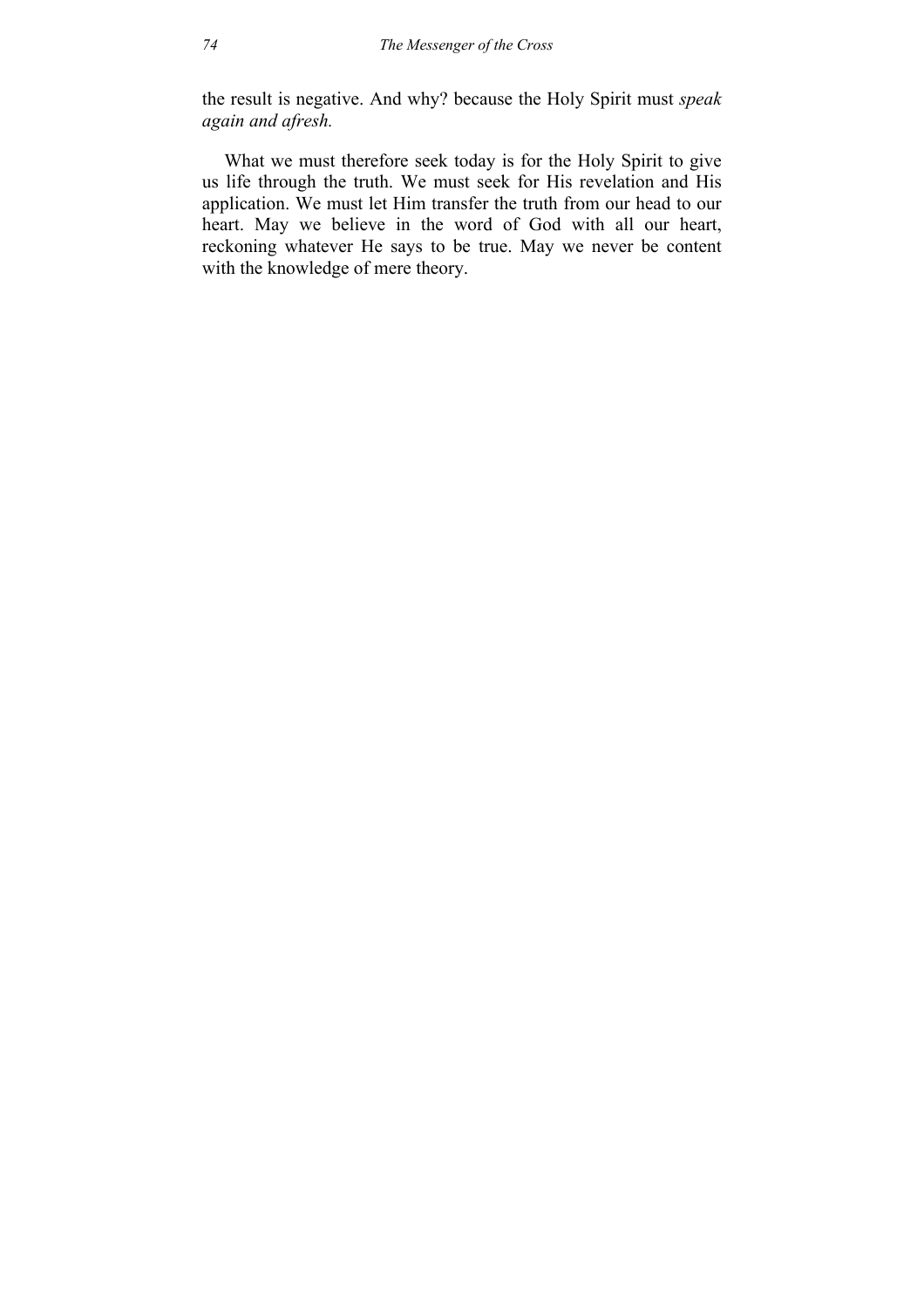the result is negative. And why? because the Holy Spirit must *speak again and afresh.*

What we must therefore seek today is for the Holy Spirit to give us life through the truth. We must seek for His revelation and His application. We must let Him transfer the truth from our head to our heart. May we believe in the word of God with all our heart, reckoning whatever He says to be true. May we never be content with the knowledge of mere theory.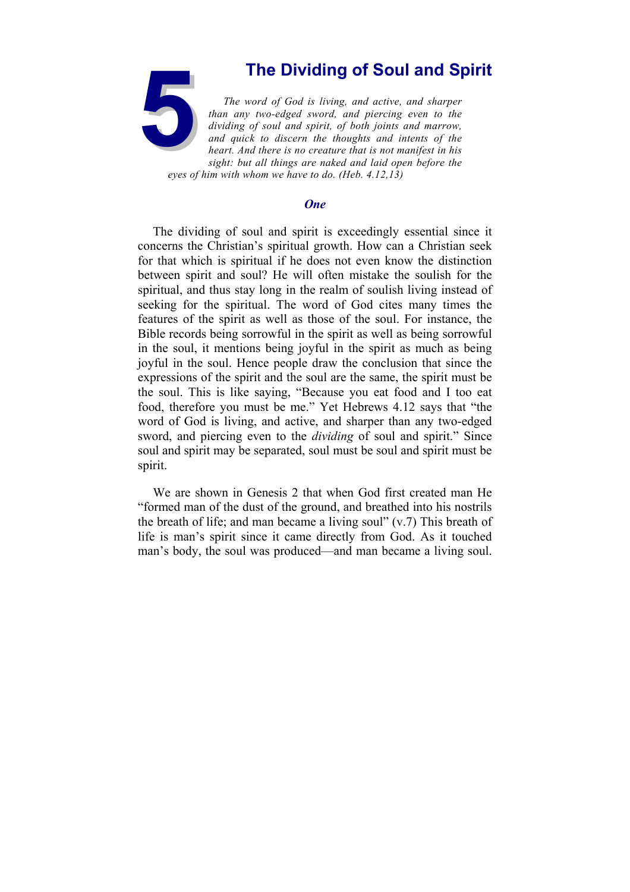# 5 The Dividing of Soul and Spirit

*The word of God is living, and active, and sharper than any two-edged sword, and piercing even to the dividing of soul and spirit, of both joints and marrow, and quick to discern the thoughts and intents of the heart. And there is no creature that is not manifest in his sight: but all things are naked and laid open before the eyes of him with whom we have to do. (Heb. 4.12,13)*

## *One*

The dividing of soul and spirit is exceedingly essential since it concerns the Christian's spiritual growth. How can a Christian seek for that which is spiritual if he does not even know the distinction between spirit and soul? He will often mistake the soulish for the spiritual, and thus stay long in the realm of soulish living instead of seeking for the spiritual. The word of God cites many times the features of the spirit as well as those of the soul. For instance, the Bible records being sorrowful in the spirit as well as being sorrowful in the soul, it mentions being joyful in the spirit as much as being joyful in the soul. Hence people draw the conclusion that since the expressions of the spirit and the soul are the same, the spirit must be the soul. This is like saying, "Because you eat food and I too eat food, therefore you must be me." Yet Hebrews 4.12 says that "the word of God is living, and active, and sharper than any two-edged sword, and piercing even to the *dividing* of soul and spirit." Since soul and spirit may be separated, soul must be soul and spirit must be spirit.

We are shown in Genesis 2 that when God first created man He "formed man of the dust of the ground, and breathed into his nostrils the breath of life; and man became a living soul" (v.7) This breath of life is man's spirit since it came directly from God. As it touched man's body, the soul was produced—and man became a living soul.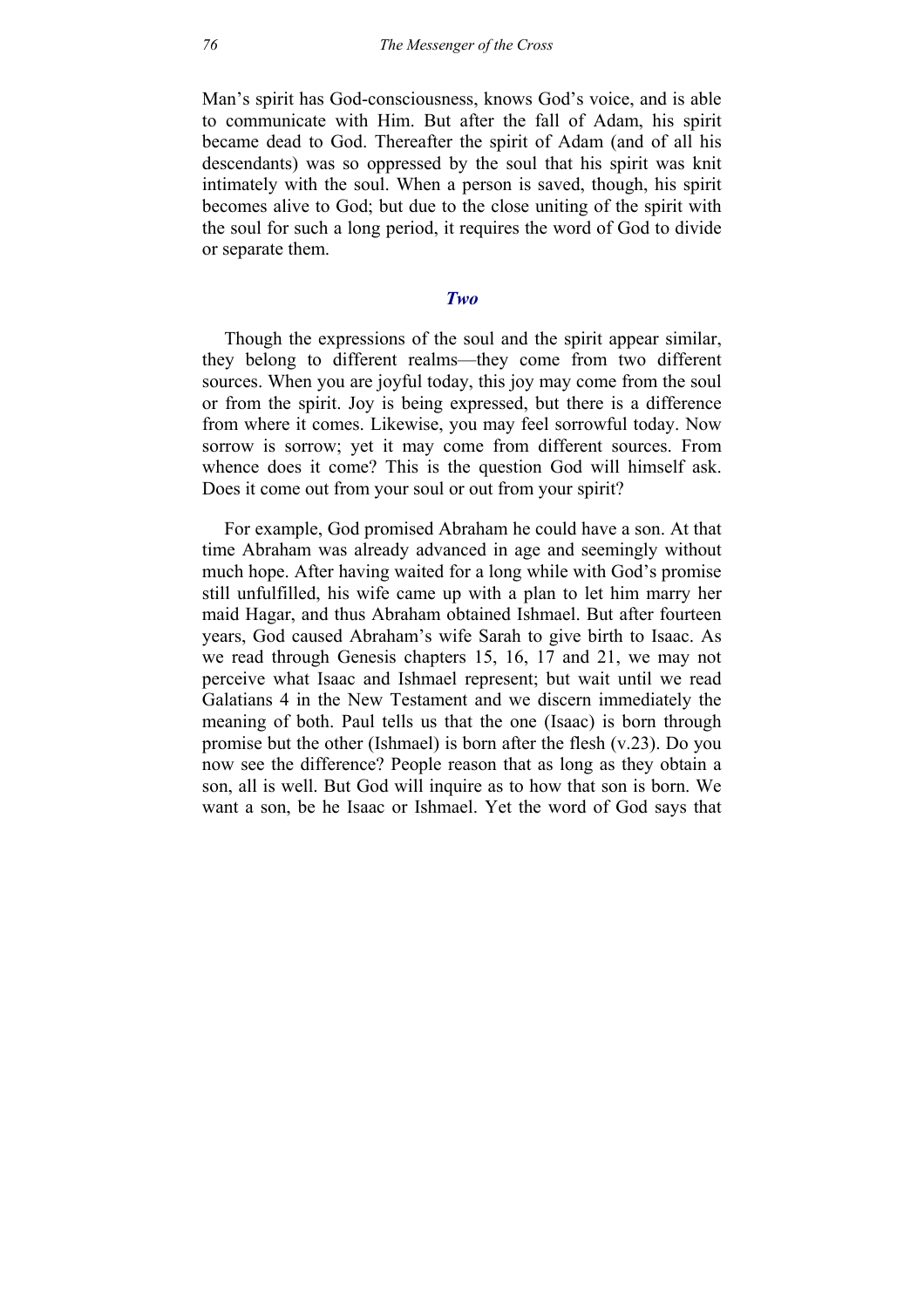Man's spirit has God-consciousness, knows God's voice, and is able to communicate with Him. But after the fall of Adam, his spirit became dead to God. Thereafter the spirit of Adam (and of all his descendants) was so oppressed by the soul that his spirit was knit intimately with the soul. When a person is saved, though, his spirit becomes alive to God; but due to the close uniting of the spirit with the soul for such a long period, it requires the word of God to divide or separate them.

### *Two*

Though the expressions of the soul and the spirit appear similar, they belong to different realms—they come from two different sources. When you are joyful today, this joy may come from the soul or from the spirit. Joy is being expressed, but there is a difference from where it comes. Likewise, you may feel sorrowful today. Now sorrow is sorrow; yet it may come from different sources. From whence does it come? This is the question God will himself ask. Does it come out from your soul or out from your spirit?

For example, God promised Abraham he could have a son. At that time Abraham was already advanced in age and seemingly without much hope. After having waited for a long while with God's promise still unfulfilled, his wife came up with a plan to let him marry her maid Hagar, and thus Abraham obtained Ishmael. But after fourteen years, God caused Abraham's wife Sarah to give birth to Isaac. As we read through Genesis chapters 15, 16, 17 and 21, we may not perceive what Isaac and Ishmael represent; but wait until we read Galatians 4 in the New Testament and we discern immediately the meaning of both. Paul tells us that the one (Isaac) is born through promise but the other (Ishmael) is born after the flesh (v.23). Do you now see the difference? People reason that as long as they obtain a son, all is well. But God will inquire as to how that son is born. We want a son, be he Isaac or Ishmael. Yet the word of God says that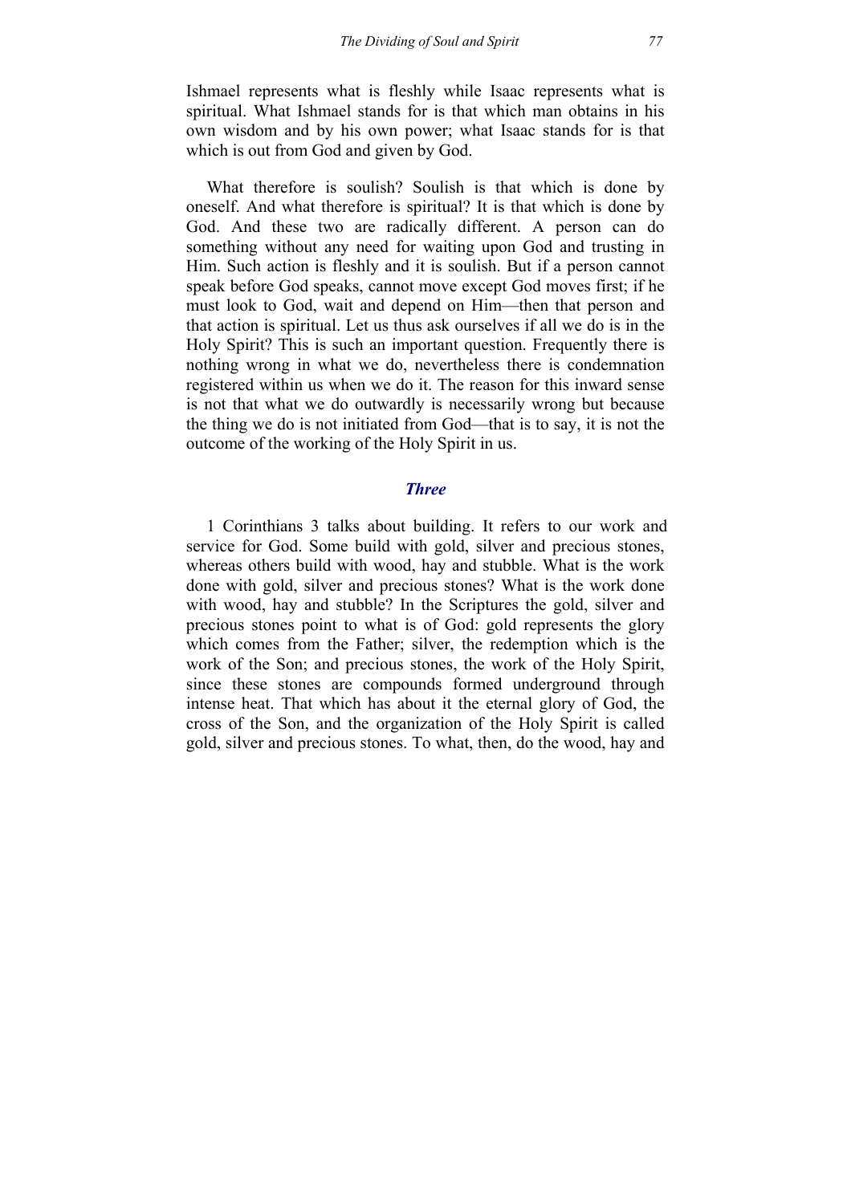Ishmael represents what is fleshly while Isaac represents what is spiritual. What Ishmael stands for is that which man obtains in his own wisdom and by his own power; what Isaac stands for is that which is out from God and given by God.

What therefore is soulish? Soulish is that which is done by oneself. And what therefore is spiritual? It is that which is done by God. And these two are radically different. A person can do something without any need for waiting upon God and trusting in Him. Such action is fleshly and it is soulish. But if a person cannot speak before God speaks, cannot move except God moves first; if he must look to God, wait and depend on Him—then that person and that action is spiritual. Let us thus ask ourselves if all we do is in the Holy Spirit? This is such an important question. Frequently there is nothing wrong in what we do, nevertheless there is condemnation registered within us when we do it. The reason for this inward sense is not that what we do outwardly is necessarily wrong but because the thing we do is not initiated from God—that is to say, it is not the outcome of the working of the Holy Spirit in us.

### *Three*

1 Corinthians 3 talks about building. It refers to our work and service for God. Some build with gold, silver and precious stones, whereas others build with wood, hay and stubble. What is the work done with gold, silver and precious stones? What is the work done with wood, hay and stubble? In the Scriptures the gold, silver and precious stones point to what is of God: gold represents the glory which comes from the Father; silver, the redemption which is the work of the Son; and precious stones, the work of the Holy Spirit, since these stones are compounds formed underground through intense heat. That which has about it the eternal glory of God, the cross of the Son, and the organization of the Holy Spirit is called gold, silver and precious stones. To what, then, do the wood, hay and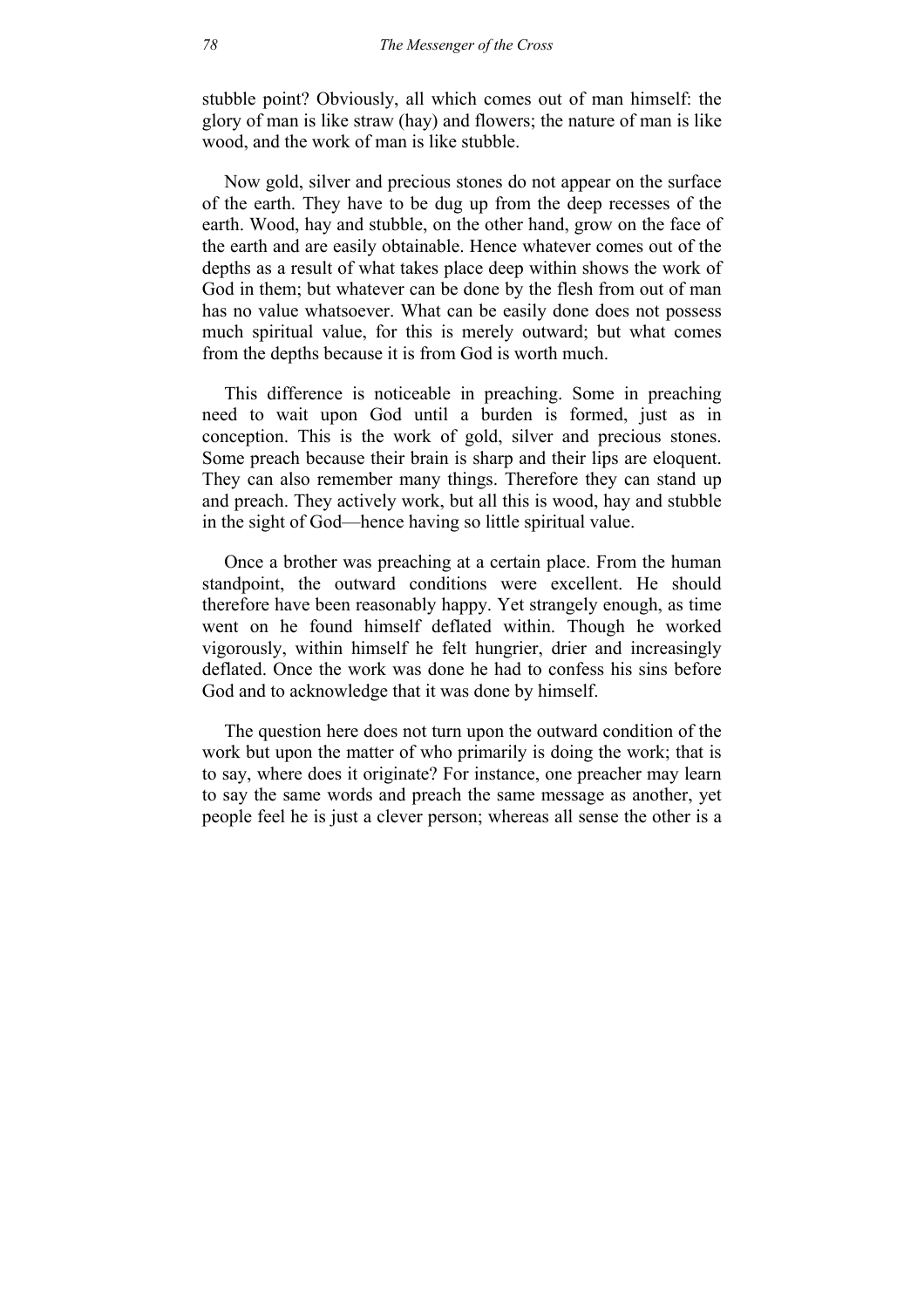stubble point? Obviously, all which comes out of man himself: the glory of man is like straw (hay) and flowers; the nature of man is like wood, and the work of man is like stubble.

Now gold, silver and precious stones do not appear on the surface of the earth. They have to be dug up from the deep recesses of the earth. Wood, hay and stubble, on the other hand, grow on the face of the earth and are easily obtainable. Hence whatever comes out of the depths as a result of what takes place deep within shows the work of God in them; but whatever can be done by the flesh from out of man has no value whatsoever. What can be easily done does not possess much spiritual value, for this is merely outward; but what comes from the depths because it is from God is worth much.

This difference is noticeable in preaching. Some in preaching need to wait upon God until a burden is formed, just as in conception. This is the work of gold, silver and precious stones. Some preach because their brain is sharp and their lips are eloquent. They can also remember many things. Therefore they can stand up and preach. They actively work, but all this is wood, hay and stubble in the sight of God—hence having so little spiritual value.

Once a brother was preaching at a certain place. From the human standpoint, the outward conditions were excellent. He should therefore have been reasonably happy. Yet strangely enough, as time went on he found himself deflated within. Though he worked vigorously, within himself he felt hungrier, drier and increasingly deflated. Once the work was done he had to confess his sins before God and to acknowledge that it was done by himself.

The question here does not turn upon the outward condition of the work but upon the matter of who primarily is doing the work; that is to say, where does it originate? For instance, one preacher may learn to say the same words and preach the same message as another, yet people feel he is just a clever person; whereas all sense the other is a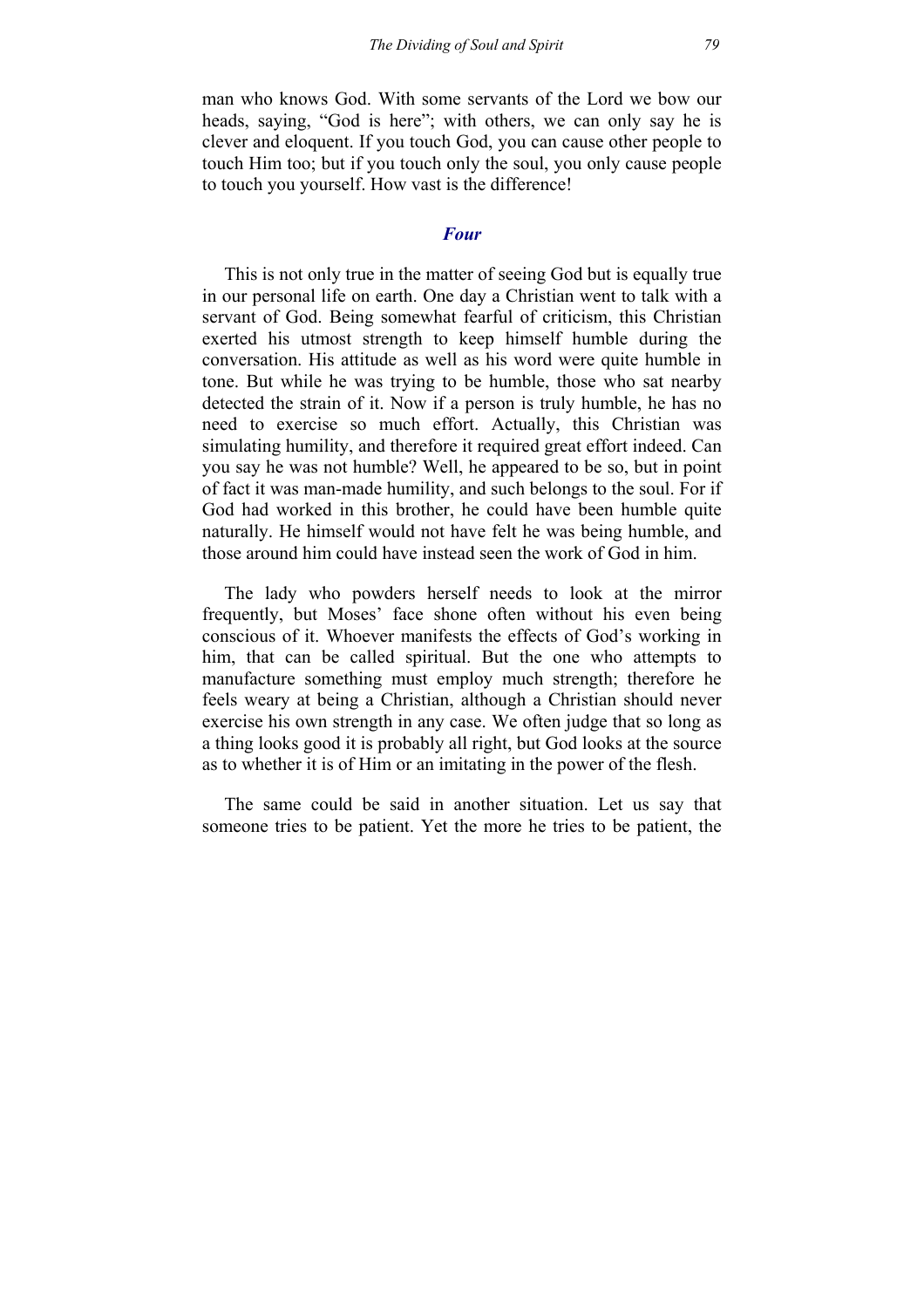man who knows God. With some servants of the Lord we bow our heads, saying, “God is here”; with others, we can only say he is clever and eloquent. If you touch God, you can cause other people to touch Him too; but if you touch only the soul, you only cause people to touch you yourself. How vast is the difference!

### *Four*

This is not only true in the matter of seeing God but is equally true in our personal life on earth. One day a Christian went to talk with a servant of God. Being somewhat fearful of criticism, this Christian exerted his utmost strength to keep himself humble during the conversation. His attitude as well as his word were quite humble in tone. But while he was trying to be humble, those who sat nearby detected the strain of it. Now if a person is truly humble, he has no need to exercise so much effort. Actually, this Christian was simulating humility, and therefore it required great effort indeed. Can you say he was not humble? Well, he appeared to be so, but in point of fact it was man-made humility, and such belongs to the soul. For if God had worked in this brother, he could have been humble quite naturally. He himself would not have felt he was being humble, and those around him could have instead seen the work of God in him.

The lady who powders herself needs to look at the mirror frequently, but Moses’ face shone often without his even being conscious of it. Whoever manifests the effects of God’s working in him, that can be called spiritual. But the one who attempts to manufacture something must employ much strength; therefore he feels weary at being a Christian, although a Christian should never exercise his own strength in any case. We often judge that so long as a thing looks good it is probably all right, but God looks at the source as to whether it is of Him or an imitating in the power of the flesh.

The same could be said in another situation. Let us say that someone tries to be patient. Yet the more he tries to be patient, the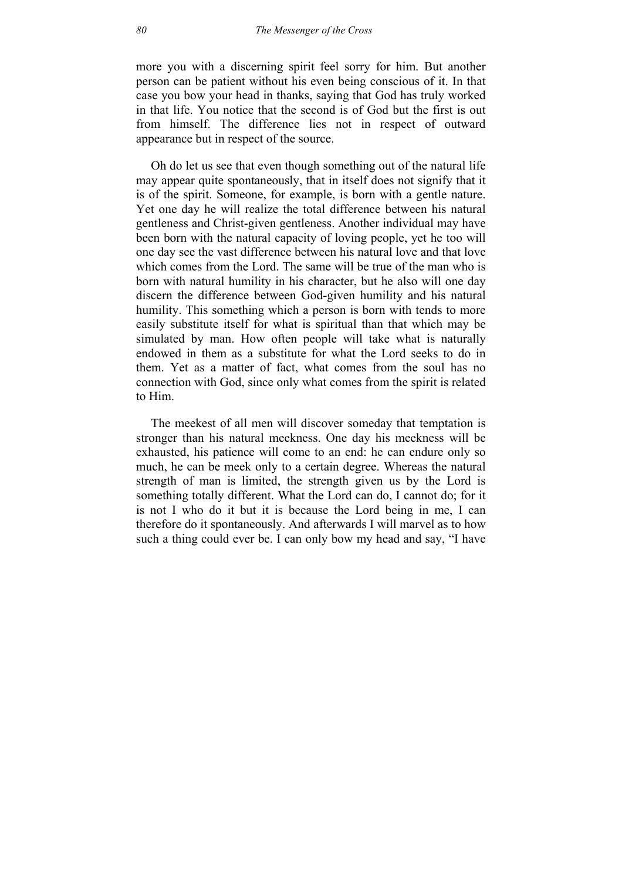more you with a discerning spirit feel sorry for him. But another person can be patient without his even being conscious of it. In that case you bow your head in thanks, saying that God has truly worked in that life. You notice that the second is of God but the first is out from himself. The difference lies not in respect of outward appearance but in respect of the source.

Oh do let us see that even though something out of the natural life may appear quite spontaneously, that in itself does not signify that it is of the spirit. Someone, for example, is born with a gentle nature. Yet one day he will realize the total difference between his natural gentleness and Christ-given gentleness. Another individual may have been born with the natural capacity of loving people, yet he too will one day see the vast difference between his natural love and that love which comes from the Lord. The same will be true of the man who is born with natural humility in his character, but he also will one day discern the difference between God-given humility and his natural humility. This something which a person is born with tends to more easily substitute itself for what is spiritual than that which may be simulated by man. How often people will take what is naturally endowed in them as a substitute for what the Lord seeks to do in them. Yet as a matter of fact, what comes from the soul has no connection with God, since only what comes from the spirit is related to Him.

The meekest of all men will discover someday that temptation is stronger than his natural meekness. One day his meekness will be exhausted, his patience will come to an end: he can endure only so much, he can be meek only to a certain degree. Whereas the natural strength of man is limited, the strength given us by the Lord is something totally different. What the Lord can do, I cannot do; for it is not I who do it but it is because the Lord being in me, I can therefore do it spontaneously. And afterwards I will marvel as to how such a thing could ever be. I can only bow my head and say, "I have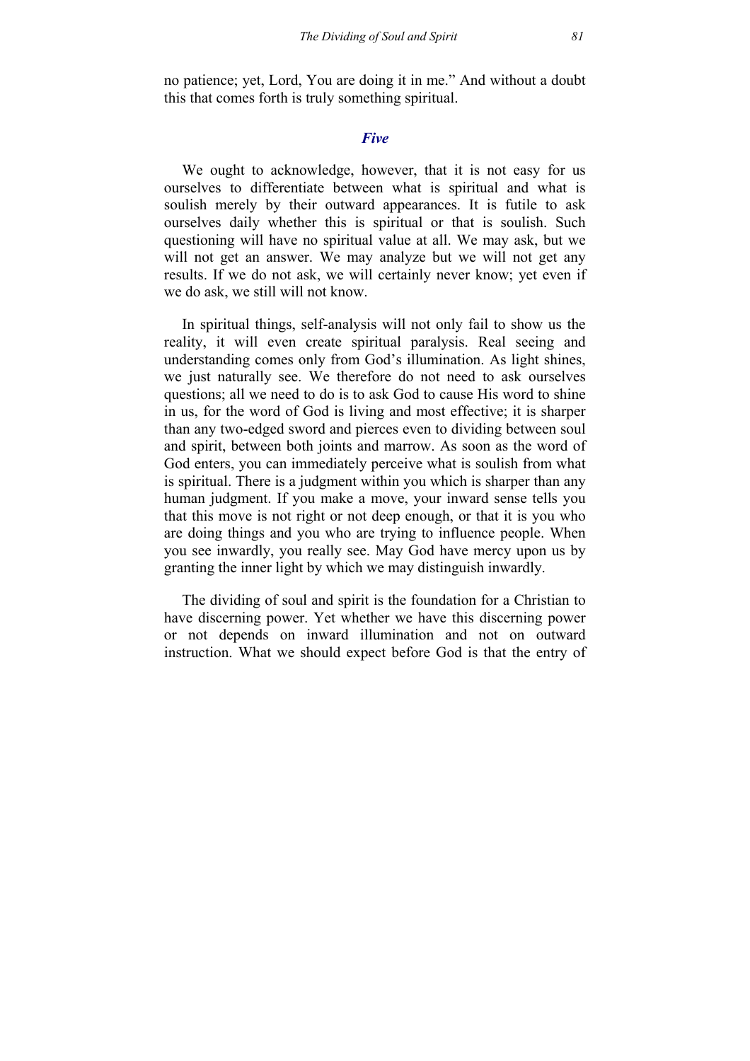no patience; yet, Lord, You are doing it in me." And without a doubt this that comes forth is truly something spiritual.

### *Five*

We ought to acknowledge, however, that it is not easy for us ourselves to differentiate between what is spiritual and what is soulish merely by their outward appearances. It is futile to ask ourselves daily whether this is spiritual or that is soulish. Such questioning will have no spiritual value at all. We may ask, but we will not get an answer. We may analyze but we will not get any results. If we do not ask, we will certainly never know; yet even if we do ask, we still will not know.

In spiritual things, self-analysis will not only fail to show us the reality, it will even create spiritual paralysis. Real seeing and understanding comes only from God's illumination. As light shines, we just naturally see. We therefore do not need to ask ourselves questions; all we need to do is to ask God to cause His word to shine in us, for the word of God is living and most effective; it is sharper than any two-edged sword and pierces even to dividing between soul and spirit, between both joints and marrow. As soon as the word of God enters, you can immediately perceive what is soulish from what is spiritual. There is a judgment within you which is sharper than any human judgment. If you make a move, your inward sense tells you that this move is not right or not deep enough, or that it is you who are doing things and you who are trying to influence people. When you see inwardly, you really see. May God have mercy upon us by granting the inner light by which we may distinguish inwardly.

The dividing of soul and spirit is the foundation for a Christian to have discerning power. Yet whether we have this discerning power or not depends on inward illumination and not on outward instruction. What we should expect before God is that the entry of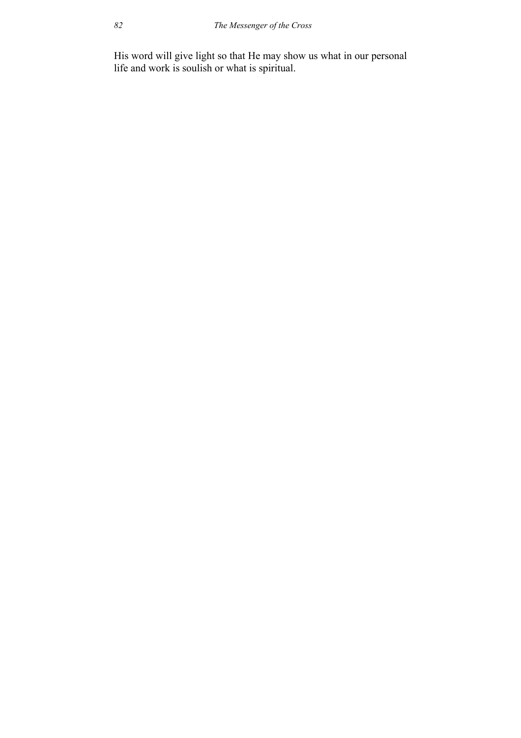His word will give light so that He may show us what in our personal life and work is soulish or what is spiritual.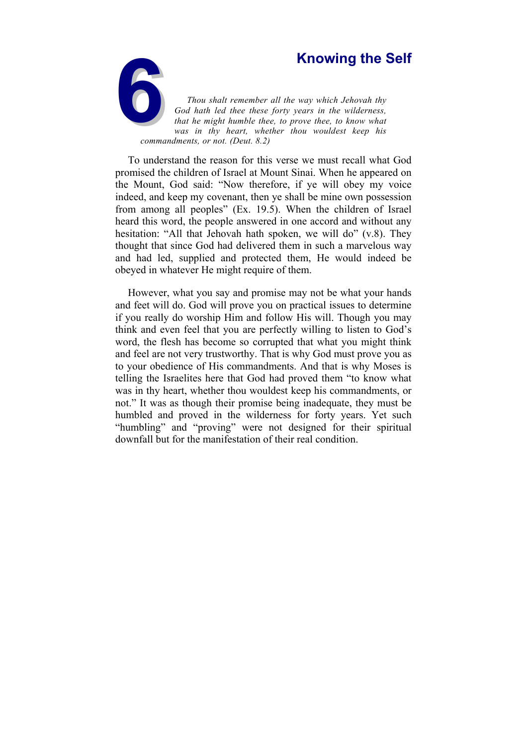# 6 Knowing the Self

*Thou shalt remember all the way which Jehovah thy God hath led thee these forty years in the wilderness, that he might humble thee, to prove thee, to know what was in thy heart, whether thou wouldest keep his commandments, or not. (Deut. 8.2)*

To understand the reason for this verse we must recall what God promised the children of Israel at Mount Sinai. When he appeared on the Mount, God said: "Now therefore, if ye will obey my voice indeed, and keep my covenant, then ye shall be mine own possession from among all peoples" (Ex. 19.5). When the children of Israel heard this word, the people answered in one accord and without any hesitation: "All that Jehovah hath spoken, we will do" (v.8). They thought that since God had delivered them in such a marvelous way and had led, supplied and protected them, He would indeed be obeyed in whatever He might require of them.

However, what you say and promise may not be what your hands and feet will do. God will prove you on practical issues to determine if you really do worship Him and follow His will. Though you may think and even feel that you are perfectly willing to listen to God's word, the flesh has become so corrupted that what you might think and feel are not very trustworthy. That is why God must prove you as to your obedience of His commandments. And that is why Moses is telling the Israelites here that God had proved them "to know what was in thy heart, whether thou wouldest keep his commandments, or not." It was as though their promise being inadequate, they must be humbled and proved in the wilderness for forty years. Yet such "humbling" and "proving" were not designed for their spiritual downfall but for the manifestation of their real condition.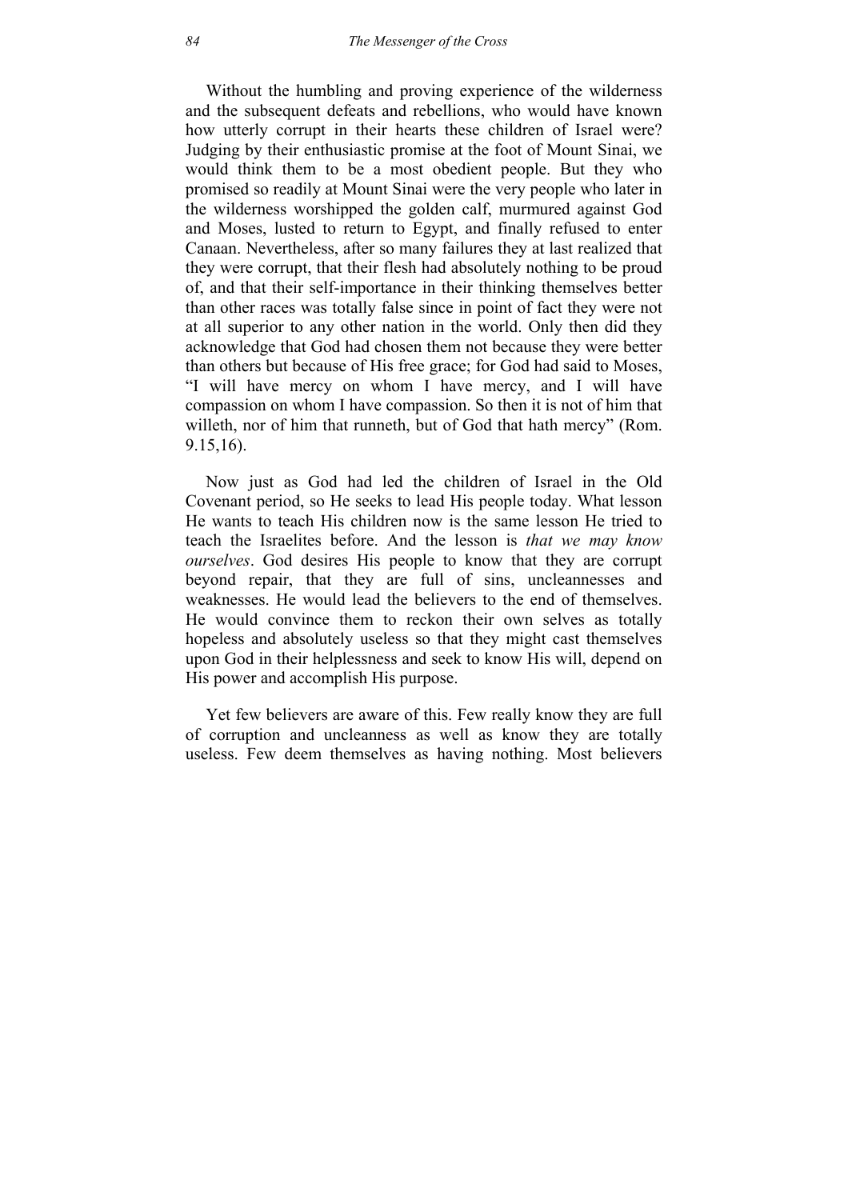Without the humbling and proving experience of the wilderness and the subsequent defeats and rebellions, who would have known how utterly corrupt in their hearts these children of Israel were? Judging by their enthusiastic promise at the foot of Mount Sinai, we would think them to be a most obedient people. But they who promised so readily at Mount Sinai were the very people who later in the wilderness worshipped the golden calf, murmured against God and Moses, lusted to return to Egypt, and finally refused to enter Canaan. Nevertheless, after so many failures they at last realized that they were corrupt, that their flesh had absolutely nothing to be proud of, and that their self-importance in their thinking themselves better than other races was totally false since in point of fact they were not at all superior to any other nation in the world. Only then did they acknowledge that God had chosen them not because they were better than others but because of His free grace; for God had said to Moses, "I will have mercy on whom I have mercy, and I will have compassion on whom I have compassion. So then it is not of him that willeth, nor of him that runneth, but of God that hath mercy" (Rom. 9.15,16).

Now just as God had led the children of Israel in the Old Covenant period, so He seeks to lead His people today. What lesson He wants to teach His children now is the same lesson He tried to teach the Israelites before. And the lesson is *that we may know ourselves*. God desires His people to know that they are corrupt beyond repair, that they are full of sins, uncleannesses and weaknesses. He would lead the believers to the end of themselves. He would convince them to reckon their own selves as totally hopeless and absolutely useless so that they might cast themselves upon God in their helplessness and seek to know His will, depend on His power and accomplish His purpose.

Yet few believers are aware of this. Few really know they are full of corruption and uncleanness as well as know they are totally useless. Few deem themselves as having nothing. Most believers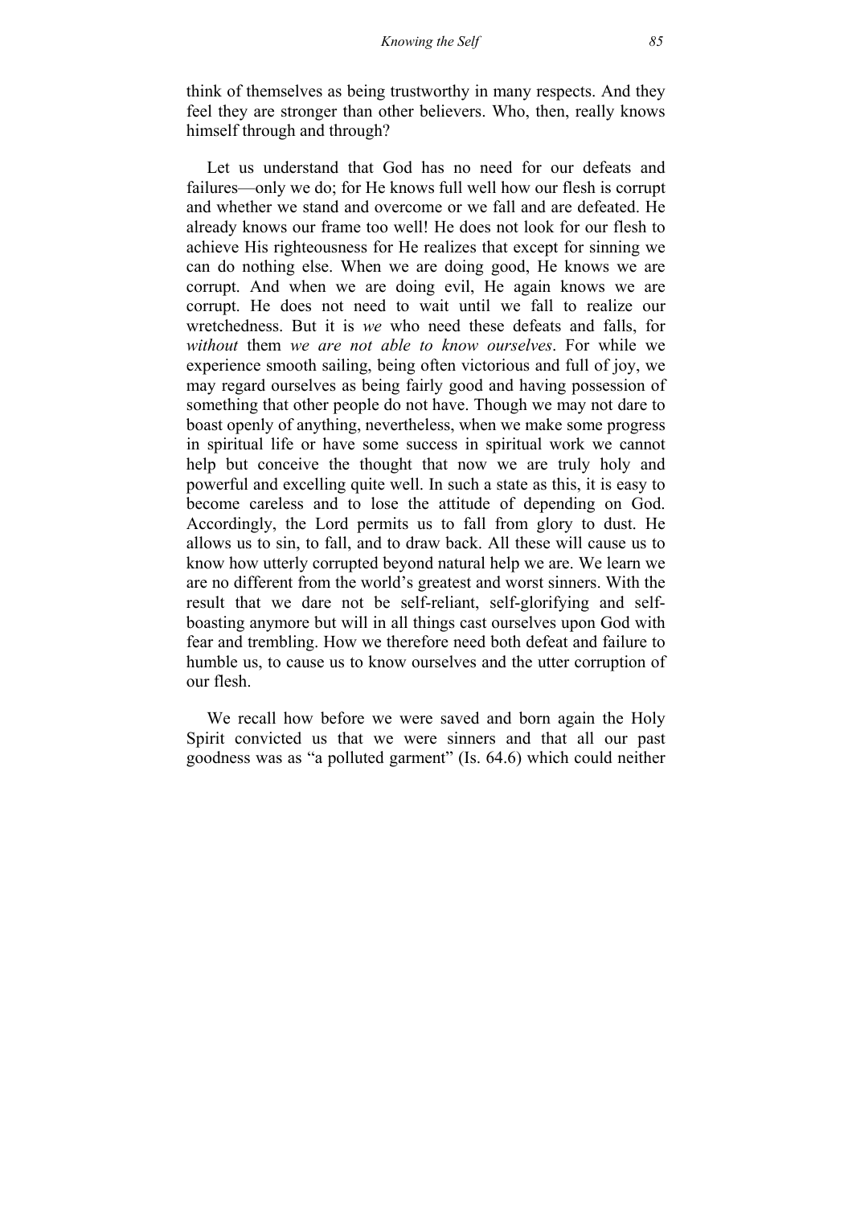think of themselves as being trustworthy in many respects. And they feel they are stronger than other believers. Who, then, really knows himself through and through?

Let us understand that God has no need for our defeats and failures—only we do; for He knows full well how our flesh is corrupt and whether we stand and overcome or we fall and are defeated. He already knows our frame too well! He does not look for our flesh to achieve His righteousness for He realizes that except for sinning we can do nothing else. When we are doing good, He knows we are corrupt. And when we are doing evil, He again knows we are corrupt. He does not need to wait until we fall to realize our wretchedness. But it is *we* who need these defeats and falls, for *without* them *we are not able to know ourselves*. For while we experience smooth sailing, being often victorious and full of joy, we may regard ourselves as being fairly good and having possession of something that other people do not have. Though we may not dare to boast openly of anything, nevertheless, when we make some progress in spiritual life or have some success in spiritual work we cannot help but conceive the thought that now we are truly holy and powerful and excelling quite well. In such a state as this, it is easy to become careless and to lose the attitude of depending on God. Accordingly, the Lord permits us to fall from glory to dust. He allows us to sin, to fall, and to draw back. All these will cause us to know how utterly corrupted beyond natural help we are. We learn we are no different from the world's greatest and worst sinners. With the result that we dare not be self-reliant, self-glorifying and self-boasting anymore but will in all things cast ourselves upon God with fear and trembling. How we therefore need both defeat and failure to humble us, to cause us to know ourselves and the utter corruption of our flesh.

We recall how before we were saved and born again the Holy Spirit convicted us that we were sinners and that all our past goodness was as "a polluted garment" (Is. 64.6) which could neither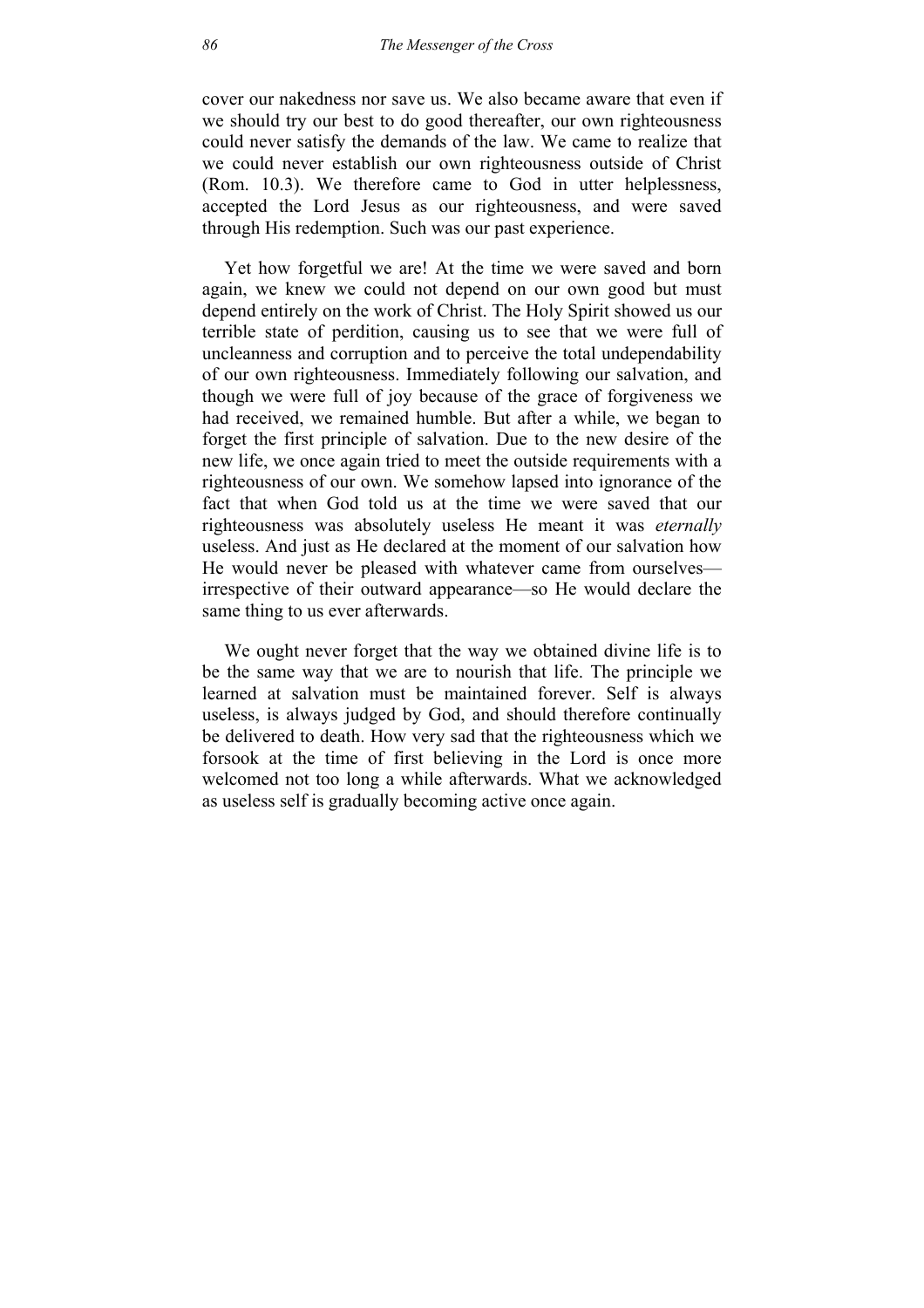cover our nakedness nor save us. We also became aware that even if we should try our best to do good thereafter, our own righteousness could never satisfy the demands of the law. We came to realize that we could never establish our own righteousness outside of Christ (Rom. 10.3). We therefore came to God in utter helplessness, accepted the Lord Jesus as our righteousness, and were saved through His redemption. Such was our past experience.

Yet how forgetful we are! At the time we were saved and born again, we knew we could not depend on our own good but must depend entirely on the work of Christ. The Holy Spirit showed us our terrible state of perdition, causing us to see that we were full of uncleanness and corruption and to perceive the total undependability of our own righteousness. Immediately following our salvation, and though we were full of joy because of the grace of forgiveness we had received, we remained humble. But after a while, we began to forget the first principle of salvation. Due to the new desire of the new life, we once again tried to meet the outside requirements with a righteousness of our own. We somehow lapsed into ignorance of the fact that when God told us at the time we were saved that our righteousness was absolutely useless He meant it was *eternally* useless. And just as He declared at the moment of our salvation how He would never be pleased with whatever came from ourselves—irrespective of their outward appearance—so He would declare the same thing to us ever afterwards.

We ought never forget that the way we obtained divine life is to be the same way that we are to nourish that life. The principle we learned at salvation must be maintained forever. Self is always useless, is always judged by God, and should therefore continually be delivered to death. How very sad that the righteousness which we forsook at the time of first believing in the Lord is once more welcomed not too long a while afterwards. What we acknowledged as useless self is gradually becoming active once again.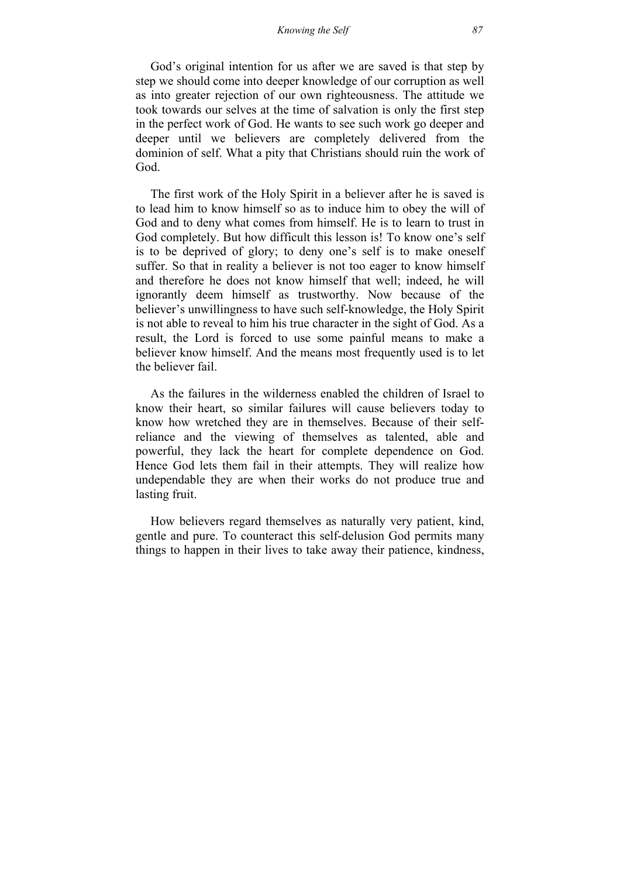God's original intention for us after we are saved is that step by step we should come into deeper knowledge of our corruption as well as into greater rejection of our own righteousness. The attitude we took towards our selves at the time of salvation is only the first step in the perfect work of God. He wants to see such work go deeper and deeper until we believers are completely delivered from the dominion of self. What a pity that Christians should ruin the work of God.

The first work of the Holy Spirit in a believer after he is saved is to lead him to know himself so as to induce him to obey the will of God and to deny what comes from himself. He is to learn to trust in God completely. But how difficult this lesson is! To know one's self is to be deprived of glory; to deny one's self is to make oneself suffer. So that in reality a believer is not too eager to know himself and therefore he does not know himself that well; indeed, he will ignorantly deem himself as trustworthy. Now because of the believer's unwillingness to have such self-knowledge, the Holy Spirit is not able to reveal to him his true character in the sight of God. As a result, the Lord is forced to use some painful means to make a believer know himself. And the means most frequently used is to let the believer fail.

As the failures in the wilderness enabled the children of Israel to know their heart, so similar failures will cause believers today to know how wretched they are in themselves. Because of their self-reliance and the viewing of themselves as talented, able and powerful, they lack the heart for complete dependence on God. Hence God lets them fail in their attempts. They will realize how undependable they are when their works do not produce true and lasting fruit.

How believers regard themselves as naturally very patient, kind, gentle and pure. To counteract this self-delusion God permits many things to happen in their lives to take away their patience, kindness,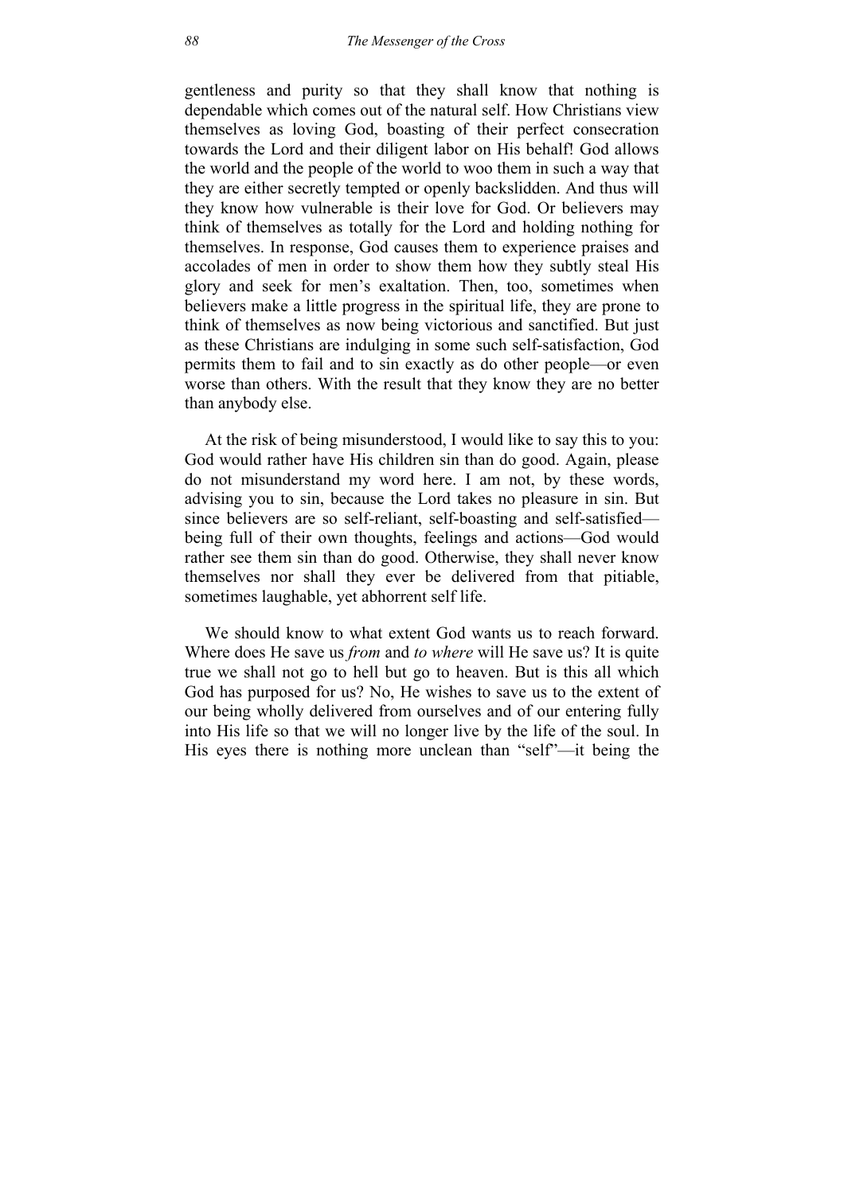gentleness and purity so that they shall know that nothing is dependable which comes out of the natural self. How Christians view themselves as loving God, boasting of their perfect consecration towards the Lord and their diligent labor on His behalf! God allows the world and the people of the world to woo them in such a way that they are either secretly tempted or openly backslidden. And thus will they know how vulnerable is their love for God. Or believers may think of themselves as totally for the Lord and holding nothing for themselves. In response, God causes them to experience praises and accolades of men in order to show them how they subtly steal His glory and seek for men's exaltation. Then, too, sometimes when believers make a little progress in the spiritual life, they are prone to think of themselves as now being victorious and sanctified. But just as these Christians are indulging in some such self-satisfaction, God permits them to fail and to sin exactly as do other people—or even worse than others. With the result that they know they are no better than anybody else.

At the risk of being misunderstood, I would like to say this to you: God would rather have His children sin than do good. Again, please do not misunderstand my word here. I am not, by these words, advising you to sin, because the Lord takes no pleasure in sin. But since believers are so self-reliant, self-boasting and self-satisfied—being full of their own thoughts, feelings and actions—God would rather see them sin than do good. Otherwise, they shall never know themselves nor shall they ever be delivered from that pitiable, sometimes laughable, yet abhorrent self life.

We should know to what extent God wants us to reach forward. Where does He save us *from* and *to where* will He save us? It is quite true we shall not go to hell but go to heaven. But is this all which God has purposed for us? No, He wishes to save us to the extent of our being wholly delivered from ourselves and of our entering fully into His life so that we will no longer live by the life of the soul. In His eyes there is nothing more unclean than "self"—it being the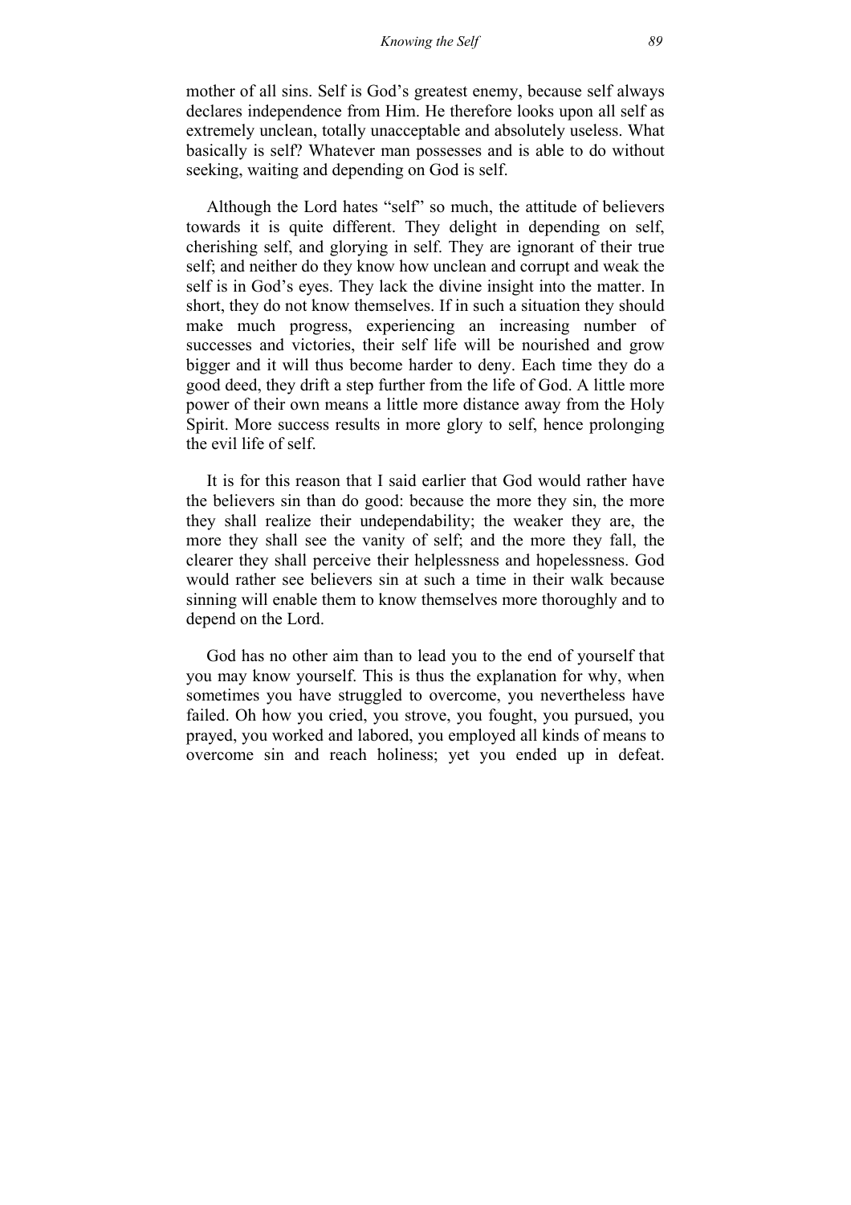mother of all sins. Self is God's greatest enemy, because self always declares independence from Him. He therefore looks upon all self as extremely unclean, totally unacceptable and absolutely useless. What basically is self? Whatever man possesses and is able to do without seeking, waiting and depending on God is self.

Although the Lord hates "self" so much, the attitude of believers towards it is quite different. They delight in depending on self, cherishing self, and glorying in self. They are ignorant of their true self; and neither do they know how unclean and corrupt and weak the self is in God's eyes. They lack the divine insight into the matter. In short, they do not know themselves. If in such a situation they should make much progress, experiencing an increasing number of successes and victories, their self life will be nourished and grow bigger and it will thus become harder to deny. Each time they do a good deed, they drift a step further from the life of God. A little more power of their own means a little more distance away from the Holy Spirit. More success results in more glory to self, hence prolonging the evil life of self.

It is for this reason that I said earlier that God would rather have the believers sin than do good: because the more they sin, the more they shall realize their undependability; the weaker they are, the more they shall see the vanity of self; and the more they fall, the clearer they shall perceive their helplessness and hopelessness. God would rather see believers sin at such a time in their walk because sinning will enable them to know themselves more thoroughly and to depend on the Lord.

God has no other aim than to lead you to the end of yourself that you may know yourself. This is thus the explanation for why, when sometimes you have struggled to overcome, you nevertheless have failed. Oh how you cried, you strove, you fought, you pursued, you prayed, you worked and labored, you employed all kinds of means to overcome sin and reach holiness; yet you ended up in defeat.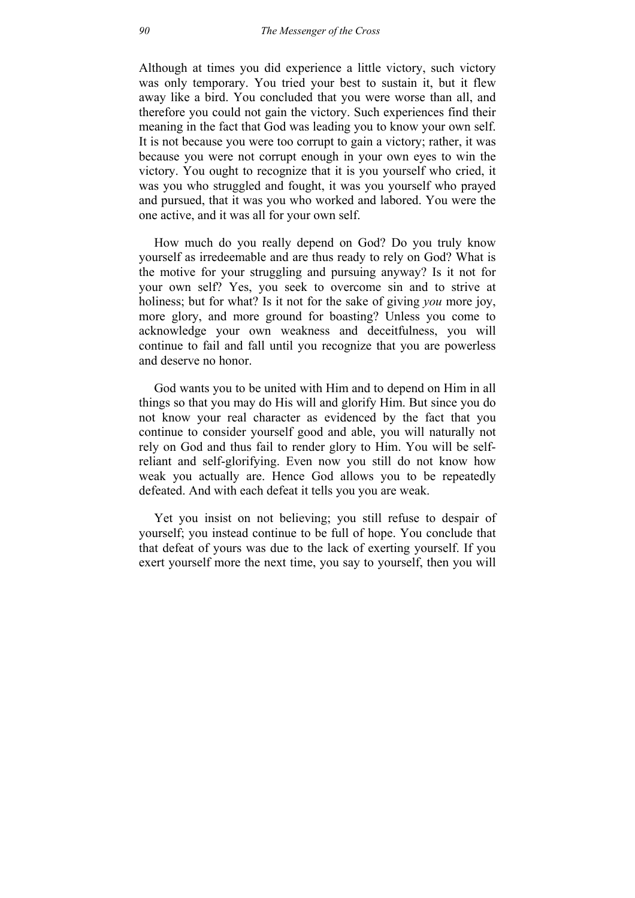Although at times you did experience a little victory, such victory was only temporary. You tried your best to sustain it, but it flew away like a bird. You concluded that you were worse than all, and therefore you could not gain the victory. Such experiences find their meaning in the fact that God was leading you to know your own self. It is not because you were too corrupt to gain a victory; rather, it was because you were not corrupt enough in your own eyes to win the victory. You ought to recognize that it is you yourself who cried, it was you who struggled and fought, it was you yourself who prayed and pursued, that it was you who worked and labored. You were the one active, and it was all for your own self.

How much do you really depend on God? Do you truly know yourself as irredeemable and are thus ready to rely on God? What is the motive for your struggling and pursuing anyway? Is it not for your own self? Yes, you seek to overcome sin and to strive at holiness; but for what? Is it not for the sake of giving *you* more joy, more glory, and more ground for boasting? Unless you come to acknowledge your own weakness and deceitfulness, you will continue to fail and fall until you recognize that you are powerless and deserve no honor.

God wants you to be united with Him and to depend on Him in all things so that you may do His will and glorify Him. But since you do not know your real character as evidenced by the fact that you continue to consider yourself good and able, you will naturally not rely on God and thus fail to render glory to Him. You will be self-reliant and self-glorifying. Even now you still do not know how weak you actually are. Hence God allows you to be repeatedly defeated. And with each defeat it tells you you are weak.

Yet you insist on not believing; you still refuse to despair of yourself; you instead continue to be full of hope. You conclude that that defeat of yours was due to the lack of exerting yourself. If you exert yourself more the next time, you say to yourself, then you will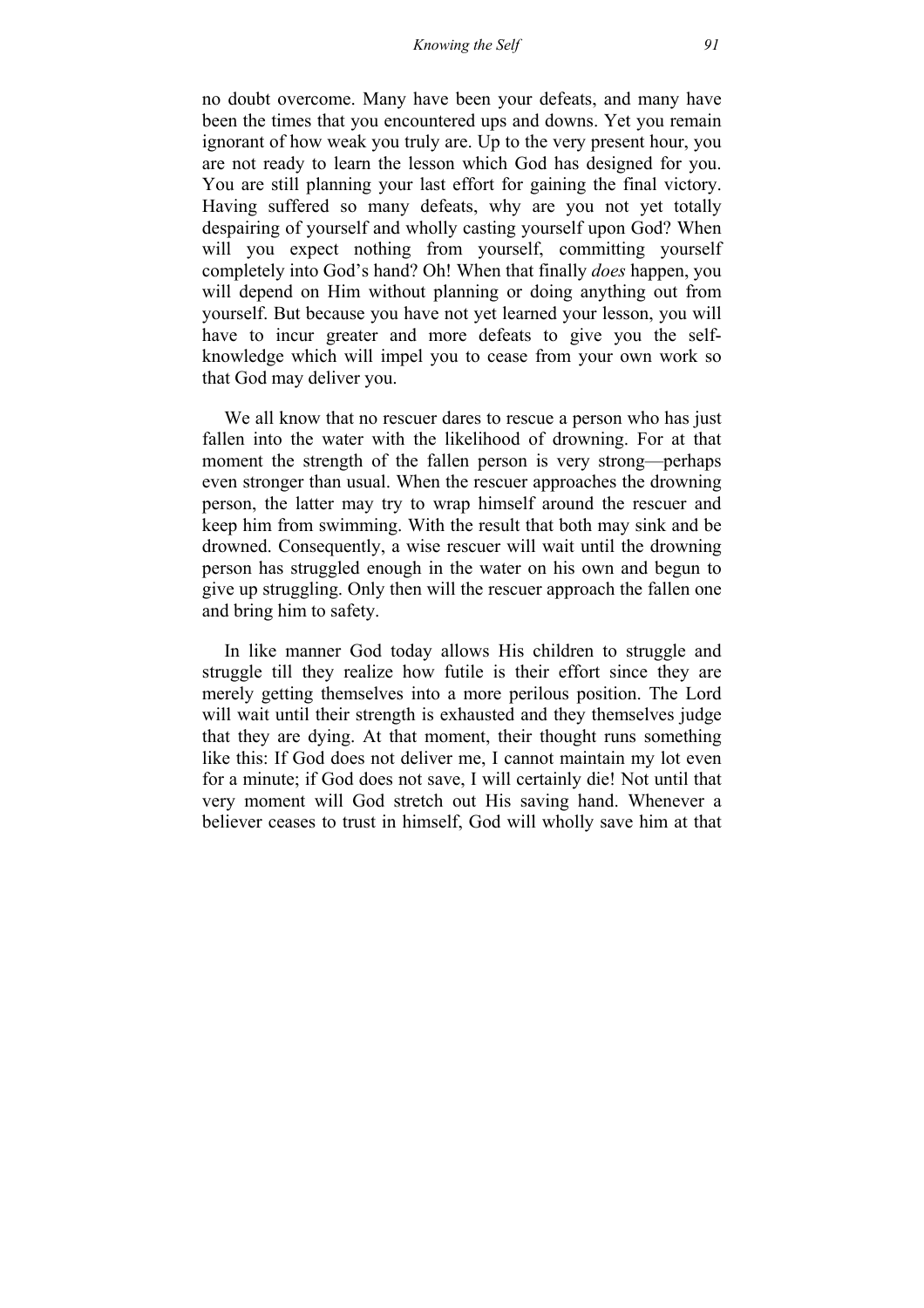no doubt overcome. Many have been your defeats, and many have been the times that you encountered ups and downs. Yet you remain ignorant of how weak you truly are. Up to the very present hour, you are not ready to learn the lesson which God has designed for you. You are still planning your last effort for gaining the final victory. Having suffered so many defeats, why are you not yet totally despairing of yourself and wholly casting yourself upon God? When will you expect nothing from yourself, committing yourself completely into God's hand? Oh! When that finally *does* happen, you will depend on Him without planning or doing anything out from yourself. But because you have not yet learned your lesson, you will have to incur greater and more defeats to give you the self-knowledge which will impel you to cease from your own work so that God may deliver you.

We all know that no rescuer dares to rescue a person who has just fallen into the water with the likelihood of drowning. For at that moment the strength of the fallen person is very strong—perhaps even stronger than usual. When the rescuer approaches the drowning person, the latter may try to wrap himself around the rescuer and keep him from swimming. With the result that both may sink and be drowned. Consequently, a wise rescuer will wait until the drowning person has struggled enough in the water on his own and begun to give up struggling. Only then will the rescuer approach the fallen one and bring him to safety.

In like manner God today allows His children to struggle and struggle till they realize how futile is their effort since they are merely getting themselves into a more perilous position. The Lord will wait until their strength is exhausted and they themselves judge that they are dying. At that moment, their thought runs something like this: If God does not deliver me, I cannot maintain my lot even for a minute; if God does not save, I will certainly die! Not until that very moment will God stretch out His saving hand. Whenever a believer ceases to trust in himself, God will wholly save him at that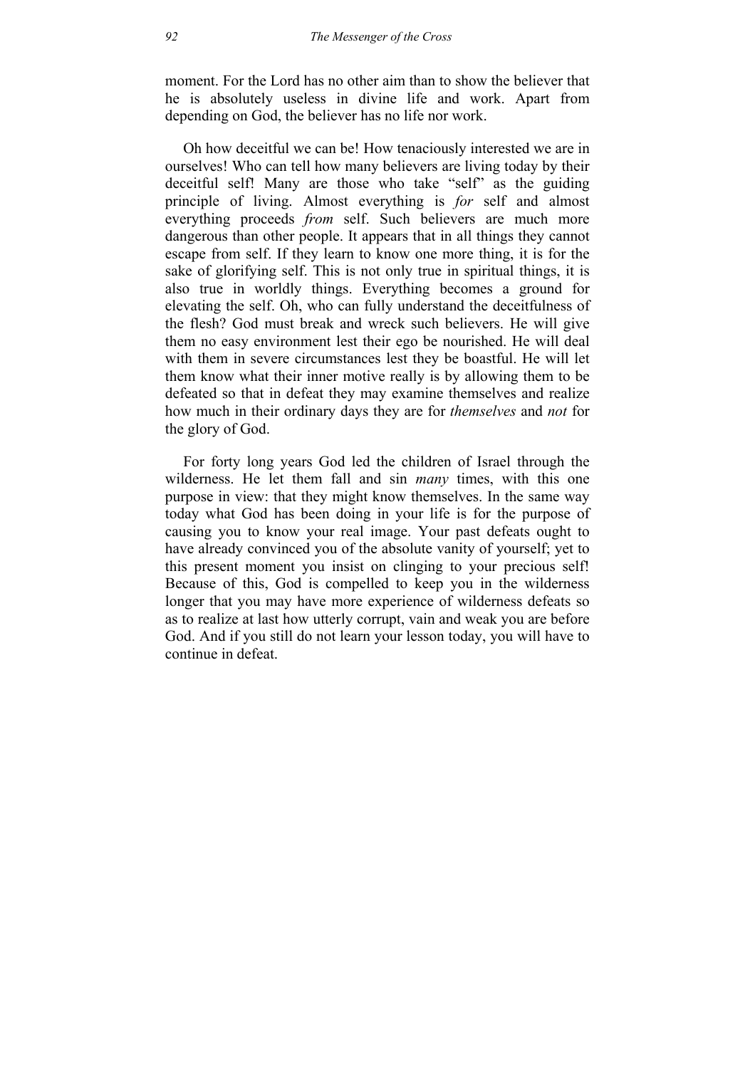moment. For the Lord has no other aim than to show the believer that he is absolutely useless in divine life and work. Apart from depending on God, the believer has no life nor work.

Oh how deceitful we can be! How tenaciously interested we are in ourselves! Who can tell how many believers are living today by their deceitful self! Many are those who take "self" as the guiding principle of living. Almost everything is *for* self and almost everything proceeds *from* self. Such believers are much more dangerous than other people. It appears that in all things they cannot escape from self. If they learn to know one more thing, it is for the sake of glorifying self. This is not only true in spiritual things, it is also true in worldly things. Everything becomes a ground for elevating the self. Oh, who can fully understand the deceitfulness of the flesh? God must break and wreck such believers. He will give them no easy environment lest their ego be nourished. He will deal with them in severe circumstances lest they be boastful. He will let them know what their inner motive really is by allowing them to be defeated so that in defeat they may examine themselves and realize how much in their ordinary days they are for *themselves* and *not* for the glory of God.

For forty long years God led the children of Israel through the wilderness. He let them fall and sin *many* times, with this one purpose in view: that they might know themselves. In the same way today what God has been doing in your life is for the purpose of causing you to know your real image. Your past defeats ought to have already convinced you of the absolute vanity of yourself; yet to this present moment you insist on clinging to your precious self! Because of this, God is compelled to keep you in the wilderness longer that you may have more experience of wilderness defeats so as to realize at last how utterly corrupt, vain and weak you are before God. And if you still do not learn your lesson today, you will have to continue in defeat.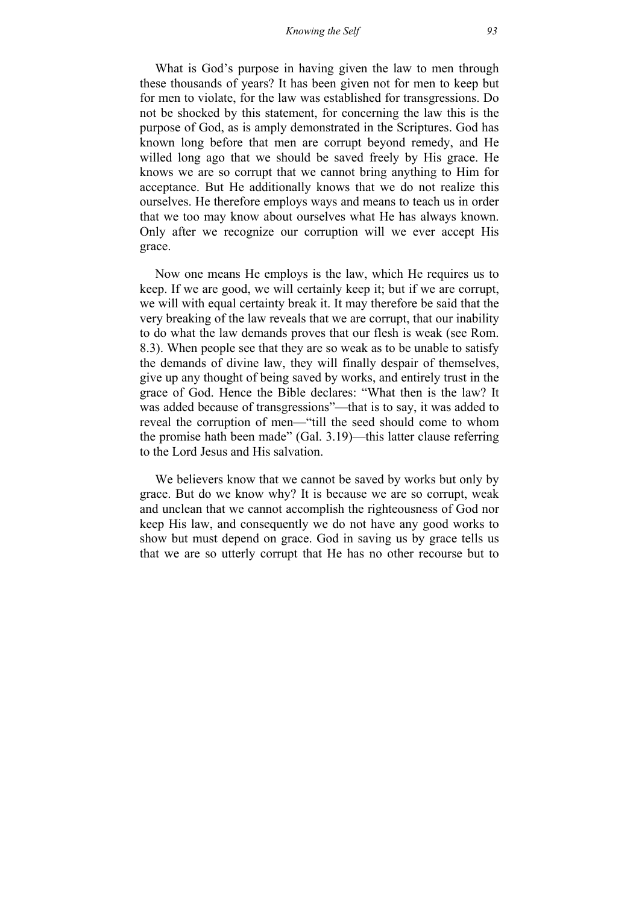What is God's purpose in having given the law to men through these thousands of years? It has been given not for men to keep but for men to violate, for the law was established for transgressions. Do not be shocked by this statement, for concerning the law this is the purpose of God, as is amply demonstrated in the Scriptures. God has known long before that men are corrupt beyond remedy, and He willed long ago that we should be saved freely by His grace. He knows we are so corrupt that we cannot bring anything to Him for acceptance. But He additionally knows that we do not realize this ourselves. He therefore employs ways and means to teach us in order that we too may know about ourselves what He has always known. Only after we recognize our corruption will we ever accept His grace.

Now one means He employs is the law, which He requires us to keep. If we are good, we will certainly keep it; but if we are corrupt, we will with equal certainty break it. It may therefore be said that the very breaking of the law reveals that we are corrupt, that our inability to do what the law demands proves that our flesh is weak (see Rom. 8.3). When people see that they are so weak as to be unable to satisfy the demands of divine law, they will finally despair of themselves, give up any thought of being saved by works, and entirely trust in the grace of God. Hence the Bible declares: "What then is the law? It was added because of transgressions"—that is to say, it was added to reveal the corruption of men—"till the seed should come to whom the promise hath been made" (Gal. 3.19)—this latter clause referring to the Lord Jesus and His salvation.

We believers know that we cannot be saved by works but only by grace. But do we know why? It is because we are so corrupt, weak and unclean that we cannot accomplish the righteousness of God nor keep His law, and consequently we do not have any good works to show but must depend on grace. God in saving us by grace tells us that we are so utterly corrupt that He has no other recourse but to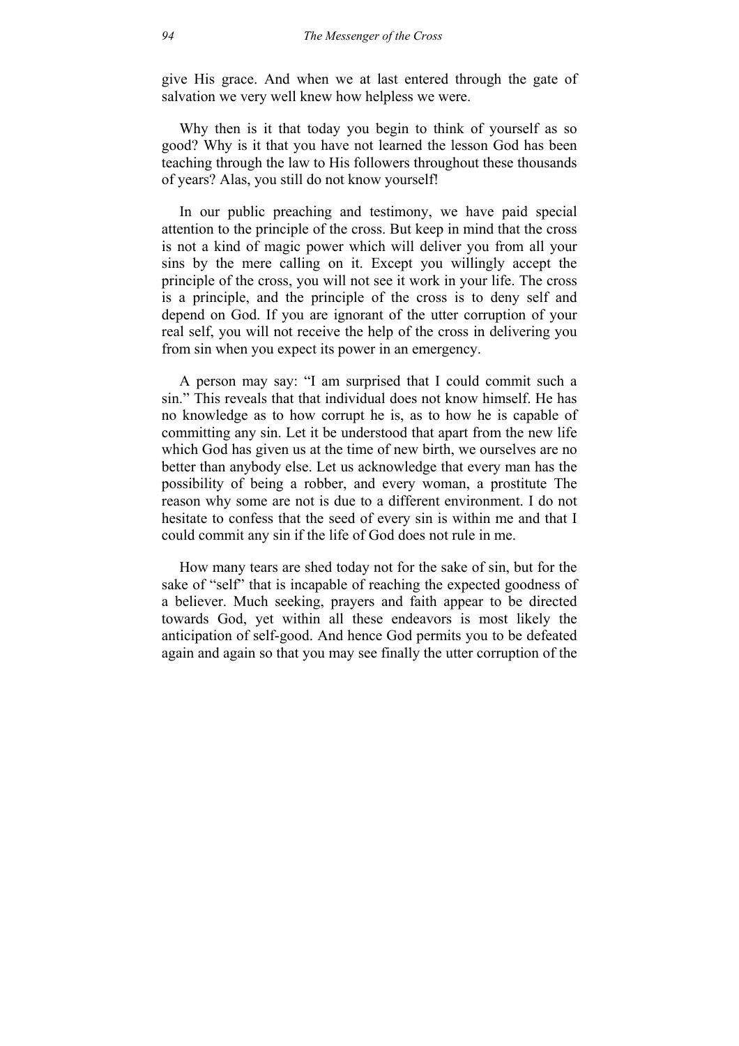give His grace. And when we at last entered through the gate of salvation we very well knew how helpless we were.

Why then is it that today you begin to think of yourself as so good? Why is it that you have not learned the lesson God has been teaching through the law to His followers throughout these thousands of years? Alas, you still do not know yourself!

In our public preaching and testimony, we have paid special attention to the principle of the cross. But keep in mind that the cross is not a kind of magic power which will deliver you from all your sins by the mere calling on it. Except you willingly accept the principle of the cross, you will not see it work in your life. The cross is a principle, and the principle of the cross is to deny self and depend on God. If you are ignorant of the utter corruption of your real self, you will not receive the help of the cross in delivering you from sin when you expect its power in an emergency.

A person may say: "I am surprised that I could commit such a sin." This reveals that that individual does not know himself. He has no knowledge as to how corrupt he is, as to how he is capable of committing any sin. Let it be understood that apart from the new life which God has given us at the time of new birth, we ourselves are no better than anybody else. Let us acknowledge that every man has the possibility of being a robber, and every woman, a prostitute The reason why some are not is due to a different environment. I do not hesitate to confess that the seed of every sin is within me and that I could commit any sin if the life of God does not rule in me.

How many tears are shed today not for the sake of sin, but for the sake of "self" that is incapable of reaching the expected goodness of a believer. Much seeking, prayers and faith appear to be directed towards God, yet within all these endeavors is most likely the anticipation of self-good. And hence God permits you to be defeated again and again so that you may see finally the utter corruption of the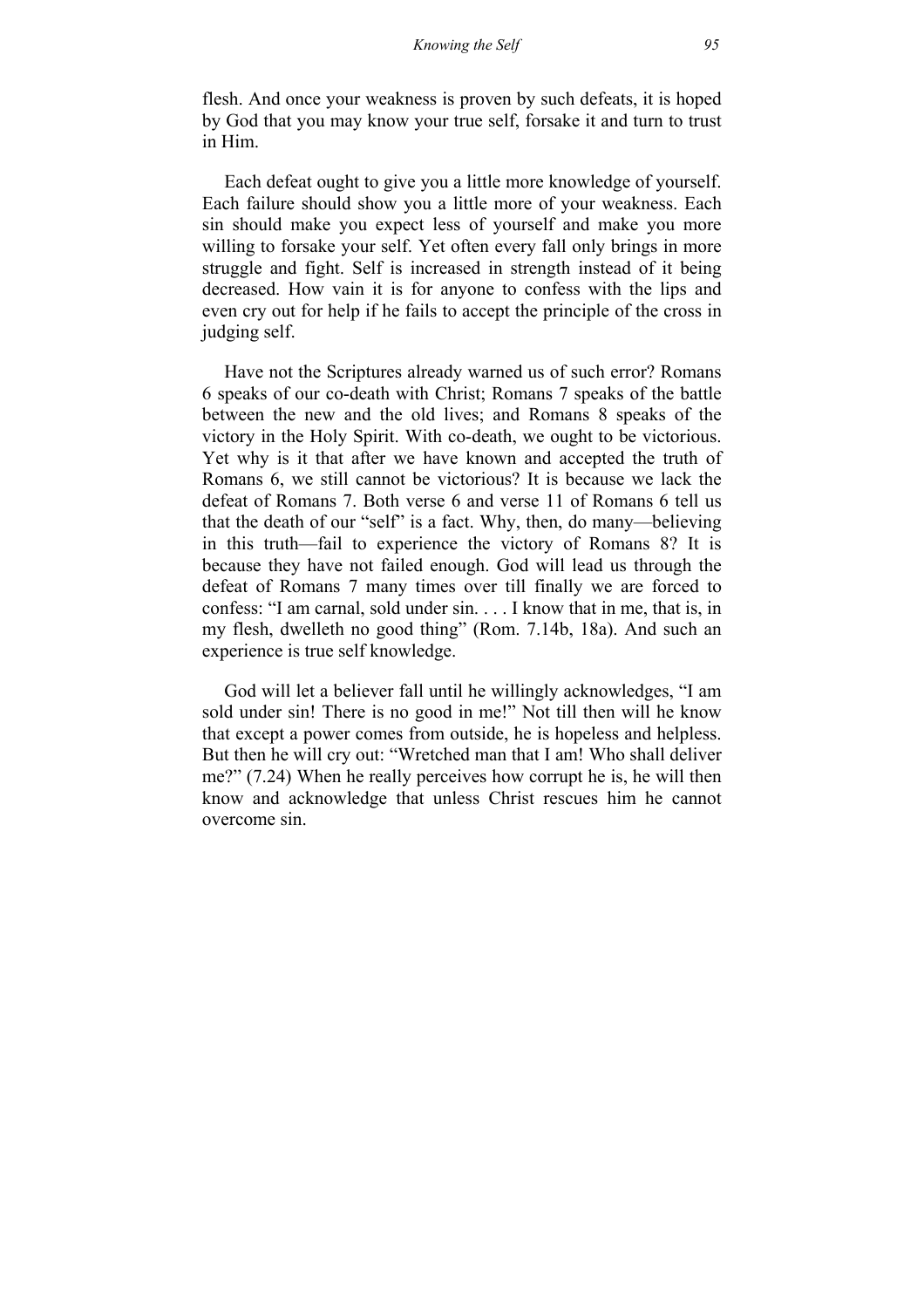flesh. And once your weakness is proven by such defeats, it is hoped by God that you may know your true self, forsake it and turn to trust in Him.

Each defeat ought to give you a little more knowledge of yourself. Each failure should show you a little more of your weakness. Each sin should make you expect less of yourself and make you more willing to forsake your self. Yet often every fall only brings in more struggle and fight. Self is increased in strength instead of it being decreased. How vain it is for anyone to confess with the lips and even cry out for help if he fails to accept the principle of the cross in judging self.

Have not the Scriptures already warned us of such error? Romans 6 speaks of our co-death with Christ; Romans 7 speaks of the battle between the new and the old lives; and Romans 8 speaks of the victory in the Holy Spirit. With co-death, we ought to be victorious. Yet why is it that after we have known and accepted the truth of Romans 6, we still cannot be victorious? It is because we lack the defeat of Romans 7. Both verse 6 and verse 11 of Romans 6 tell us that the death of our "self" is a fact. Why, then, do many—believing in this truth—fail to experience the victory of Romans 8? It is because they have not failed enough. God will lead us through the defeat of Romans 7 many times over till finally we are forced to confess: "I am carnal, sold under sin. . . . I know that in me, that is, in my flesh, dwelleth no good thing" (Rom. 7.14b, 18a). And such an experience is true self knowledge.

God will let a believer fall until he willingly acknowledges, "I am sold under sin! There is no good in me!" Not till then will he know that except a power comes from outside, he is hopeless and helpless. But then he will cry out: "Wretched man that I am! Who shall deliver me?" (7.24) When he really perceives how corrupt he is, he will then know and acknowledge that unless Christ rescues him he cannot overcome sin.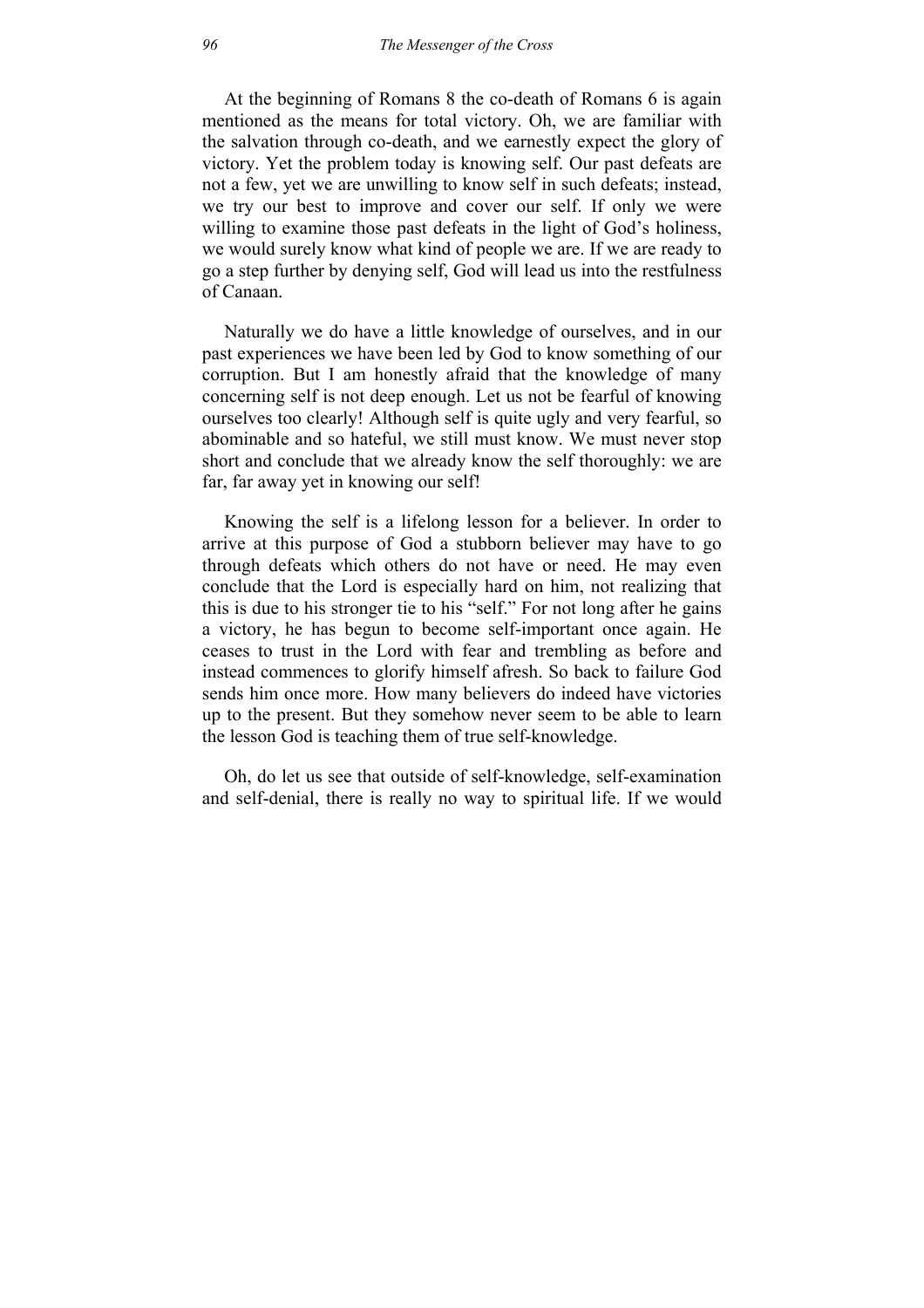At the beginning of Romans 8 the co-death of Romans 6 is again mentioned as the means for total victory. Oh, we are familiar with the salvation through co-death, and we earnestly expect the glory of victory. Yet the problem today is knowing self. Our past defeats are not a few, yet we are unwilling to know self in such defeats; instead, we try our best to improve and cover our self. If only we were willing to examine those past defeats in the light of God's holiness, we would surely know what kind of people we are. If we are ready to go a step further by denying self, God will lead us into the restfulness of Canaan.

Naturally we do have a little knowledge of ourselves, and in our past experiences we have been led by God to know something of our corruption. But I am honestly afraid that the knowledge of many concerning self is not deep enough. Let us not be fearful of knowing ourselves too clearly! Although self is quite ugly and very fearful, so abominable and so hateful, we still must know. We must never stop short and conclude that we already know the self thoroughly: we are far, far away yet in knowing our self!

Knowing the self is a lifelong lesson for a believer. In order to arrive at this purpose of God a stubborn believer may have to go through defeats which others do not have or need. He may even conclude that the Lord is especially hard on him, not realizing that this is due to his stronger tie to his "self." For not long after he gains a victory, he has begun to become self-important once again. He ceases to trust in the Lord with fear and trembling as before and instead commences to glorify himself afresh. So back to failure God sends him once more. How many believers do indeed have victories up to the present. But they somehow never seem to be able to learn the lesson God is teaching them of true self-knowledge.

Oh, do let us see that outside of self-knowledge, self-examination and self-denial, there is really no way to spiritual life. If we would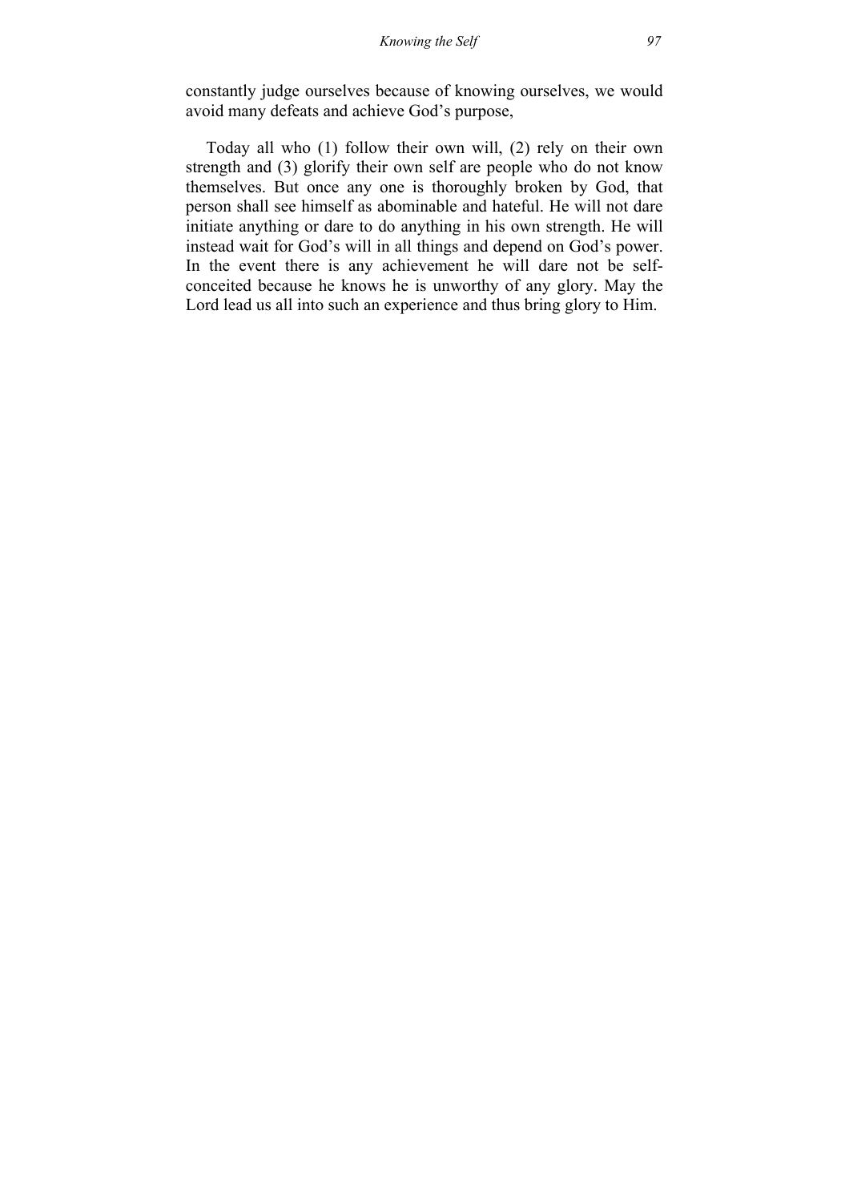constantly judge ourselves because of knowing ourselves, we would avoid many defeats and achieve God's purpose,

Today all who (1) follow their own will, (2) rely on their own strength and (3) glorify their own self are people who do not know themselves. But once any one is thoroughly broken by God, that person shall see himself as abominable and hateful. He will not dare initiate anything or dare to do anything in his own strength. He will instead wait for God's will in all things and depend on God's power. In the event there is any achievement he will dare not be self-conceited because he knows he is unworthy of any glory. May the Lord lead us all into such an experience and thus bring glory to Him.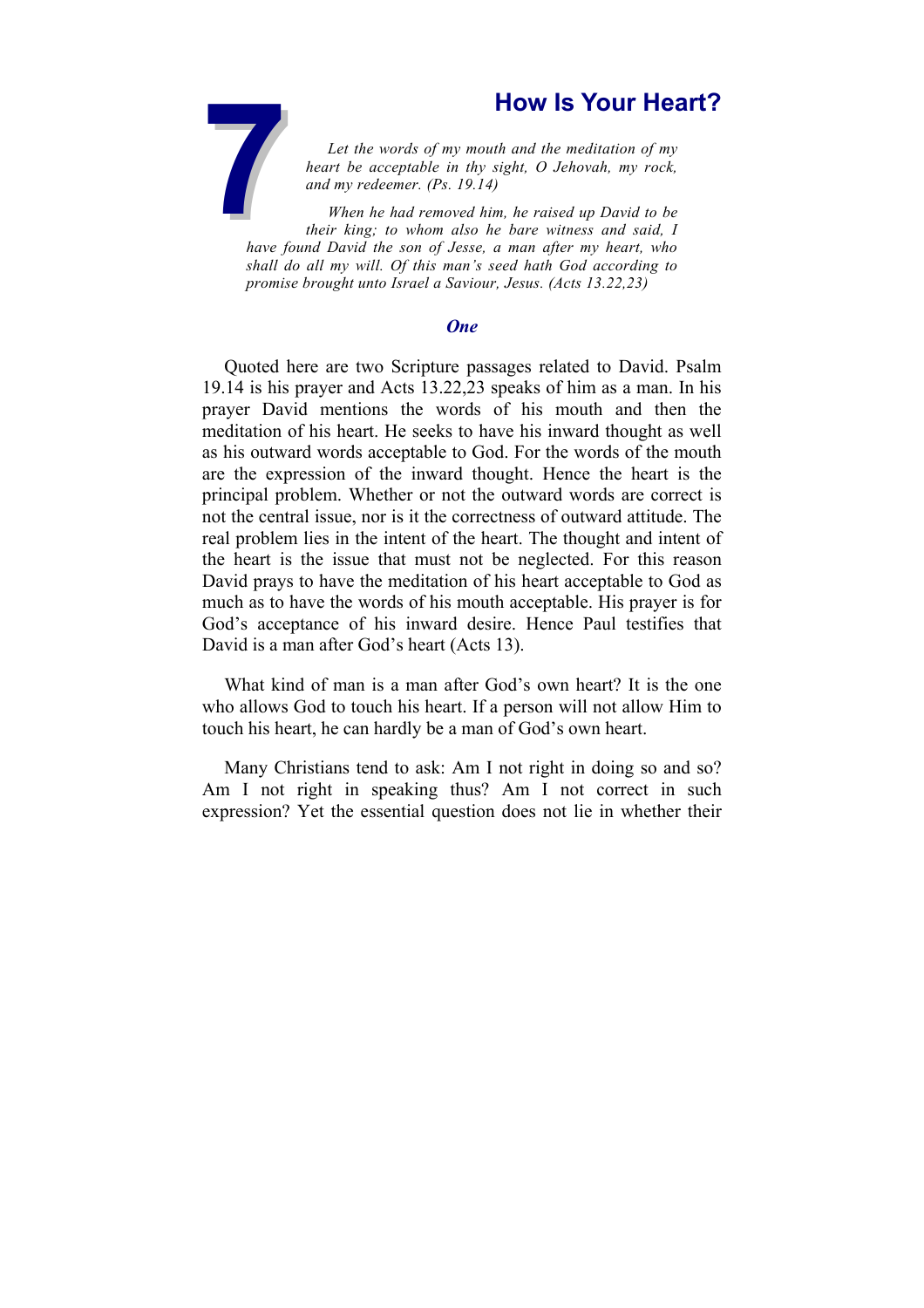# 7 How Is Your Heart?

*Let the words of my mouth and the meditation of my heart be acceptable in thy sight, O Jehovah, my rock, and my redeemer. (Ps. 19.14)*

*When he had removed him, he raised up David to be their king; to whom also he bare witness and said, I have found David the son of Jesse, a man after my heart, who shall do all my will. Of this man's seed hath God according to promise brought unto Israel a Saviour, Jesus. (Acts 13.22,23)*

## *One*

Quoted here are two Scripture passages related to David. Psalm 19.14 is his prayer and Acts 13.22,23 speaks of him as a man. In his prayer David mentions the words of his mouth and then the meditation of his heart. He seeks to have his inward thought as well as his outward words acceptable to God. For the words of the mouth are the expression of the inward thought. Hence the heart is the principal problem. Whether or not the outward words are correct is not the central issue, nor is it the correctness of outward attitude. The real problem lies in the intent of the heart. The thought and intent of the heart is the issue that must not be neglected. For this reason David prays to have the meditation of his heart acceptable to God as much as to have the words of his mouth acceptable. His prayer is for God's acceptance of his inward desire. Hence Paul testifies that David is a man after God's heart (Acts 13).

What kind of man is a man after God's own heart? It is the one who allows God to touch his heart. If a person will not allow Him to touch his heart, he can hardly be a man of God's own heart.

Many Christians tend to ask: Am I not right in doing so and so? Am I not right in speaking thus? Am I not correct in such expression? Yet the essential question does not lie in whether their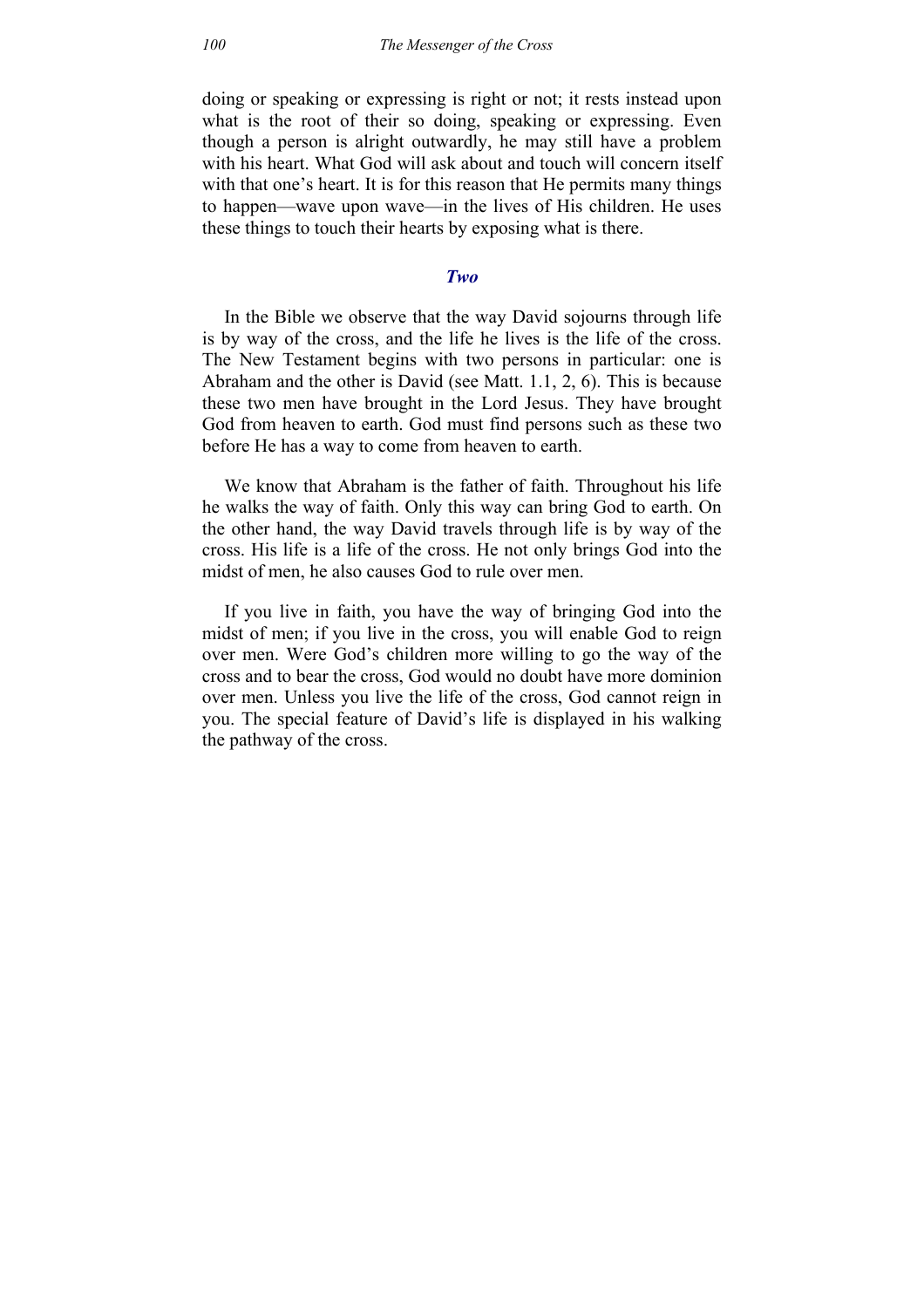doing or speaking or expressing is right or not; it rests instead upon what is the root of their so doing, speaking or expressing. Even though a person is alright outwardly, he may still have a problem with his heart. What God will ask about and touch will concern itself with that one's heart. It is for this reason that He permits many things to happen—wave upon wave—in the lives of His children. He uses these things to touch their hearts by exposing what is there.

### *Two*

In the Bible we observe that the way David sojourns through life is by way of the cross, and the life he lives is the life of the cross. The New Testament begins with two persons in particular: one is Abraham and the other is David (see Matt. 1.1, 2, 6). This is because these two men have brought in the Lord Jesus. They have brought God from heaven to earth. God must find persons such as these two before He has a way to come from heaven to earth.

We know that Abraham is the father of faith. Throughout his life he walks the way of faith. Only this way can bring God to earth. On the other hand, the way David travels through life is by way of the cross. His life is a life of the cross. He not only brings God into the midst of men, he also causes God to rule over men.

If you live in faith, you have the way of bringing God into the midst of men; if you live in the cross, you will enable God to reign over men. Were God's children more willing to go the way of the cross and to bear the cross, God would no doubt have more dominion over men. Unless you live the life of the cross, God cannot reign in you. The special feature of David's life is displayed in his walking the pathway of the cross.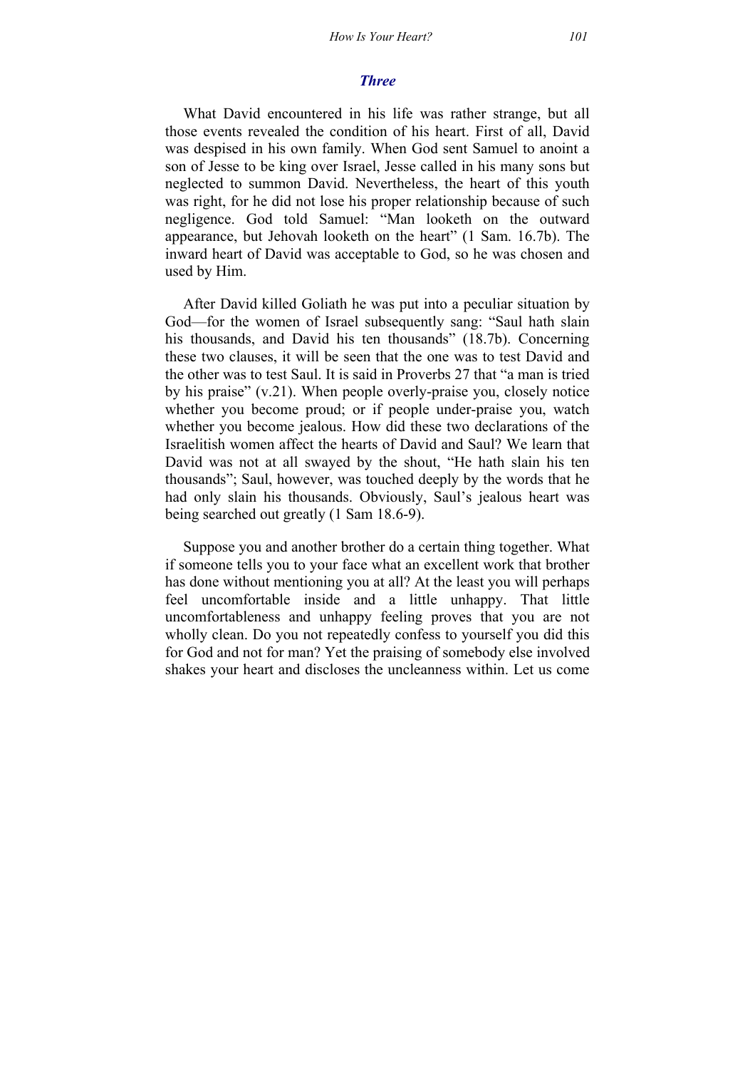## *Three*

What David encountered in his life was rather strange, but all those events revealed the condition of his heart. First of all, David was despised in his own family. When God sent Samuel to anoint a son of Jesse to be king over Israel, Jesse called in his many sons but neglected to summon David. Nevertheless, the heart of this youth was right, for he did not lose his proper relationship because of such negligence. God told Samuel: "Man looketh on the outward appearance, but Jehovah looketh on the heart" (1 Sam. 16.7b). The inward heart of David was acceptable to God, so he was chosen and used by Him.

After David killed Goliath he was put into a peculiar situation by God—for the women of Israel subsequently sang: "Saul hath slain his thousands, and David his ten thousands" (18.7b). Concerning these two clauses, it will be seen that the one was to test David and the other was to test Saul. It is said in Proverbs 27 that "a man is tried by his praise" (v.21). When people overly-praise you, closely notice whether you become proud; or if people under-praise you, watch whether you become jealous. How did these two declarations of the Israelitish women affect the hearts of David and Saul? We learn that David was not at all swayed by the shout, "He hath slain his ten thousands"; Saul, however, was touched deeply by the words that he had only slain his thousands. Obviously, Saul's jealous heart was being searched out greatly (1 Sam 18.6-9).

Suppose you and another brother do a certain thing together. What if someone tells you to your face what an excellent work that brother has done without mentioning you at all? At the least you will perhaps feel uncomfortable inside and a little unhappy. That little uncomfortableness and unhappy feeling proves that you are not wholly clean. Do you not repeatedly confess to yourself you did this for God and not for man? Yet the praising of somebody else involved shakes your heart and discloses the uncleanness within. Let us come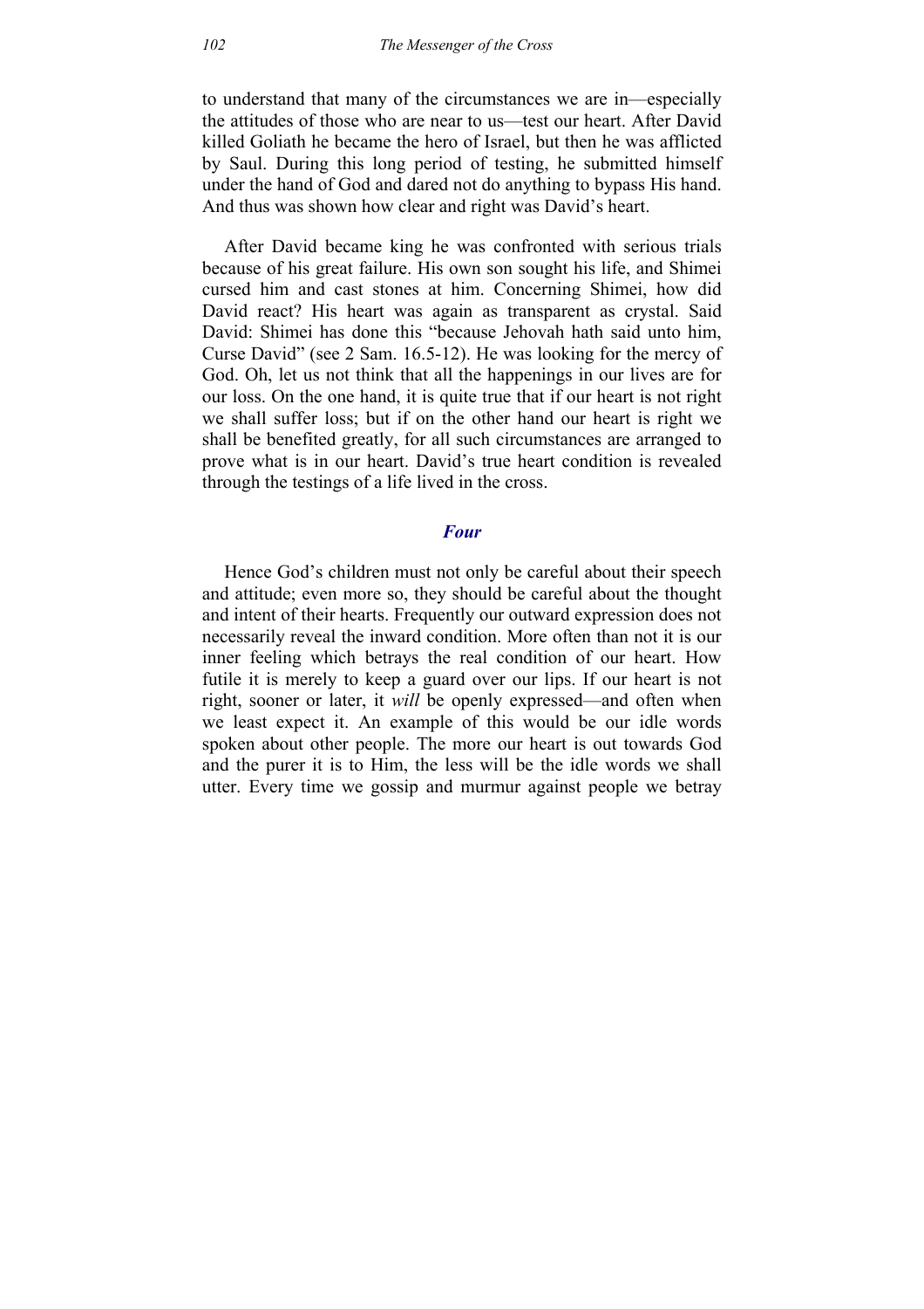to understand that many of the circumstances we are in—especially the attitudes of those who are near to us—test our heart. After David killed Goliath he became the hero of Israel, but then he was afflicted by Saul. During this long period of testing, he submitted himself under the hand of God and dared not do anything to bypass His hand. And thus was shown how clear and right was David's heart.

After David became king he was confronted with serious trials because of his great failure. His own son sought his life, and Shimei cursed him and cast stones at him. Concerning Shimei, how did David react? His heart was again as transparent as crystal. Said David: Shimei has done this "because Jehovah hath said unto him, Curse David" (see 2 Sam. 16.5-12). He was looking for the mercy of God. Oh, let us not think that all the happenings in our lives are for our loss. On the one hand, it is quite true that if our heart is not right we shall suffer loss; but if on the other hand our heart is right we shall be benefited greatly, for all such circumstances are arranged to prove what is in our heart. David's true heart condition is revealed through the testings of a life lived in the cross.

### *Four*

Hence God's children must not only be careful about their speech and attitude; even more so, they should be careful about the thought and intent of their hearts. Frequently our outward expression does not necessarily reveal the inward condition. More often than not it is our inner feeling which betrays the real condition of our heart. How futile it is merely to keep a guard over our lips. If our heart is not right, sooner or later, it *will* be openly expressed—and often when we least expect it. An example of this would be our idle words spoken about other people. The more our heart is out towards God and the purer it is to Him, the less will be the idle words we shall utter. Every time we gossip and murmur against people we betray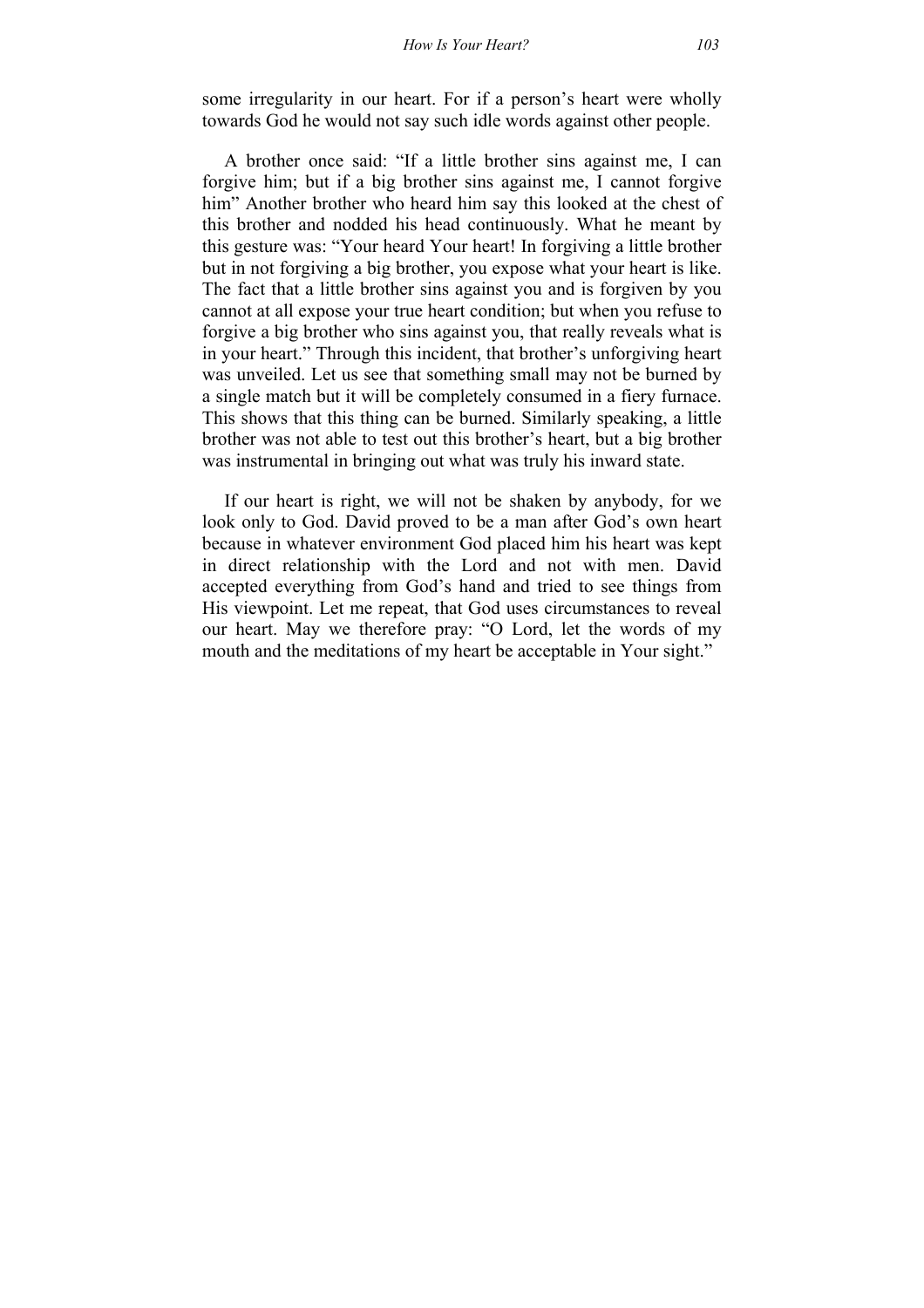some irregularity in our heart. For if a person's heart were wholly towards God he would not say such idle words against other people.

A brother once said: "If a little brother sins against me, I can forgive him; but if a big brother sins against me, I cannot forgive him" Another brother who heard him say this looked at the chest of this brother and nodded his head continuously. What he meant by this gesture was: "Your heard Your heart! In forgiving a little brother but in not forgiving a big brother, you expose what your heart is like. The fact that a little brother sins against you and is forgiven by you cannot at all expose your true heart condition; but when you refuse to forgive a big brother who sins against you, that really reveals what is in your heart." Through this incident, that brother's unforgiving heart was unveiled. Let us see that something small may not be burned by a single match but it will be completely consumed in a fiery furnace. This shows that this thing can be burned. Similarly speaking, a little brother was not able to test out this brother's heart, but a big brother was instrumental in bringing out what was truly his inward state.

If our heart is right, we will not be shaken by anybody, for we look only to God. David proved to be a man after God's own heart because in whatever environment God placed him his heart was kept in direct relationship with the Lord and not with men. David accepted everything from God's hand and tried to see things from His viewpoint. Let me repeat, that God uses circumstances to reveal our heart. May we therefore pray: "O Lord, let the words of my mouth and the meditations of my heart be acceptable in Your sight."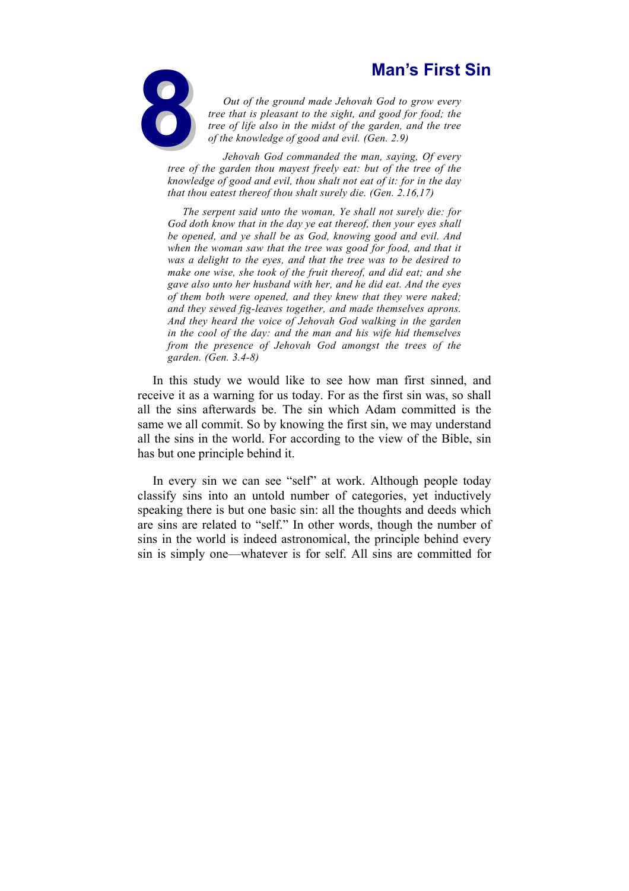# 8 Man's First Sin

*Out of the ground made Jehovah God to grow every tree that is pleasant to the sight, and good for food; the tree of life also in the midst of the garden, and the tree of the knowledge of good and evil. (Gen. 2.9)*

*Jehovah God commanded the man, saying, Of every tree of the garden thou mayest freely eat: but of the tree of the knowledge of good and evil, thou shalt not eat of it: for in the day that thou eatest thereof thou shalt surely die. (Gen. 2.16,17)*

*The serpent said unto the woman, Ye shall not surely die: for God doth know that in the day ye eat thereof, then your eyes shall be opened, and ye shall be as God, knowing good and evil. And when the woman saw that the tree was good for food, and that it was a delight to the eyes, and that the tree was to be desired to make one wise, she took of the fruit thereof, and did eat; and she gave also unto her husband with her, and he did eat. And the eyes of them both were opened, and they knew that they were naked; and they sewed fig-leaves together, and made themselves aprons. And they heard the voice of Jehovah God walking in the garden in the cool of the day: and the man and his wife hid themselves from the presence of Jehovah God amongst the trees of the garden. (Gen. 3.4-8)*

In this study we would like to see how man first sinned, and receive it as a warning for us today. For as the first sin was, so shall all the sins afterwards be. The sin which Adam committed is the same we all commit. So by knowing the first sin, we may understand all the sins in the world. For according to the view of the Bible, sin has but one principle behind it.

In every sin we can see "self" at work. Although people today classify sins into an untold number of categories, yet inductively speaking there is but one basic sin: all the thoughts and deeds which are sins are related to "self." In other words, though the number of sins in the world is indeed astronomical, the principle behind every sin is simply one—whatever is for self. All sins are committed for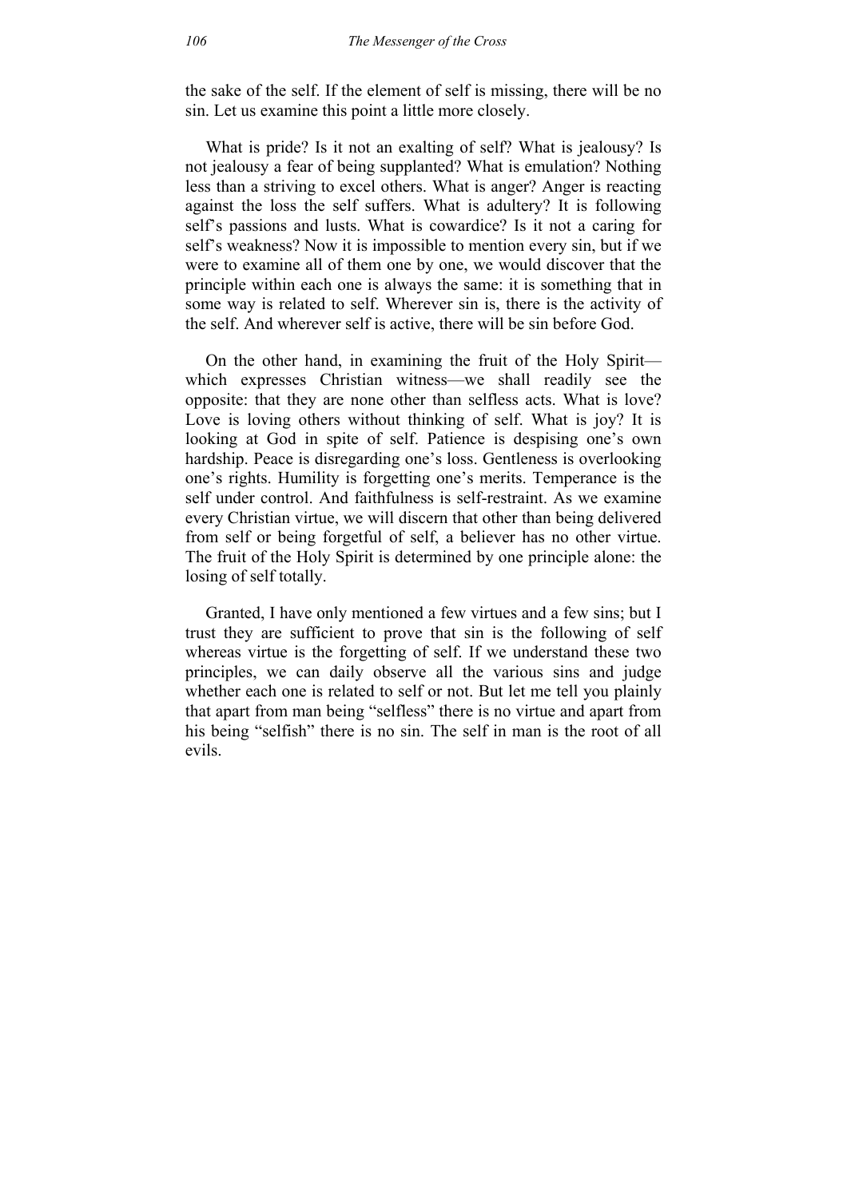the sake of the self. If the element of self is missing, there will be no sin. Let us examine this point a little more closely.

What is pride? Is it not an exalting of self? What is jealousy? Is not jealousy a fear of being supplanted? What is emulation? Nothing less than a striving to excel others. What is anger? Anger is reacting against the loss the self suffers. What is adultery? It is following self's passions and lusts. What is cowardice? Is it not a caring for self's weakness? Now it is impossible to mention every sin, but if we were to examine all of them one by one, we would discover that the principle within each one is always the same: it is something that in some way is related to self. Wherever sin is, there is the activity of the self. And wherever self is active, there will be sin before God.

On the other hand, in examining the fruit of the Holy Spirit—which expresses Christian witness—we shall readily see the opposite: that they are none other than selfless acts. What is love? Love is loving others without thinking of self. What is joy? It is looking at God in spite of self. Patience is despising one's own hardship. Peace is disregarding one's loss. Gentleness is overlooking one's rights. Humility is forgetting one's merits. Temperance is the self under control. And faithfulness is self-restraint. As we examine every Christian virtue, we will discern that other than being delivered from self or being forgetful of self, a believer has no other virtue. The fruit of the Holy Spirit is determined by one principle alone: the losing of self totally.

Granted, I have only mentioned a few virtues and a few sins; but I trust they are sufficient to prove that sin is the following of self whereas virtue is the forgetting of self. If we understand these two principles, we can daily observe all the various sins and judge whether each one is related to self or not. But let me tell you plainly that apart from man being "selfless" there is no virtue and apart from his being "selfish" there is no sin. The self in man is the root of all evils.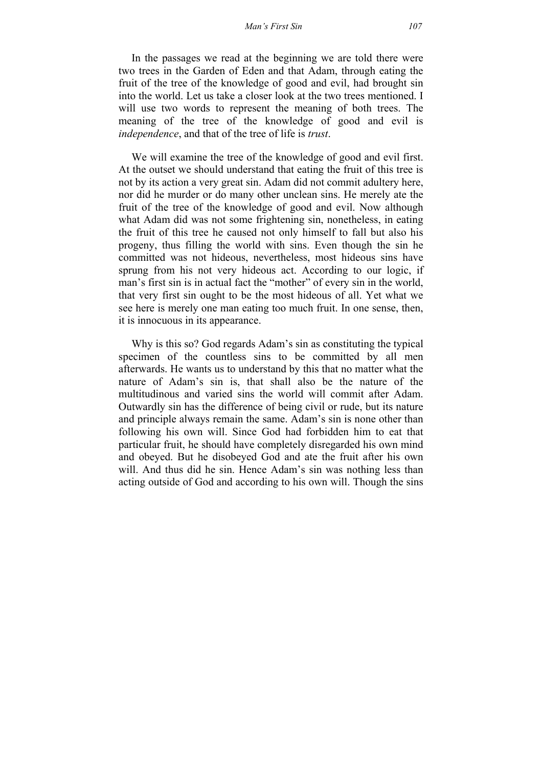In the passages we read at the beginning we are told there were two trees in the Garden of Eden and that Adam, through eating the fruit of the tree of the knowledge of good and evil, had brought sin into the world. Let us take a closer look at the two trees mentioned. I will use two words to represent the meaning of both trees. The meaning of the tree of the knowledge of good and evil is *independence*, and that of the tree of life is *trust*.

We will examine the tree of the knowledge of good and evil first. At the outset we should understand that eating the fruit of this tree is not by its action a very great sin. Adam did not commit adultery here, nor did he murder or do many other unclean sins. He merely ate the fruit of the tree of the knowledge of good and evil. Now although what Adam did was not some frightening sin, nonetheless, in eating the fruit of this tree he caused not only himself to fall but also his progeny, thus filling the world with sins. Even though the sin he committed was not hideous, nevertheless, most hideous sins have sprung from his not very hideous act. According to our logic, if man's first sin is in actual fact the "mother" of every sin in the world, that very first sin ought to be the most hideous of all. Yet what we see here is merely one man eating too much fruit. In one sense, then, it is innocuous in its appearance.

Why is this so? God regards Adam's sin as constituting the typical specimen of the countless sins to be committed by all men afterwards. He wants us to understand by this that no matter what the nature of Adam's sin is, that shall also be the nature of the multitudinous and varied sins the world will commit after Adam. Outwardly sin has the difference of being civil or rude, but its nature and principle always remain the same. Adam's sin is none other than following his own will. Since God had forbidden him to eat that particular fruit, he should have completely disregarded his own mind and obeyed. But he disobeyed God and ate the fruit after his own will. And thus did he sin. Hence Adam's sin was nothing less than acting outside of God and according to his own will. Though the sins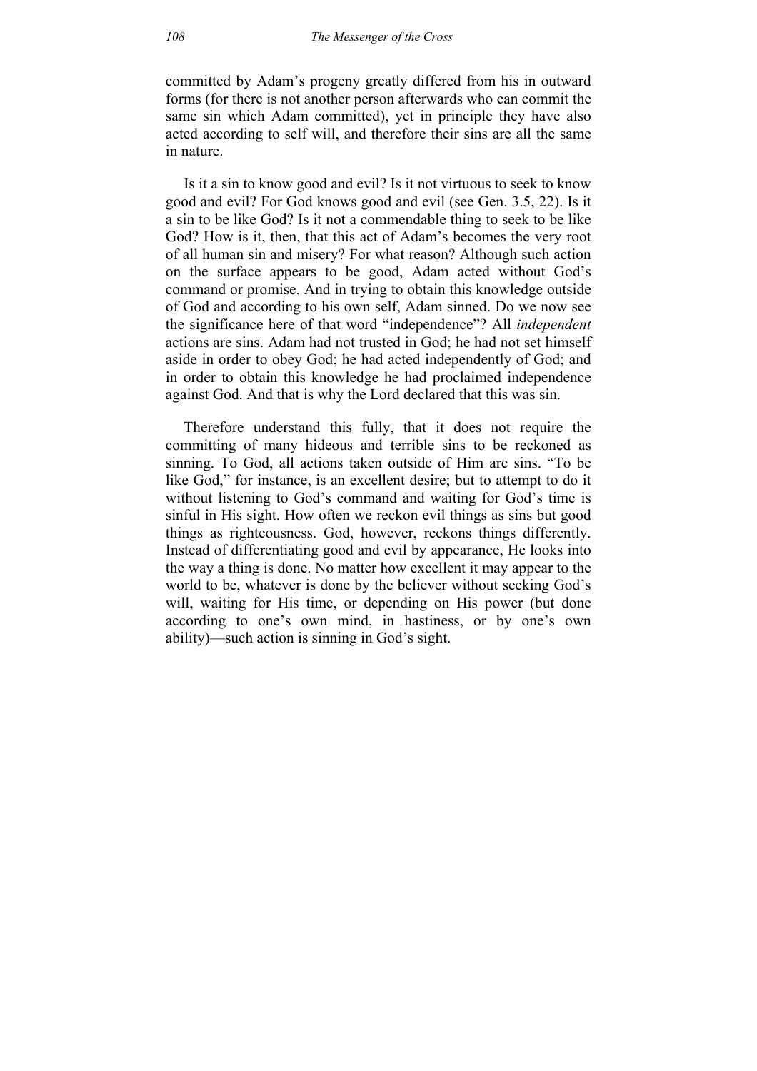committed by Adam's progeny greatly differed from his in outward forms (for there is not another person afterwards who can commit the same sin which Adam committed), yet in principle they have also acted according to self will, and therefore their sins are all the same in nature.

Is it a sin to know good and evil? Is it not virtuous to seek to know good and evil? For God knows good and evil (see Gen. 3.5, 22). Is it a sin to be like God? Is it not a commendable thing to seek to be like God? How is it, then, that this act of Adam's becomes the very root of all human sin and misery? For what reason? Although such action on the surface appears to be good, Adam acted without God's command or promise. And in trying to obtain this knowledge outside of God and according to his own self, Adam sinned. Do we now see the significance here of that word "independence"? All *independent* actions are sins. Adam had not trusted in God; he had not set himself aside in order to obey God; he had acted independently of God; and in order to obtain this knowledge he had proclaimed independence against God. And that is why the Lord declared that this was sin.

Therefore understand this fully, that it does not require the committing of many hideous and terrible sins to be reckoned as sinning. To God, all actions taken outside of Him are sins. "To be like God," for instance, is an excellent desire; but to attempt to do it without listening to God's command and waiting for God's time is sinful in His sight. How often we reckon evil things as sins but good things as righteousness. God, however, reckons things differently. Instead of differentiating good and evil by appearance, He looks into the way a thing is done. No matter how excellent it may appear to the world to be, whatever is done by the believer without seeking God's will, waiting for His time, or depending on His power (but done according to one's own mind, in hastiness, or by one's own ability)—such action is sinning in God's sight.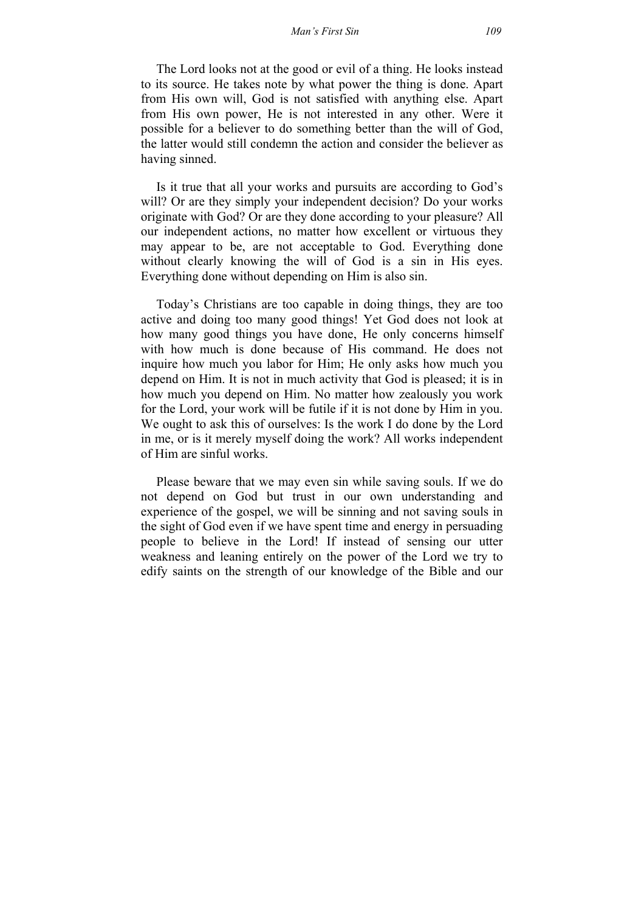The Lord looks not at the good or evil of a thing. He looks instead to its source. He takes note by what power the thing is done. Apart from His own will, God is not satisfied with anything else. Apart from His own power, He is not interested in any other. Were it possible for a believer to do something better than the will of God, the latter would still condemn the action and consider the believer as having sinned.

Is it true that all your works and pursuits are according to God's will? Or are they simply your independent decision? Do your works originate with God? Or are they done according to your pleasure? All our independent actions, no matter how excellent or virtuous they may appear to be, are not acceptable to God. Everything done without clearly knowing the will of God is a sin in His eyes. Everything done without depending on Him is also sin.

Today's Christians are too capable in doing things, they are too active and doing too many good things! Yet God does not look at how many good things you have done, He only concerns himself with how much is done because of His command. He does not inquire how much you labor for Him; He only asks how much you depend on Him. It is not in much activity that God is pleased; it is in how much you depend on Him. No matter how zealously you work for the Lord, your work will be futile if it is not done by Him in you. We ought to ask this of ourselves: Is the work I do done by the Lord in me, or is it merely myself doing the work? All works independent of Him are sinful works.

Please beware that we may even sin while saving souls. If we do not depend on God but trust in our own understanding and experience of the gospel, we will be sinning and not saving souls in the sight of God even if we have spent time and energy in persuading people to believe in the Lord! If instead of sensing our utter weakness and leaning entirely on the power of the Lord we try to edify saints on the strength of our knowledge of the Bible and our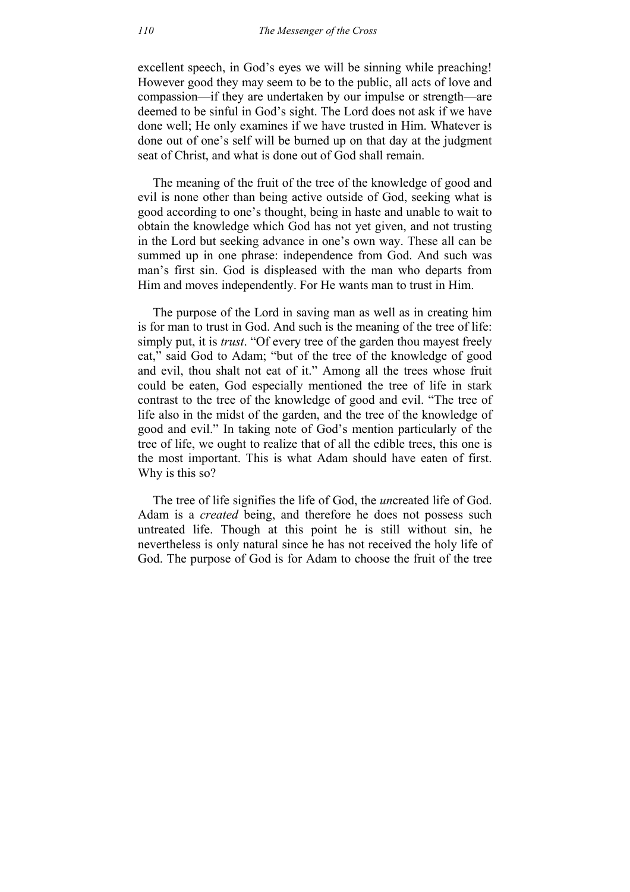excellent speech, in God's eyes we will be sinning while preaching! However good they may seem to be to the public, all acts of love and compassion—if they are undertaken by our impulse or strength—are deemed to be sinful in God's sight. The Lord does not ask if we have done well; He only examines if we have trusted in Him. Whatever is done out of one's self will be burned up on that day at the judgment seat of Christ, and what is done out of God shall remain.

The meaning of the fruit of the tree of the knowledge of good and evil is none other than being active outside of God, seeking what is good according to one's thought, being in haste and unable to wait to obtain the knowledge which God has not yet given, and not trusting in the Lord but seeking advance in one's own way. These all can be summed up in one phrase: independence from God. And such was man's first sin. God is displeased with the man who departs from Him and moves independently. For He wants man to trust in Him.

The purpose of the Lord in saving man as well as in creating him is for man to trust in God. And such is the meaning of the tree of life: simply put, it is *trust*. "Of every tree of the garden thou mayest freely eat," said God to Adam; "but of the tree of the knowledge of good and evil, thou shalt not eat of it." Among all the trees whose fruit could be eaten, God especially mentioned the tree of life in stark contrast to the tree of the knowledge of good and evil. "The tree of life also in the midst of the garden, and the tree of the knowledge of good and evil." In taking note of God's mention particularly of the tree of life, we ought to realize that of all the edible trees, this one is the most important. This is what Adam should have eaten of first. Why is this so?

The tree of life signifies the life of God, the *un*created life of God. Adam is a *created* being, and therefore he does not possess such untreated life. Though at this point he is still without sin, he nevertheless is only natural since he has not received the holy life of God. The purpose of God is for Adam to choose the fruit of the tree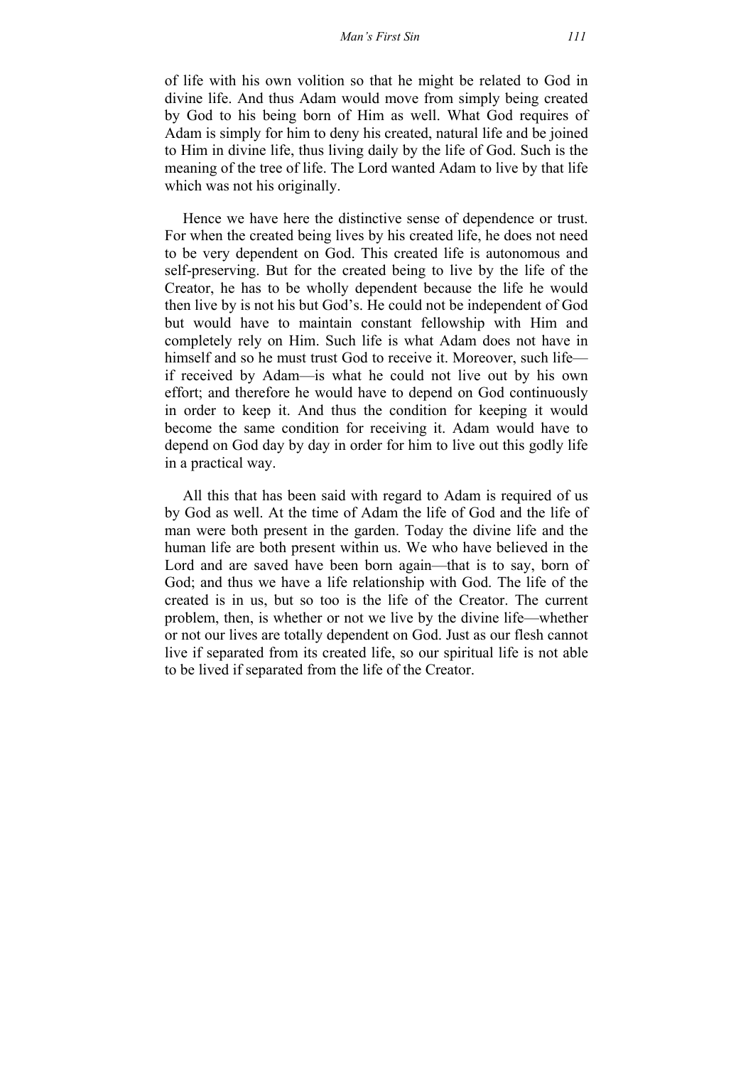of life with his own volition so that he might be related to God in divine life. And thus Adam would move from simply being created by God to his being born of Him as well. What God requires of Adam is simply for him to deny his created, natural life and be joined to Him in divine life, thus living daily by the life of God. Such is the meaning of the tree of life. The Lord wanted Adam to live by that life which was not his originally.

Hence we have here the distinctive sense of dependence or trust. For when the created being lives by his created life, he does not need to be very dependent on God. This created life is autonomous and self-preserving. But for the created being to live by the life of the Creator, he has to be wholly dependent because the life he would then live by is not his but God's. He could not be independent of God but would have to maintain constant fellowship with Him and completely rely on Him. Such life is what Adam does not have in himself and so he must trust God to receive it. Moreover, such life—if received by Adam—is what he could not live out by his own effort; and therefore he would have to depend on God continuously in order to keep it. And thus the condition for keeping it would become the same condition for receiving it. Adam would have to depend on God day by day in order for him to live out this godly life in a practical way.

All this that has been said with regard to Adam is required of us by God as well. At the time of Adam the life of God and the life of man were both present in the garden. Today the divine life and the human life are both present within us. We who have believed in the Lord and are saved have been born again—that is to say, born of God; and thus we have a life relationship with God. The life of the created is in us, but so too is the life of the Creator. The current problem, then, is whether or not we live by the divine life—whether or not our lives are totally dependent on God. Just as our flesh cannot live if separated from its created life, so our spiritual life is not able to be lived if separated from the life of the Creator.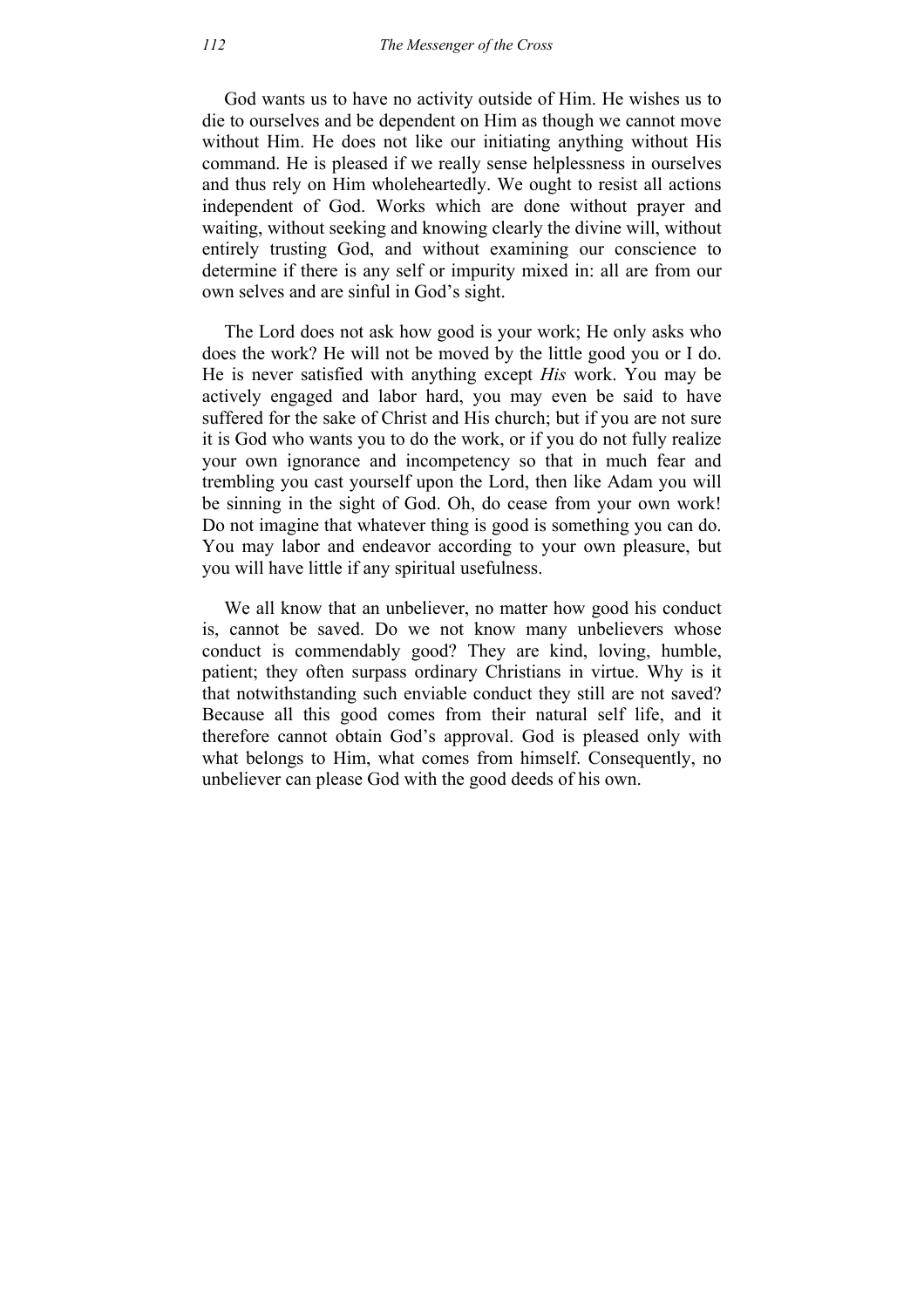God wants us to have no activity outside of Him. He wishes us to die to ourselves and be dependent on Him as though we cannot move without Him. He does not like our initiating anything without His command. He is pleased if we really sense helplessness in ourselves and thus rely on Him wholeheartedly. We ought to resist all actions independent of God. Works which are done without prayer and waiting, without seeking and knowing clearly the divine will, without entirely trusting God, and without examining our conscience to determine if there is any self or impurity mixed in: all are from our own selves and are sinful in God's sight.

The Lord does not ask how good is your work; He only asks who does the work? He will not be moved by the little good you or I do. He is never satisfied with anything except *His* work. You may be actively engaged and labor hard, you may even be said to have suffered for the sake of Christ and His church; but if you are not sure it is God who wants you to do the work, or if you do not fully realize your own ignorance and incompetency so that in much fear and trembling you cast yourself upon the Lord, then like Adam you will be sinning in the sight of God. Oh, do cease from your own work! Do not imagine that whatever thing is good is something you can do. You may labor and endeavor according to your own pleasure, but you will have little if any spiritual usefulness.

We all know that an unbeliever, no matter how good his conduct is, cannot be saved. Do we not know many unbelievers whose conduct is commendably good? They are kind, loving, humble, patient; they often surpass ordinary Christians in virtue. Why is it that notwithstanding such enviable conduct they still are not saved? Because all this good comes from their natural self life, and it therefore cannot obtain God's approval. God is pleased only with what belongs to Him, what comes from himself. Consequently, no unbeliever can please God with the good deeds of his own.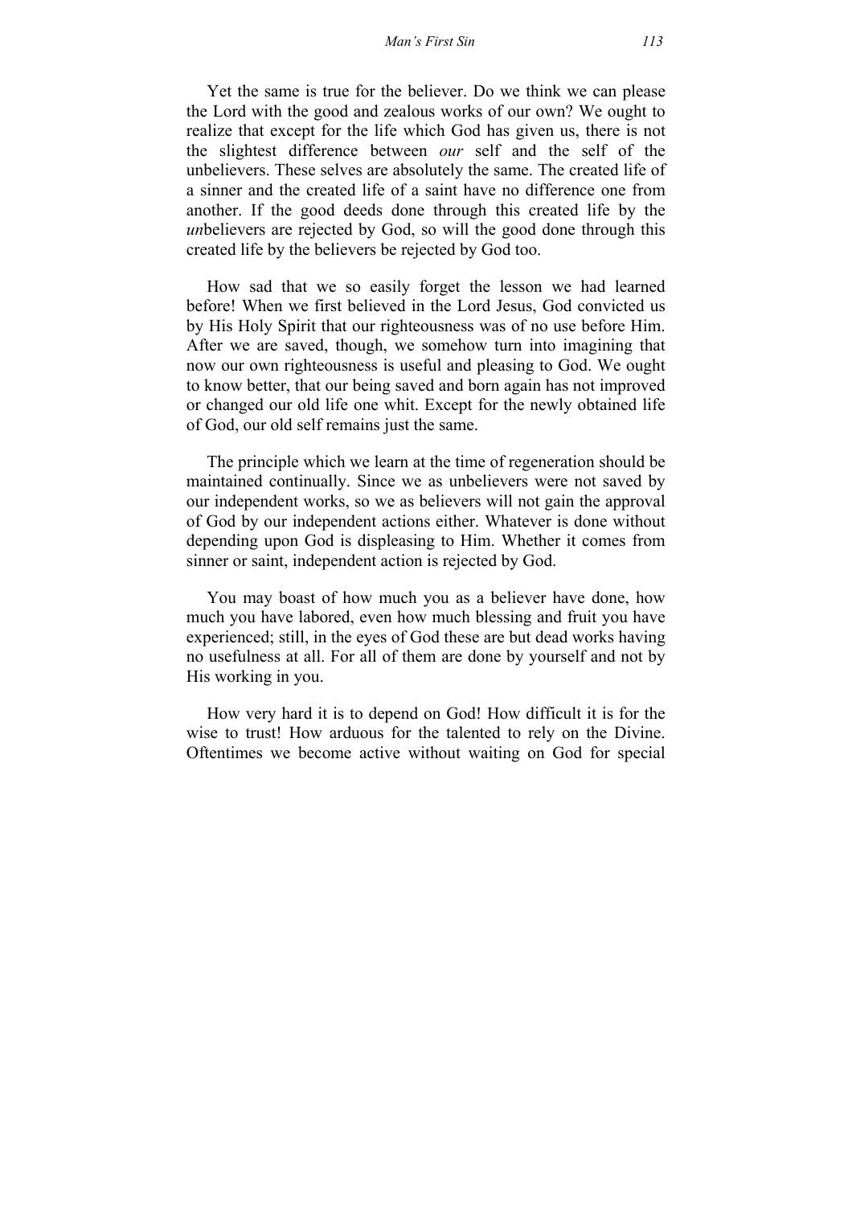Yet the same is true for the believer. Do we think we can please the Lord with the good and zealous works of our own? We ought to realize that except for the life which God has given us, there is not the slightest difference between *our* self and the self of the unbelievers. These selves are absolutely the same. The created life of a sinner and the created life of a saint have no difference one from another. If the good deeds done through this created life by the *un*believers are rejected by God, so will the good done through this created life by the believers be rejected by God too.

How sad that we so easily forget the lesson we had learned before! When we first believed in the Lord Jesus, God convicted us by His Holy Spirit that our righteousness was of no use before Him. After we are saved, though, we somehow turn into imagining that now our own righteousness is useful and pleasing to God. We ought to know better, that our being saved and born again has not improved or changed our old life one whit. Except for the newly obtained life of God, our old self remains just the same.

The principle which we learn at the time of regeneration should be maintained continually. Since we as unbelievers were not saved by our independent works, so we as believers will not gain the approval of God by our independent actions either. Whatever is done without depending upon God is displeasing to Him. Whether it comes from sinner or saint, independent action is rejected by God.

You may boast of how much you as a believer have done, how much you have labored, even how much blessing and fruit you have experienced; still, in the eyes of God these are but dead works having no usefulness at all. For all of them are done by yourself and not by His working in you.

How very hard it is to depend on God! How difficult it is for the wise to trust! How arduous for the talented to rely on the Divine. Oftentimes we become active without waiting on God for special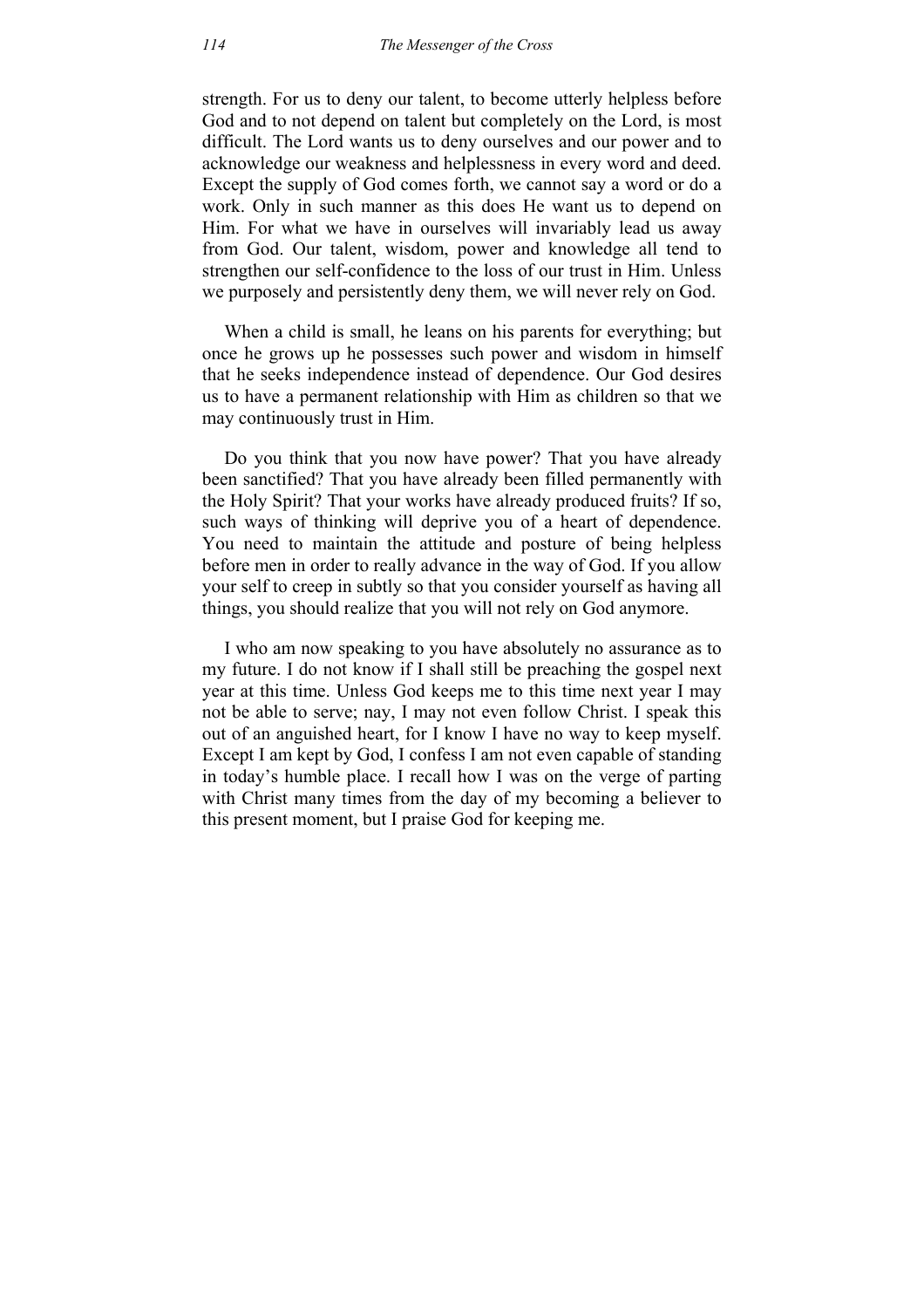strength. For us to deny our talent, to become utterly helpless before God and to not depend on talent but completely on the Lord, is most difficult. The Lord wants us to deny ourselves and our power and to acknowledge our weakness and helplessness in every word and deed. Except the supply of God comes forth, we cannot say a word or do a work. Only in such manner as this does He want us to depend on Him. For what we have in ourselves will invariably lead us away from God. Our talent, wisdom, power and knowledge all tend to strengthen our self-confidence to the loss of our trust in Him. Unless we purposely and persistently deny them, we will never rely on God.

When a child is small, he leans on his parents for everything; but once he grows up he possesses such power and wisdom in himself that he seeks independence instead of dependence. Our God desires us to have a permanent relationship with Him as children so that we may continuously trust in Him.

Do you think that you now have power? That you have already been sanctified? That you have already been filled permanently with the Holy Spirit? That your works have already produced fruits? If so, such ways of thinking will deprive you of a heart of dependence. You need to maintain the attitude and posture of being helpless before men in order to really advance in the way of God. If you allow your self to creep in subtly so that you consider yourself as having all things, you should realize that you will not rely on God anymore.

I who am now speaking to you have absolutely no assurance as to my future. I do not know if I shall still be preaching the gospel next year at this time. Unless God keeps me to this time next year I may not be able to serve; nay, I may not even follow Christ. I speak this out of an anguished heart, for I know I have no way to keep myself. Except I am kept by God, I confess I am not even capable of standing in today's humble place. I recall how I was on the verge of parting with Christ many times from the day of my becoming a believer to this present moment, but I praise God for keeping me.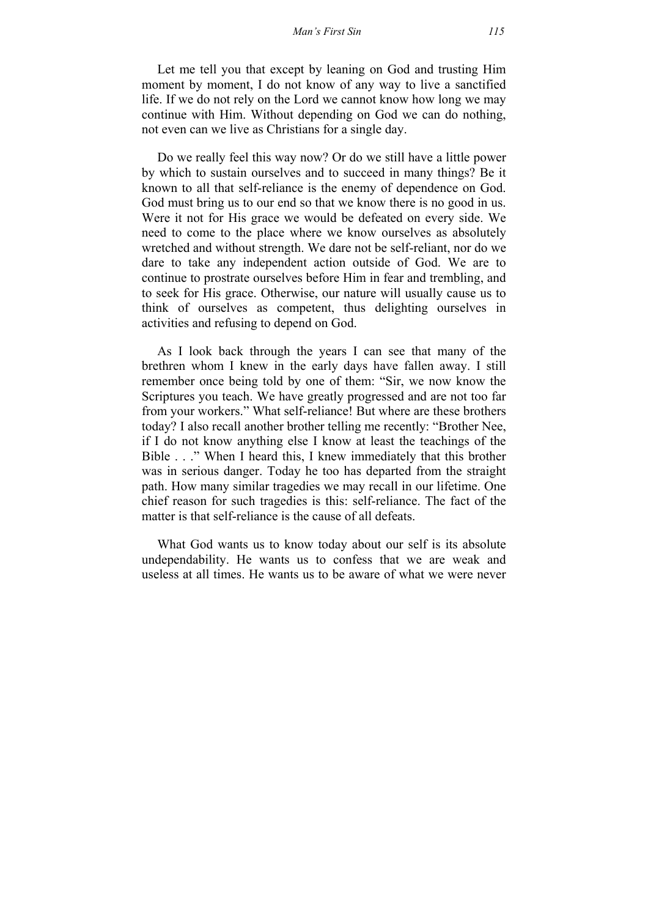Let me tell you that except by leaning on God and trusting Him moment by moment, I do not know of any way to live a sanctified life. If we do not rely on the Lord we cannot know how long we may continue with Him. Without depending on God we can do nothing, not even can we live as Christians for a single day.

Do we really feel this way now? Or do we still have a little power by which to sustain ourselves and to succeed in many things? Be it known to all that self-reliance is the enemy of dependence on God. God must bring us to our end so that we know there is no good in us. Were it not for His grace we would be defeated on every side. We need to come to the place where we know ourselves as absolutely wretched and without strength. We dare not be self-reliant, nor do we dare to take any independent action outside of God. We are to continue to prostrate ourselves before Him in fear and trembling, and to seek for His grace. Otherwise, our nature will usually cause us to think of ourselves as competent, thus delighting ourselves in activities and refusing to depend on God.

As I look back through the years I can see that many of the brethren whom I knew in the early days have fallen away. I still remember once being told by one of them: "Sir, we now know the Scriptures you teach. We have greatly progressed and are not too far from your workers." What self-reliance! But where are these brothers today? I also recall another brother telling me recently: "Brother Nee, if I do not know anything else I know at least the teachings of the Bible . . ." When I heard this, I knew immediately that this brother was in serious danger. Today he too has departed from the straight path. How many similar tragedies we may recall in our lifetime. One chief reason for such tragedies is this: self-reliance. The fact of the matter is that self-reliance is the cause of all defeats.

What God wants us to know today about our self is its absolute undependability. He wants us to confess that we are weak and useless at all times. He wants us to be aware of what we were never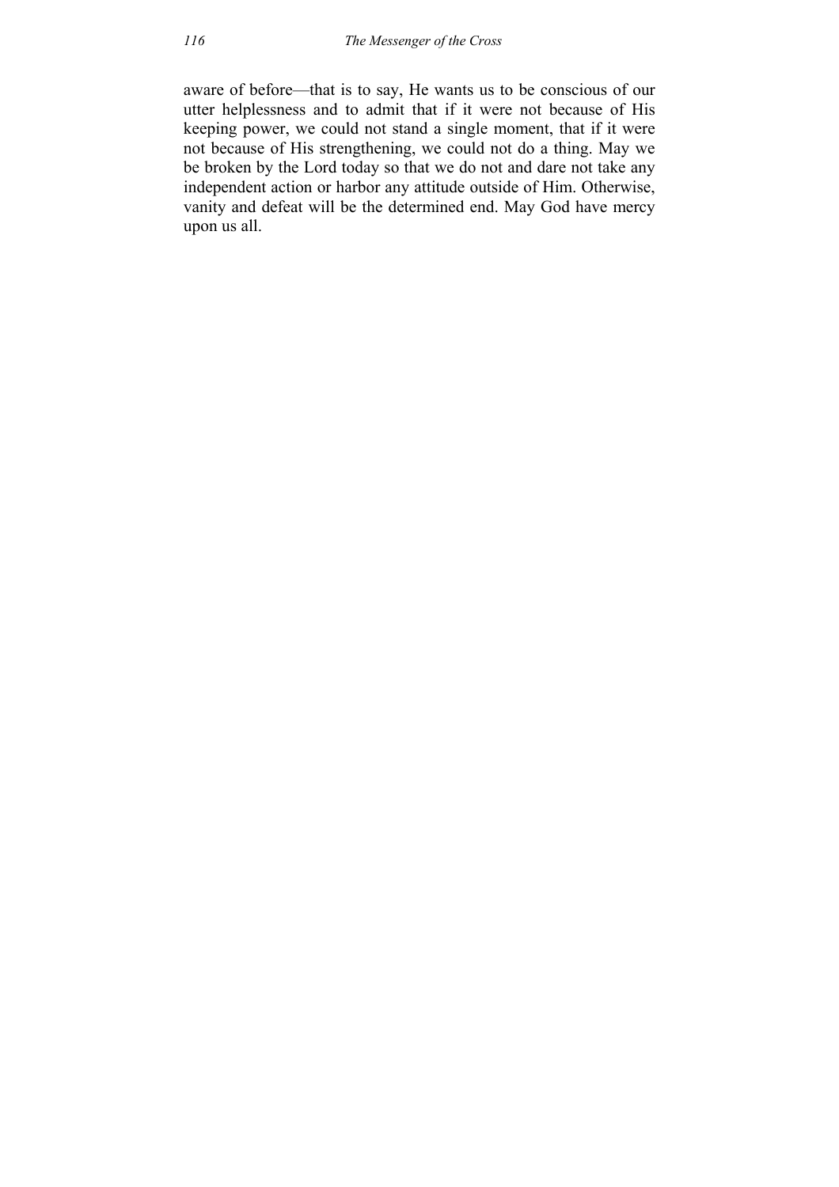aware of before—that is to say, He wants us to be conscious of our utter helplessness and to admit that if it were not because of His keeping power, we could not stand a single moment, that if it were not because of His strengthening, we could not do a thing. May we be broken by the Lord today so that we do not and dare not take any independent action or harbor any attitude outside of Him. Otherwise, vanity and defeat will be the determined end. May God have mercy upon us all.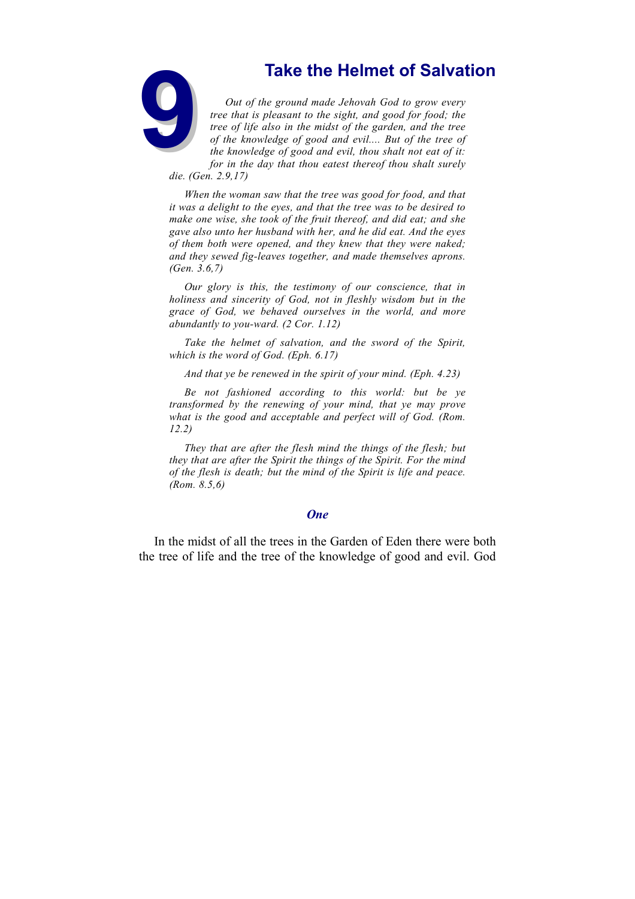# 9 Take the Helmet of Salvation

*Out of the ground made Jehovah God to grow every tree that is pleasant to the sight, and good for food; the tree of life also in the midst of the garden, and the tree of the knowledge of good and evil.... But of the tree of the knowledge of good and evil, thou shalt not eat of it: for in the day that thou eatest thereof thou shalt surely die. (Gen. 2.9,17)*

*When the woman saw that the tree was good for food, and that it was a delight to the eyes, and that the tree was to be desired to make one wise, she took of the fruit thereof, and did eat; and she gave also unto her husband with her, and he did eat. And the eyes of them both were opened, and they knew that they were naked; and they sewed fig-leaves together, and made themselves aprons. (Gen. 3.6,7)*

*Our glory is this, the testimony of our conscience, that in holiness and sincerity of God, not in fleshly wisdom but in the grace of God, we behaved ourselves in the world, and more abundantly to you-ward. (2 Cor. 1.12)*

*Take the helmet of salvation, and the sword of the Spirit, which is the word of God. (Eph. 6.17)*

*And that ye be renewed in the spirit of your mind. (Eph. 4.23)*

*Be not fashioned according to this world: but be ye transformed by the renewing of your mind, that ye may prove what is the good and acceptable and perfect will of God. (Rom. 12.2)*

*They that are after the flesh mind the things of the flesh; but they that are after the Spirit the things of the Spirit. For the mind of the flesh is death; but the mind of the Spirit is life and peace. (Rom. 8.5,6)*

## *One*

In the midst of all the trees in the Garden of Eden there were both the tree of life and the tree of the knowledge of good and evil. God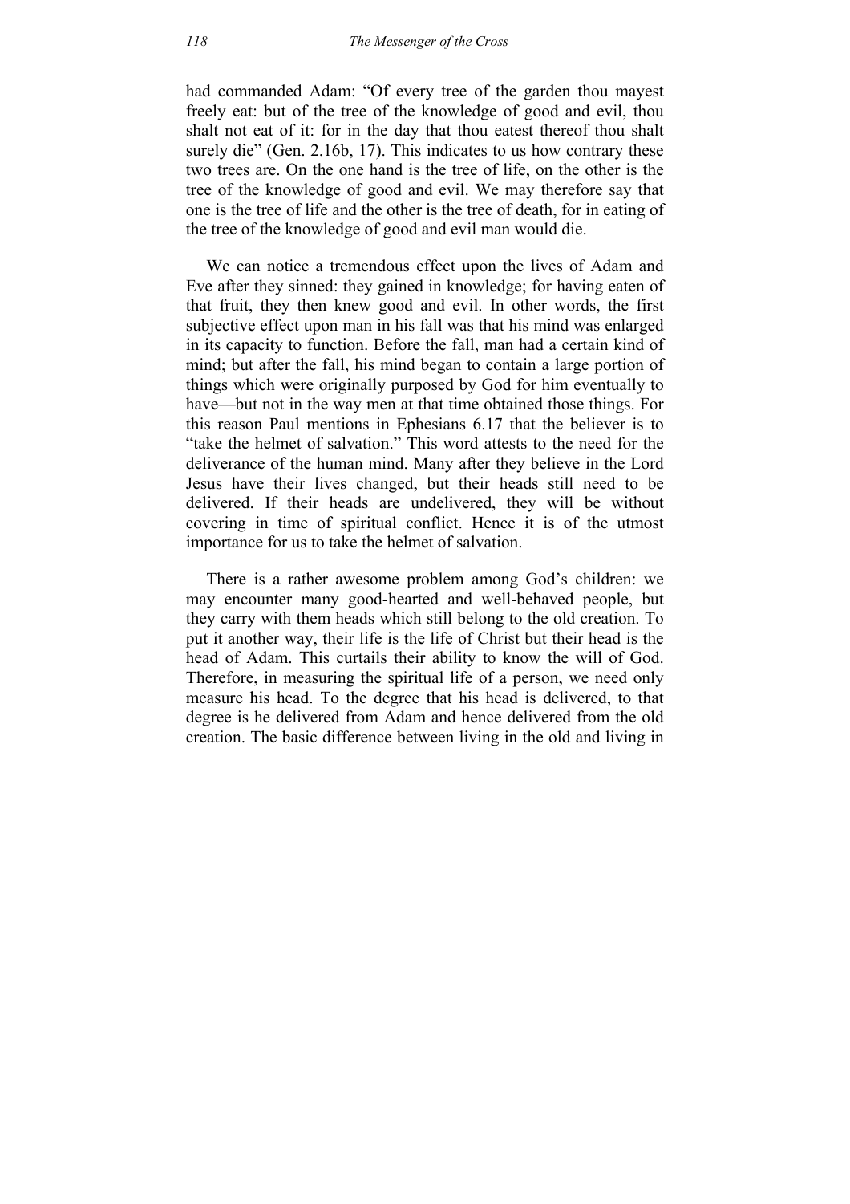had commanded Adam: "Of every tree of the garden thou mayest freely eat: but of the tree of the knowledge of good and evil, thou shalt not eat of it: for in the day that thou eatest thereof thou shalt surely die" (Gen. 2.16b, 17). This indicates to us how contrary these two trees are. On the one hand is the tree of life, on the other is the tree of the knowledge of good and evil. We may therefore say that one is the tree of life and the other is the tree of death, for in eating of the tree of the knowledge of good and evil man would die.

We can notice a tremendous effect upon the lives of Adam and Eve after they sinned: they gained in knowledge; for having eaten of that fruit, they then knew good and evil. In other words, the first subjective effect upon man in his fall was that his mind was enlarged in its capacity to function. Before the fall, man had a certain kind of mind; but after the fall, his mind began to contain a large portion of things which were originally purposed by God for him eventually to have—but not in the way men at that time obtained those things. For this reason Paul mentions in Ephesians 6.17 that the believer is to "take the helmet of salvation." This word attests to the need for the deliverance of the human mind. Many after they believe in the Lord Jesus have their lives changed, but their heads still need to be delivered. If their heads are undelivered, they will be without covering in time of spiritual conflict. Hence it is of the utmost importance for us to take the helmet of salvation.

There is a rather awesome problem among God's children: we may encounter many good-hearted and well-behaved people, but they carry with them heads which still belong to the old creation. To put it another way, their life is the life of Christ but their head is the head of Adam. This curtails their ability to know the will of God. Therefore, in measuring the spiritual life of a person, we need only measure his head. To the degree that his head is delivered, to that degree is he delivered from Adam and hence delivered from the old creation. The basic difference between living in the old and living in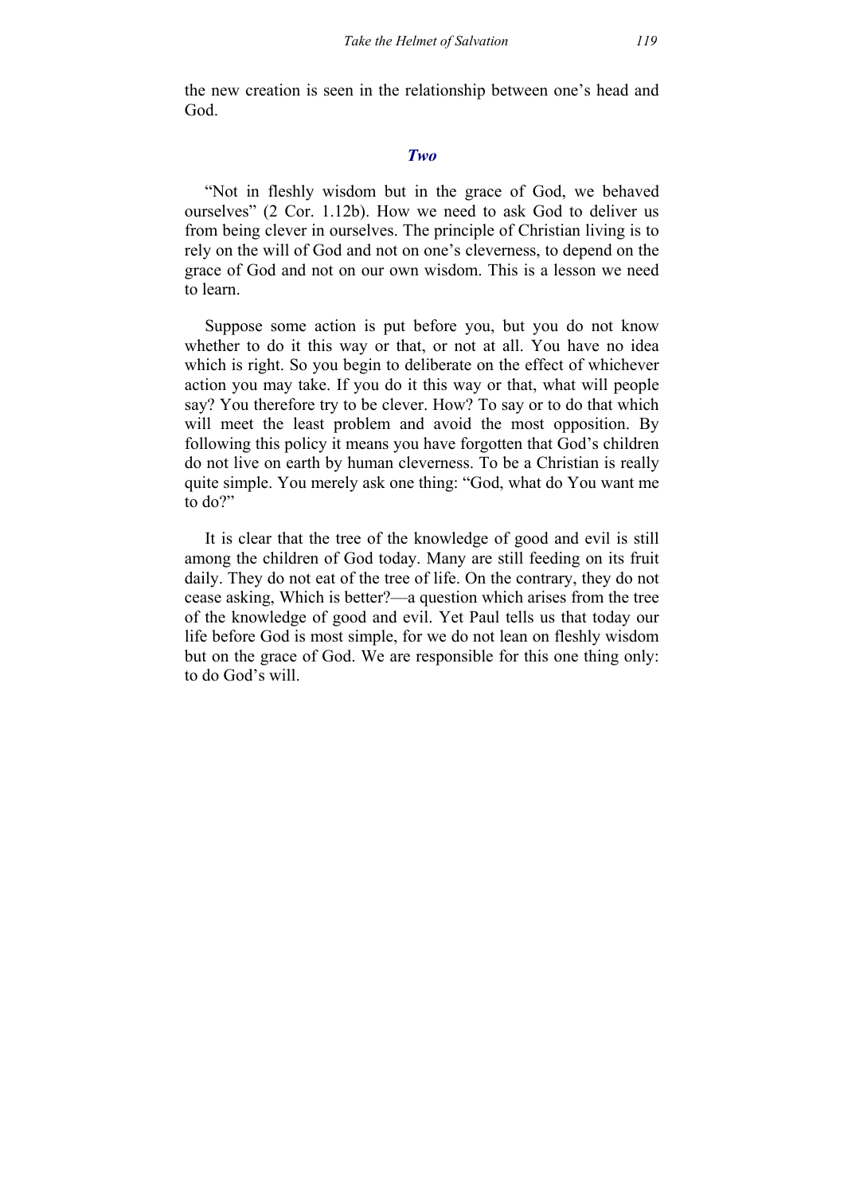the new creation is seen in the relationship between one's head and God.

### *Two*

"Not in fleshly wisdom but in the grace of God, we behaved ourselves" (2 Cor. 1.12b). How we need to ask God to deliver us from being clever in ourselves. The principle of Christian living is to rely on the will of God and not on one's cleverness, to depend on the grace of God and not on our own wisdom. This is a lesson we need to learn.

Suppose some action is put before you, but you do not know whether to do it this way or that, or not at all. You have no idea which is right. So you begin to deliberate on the effect of whichever action you may take. If you do it this way or that, what will people say? You therefore try to be clever. How? To say or to do that which will meet the least problem and avoid the most opposition. By following this policy it means you have forgotten that God's children do not live on earth by human cleverness. To be a Christian is really quite simple. You merely ask one thing: "God, what do You want me to do?"

It is clear that the tree of the knowledge of good and evil is still among the children of God today. Many are still feeding on its fruit daily. They do not eat of the tree of life. On the contrary, they do not cease asking, Which is better?—a question which arises from the tree of the knowledge of good and evil. Yet Paul tells us that today our life before God is most simple, for we do not lean on fleshly wisdom but on the grace of God. We are responsible for this one thing only: to do God's will.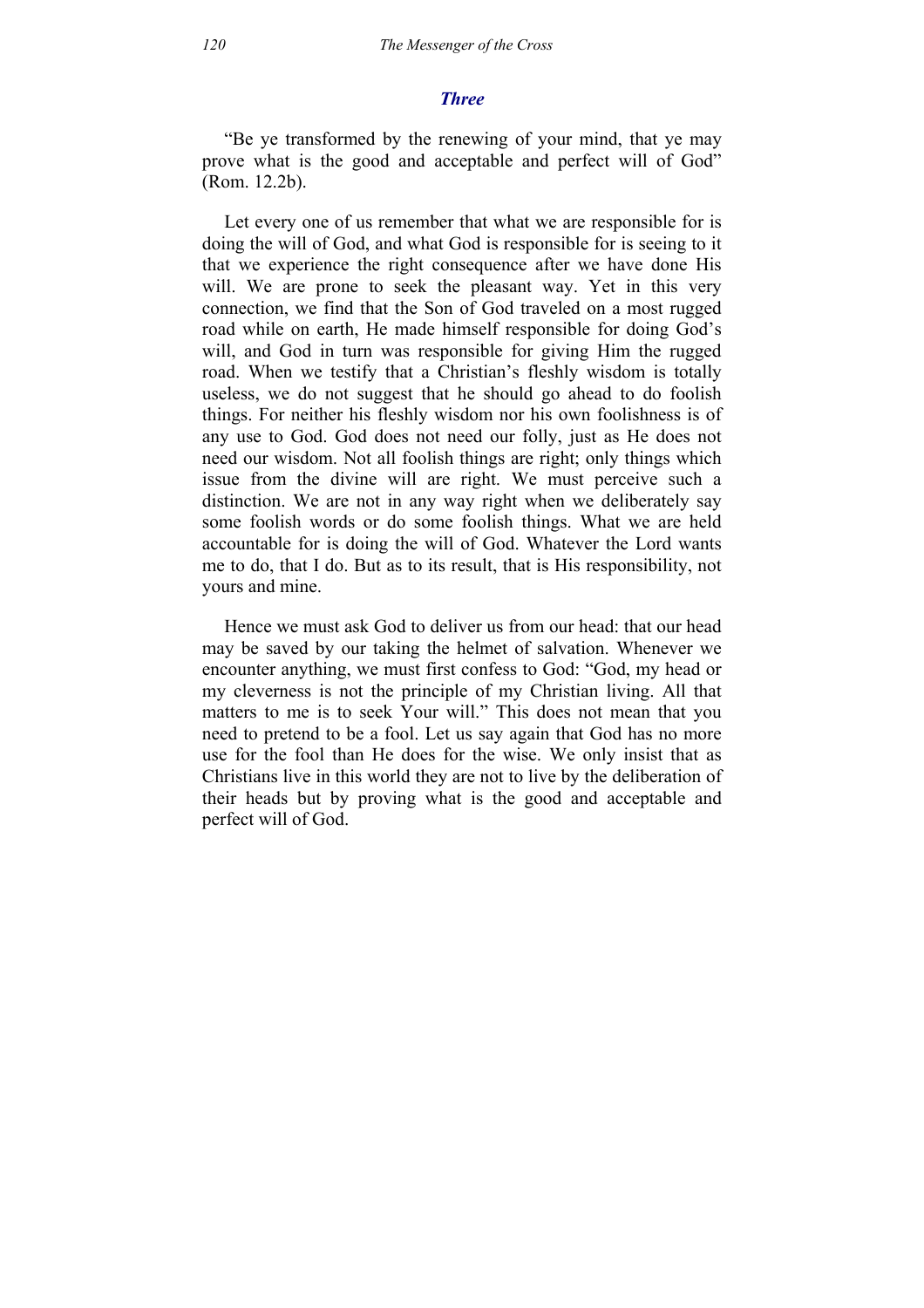### *Three*

"Be ye transformed by the renewing of your mind, that ye may prove what is the good and acceptable and perfect will of God" (Rom. 12.2b).

Let every one of us remember that what we are responsible for is doing the will of God, and what God is responsible for is seeing to it that we experience the right consequence after we have done His will. We are prone to seek the pleasant way. Yet in this very connection, we find that the Son of God traveled on a most rugged road while on earth, He made himself responsible for doing God's will, and God in turn was responsible for giving Him the rugged road. When we testify that a Christian's fleshly wisdom is totally useless, we do not suggest that he should go ahead to do foolish things. For neither his fleshly wisdom nor his own foolishness is of any use to God. God does not need our folly, just as He does not need our wisdom. Not all foolish things are right; only things which issue from the divine will are right. We must perceive such a distinction. We are not in any way right when we deliberately say some foolish words or do some foolish things. What we are held accountable for is doing the will of God. Whatever the Lord wants me to do, that I do. But as to its result, that is His responsibility, not yours and mine.

Hence we must ask God to deliver us from our head: that our head may be saved by our taking the helmet of salvation. Whenever we encounter anything, we must first confess to God: "God, my head or my cleverness is not the principle of my Christian living. All that matters to me is to seek Your will." This does not mean that you need to pretend to be a fool. Let us say again that God has no more use for the fool than He does for the wise. We only insist that as Christians live in this world they are not to live by the deliberation of their heads but by proving what is the good and acceptable and perfect will of God.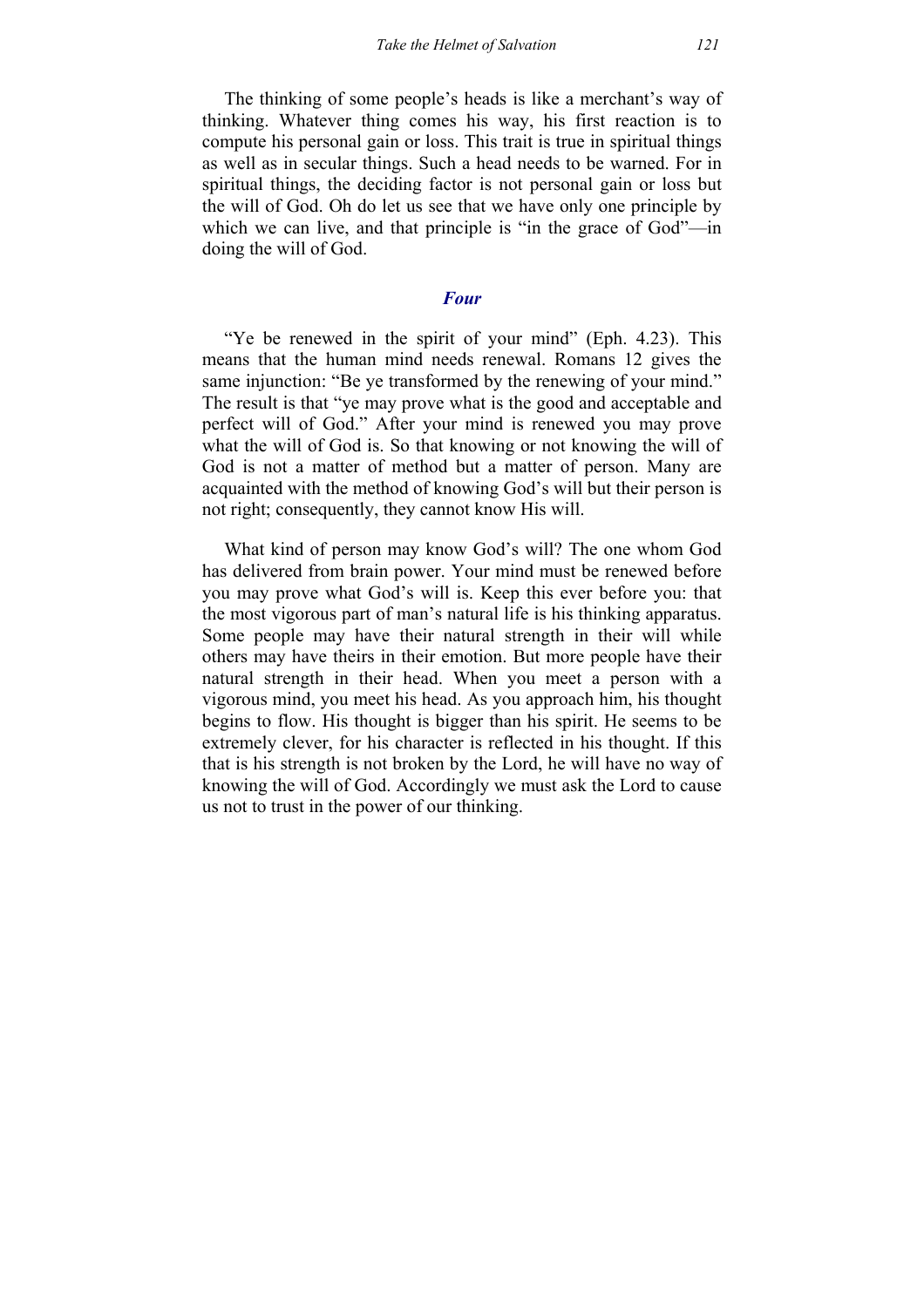The thinking of some people's heads is like a merchant's way of thinking. Whatever thing comes his way, his first reaction is to compute his personal gain or loss. This trait is true in spiritual things as well as in secular things. Such a head needs to be warned. For in spiritual things, the deciding factor is not personal gain or loss but the will of God. Oh do let us see that we have only one principle by which we can live, and that principle is "in the grace of God"—in doing the will of God.

### *Four*

"Ye be renewed in the spirit of your mind" (Eph. 4.23). This means that the human mind needs renewal. Romans 12 gives the same injunction: "Be ye transformed by the renewing of your mind." The result is that "ye may prove what is the good and acceptable and perfect will of God." After your mind is renewed you may prove what the will of God is. So that knowing or not knowing the will of God is not a matter of method but a matter of person. Many are acquainted with the method of knowing God's will but their person is not right; consequently, they cannot know His will.

What kind of person may know God's will? The one whom God has delivered from brain power. Your mind must be renewed before you may prove what God's will is. Keep this ever before you: that the most vigorous part of man's natural life is his thinking apparatus. Some people may have their natural strength in their will while others may have theirs in their emotion. But more people have their natural strength in their head. When you meet a person with a vigorous mind, you meet his head. As you approach him, his thought begins to flow. His thought is bigger than his spirit. He seems to be extremely clever, for his character is reflected in his thought. If this that is his strength is not broken by the Lord, he will have no way of knowing the will of God. Accordingly we must ask the Lord to cause us not to trust in the power of our thinking.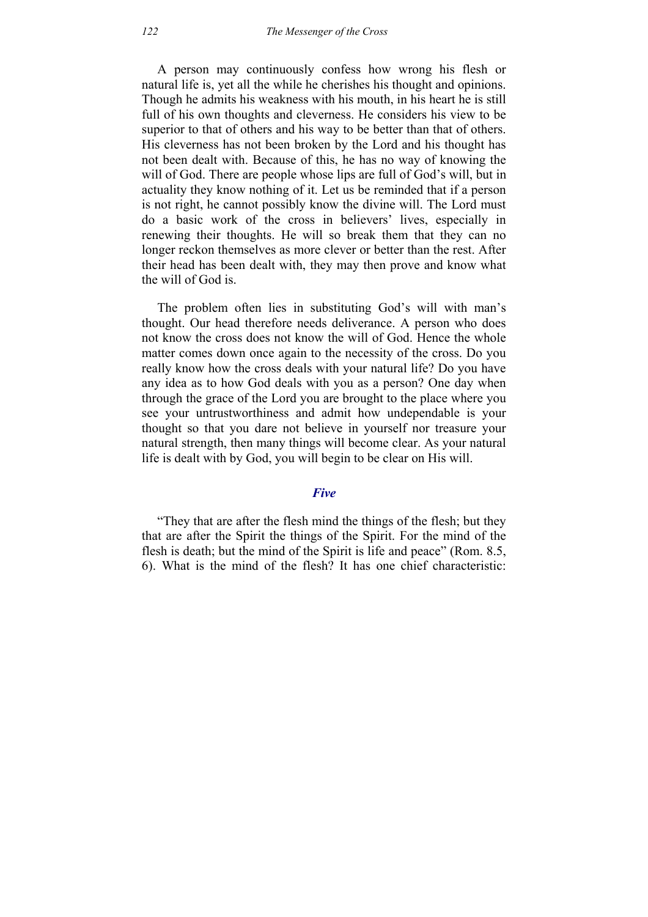A person may continuously confess how wrong his flesh or natural life is, yet all the while he cherishes his thought and opinions. Though he admits his weakness with his mouth, in his heart he is still full of his own thoughts and cleverness. He considers his view to be superior to that of others and his way to be better than that of others. His cleverness has not been broken by the Lord and his thought has not been dealt with. Because of this, he has no way of knowing the will of God. There are people whose lips are full of God's will, but in actuality they know nothing of it. Let us be reminded that if a person is not right, he cannot possibly know the divine will. The Lord must do a basic work of the cross in believers' lives, especially in renewing their thoughts. He will so break them that they can no longer reckon themselves as more clever or better than the rest. After their head has been dealt with, they may then prove and know what the will of God is.

The problem often lies in substituting God's will with man's thought. Our head therefore needs deliverance. A person who does not know the cross does not know the will of God. Hence the whole matter comes down once again to the necessity of the cross. Do you really know how the cross deals with your natural life? Do you have any idea as to how God deals with you as a person? One day when through the grace of the Lord you are brought to the place where you see your untrustworthiness and admit how undependable is your thought so that you dare not believe in yourself nor treasure your natural strength, then many things will become clear. As your natural life is dealt with by God, you will begin to be clear on His will.

### *Five*

"They that are after the flesh mind the things of the flesh; but they that are after the Spirit the things of the Spirit. For the mind of the flesh is death; but the mind of the Spirit is life and peace" (Rom. 8.5, 6). What is the mind of the flesh? It has one chief characteristic: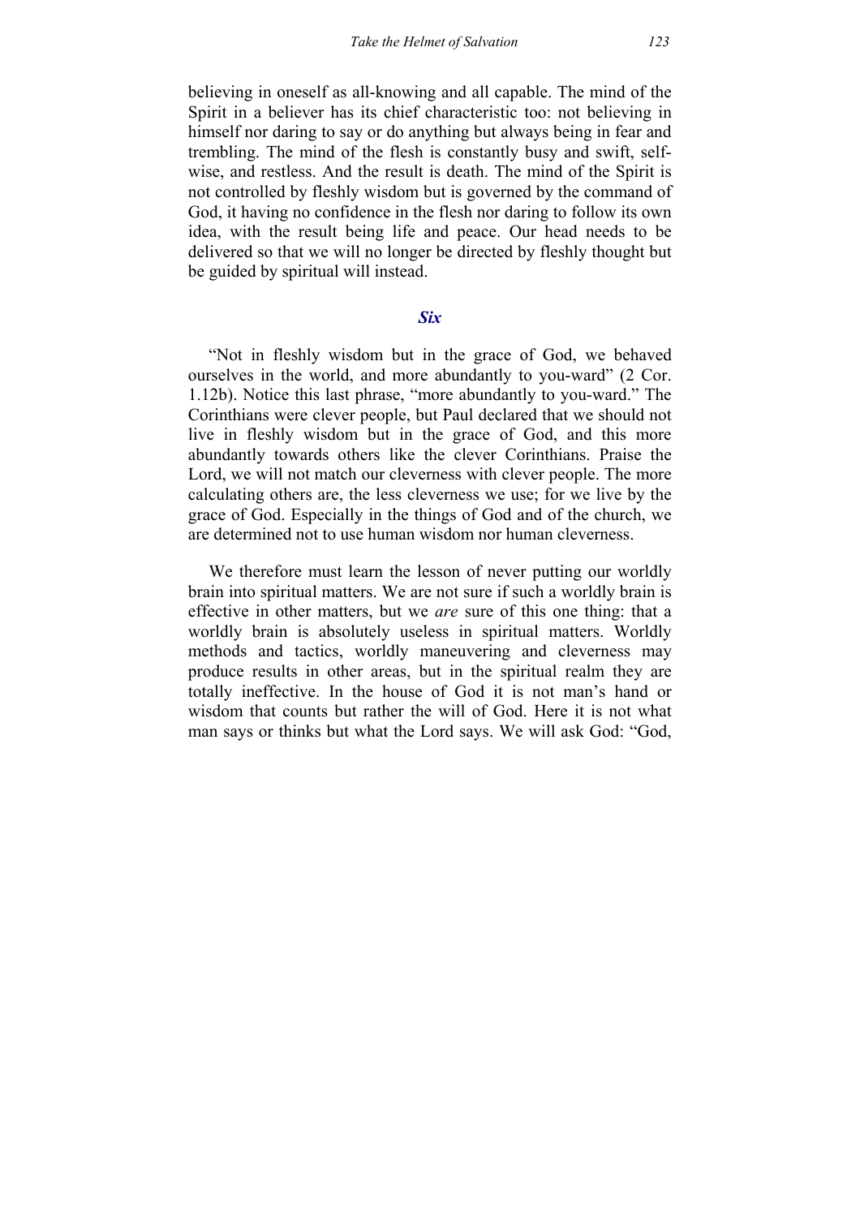believing in oneself as all-knowing and all capable. The mind of the Spirit in a believer has its chief characteristic too: not believing in himself nor daring to say or do anything but always being in fear and trembling. The mind of the flesh is constantly busy and swift, self-wise, and restless. And the result is death. The mind of the Spirit is not controlled by fleshly wisdom but is governed by the command of God, it having no confidence in the flesh nor daring to follow its own idea, with the result being life and peace. Our head needs to be delivered so that we will no longer be directed by fleshly thought but be guided by spiritual will instead.

## *Six*

"Not in fleshly wisdom but in the grace of God, we behaved ourselves in the world, and more abundantly to you-ward" (2 Cor. 1.12b). Notice this last phrase, "more abundantly to you-ward." The Corinthians were clever people, but Paul declared that we should not live in fleshly wisdom but in the grace of God, and this more abundantly towards others like the clever Corinthians. Praise the Lord, we will not match our cleverness with clever people. The more calculating others are, the less cleverness we use; for we live by the grace of God. Especially in the things of God and of the church, we are determined not to use human wisdom nor human cleverness.

We therefore must learn the lesson of never putting our worldly brain into spiritual matters. We are not sure if such a worldly brain is effective in other matters, but we *are* sure of this one thing: that a worldly brain is absolutely useless in spiritual matters. Worldly methods and tactics, worldly maneuvering and cleverness may produce results in other areas, but in the spiritual realm they are totally ineffective. In the house of God it is not man's hand or wisdom that counts but rather the will of God. Here it is not what man says or thinks but what the Lord says. We will ask God: "God,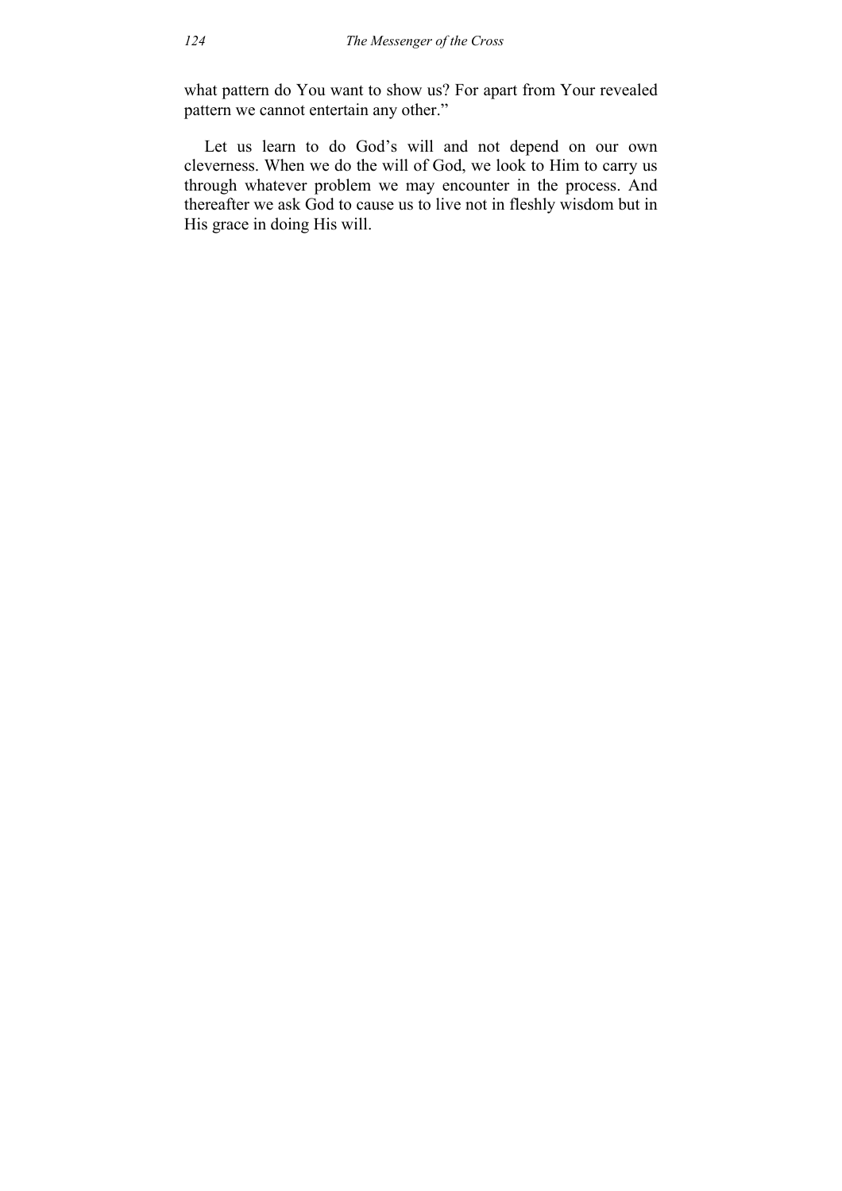what pattern do You want to show us? For apart from Your revealed pattern we cannot entertain any other."

Let us learn to do God's will and not depend on our own cleverness. When we do the will of God, we look to Him to carry us through whatever problem we may encounter in the process. And thereafter we ask God to cause us to live not in fleshly wisdom but in His grace in doing His will.